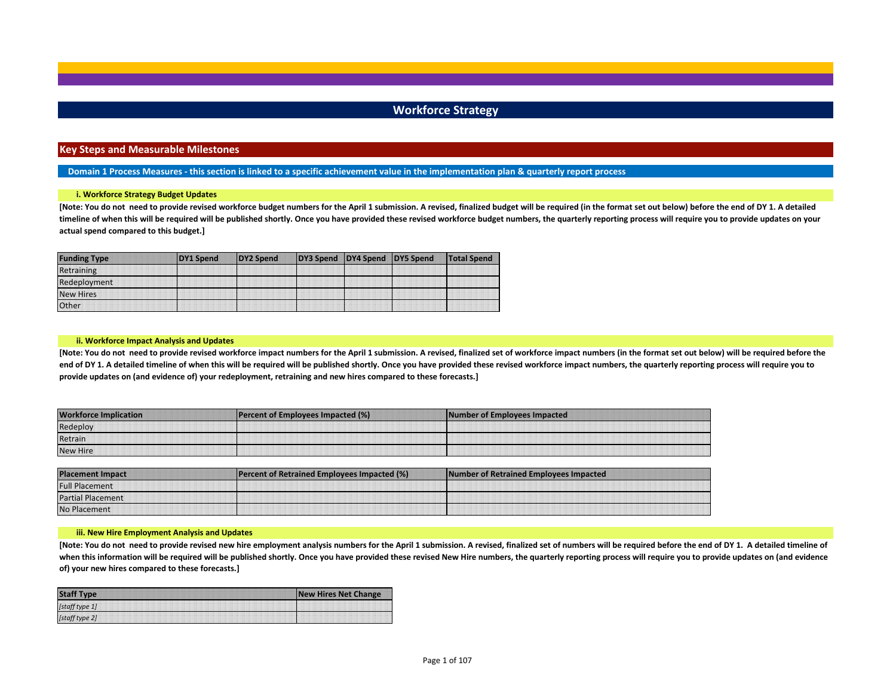# Workforce Strategy

## Key Steps and Measurable Milestones

### Domain 1 Process Measures - this section is linked to a specific achievement value in the implementation plan & quarterly report process

#### i. Workforce Strategy Budget Updates

**[Note: You do not need to provide revised workforce budget numbers for the April 1 submission. A revised, finalized budget will be required (in the format set out below) before the end of DY 1. A detailed timeline of when this will be required will be published shortly. Once you have provided these revised workforce budget numbers, the quarterly reporting process will require you to provide updates on your actual spend compared to this budget.]**

| Funding Type | DY1 Spend | DY2 Spend | DY3 Spend | DY4 Spend | DY5 Spend | Total Spend |
|---|---|---|---|---|---|---|
| Retraining | | | | | | |
| Redeployment | | | | | | |
| New Hires | | | | | | |
| Other | | | | | | |

#### ii. Workforce Impact Analysis and Updates

**[Note: You do not need to provide revised workforce impact numbers for the April 1 submission. A revised, finalized set of workforce impact numbers (in the format set out below) will be required before the end of DY 1. A detailed timeline of when this will be required will be published shortly. Once you have provided these revised workforce impact numbers, the quarterly reporting process will require you to provide updates on (and evidence of) your redeployment, retraining and new hires compared to these forecasts.]**

| Workforce Implication | Percent of Employees Impacted (%) | Number of Employees Impacted |
|---|---|---|
| Redeploy | | |
| Retrain | | |
| New Hire | | |

| Placement Impact | Percent of Retrained Employees Impacted (%) | Number of Retrained Employees Impacted |
|---|---|---|
| Full Placement | | |
| Partial Placement | | |
| No Placement | | |

#### iii. New Hire Employment Analysis and Updates

**[Note: You do not need to provide revised new hire employment analysis numbers for the April 1 submission. A revised, finalized set of numbers will be required before the end of DY 1. A detailed timeline of when this information will be required will be published shortly. Once you have provided these revised New Hire numbers, the quarterly reporting process will require you to provide updates on (and evidence of) your new hires compared to these forecasts.]**

| Staff Type | New Hires Net Change |
|---|---|
| *[staff type 1]* | |
| *[staff type 2]* | |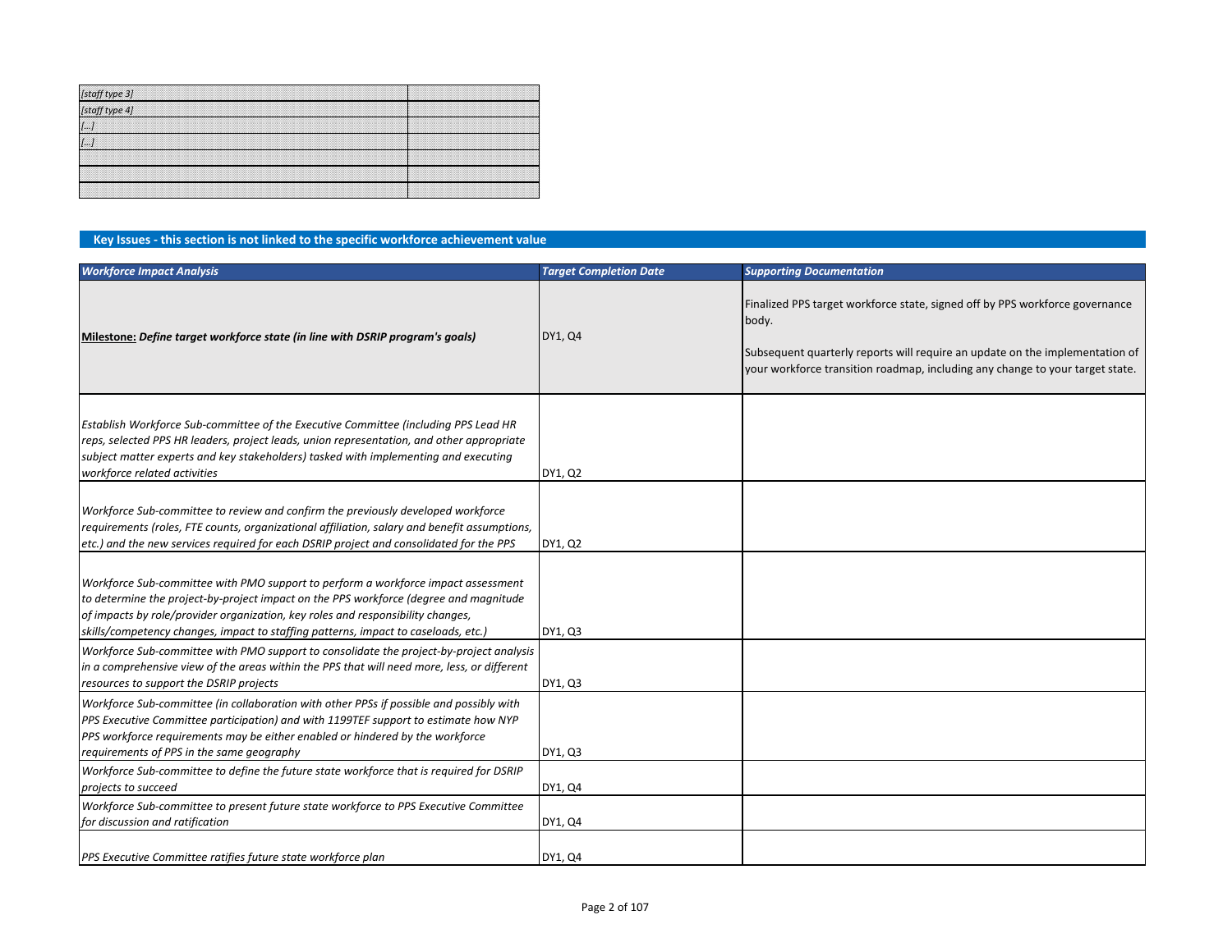| | |
|---|---|
| *[staff type 3]* | |
| *[staff type 4]* | |
| *[…]* | |
| *[…]* | |
| | |
| | |
| | |

## Key Issues - this section is not linked to the specific workforce achievement value

| *Workforce Impact Analysis* | *Target Completion Date* | *Supporting Documentation* |
|---|---|---|
| **Milestone:** ***Define target workforce state (in line with DSRIP program's goals)*** | DY1, Q4 | Finalized PPS target workforce state, signed off by PPS workforce governance body.<br><br>Subsequent quarterly reports will require an update on the implementation of your workforce transition roadmap, including any change to your target state. |
| *Establish Workforce Sub-committee of the Executive Committee (including PPS Lead HR reps, selected PPS HR leaders, project leads, union representation, and other appropriate subject matter experts and key stakeholders) tasked with implementing and executing workforce related activities* | DY1, Q2 | |
| *Workforce Sub-committee to review and confirm the previously developed workforce requirements (roles, FTE counts, organizational affiliation, salary and benefit assumptions, etc.) and the new services required for each DSRIP project and consolidated for the PPS* | DY1, Q2 | |
| *Workforce Sub-committee with PMO support to perform a workforce impact assessment to determine the project-by-project impact on the PPS workforce (degree and magnitude of impacts by role/provider organization, key roles and responsibility changes, skills/competency changes, impact to staffing patterns, impact to caseloads, etc.)* | DY1, Q3 | |
| *Workforce Sub-committee with PMO support to consolidate the project-by-project analysis in a comprehensive view of the areas within the PPS that will need more, less, or different resources to support the DSRIP projects* | DY1, Q3 | |
| *Workforce Sub-committee (in collaboration with other PPSs if possible and possibly with PPS Executive Committee participation) and with 1199TEF support to estimate how NYP PPS workforce requirements may be either enabled or hindered by the workforce requirements of PPS in the same geography* | DY1, Q3 | |
| *Workforce Sub-committee to define the future state workforce that is required for DSRIP projects to succeed* | DY1, Q4 | |
| *Workforce Sub-committee to present future state workforce to PPS Executive Committee for discussion and ratification* | DY1, Q4 | |
| *PPS Executive Committee ratifies future state workforce plan* | DY1, Q4 | |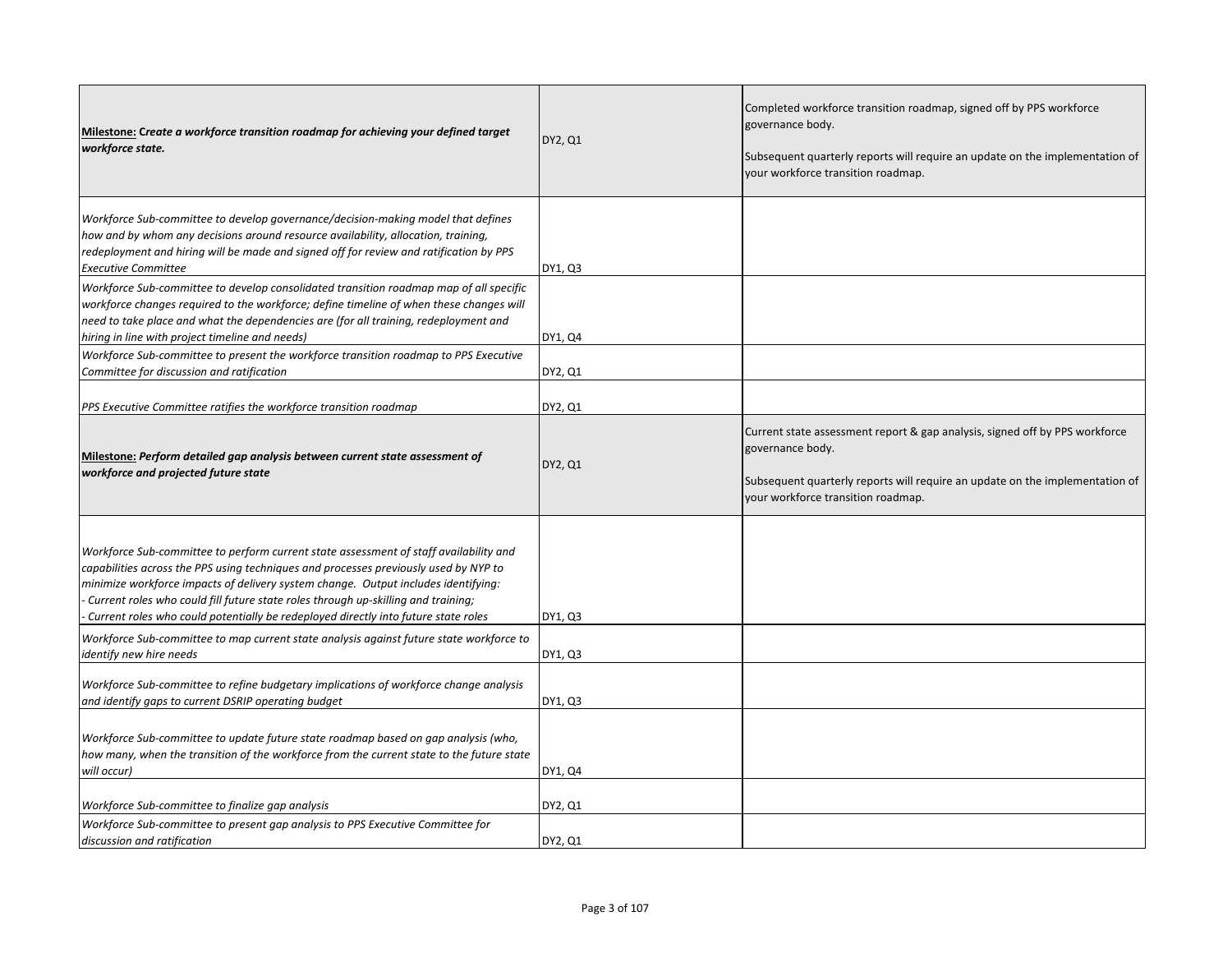| | | |
|---|---|---|
| **Milestone:** ***Create a workforce transition roadmap for achieving your defined target workforce state.*** | DY2, Q1 | Completed workforce transition roadmap, signed off by PPS workforce governance body.<br><br>Subsequent quarterly reports will require an update on the implementation of your workforce transition roadmap. |
| *Workforce Sub-committee to develop governance/decision-making model that defines how and by whom any decisions around resource availability, allocation, training, redeployment and hiring will be made and signed off for review and ratification by PPS Executive Committee* | DY1, Q3 | |
| *Workforce Sub-committee to develop consolidated transition roadmap map of all specific workforce changes required to the workforce; define timeline of when these changes will need to take place and what the dependencies are (for all training, redeployment and hiring in line with project timeline and needs)* | DY1, Q4 | |
| *Workforce Sub-committee to present the workforce transition roadmap to PPS Executive Committee for discussion and ratification* | DY2, Q1 | |
| *PPS Executive Committee ratifies the workforce transition roadmap* | DY2, Q1 | |
| **Milestone:** ***Perform detailed gap analysis between current state assessment of workforce and projected future state*** | DY2, Q1 | Current state assessment report & gap analysis, signed off by PPS workforce governance body.<br><br>Subsequent quarterly reports will require an update on the implementation of your workforce transition roadmap. |
| *Workforce Sub-committee to perform current state assessment of staff availability and capabilities across the PPS using techniques and processes previously used by NYP to minimize workforce impacts of delivery system change. Output includes identifying:*<br>*- Current roles who could fill future state roles through up-skilling and training;*<br>*- Current roles who could potentially be redeployed directly into future state roles* | DY1, Q3 | |
| *Workforce Sub-committee to map current state analysis against future state workforce to identify new hire needs* | DY1, Q3 | |
| *Workforce Sub-committee to refine budgetary implications of workforce change analysis and identify gaps to current DSRIP operating budget* | DY1, Q3 | |
| *Workforce Sub-committee to update future state roadmap based on gap analysis (who, how many, when the transition of the workforce from the current state to the future state will occur)* | DY1, Q4 | |
| *Workforce Sub-committee to finalize gap analysis* | DY2, Q1 | |
| *Workforce Sub-committee to present gap analysis to PPS Executive Committee for discussion and ratification* | DY2, Q1 | |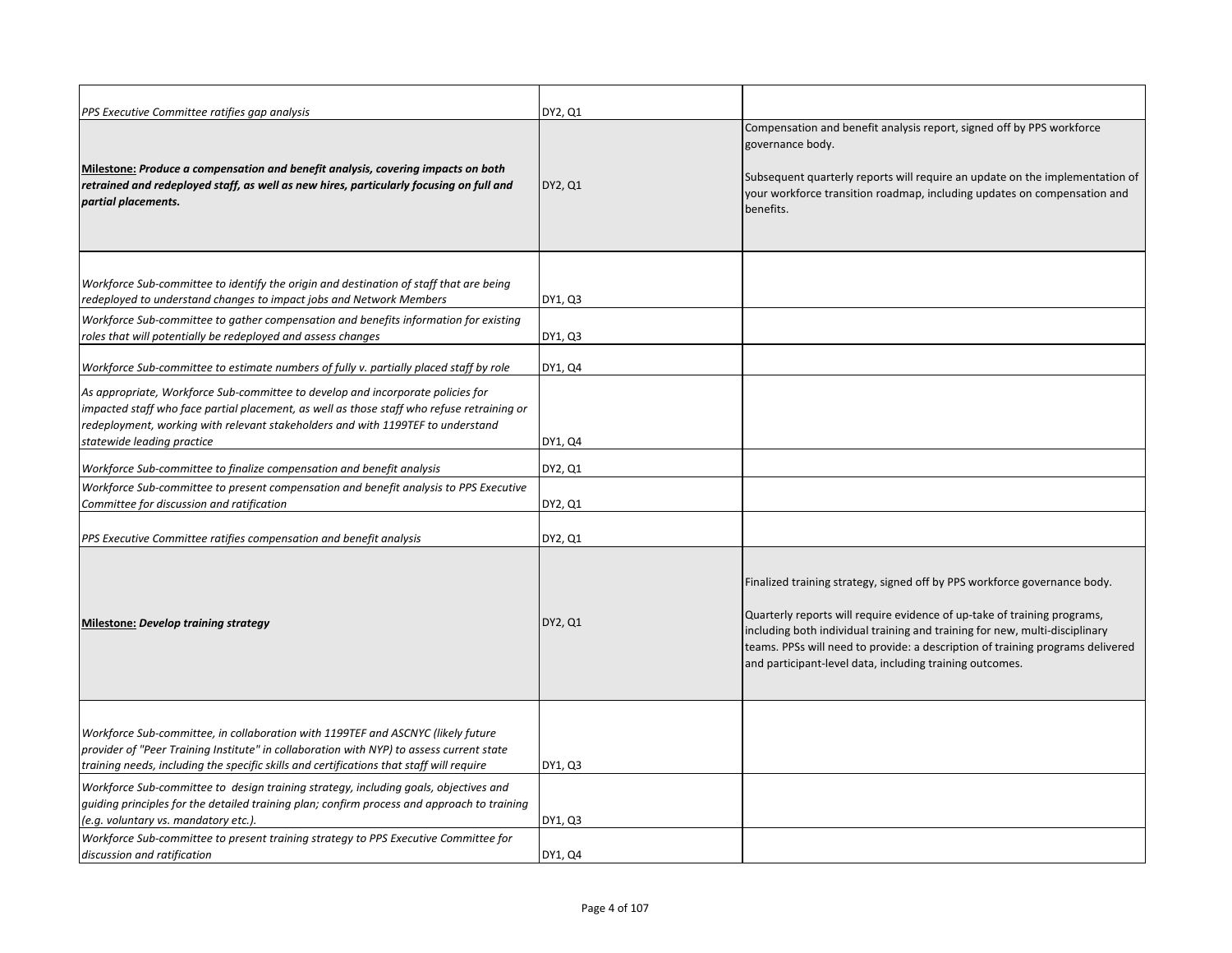| | | |
|---|---|---|
| *PPS Executive Committee ratifies gap analysis* | DY2, Q1 | |
| **Milestone:** ***Produce a compensation and benefit analysis, covering impacts on both retrained and redeployed staff, as well as new hires, particularly focusing on full and partial placements.*** | DY2, Q1 | Compensation and benefit analysis report, signed off by PPS workforce governance body.<br><br>Subsequent quarterly reports will require an update on the implementation of your workforce transition roadmap, including updates on compensation and benefits. |
| *Workforce Sub-committee to identify the origin and destination of staff that are being redeployed to understand changes to impact jobs and Network Members* | DY1, Q3 | |
| *Workforce Sub-committee to gather compensation and benefits information for existing roles that will potentially be redeployed and assess changes* | DY1, Q3 | |
| *Workforce Sub-committee to estimate numbers of fully v. partially placed staff by role* | DY1, Q4 | |
| *As appropriate, Workforce Sub-committee to develop and incorporate policies for impacted staff who face partial placement, as well as those staff who refuse retraining or redeployment, working with relevant stakeholders and with 1199TEF to understand statewide leading practice* | DY1, Q4 | |
| *Workforce Sub-committee to finalize compensation and benefit analysis* | DY2, Q1 | |
| *Workforce Sub-committee to present compensation and benefit analysis to PPS Executive Committee for discussion and ratification* | DY2, Q1 | |
| *PPS Executive Committee ratifies compensation and benefit analysis* | DY2, Q1 | |
| **Milestone:** ***Develop training strategy*** | DY2, Q1 | Finalized training strategy, signed off by PPS workforce governance body.<br><br>Quarterly reports will require evidence of up-take of training programs, including both individual training and training for new, multi-disciplinary teams. PPSs will need to provide: a description of training programs delivered and participant-level data, including training outcomes. |
| *Workforce Sub-committee, in collaboration with 1199TEF and ASCNYC (likely future provider of "Peer Training Institute" in collaboration with NYP) to assess current state training needs, including the specific skills and certifications that staff will require* | DY1, Q3 | |
| *Workforce Sub-committee to design training strategy, including goals, objectives and guiding principles for the detailed training plan; confirm process and approach to training (e.g. voluntary vs. mandatory etc.).* | DY1, Q3 | |
| *Workforce Sub-committee to present training strategy to PPS Executive Committee for discussion and ratification* | DY1, Q4 | |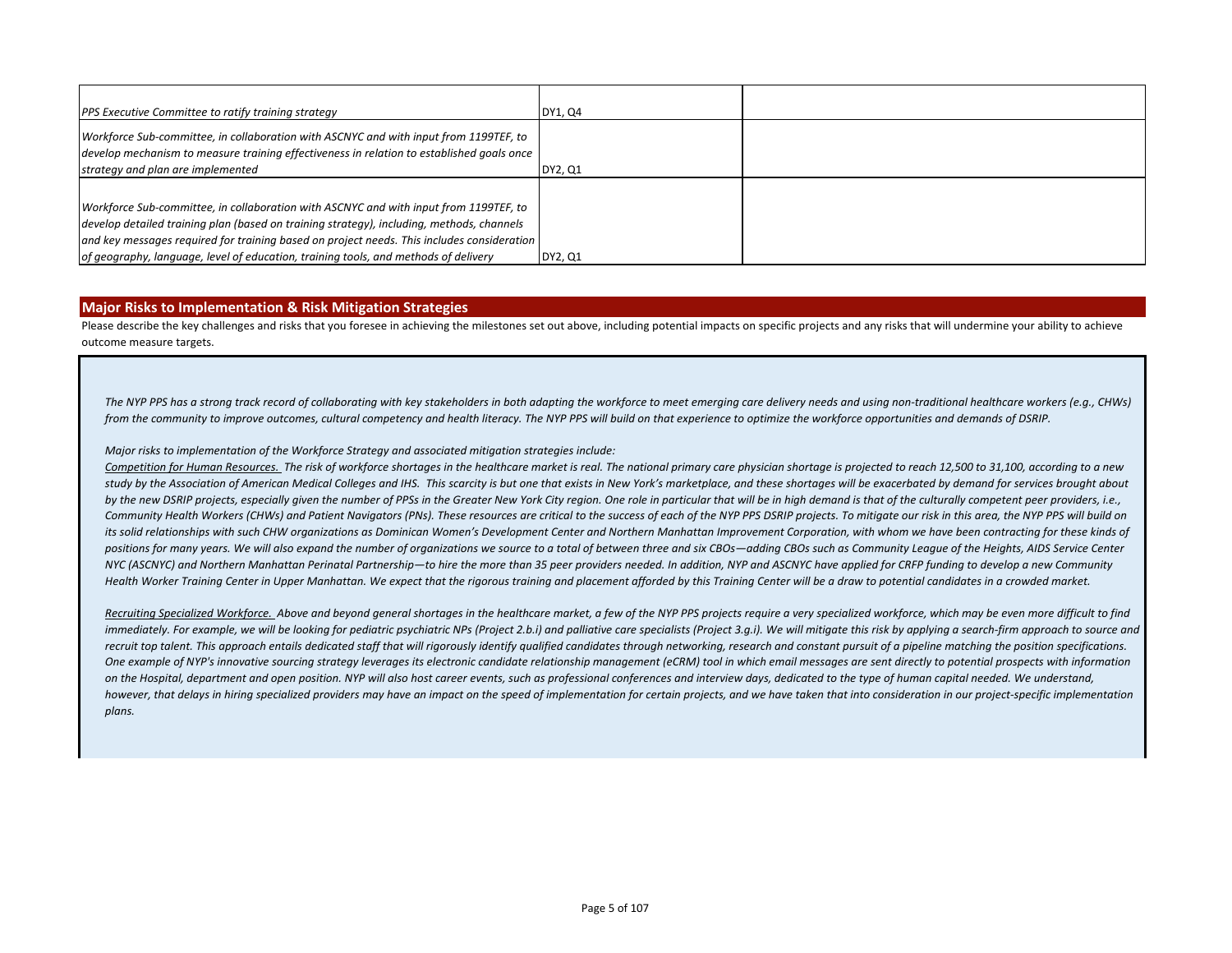| | | |
|---|---|---|
| *PPS Executive Committee to ratify training strategy* | DY1, Q4 | |
| *Workforce Sub-committee, in collaboration with ASCNYC and with input from 1199TEF, to develop mechanism to measure training effectiveness in relation to established goals once strategy and plan are implemented* | DY2, Q1 | |
| *Workforce Sub-committee, in collaboration with ASCNYC and with input from 1199TEF, to develop detailed training plan (based on training strategy), including, methods, channels and key messages required for training based on project needs. This includes consideration of geography, language, level of education, training tools, and methods of delivery* | DY2, Q1 | |

## Major Risks to Implementation & Risk Mitigation Strategies

Please describe the key challenges and risks that you foresee in achieving the milestones set out above, including potential impacts on specific projects and any risks that will undermine your ability to achieve outcome measure targets.

*The NYP PPS has a strong track record of collaborating with key stakeholders in both adapting the workforce to meet emerging care delivery needs and using non-traditional healthcare workers (e.g., CHWs) from the community to improve outcomes, cultural competency and health literacy. The NYP PPS will build on that experience to optimize the workforce opportunities and demands of DSRIP.*

*Major risks to implementation of the Workforce Strategy and associated mitigation strategies include:*

*Competition for Human Resources. The risk of workforce shortages in the healthcare market is real. The national primary care physician shortage is projected to reach 12,500 to 31,100, according to a new study by the Association of American Medical Colleges and IHS. This scarcity is but one that exists in New York's marketplace, and these shortages will be exacerbated by demand for services brought about by the new DSRIP projects, especially given the number of PPSs in the Greater New York City region. One role in particular that will be in high demand is that of the culturally competent peer providers, i.e., Community Health Workers (CHWs) and Patient Navigators (PNs). These resources are critical to the success of each of the NYP PPS DSRIP projects. To mitigate our risk in this area, the NYP PPS will build on its solid relationships with such CHW organizations as Dominican Women's Development Center and Northern Manhattan Improvement Corporation, with whom we have been contracting for these kinds of positions for many years. We will also expand the number of organizations we source to a total of between three and six CBOs—adding CBOs such as Community League of the Heights, AIDS Service Center NYC (ASCNYC) and Northern Manhattan Perinatal Partnership—to hire the more than 35 peer providers needed. In addition, NYP and ASCNYC have applied for CRFP funding to develop a new Community Health Worker Training Center in Upper Manhattan. We expect that the rigorous training and placement afforded by this Training Center will be a draw to potential candidates in a crowded market.*

*Recruiting Specialized Workforce. Above and beyond general shortages in the healthcare market, a few of the NYP PPS projects require a very specialized workforce, which may be even more difficult to find immediately. For example, we will be looking for pediatric psychiatric NPs (Project 2.b.i) and palliative care specialists (Project 3.g.i). We will mitigate this risk by applying a search-firm approach to source and recruit top talent. This approach entails dedicated staff that will rigorously identify qualified candidates through networking, research and constant pursuit of a pipeline matching the position specifications. One example of NYP's innovative sourcing strategy leverages its electronic candidate relationship management (eCRM) tool in which email messages are sent directly to potential prospects with information on the Hospital, department and open position. NYP will also host career events, such as professional conferences and interview days, dedicated to the type of human capital needed. We understand, however, that delays in hiring specialized providers may have an impact on the speed of implementation for certain projects, and we have taken that into consideration in our project-specific implementation plans.*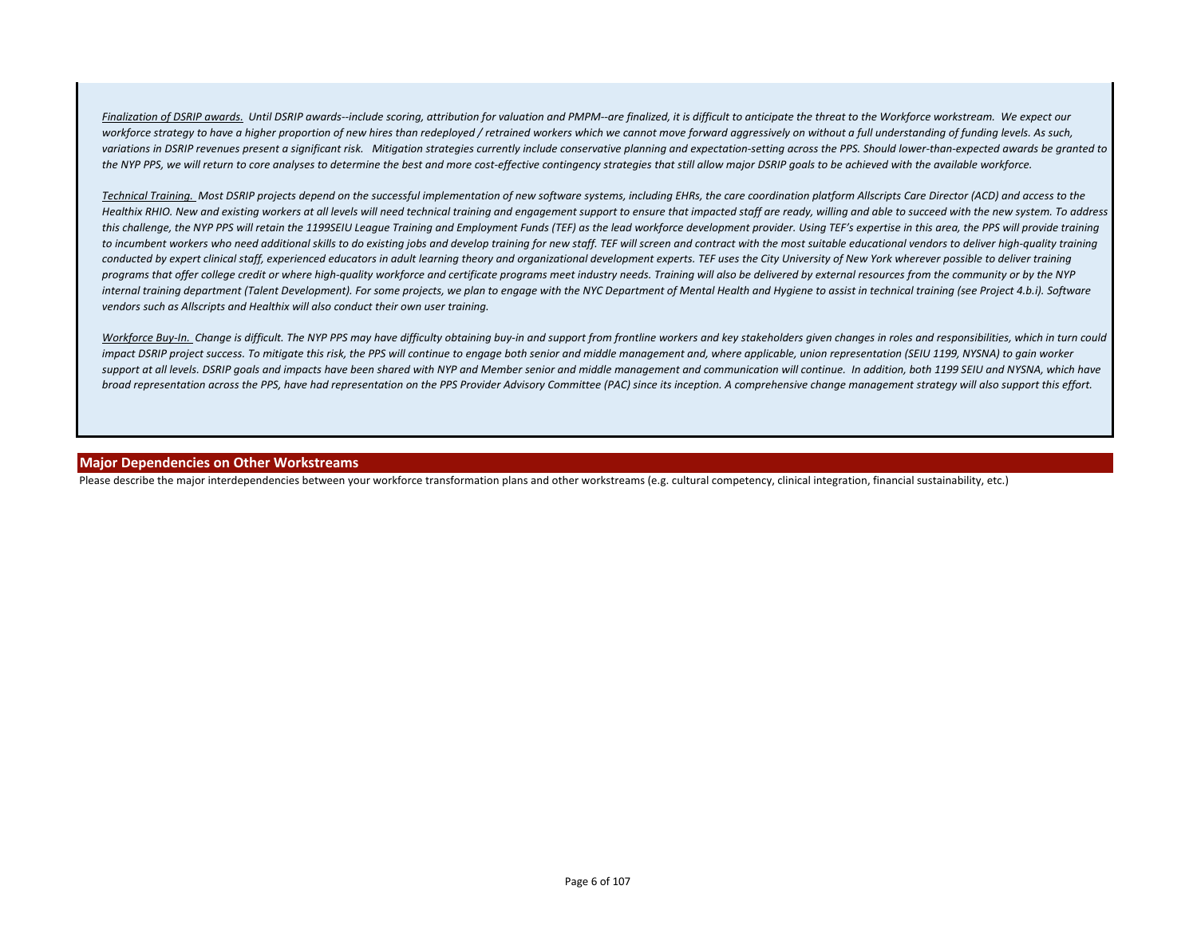*<u>Finalization of DSRIP awards.</u> Until DSRIP awards--include scoring, attribution for valuation and PMPM--are finalized, it is difficult to anticipate the threat to the Workforce workstream. We expect our workforce strategy to have a higher proportion of new hires than redeployed / retrained workers which we cannot move forward aggressively on without a full understanding of funding levels. As such, variations in DSRIP revenues present a significant risk. Mitigation strategies currently include conservative planning and expectation-setting across the PPS. Should lower-than-expected awards be granted to the NYP PPS, we will return to core analyses to determine the best and more cost-effective contingency strategies that still allow major DSRIP goals to be achieved with the available workforce.*

*<u>Technical Training.</u> Most DSRIP projects depend on the successful implementation of new software systems, including EHRs, the care coordination platform Allscripts Care Director (ACD) and access to the Healthix RHIO. New and existing workers at all levels will need technical training and engagement support to ensure that impacted staff are ready, willing and able to succeed with the new system. To address this challenge, the NYP PPS will retain the 1199SEIU League Training and Employment Funds (TEF) as the lead workforce development provider. Using TEF's expertise in this area, the PPS will provide training to incumbent workers who need additional skills to do existing jobs and develop training for new staff. TEF will screen and contract with the most suitable educational vendors to deliver high-quality training conducted by expert clinical staff, experienced educators in adult learning theory and organizational development experts. TEF uses the City University of New York wherever possible to deliver training programs that offer college credit or where high-quality workforce and certificate programs meet industry needs. Training will also be delivered by external resources from the community or by the NYP internal training department (Talent Development). For some projects, we plan to engage with the NYC Department of Mental Health and Hygiene to assist in technical training (see Project 4.b.i). Software vendors such as Allscripts and Healthix will also conduct their own user training.*

*<u>Workforce Buy-In.</u> Change is difficult. The NYP PPS may have difficulty obtaining buy-in and support from frontline workers and key stakeholders given changes in roles and responsibilities, which in turn could impact DSRIP project success. To mitigate this risk, the PPS will continue to engage both senior and middle management and, where applicable, union representation (SEIU 1199, NYSNA) to gain worker support at all levels. DSRIP goals and impacts have been shared with NYP and Member senior and middle management and communication will continue. In addition, both 1199 SEIU and NYSNA, which have broad representation across the PPS, have had representation on the PPS Provider Advisory Committee (PAC) since its inception. A comprehensive change management strategy will also support this effort.*

## Major Dependencies on Other Workstreams

Please describe the major interdependencies between your workforce transformation plans and other workstreams (e.g. cultural competency, clinical integration, financial sustainability, etc.)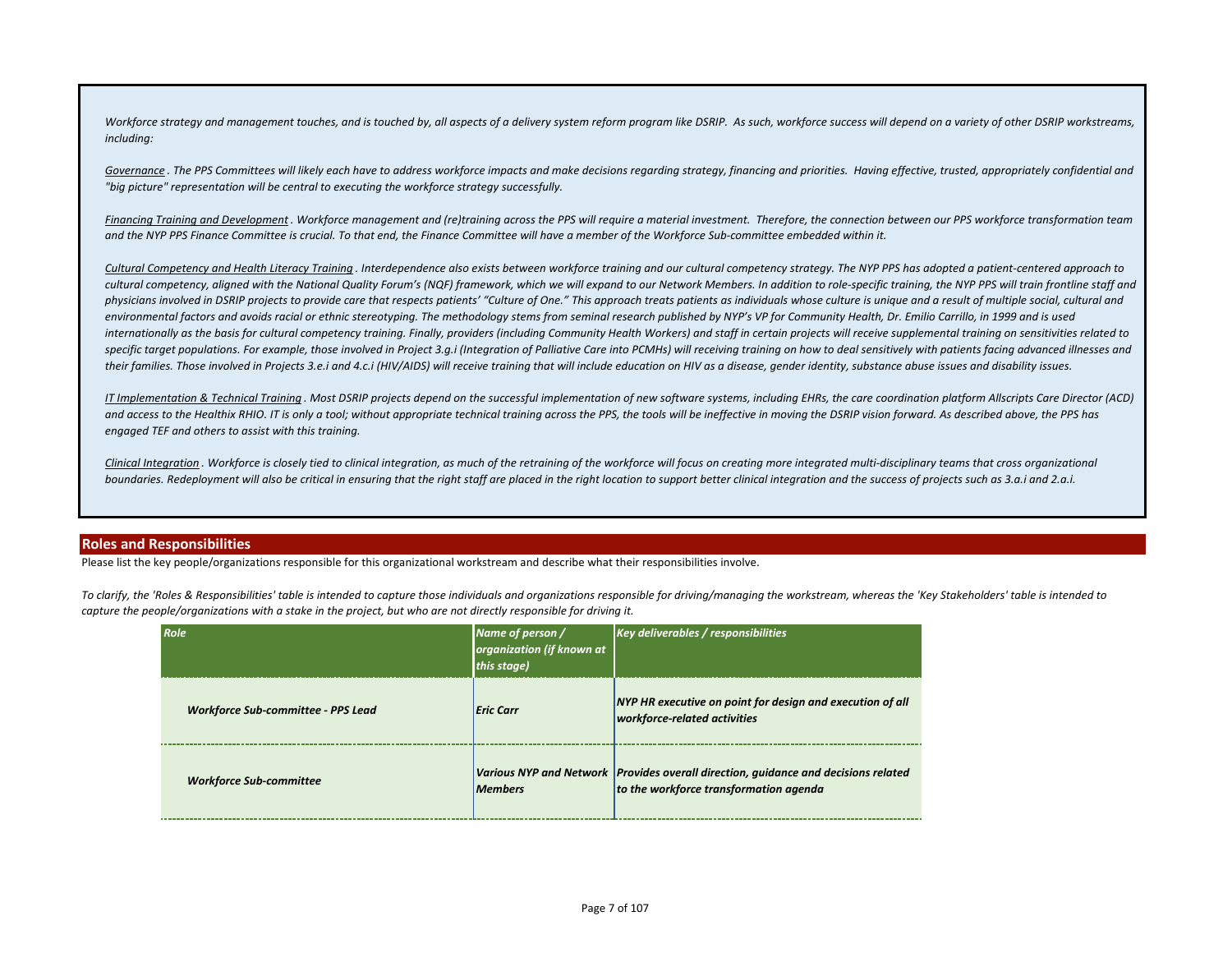*Workforce strategy and management touches, and is touched by, all aspects of a delivery system reform program like DSRIP. As such, workforce success will depend on a variety of other DSRIP workstreams, including:*

*<u>Governance</u>. The PPS Committees will likely each have to address workforce impacts and make decisions regarding strategy, financing and priorities. Having effective, trusted, appropriately confidential and "big picture" representation will be central to executing the workforce strategy successfully.*

*<u>Financing Training and Development</u>. Workforce management and (re)training across the PPS will require a material investment. Therefore, the connection between our PPS workforce transformation team and the NYP PPS Finance Committee is crucial. To that end, the Finance Committee will have a member of the Workforce Sub-committee embedded within it.*

*<u>Cultural Competency and Health Literacy Training</u>. Interdependence also exists between workforce training and our cultural competency strategy. The NYP PPS has adopted a patient-centered approach to cultural competency, aligned with the National Quality Forum's (NQF) framework, which we will expand to our Network Members. In addition to role-specific training, the NYP PPS will train frontline staff and physicians involved in DSRIP projects to provide care that respects patients' "Culture of One." This approach treats patients as individuals whose culture is unique and a result of multiple social, cultural and environmental factors and avoids racial or ethnic stereotyping. The methodology stems from seminal research published by NYP's VP for Community Health, Dr. Emilio Carrillo, in 1999 and is used internationally as the basis for cultural competency training. Finally, providers (including Community Health Workers) and staff in certain projects will receive supplemental training on sensitivities related to specific target populations. For example, those involved in Project 3.g.i (Integration of Palliative Care into PCMHs) will receiving training on how to deal sensitively with patients facing advanced illnesses and their families. Those involved in Projects 3.e.i and 4.c.i (HIV/AIDS) will receive training that will include education on HIV as a disease, gender identity, substance abuse issues and disability issues.*

*<u>IT Implementation & Technical Training</u>. Most DSRIP projects depend on the successful implementation of new software systems, including EHRs, the care coordination platform Allscripts Care Director (ACD) and access to the Healthix RHIO. IT is only a tool; without appropriate technical training across the PPS, the tools will be ineffective in moving the DSRIP vision forward. As described above, the PPS has engaged TEF and others to assist with this training.*

*<u>Clinical Integration</u>. Workforce is closely tied to clinical integration, as much of the retraining of the workforce will focus on creating more integrated multi-disciplinary teams that cross organizational boundaries. Redeployment will also be critical in ensuring that the right staff are placed in the right location to support better clinical integration and the success of projects such as 3.a.i and 2.a.i.*

## Roles and Responsibilities

Please list the key people/organizations responsible for this organizational workstream and describe what their responsibilities involve.

*To clarify, the 'Roles & Responsibilities' table is intended to capture those individuals and organizations responsible for driving/managing the workstream, whereas the 'Key Stakeholders' table is intended to capture the people/organizations with a stake in the project, but who are not directly responsible for driving it.*

| Role | Name of person / organization (if known at this stage) | Key deliverables / responsibilities |
|---|---|---|
| ***Workforce Sub-committee - PPS Lead*** | ***Eric Carr*** | ***NYP HR executive on point for design and execution of all workforce-related activities*** |
| ***Workforce Sub-committee*** | ***Various NYP and Network Members*** | ***Provides overall direction, guidance and decisions related to the workforce transformation agenda*** |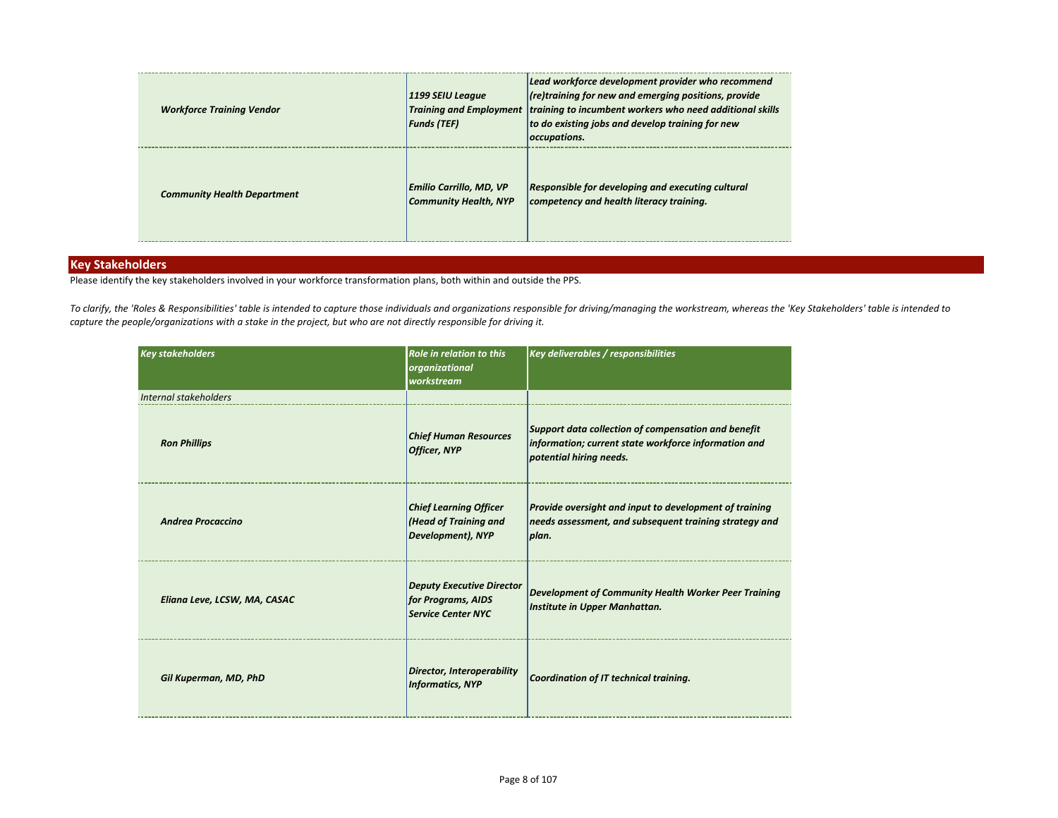| | | |
|---|---|---|
| ***Workforce Training Vendor*** | ***1199 SEIU League Training and Employment Funds (TEF)*** | ***Lead workforce development provider who recommend (re)training for new and emerging positions, provide training to incumbent workers who need additional skills to do existing jobs and develop training for new occupations.*** |
| ***Community Health Department*** | ***Emilio Carrillo, MD, VP Community Health, NYP*** | ***Responsible for developing and executing cultural competency and health literacy training.*** |

## Key Stakeholders

Please identify the key stakeholders involved in your workforce transformation plans, both within and outside the PPS.

*To clarify, the 'Roles & Responsibilities' table is intended to capture those individuals and organizations responsible for driving/managing the workstream, whereas the 'Key Stakeholders' table is intended to capture the people/organizations with a stake in the project, but who are not directly responsible for driving it.*

| *Key stakeholders* | *Role in relation to this organizational workstream* | *Key deliverables / responsibilities* |
|---|---|---|
| *Internal stakeholders* | | |
| ***Ron Phillips*** | ***Chief Human Resources Officer, NYP*** | ***Support data collection of compensation and benefit information; current state workforce information and potential hiring needs.*** |
| ***Andrea Procaccino*** | ***Chief Learning Officer (Head of Training and Development), NYP*** | ***Provide oversight and input to development of training needs assessment, and subsequent training strategy and plan.*** |
| ***Eliana Leve, LCSW, MA, CASAC*** | ***Deputy Executive Director for Programs, AIDS Service Center NYC*** | ***Development of Community Health Worker Peer Training Institute in Upper Manhattan.*** |
| ***Gil Kuperman, MD, PhD*** | ***Director, Interoperability Informatics, NYP*** | ***Coordination of IT technical training.*** |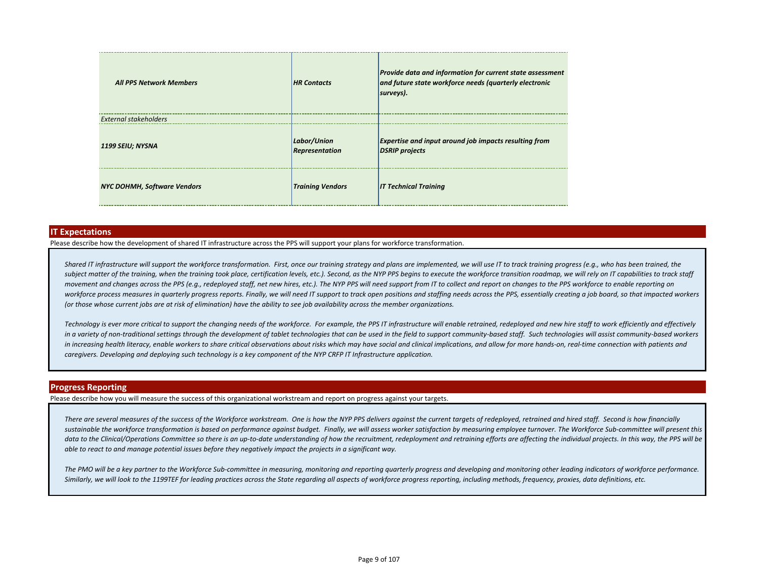| | | |
|---|---|---|
| ***All PPS Network Members*** | ***HR Contacts*** | ***Provide data and information for current state assessment and future state workforce needs (quarterly electronic surveys).*** |
| *External stakeholders* | | |
| ***1199 SEIU; NYSNA*** | ***Labor/Union Representation*** | ***Expertise and input around job impacts resulting from DSRIP projects*** |
| ***NYC DOHMH, Software Vendors*** | ***Training Vendors*** | ***IT Technical Training*** |

## IT Expectations

Please describe how the development of shared IT infrastructure across the PPS will support your plans for workforce transformation.

*Shared IT infrastructure will support the workforce transformation. First, once our training strategy and plans are implemented, we will use IT to track training progress (e.g., who has been trained, the subject matter of the training, when the training took place, certification levels, etc.). Second, as the NYP PPS begins to execute the workforce transition roadmap, we will rely on IT capabilities to track staff movement and changes across the PPS (e.g., redeployed staff, net new hires, etc.). The NYP PPS will need support from IT to collect and report on changes to the PPS workforce to enable reporting on workforce process measures in quarterly progress reports. Finally, we will need IT support to track open positions and staffing needs across the PPS, essentially creating a job board, so that impacted workers (or those whose current jobs are at risk of elimination) have the ability to see job availability across the member organizations.*

*Technology is ever more critical to support the changing needs of the workforce. For example, the PPS IT infrastructure will enable retrained, redeployed and new hire staff to work efficiently and effectively in a variety of non-traditional settings through the development of tablet technologies that can be used in the field to support community-based staff. Such technologies will assist community-based workers in increasing health literacy, enable workers to share critical observations about risks which may have social and clinical implications, and allow for more hands-on, real-time connection with patients and caregivers. Developing and deploying such technology is a key component of the NYP CRFP IT Infrastructure application.*

## Progress Reporting

Please describe how you will measure the success of this organizational workstream and report on progress against your targets.

*There are several measures of the success of the Workforce workstream. One is how the NYP PPS delivers against the current targets of redeployed, retrained and hired staff. Second is how financially sustainable the workforce transformation is based on performance against budget. Finally, we will assess worker satisfaction by measuring employee turnover. The Workforce Sub-committee will present this data to the Clinical/Operations Committee so there is an up-to-date understanding of how the recruitment, redeployment and retraining efforts are affecting the individual projects. In this way, the PPS will be able to react to and manage potential issues before they negatively impact the projects in a significant way.*

*The PMO will be a key partner to the Workforce Sub-committee in measuring, monitoring and reporting quarterly progress and developing and monitoring other leading indicators of workforce performance. Similarly, we will look to the 1199TEF for leading practices across the State regarding all aspects of workforce progress reporting, including methods, frequency, proxies, data definitions, etc.*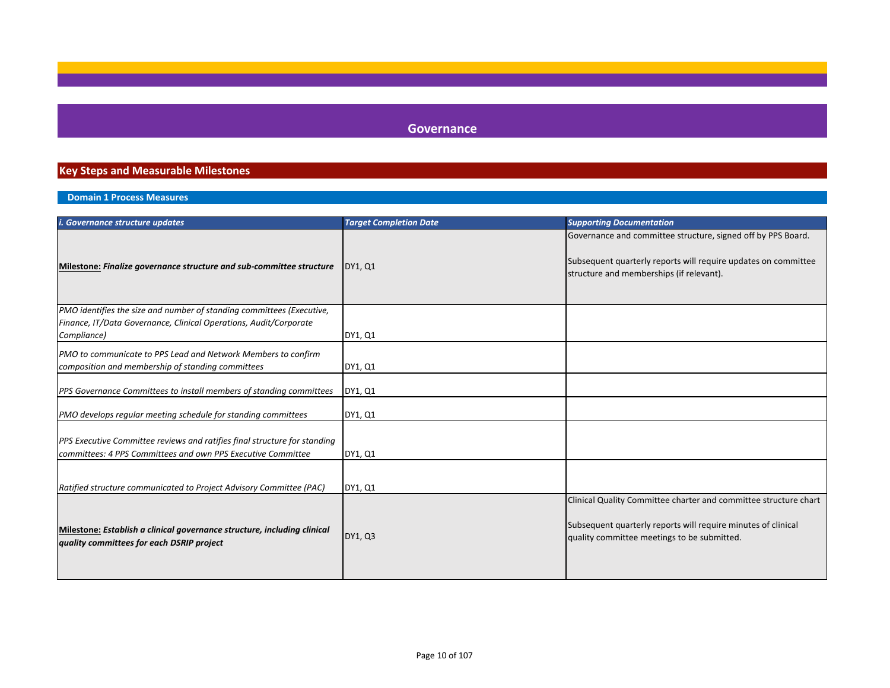# Governance

## Key Steps and Measurable Milestones

### Domain 1 Process Measures

| *i. Governance structure updates* | *Target Completion Date* | *Supporting Documentation* |
|---|---|---|
| **Milestone:** ***Finalize governance structure and sub-committee structure*** | DY1, Q1 | Governance and committee structure, signed off by PPS Board.<br><br>Subsequent quarterly reports will require updates on committee structure and memberships (if relevant). |
| *PMO identifies the size and number of standing committees (Executive, Finance, IT/Data Governance, Clinical Operations, Audit/Corporate Compliance)* | DY1, Q1 | |
| *PMO to communicate to PPS Lead and Network Members to confirm composition and membership of standing committees* | DY1, Q1 | |
| *PPS Governance Committees to install members of standing committees* | DY1, Q1 | |
| *PMO develops regular meeting schedule for standing committees* | DY1, Q1 | |
| *PPS Executive Committee reviews and ratifies final structure for standing committees: 4 PPS Committees and own PPS Executive Committee* | DY1, Q1 | |
| *Ratified structure communicated to Project Advisory Committee (PAC)* | DY1, Q1 | |
| **Milestone:** ***Establish a clinical governance structure, including clinical quality committees for each DSRIP project*** | DY1, Q3 | Clinical Quality Committee charter and committee structure chart<br><br>Subsequent quarterly reports will require minutes of clinical quality committee meetings to be submitted. |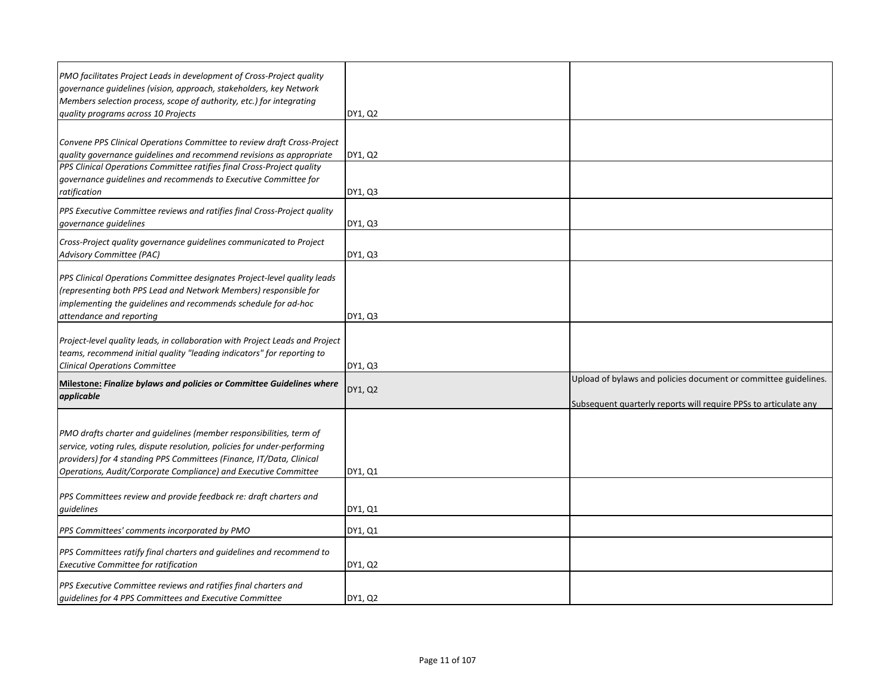| | | |
|---|---|---|
| *PMO facilitates Project Leads in development of Cross-Project quality governance guidelines (vision, approach, stakeholders, key Network Members selection process, scope of authority, etc.) for integrating quality programs across 10 Projects* | DY1, Q2 | |
| *Convene PPS Clinical Operations Committee to review draft Cross-Project quality governance guidelines and recommend revisions as appropriate* | DY1, Q2 | |
| *PPS Clinical Operations Committee ratifies final Cross-Project quality governance guidelines and recommends to Executive Committee for ratification* | DY1, Q3 | |
| *PPS Executive Committee reviews and ratifies final Cross-Project quality governance guidelines* | DY1, Q3 | |
| *Cross-Project quality governance guidelines communicated to Project Advisory Committee (PAC)* | DY1, Q3 | |
| *PPS Clinical Operations Committee designates Project-level quality leads (representing both PPS Lead and Network Members) responsible for implementing the guidelines and recommends schedule for ad-hoc attendance and reporting* | DY1, Q3 | |
| *Project-level quality leads, in collaboration with Project Leads and Project teams, recommend initial quality "leading indicators" for reporting to Clinical Operations Committee* | DY1, Q3 | |
| **<u>Milestone:</u> *Finalize bylaws and policies or Committee Guidelines where applicable*** | DY1, Q2 | Upload of bylaws and policies document or committee guidelines.<br><br>Subsequent quarterly reports will require PPSs to articulate any |
| *PMO drafts charter and guidelines (member responsibilities, term of service, voting rules, dispute resolution, policies for under-performing providers) for 4 standing PPS Committees (Finance, IT/Data, Clinical Operations, Audit/Corporate Compliance) and Executive Committee* | DY1, Q1 | |
| *PPS Committees review and provide feedback re: draft charters and guidelines* | DY1, Q1 | |
| *PPS Committees' comments incorporated by PMO* | DY1, Q1 | |
| *PPS Committees ratify final charters and guidelines and recommend to Executive Committee for ratification* | DY1, Q2 | |
| *PPS Executive Committee reviews and ratifies final charters and guidelines for 4 PPS Committees and Executive Committee* | DY1, Q2 | |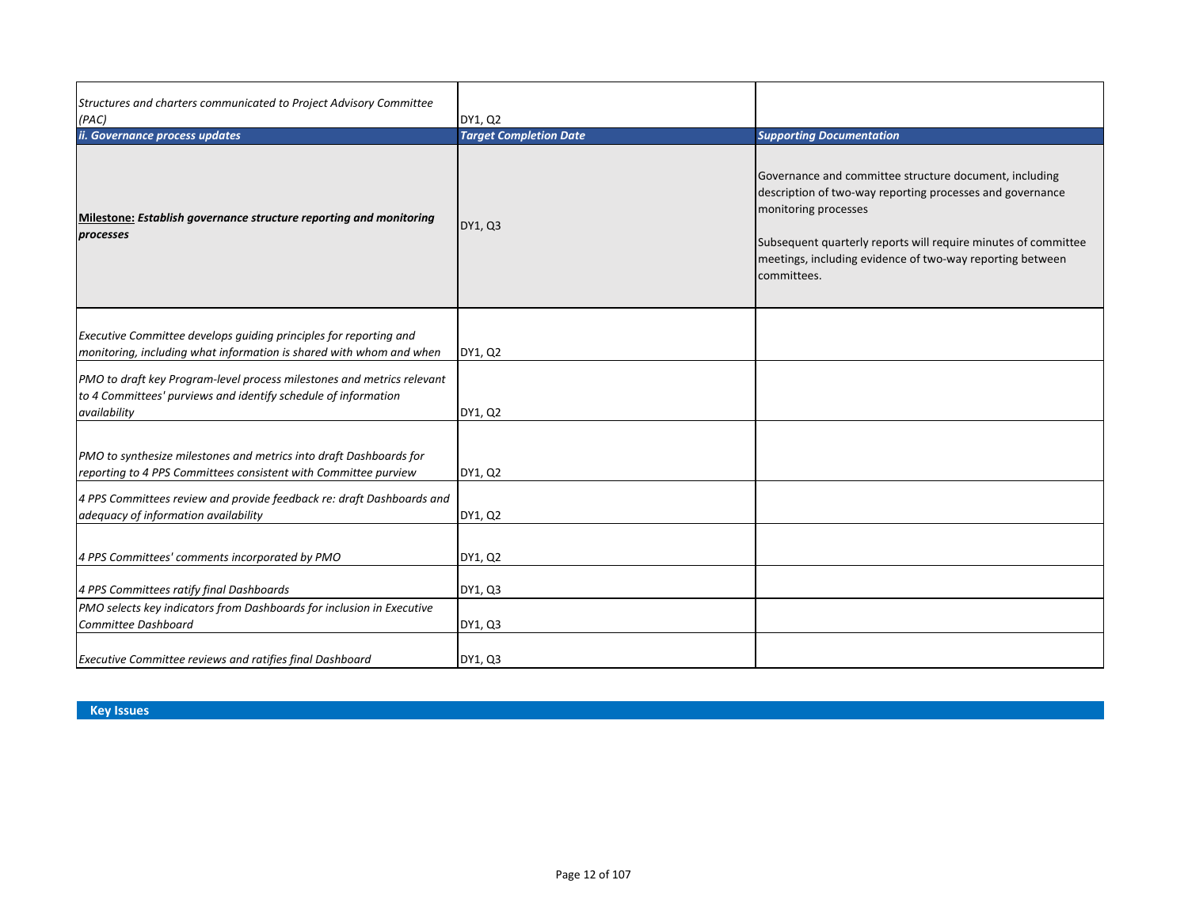| *Structures and charters communicated to Project Advisory Committee (PAC)* | DY1, Q2 | |
|---|---|---|
| ***ii. Governance process updates*** | ***Target Completion Date*** | ***Supporting Documentation*** |
| **Milestone:** ***Establish governance structure reporting and monitoring processes*** | DY1, Q3 | Governance and committee structure document, including description of two-way reporting processes and governance monitoring processes<br><br>Subsequent quarterly reports will require minutes of committee meetings, including evidence of two-way reporting between committees. |
| *Executive Committee develops guiding principles for reporting and monitoring, including what information is shared with whom and when* | DY1, Q2 | |
| *PMO to draft key Program-level process milestones and metrics relevant to 4 Committees' purviews and identify schedule of information availability* | DY1, Q2 | |
| *PMO to synthesize milestones and metrics into draft Dashboards for reporting to 4 PPS Committees consistent with Committee purview* | DY1, Q2 | |
| *4 PPS Committees review and provide feedback re: draft Dashboards and adequacy of information availability* | DY1, Q2 | |
| *4 PPS Committees' comments incorporated by PMO* | DY1, Q2 | |
| *4 PPS Committees ratify final Dashboards* | DY1, Q3 | |
| *PMO selects key indicators from Dashboards for inclusion in Executive Committee Dashboard* | DY1, Q3 | |
| *Executive Committee reviews and ratifies final Dashboard* | DY1, Q3 | |

## Key Issues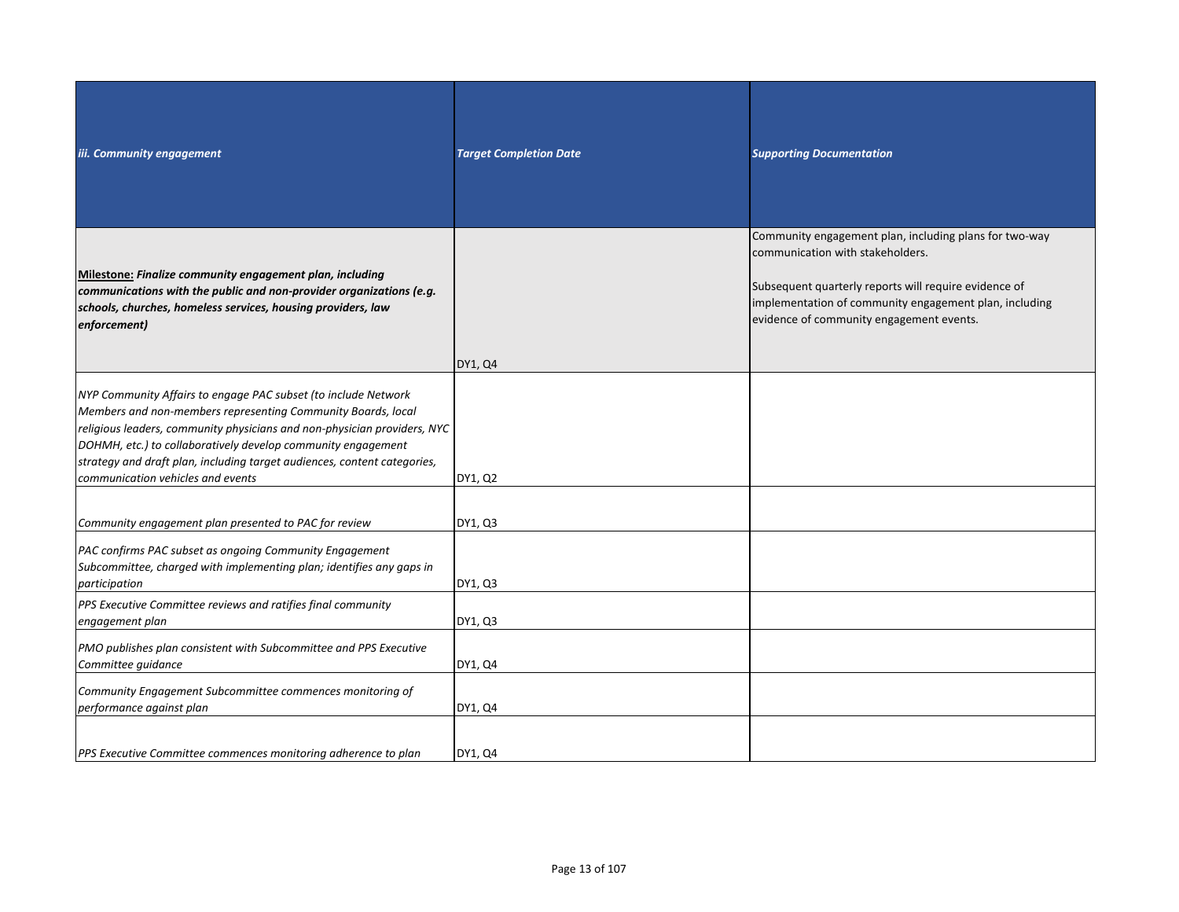| *iii. Community engagement* | *Target Completion Date* | *Supporting Documentation* |
|---|---|---|
| **Milestone:** ***Finalize community engagement plan, including communications with the public and non-provider organizations (e.g. schools, churches, homeless services, housing providers, law enforcement)*** | DY1, Q4 | Community engagement plan, including plans for two-way communication with stakeholders.<br><br>Subsequent quarterly reports will require evidence of implementation of community engagement plan, including evidence of community engagement events. |
| *NYP Community Affairs to engage PAC subset (to include Network Members and non-members representing Community Boards, local religious leaders, community physicians and non-physician providers, NYC DOHMH, etc.) to collaboratively develop community engagement strategy and draft plan, including target audiences, content categories, communication vehicles and events* | DY1, Q2 | |
| *Community engagement plan presented to PAC for review* | DY1, Q3 | |
| *PAC confirms PAC subset as ongoing Community Engagement Subcommittee, charged with implementing plan; identifies any gaps in participation* | DY1, Q3 | |
| *PPS Executive Committee reviews and ratifies final community engagement plan* | DY1, Q3 | |
| *PMO publishes plan consistent with Subcommittee and PPS Executive Committee guidance* | DY1, Q4 | |
| *Community Engagement Subcommittee commences monitoring of performance against plan* | DY1, Q4 | |
| *PPS Executive Committee commences monitoring adherence to plan* | DY1, Q4 | |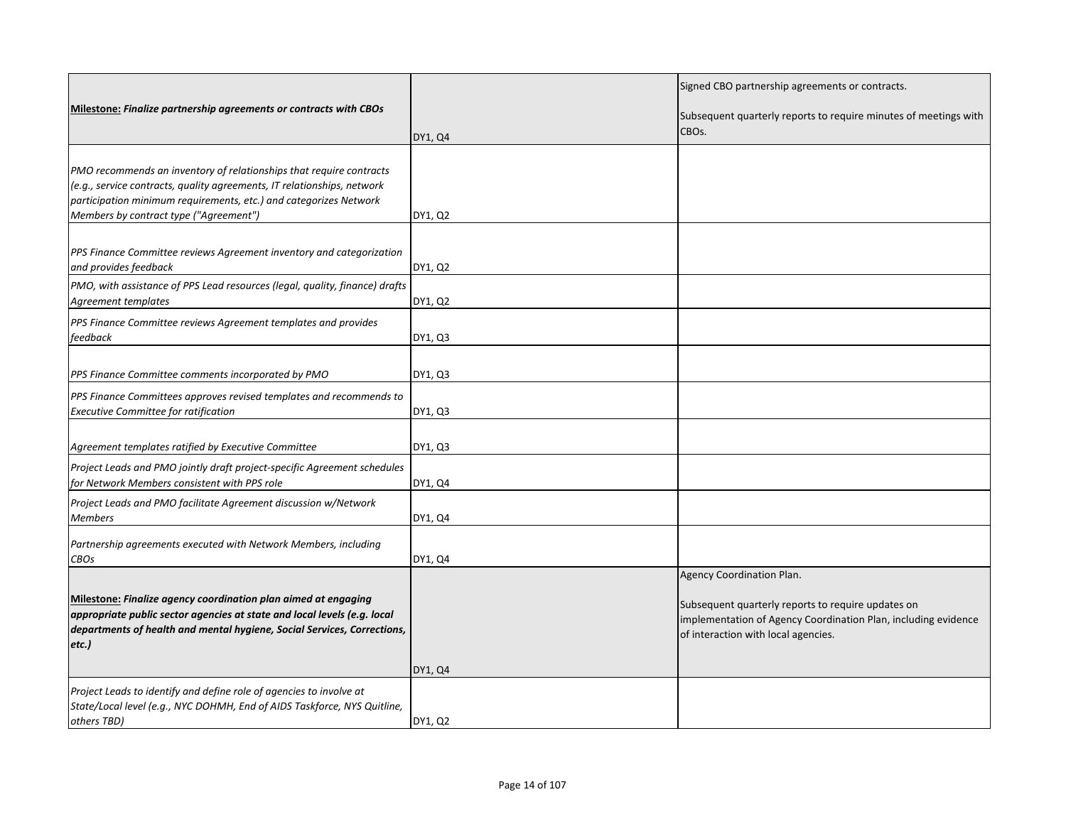| | | |
|---|---|---|
| **Milestone:** ***Finalize partnership agreements or contracts with CBOs*** | DY1, Q4 | Signed CBO partnership agreements or contracts.<br><br>Subsequent quarterly reports to require minutes of meetings with CBOs. |
| *PMO recommends an inventory of relationships that require contracts (e.g., service contracts, quality agreements, IT relationships, network participation minimum requirements, etc.) and categorizes Network Members by contract type ("Agreement")* | DY1, Q2 | |
| *PPS Finance Committee reviews Agreement inventory and categorization and provides feedback* | DY1, Q2 | |
| *PMO, with assistance of PPS Lead resources (legal, quality, finance) drafts Agreement templates* | DY1, Q2 | |
| *PPS Finance Committee reviews Agreement templates and provides feedback* | DY1, Q3 | |
| *PPS Finance Committee comments incorporated by PMO* | DY1, Q3 | |
| *PPS Finance Committees approves revised templates and recommends to Executive Committee for ratification* | DY1, Q3 | |
| *Agreement templates ratified by Executive Committee* | DY1, Q3 | |
| *Project Leads and PMO jointly draft project-specific Agreement schedules for Network Members consistent with PPS role* | DY1, Q4 | |
| *Project Leads and PMO facilitate Agreement discussion w/Network Members* | DY1, Q4 | |
| *Partnership agreements executed with Network Members, including CBOs* | DY1, Q4 | |
| **Milestone:** ***Finalize agency coordination plan aimed at engaging appropriate public sector agencies at state and local levels (e.g. local departments of health and mental hygiene, Social Services, Corrections, etc.)*** | DY1, Q4 | Agency Coordination Plan.<br><br>Subsequent quarterly reports to require updates on implementation of Agency Coordination Plan, including evidence of interaction with local agencies. |
| *Project Leads to identify and define role of agencies to involve at State/Local level (e.g., NYC DOHMH, End of AIDS Taskforce, NYS Quitline, others TBD)* | DY1, Q2 | |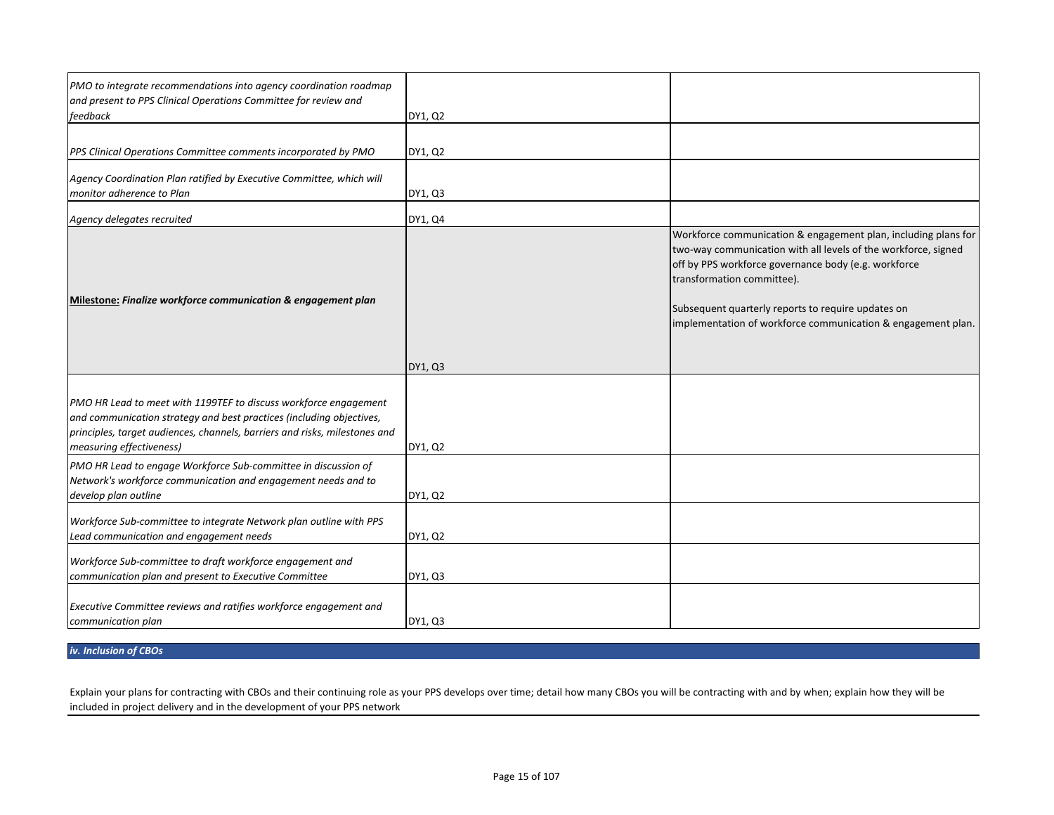| | | |
|---|---|---|
| *PMO to integrate recommendations into agency coordination roadmap and present to PPS Clinical Operations Committee for review and feedback* | DY1, Q2 | |
| *PPS Clinical Operations Committee comments incorporated by PMO* | DY1, Q2 | |
| *Agency Coordination Plan ratified by Executive Committee, which will monitor adherence to Plan* | DY1, Q3 | |
| *Agency delegates recruited* | DY1, Q4 | |
| **Milestone:** ***Finalize workforce communication & engagement plan*** | DY1, Q3 | Workforce communication & engagement plan, including plans for two-way communication with all levels of the workforce, signed off by PPS workforce governance body (e.g. workforce transformation committee).<br><br>Subsequent quarterly reports to require updates on implementation of workforce communication & engagement plan. |
| *PMO HR Lead to meet with 1199TEF to discuss workforce engagement and communication strategy and best practices (including objectives, principles, target audiences, channels, barriers and risks, milestones and measuring effectiveness)* | DY1, Q2 | |
| *PMO HR Lead to engage Workforce Sub-committee in discussion of Network's workforce communication and engagement needs and to develop plan outline* | DY1, Q2 | |
| *Workforce Sub-committee to integrate Network plan outline with PPS Lead communication and engagement needs* | DY1, Q2 | |
| *Workforce Sub-committee to draft workforce engagement and communication plan and present to Executive Committee* | DY1, Q3 | |
| *Executive Committee reviews and ratifies workforce engagement and communication plan* | DY1, Q3 | |

***iv. Inclusion of CBOs***

Explain your plans for contracting with CBOs and their continuing role as your PPS develops over time; detail how many CBOs you will be contracting with and by when; explain how they will be included in project delivery and in the development of your PPS network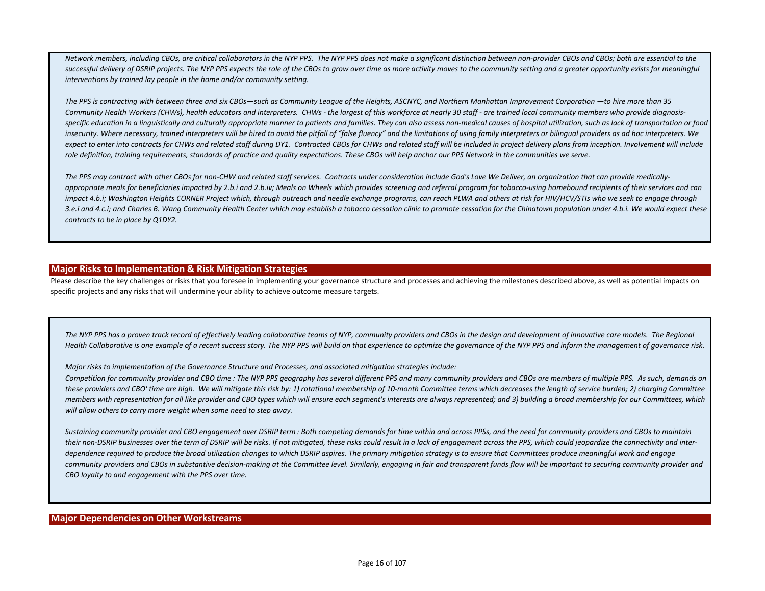*Network members, including CBOs, are critical collaborators in the NYP PPS. The NYP PPS does not make a significant distinction between non-provider CBOs and CBOs; both are essential to the successful delivery of DSRIP projects. The NYP PPS expects the role of the CBOs to grow over time as more activity moves to the community setting and a greater opportunity exists for meaningful interventions by trained lay people in the home and/or community setting.*

*The PPS is contracting with between three and six CBOs—such as Community League of the Heights, ASCNYC, and Northern Manhattan Improvement Corporation —to hire more than 35 Community Health Workers (CHWs), health educators and interpreters. CHWs - the largest of this workforce at nearly 30 staff - are trained local community members who provide diagnosis-specific education in a linguistically and culturally appropriate manner to patients and families. They can also assess non-medical causes of hospital utilization, such as lack of transportation or food insecurity. Where necessary, trained interpreters will be hired to avoid the pitfall of "false fluency" and the limitations of using family interpreters or bilingual providers as ad hoc interpreters. We expect to enter into contracts for CHWs and related staff during DY1. Contracted CBOs for CHWs and related staff will be included in project delivery plans from inception. Involvement will include role definition, training requirements, standards of practice and quality expectations. These CBOs will help anchor our PPS Network in the communities we serve.*

*The PPS may contract with other CBOs for non-CHW and related staff services. Contracts under consideration include God's Love We Deliver, an organization that can provide medically-appropriate meals for beneficiaries impacted by 2.b.i and 2.b.iv; Meals on Wheels which provides screening and referral program for tobacco-using homebound recipients of their services and can impact 4.b.i; Washington Heights CORNER Project which, through outreach and needle exchange programs, can reach PLWA and others at risk for HIV/HCV/STIs who we seek to engage through 3.e.i and 4.c.i; and Charles B. Wang Community Health Center which may establish a tobacco cessation clinic to promote cessation for the Chinatown population under 4.b.i. We would expect these contracts to be in place by Q1DY2.*

## Major Risks to Implementation & Risk Mitigation Strategies

Please describe the key challenges or risks that you foresee in implementing your governance structure and processes and achieving the milestones described above, as well as potential impacts on specific projects and any risks that will undermine your ability to achieve outcome measure targets.

*The NYP PPS has a proven track record of effectively leading collaborative teams of NYP, community providers and CBOs in the design and development of innovative care models. The Regional Health Collaborative is one example of a recent success story. The NYP PPS will build on that experience to optimize the governance of the NYP PPS and inform the management of governance risk.*

*Major risks to implementation of the Governance Structure and Processes, and associated mitigation strategies include:*
*Competition for community provider and CBO time : The NYP PPS geography has several different PPS and many community providers and CBOs are members of multiple PPS. As such, demands on these providers and CBO' time are high. We will mitigate this risk by: 1) rotational membership of 10-month Committee terms which decreases the length of service burden; 2) charging Committee members with representation for all like provider and CBO types which will ensure each segment's interests are always represented; and 3) building a broad membership for our Committees, which will allow others to carry more weight when some need to step away.*

*Sustaining community provider and CBO engagement over DSRIP term : Both competing demands for time within and across PPSs, and the need for community providers and CBOs to maintain their non-DSRIP businesses over the term of DSRIP will be risks. If not mitigated, these risks could result in a lack of engagement across the PPS, which could jeopardize the connectivity and inter-dependence required to produce the broad utilization changes to which DSRIP aspires. The primary mitigation strategy is to ensure that Committees produce meaningful work and engage community providers and CBOs in substantive decision-making at the Committee level. Similarly, engaging in fair and transparent funds flow will be important to securing community provider and CBO loyalty to and engagement with the PPS over time.*

## Major Dependencies on Other Workstreams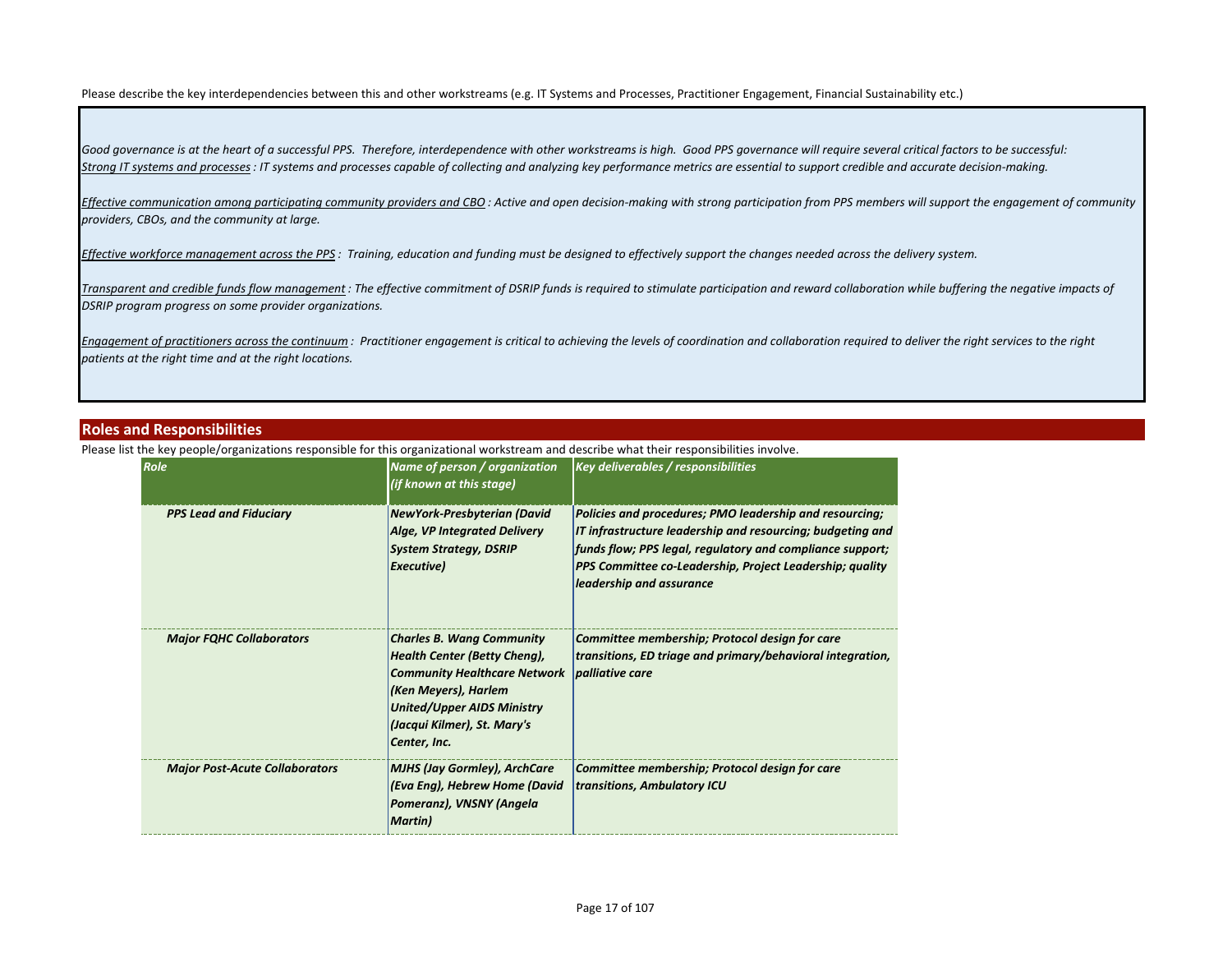Please describe the key interdependencies between this and other workstreams (e.g. IT Systems and Processes, Practitioner Engagement, Financial Sustainability etc.)

*Good governance is at the heart of a successful PPS. Therefore, interdependence with other workstreams is high. Good PPS governance will require several critical factors to be successful:*
*Strong IT systems and processes : IT systems and processes capable of collecting and analyzing key performance metrics are essential to support credible and accurate decision-making.*

*Effective communication among participating community providers and CBO : Active and open decision-making with strong participation from PPS members will support the engagement of community providers, CBOs, and the community at large.*

*Effective workforce management across the PPS : Training, education and funding must be designed to effectively support the changes needed across the delivery system.*

*Transparent and credible funds flow management : The effective commitment of DSRIP funds is required to stimulate participation and reward collaboration while buffering the negative impacts of DSRIP program progress on some provider organizations.*

*Engagement of practitioners across the continuum : Practitioner engagement is critical to achieving the levels of coordination and collaboration required to deliver the right services to the right patients at the right time and at the right locations.*

## Roles and Responsibilities

Please list the key people/organizations responsible for this organizational workstream and describe what their responsibilities involve.

| Role | Name of person / organization (if known at this stage) | Key deliverables / responsibilities |
|---|---|---|
| ***PPS Lead and Fiduciary*** | ***NewYork-Presbyterian (David Alge, VP Integrated Delivery System Strategy, DSRIP Executive)*** | ***Policies and procedures; PMO leadership and resourcing; IT infrastructure leadership and resourcing; budgeting and funds flow; PPS legal, regulatory and compliance support; PPS Committee co-Leadership, Project Leadership; quality leadership and assurance*** |
| ***Major FQHC Collaborators*** | ***Charles B. Wang Community Health Center (Betty Cheng), Community Healthcare Network (Ken Meyers), Harlem United/Upper AIDS Ministry (Jacqui Kilmer), St. Mary's Center, Inc.*** | ***Committee membership; Protocol design for care transitions, ED triage and primary/behavioral integration, palliative care*** |
| ***Major Post-Acute Collaborators*** | ***MJHS (Jay Gormley), ArchCare (Eva Eng), Hebrew Home (David Pomeranz), VNSNY (Angela Martin)*** | ***Committee membership; Protocol design for care transitions, Ambulatory ICU*** |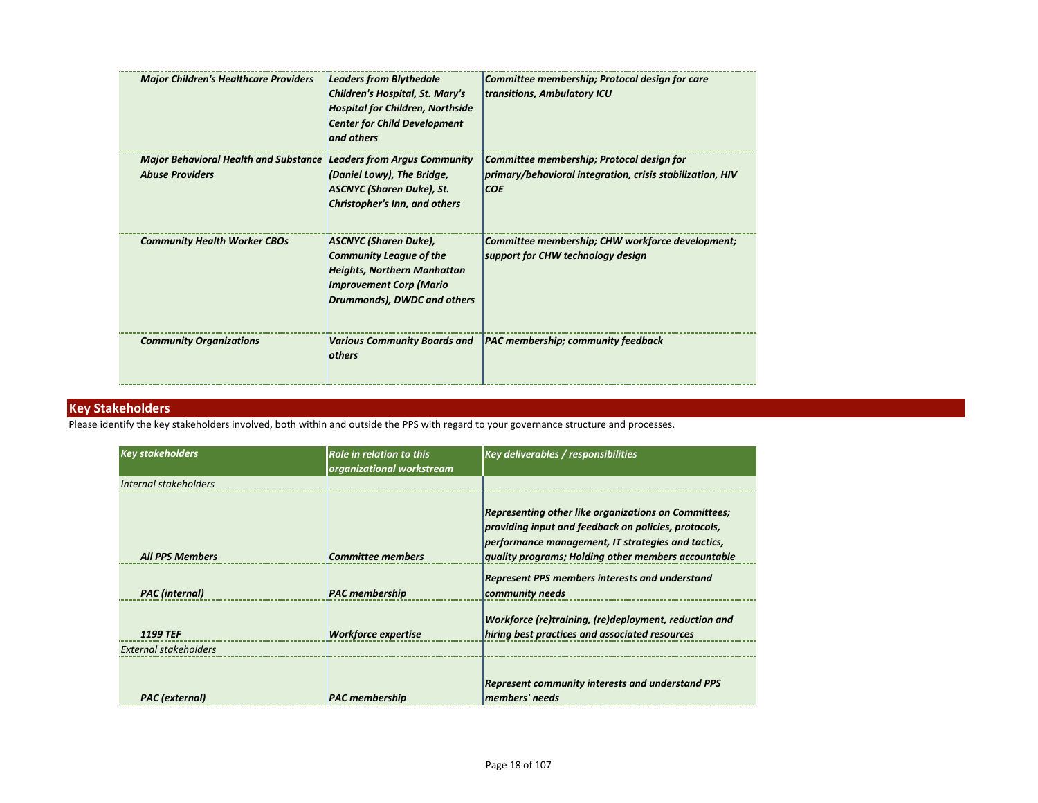| | | |
|---|---|---|
| ***Major Children's Healthcare Providers*** | ***Leaders from Blythedale Children's Hospital, St. Mary's Hospital for Children, Northside Center for Child Development and others*** | ***Committee membership; Protocol design for care transitions, Ambulatory ICU*** |
| ***Major Behavioral Health and Substance Abuse Providers*** | ***Leaders from Argus Community (Daniel Lowy), The Bridge, ASCNYC (Sharen Duke), St. Christopher's Inn, and others*** | ***Committee membership; Protocol design for primary/behavioral integration, crisis stabilization, HIV COE*** |
| ***Community Health Worker CBOs*** | ***ASCNYC (Sharen Duke), Community League of the Heights, Northern Manhattan Improvement Corp (Mario Drummonds), DWDC and others*** | ***Committee membership; CHW workforce development; support for CHW technology design*** |
| ***Community Organizations*** | ***Various Community Boards and others*** | ***PAC membership; community feedback*** |

## Key Stakeholders

Please identify the key stakeholders involved, both within and outside the PPS with regard to your governance structure and processes.

| *Key stakeholders* | *Role in relation to this organizational workstream* | *Key deliverables / responsibilities* |
|---|---|---|
| *Internal stakeholders* | | |
| ***All PPS Members*** | ***Committee members*** | ***Representing other like organizations on Committees; providing input and feedback on policies, protocols, performance management, IT strategies and tactics, quality programs; Holding other members accountable*** |
| ***PAC (internal)*** | ***PAC membership*** | ***Represent PPS members interests and understand community needs*** |
| ***1199 TEF*** | ***Workforce expertise*** | ***Workforce (re)training, (re)deployment, reduction and hiring best practices and associated resources*** |
| *External stakeholders* | | |
| ***PAC (external)*** | ***PAC membership*** | ***Represent community interests and understand PPS members' needs*** |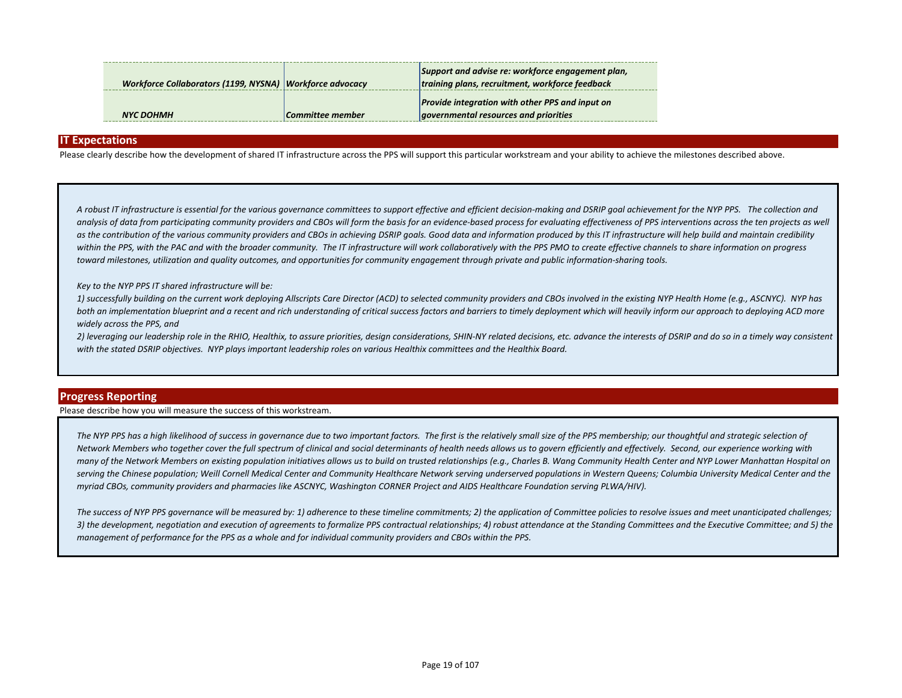| | | |
|---|---|---|
| *Workforce Collaborators (1199, NYSNA)* | *Workforce advocacy* | *Support and advise re: workforce engagement plan, training plans, recruitment, workforce feedback* |
| *NYC DOHMH* | *Committee member* | *Provide integration with other PPS and input on governmental resources and priorities* |

## IT Expectations

Please clearly describe how the development of shared IT infrastructure across the PPS will support this particular workstream and your ability to achieve the milestones described above.

*A robust IT infrastructure is essential for the various governance committees to support effective and efficient decision-making and DSRIP goal achievement for the NYP PPS. The collection and analysis of data from participating community providers and CBOs will form the basis for an evidence-based process for evaluating effectiveness of PPS interventions across the ten projects as well as the contribution of the various community providers and CBOs in achieving DSRIP goals. Good data and information produced by this IT infrastructure will help build and maintain credibility within the PPS, with the PAC and with the broader community. The IT infrastructure will work collaboratively with the PPS PMO to create effective channels to share information on progress toward milestones, utilization and quality outcomes, and opportunities for community engagement through private and public information-sharing tools.*

*Key to the NYP PPS IT shared infrastructure will be:*

*1) successfully building on the current work deploying Allscripts Care Director (ACD) to selected community providers and CBOs involved in the existing NYP Health Home (e.g., ASCNYC). NYP has both an implementation blueprint and a recent and rich understanding of critical success factors and barriers to timely deployment which will heavily inform our approach to deploying ACD more widely across the PPS, and*

*2) leveraging our leadership role in the RHIO, Healthix, to assure priorities, design considerations, SHIN-NY related decisions, etc. advance the interests of DSRIP and do so in a timely way consistent with the stated DSRIP objectives. NYP plays important leadership roles on various Healthix committees and the Healthix Board.*

## Progress Reporting

Please describe how you will measure the success of this workstream.

*The NYP PPS has a high likelihood of success in governance due to two important factors. The first is the relatively small size of the PPS membership; our thoughtful and strategic selection of Network Members who together cover the full spectrum of clinical and social determinants of health needs allows us to govern efficiently and effectively. Second, our experience working with many of the Network Members on existing population initiatives allows us to build on trusted relationships (e.g., Charles B. Wang Community Health Center and NYP Lower Manhattan Hospital on serving the Chinese population; Weill Cornell Medical Center and Community Healthcare Network serving underserved populations in Western Queens; Columbia University Medical Center and the myriad CBOs, community providers and pharmacies like ASCNYC, Washington CORNER Project and AIDS Healthcare Foundation serving PLWA/HIV).*

*The success of NYP PPS governance will be measured by: 1) adherence to these timeline commitments; 2) the application of Committee policies to resolve issues and meet unanticipated challenges; 3) the development, negotiation and execution of agreements to formalize PPS contractual relationships; 4) robust attendance at the Standing Committees and the Executive Committee; and 5) the management of performance for the PPS as a whole and for individual community providers and CBOs within the PPS.*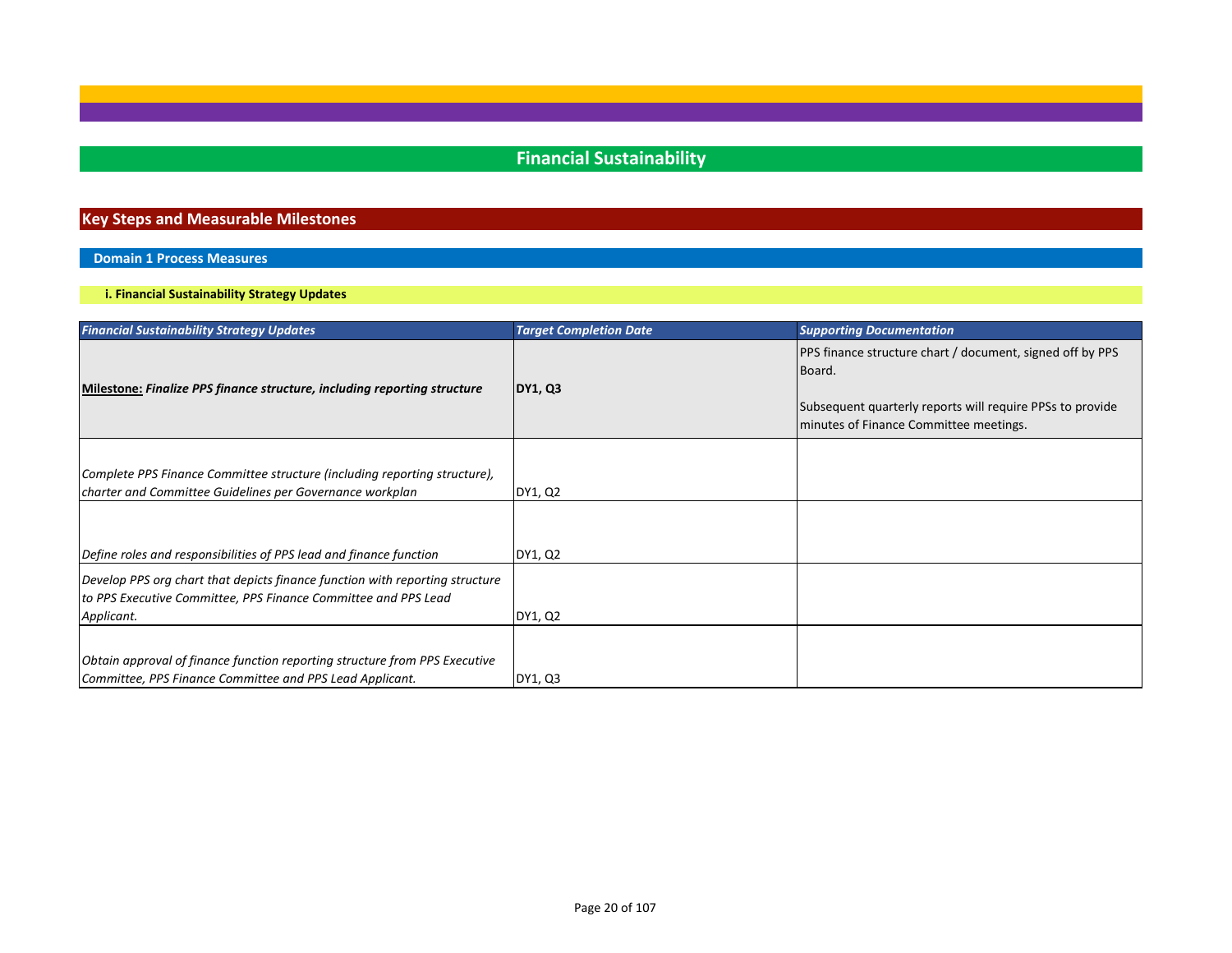# Financial Sustainability

## Key Steps and Measurable Milestones

### Domain 1 Process Measures

#### i. Financial Sustainability Strategy Updates

| *Financial Sustainability Strategy Updates* | *Target Completion Date* | *Supporting Documentation* |
|---|---|---|
| **Milestone:** ***Finalize PPS finance structure, including reporting structure*** | **DY1, Q3** | PPS finance structure chart / document, signed off by PPS Board.<br><br>Subsequent quarterly reports will require PPSs to provide minutes of Finance Committee meetings. |
| *Complete PPS Finance Committee structure (including reporting structure), charter and Committee Guidelines per Governance workplan* | DY1, Q2 | |
| *Define roles and responsibilities of PPS lead and finance function* | DY1, Q2 | |
| *Develop PPS org chart that depicts finance function with reporting structure to PPS Executive Committee, PPS Finance Committee and PPS Lead Applicant.* | DY1, Q2 | |
| *Obtain approval of finance function reporting structure from PPS Executive Committee, PPS Finance Committee and PPS Lead Applicant.* | DY1, Q3 | |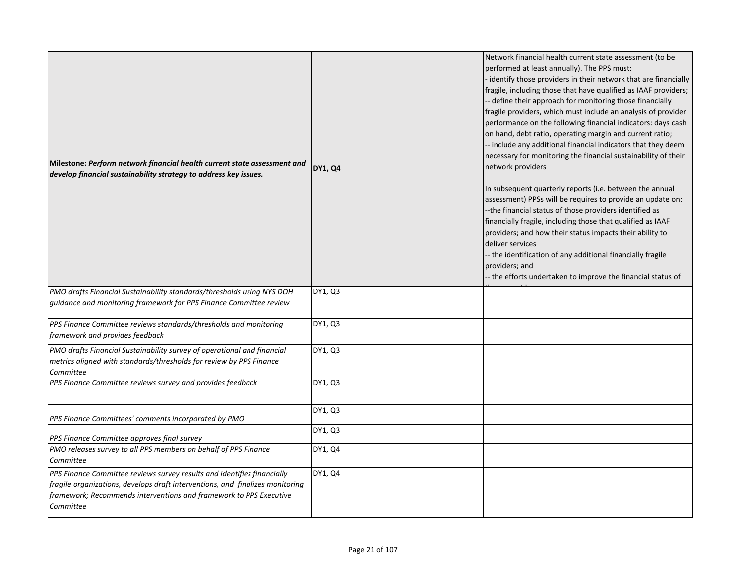| | | |
|---|---|---|
| **Milestone:** ***Perform network financial health current state assessment and develop financial sustainability strategy to address key issues.*** | **DY1, Q4** | Network financial health current state assessment (to be performed at least annually). The PPS must:<br>- identify those providers in their network that are financially fragile, including those that have qualified as IAAF providers;<br>-- define their approach for monitoring those financially fragile providers, which must include an analysis of provider performance on the following financial indicators: days cash on hand, debt ratio, operating margin and current ratio;<br>-- include any additional financial indicators that they deem necessary for monitoring the financial sustainability of their network providers<br><br>In subsequent quarterly reports (i.e. between the annual assessment) PPSs will be requires to provide an update on:<br>--the financial status of those providers identified as financially fragile, including those that qualified as IAAF providers; and how their status impacts their ability to deliver services<br>-- the identification of any additional financially fragile providers; and<br>-- the efforts undertaken to improve the financial status of |
| *PMO drafts Financial Sustainability standards/thresholds using NYS DOH guidance and monitoring framework for PPS Finance Committee review* | DY1, Q3 | |
| *PPS Finance Committee reviews standards/thresholds and monitoring framework and provides feedback* | DY1, Q3 | |
| *PMO drafts Financial Sustainability survey of operational and financial metrics aligned with standards/thresholds for review by PPS Finance Committee* | DY1, Q3 | |
| *PPS Finance Committee reviews survey and provides feedback* | DY1, Q3 | |
| *PPS Finance Committees' comments incorporated by PMO* | DY1, Q3 | |
| *PPS Finance Committee approves final survey* | DY1, Q3 | |
| *PMO releases survey to all PPS members on behalf of PPS Finance Committee* | DY1, Q4 | |
| *PPS Finance Committee reviews survey results and identifies financially fragile organizations, develops draft interventions, and finalizes monitoring framework; Recommends interventions and framework to PPS Executive Committee* | DY1, Q4 | |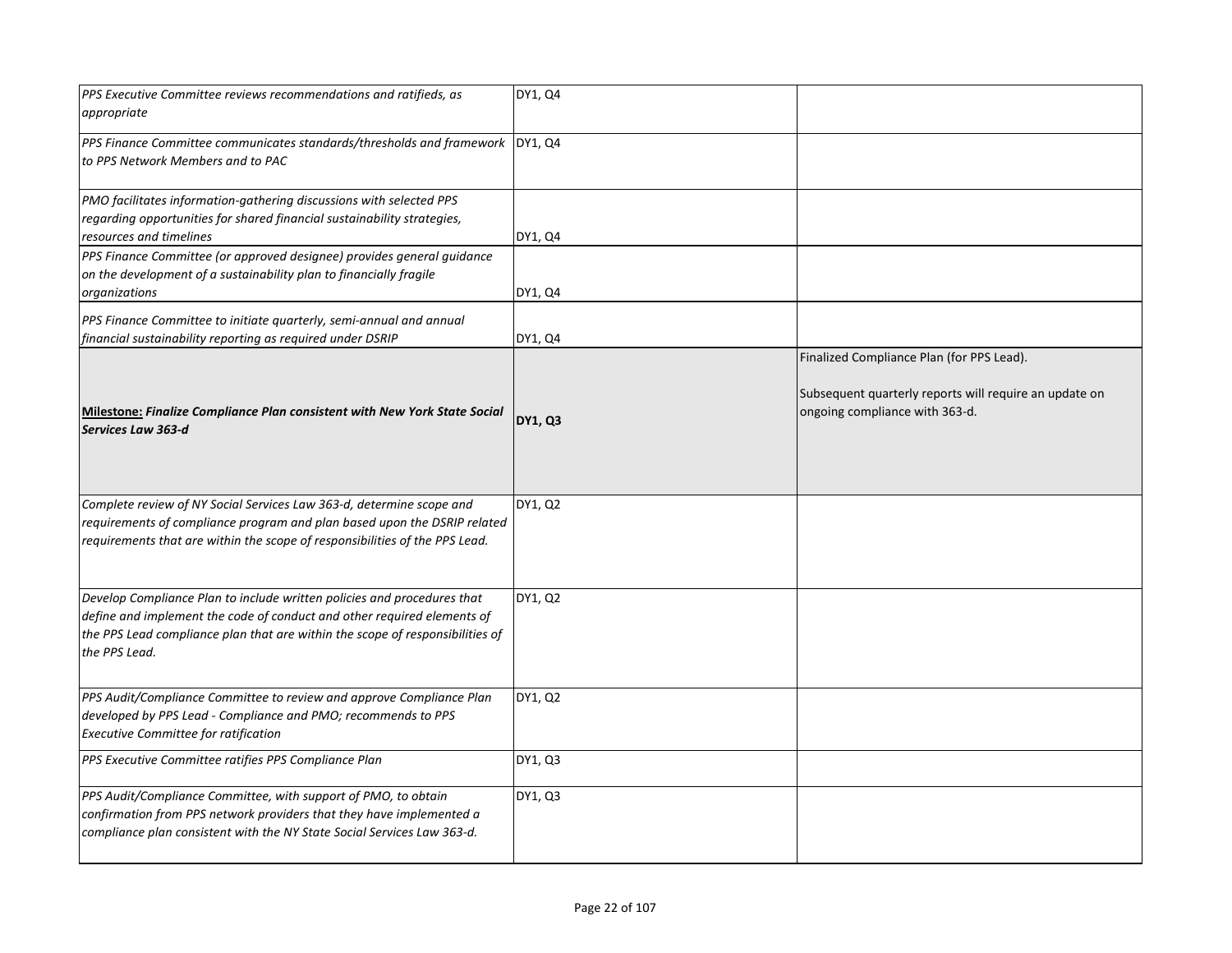| | | |
|---|---|---|
| *PPS Executive Committee reviews recommendations and ratifieds, as appropriate* | DY1, Q4 | |
| *PPS Finance Committee communicates standards/thresholds and framework to PPS Network Members and to PAC* | DY1, Q4 | |
| *PMO facilitates information-gathering discussions with selected PPS regarding opportunities for shared financial sustainability strategies, resources and timelines* | DY1, Q4 | |
| *PPS Finance Committee (or approved designee) provides general guidance on the development of a sustainability plan to financially fragile organizations* | DY1, Q4 | |
| *PPS Finance Committee to initiate quarterly, semi-annual and annual financial sustainability reporting as required under DSRIP* | DY1, Q4 | |
| **Milestone:** ***Finalize Compliance Plan consistent with New York State Social Services Law 363-d*** | **DY1, Q3** | Finalized Compliance Plan (for PPS Lead).<br><br>Subsequent quarterly reports will require an update on ongoing compliance with 363-d. |
| *Complete review of NY Social Services Law 363-d, determine scope and requirements of compliance program and plan based upon the DSRIP related requirements that are within the scope of responsibilities of the PPS Lead.* | DY1, Q2 | |
| *Develop Compliance Plan to include written policies and procedures that define and implement the code of conduct and other required elements of the PPS Lead compliance plan that are within the scope of responsibilities of the PPS Lead.* | DY1, Q2 | |
| *PPS Audit/Compliance Committee to review and approve Compliance Plan developed by PPS Lead - Compliance and PMO; recommends to PPS Executive Committee for ratification* | DY1, Q2 | |
| *PPS Executive Committee ratifies PPS Compliance Plan* | DY1, Q3 | |
| *PPS Audit/Compliance Committee, with support of PMO, to obtain confirmation from PPS network providers that they have implemented a compliance plan consistent with the NY State Social Services Law 363-d.* | DY1, Q3 | |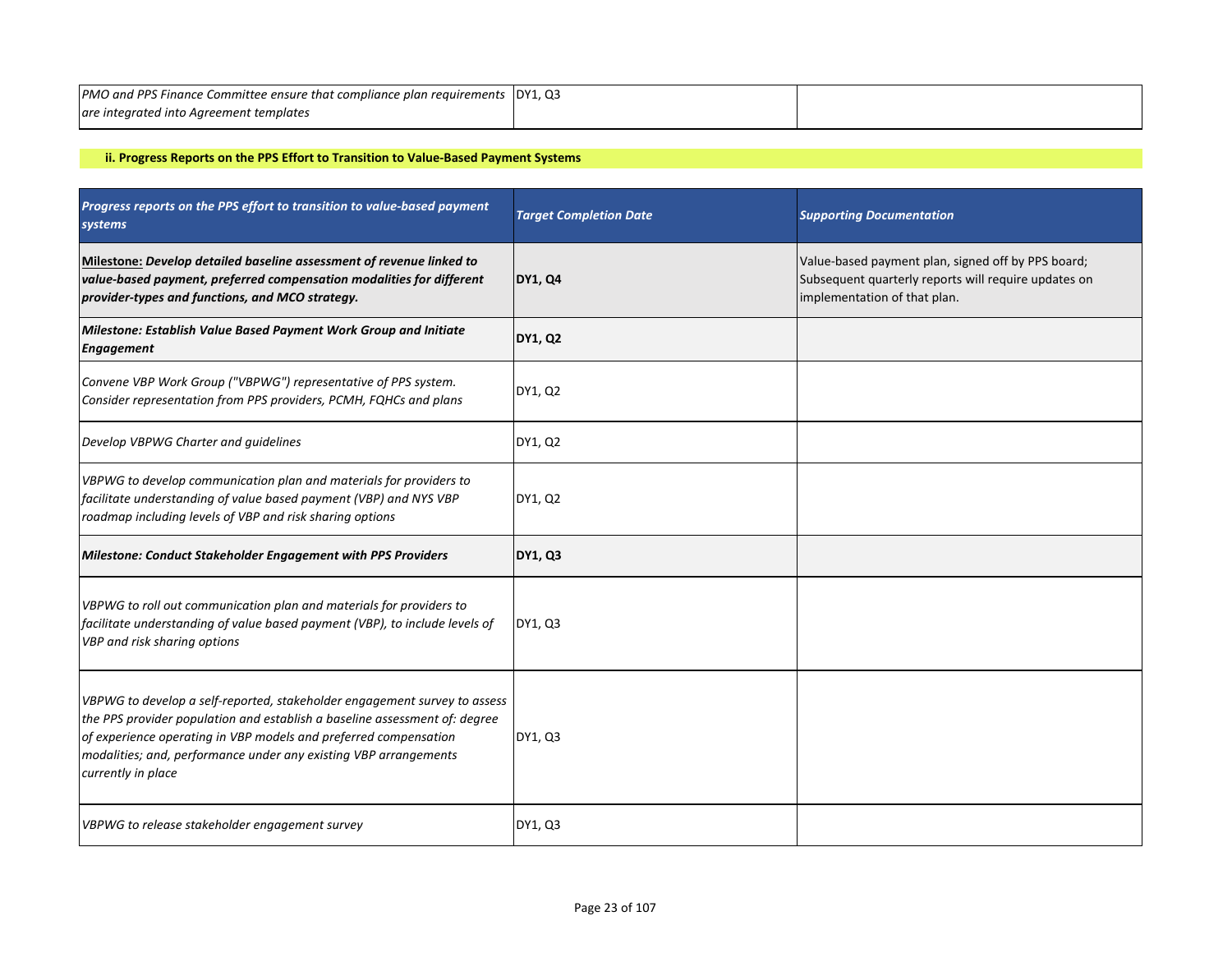| | | |
|---|---|---|
| *PMO and PPS Finance Committee ensure that compliance plan requirements are integrated into Agreement templates* | DY1, Q3 | |

**ii. Progress Reports on the PPS Effort to Transition to Value-Based Payment Systems**

| *Progress reports on the PPS effort to transition to value-based payment systems* | *Target Completion Date* | *Supporting Documentation* |
|---|---|---|
| **Milestone:** ***Develop detailed baseline assessment of revenue linked to value-based payment, preferred compensation modalities for different provider-types and functions, and MCO strategy.*** | **DY1, Q4** | Value-based payment plan, signed off by PPS board; Subsequent quarterly reports will require updates on implementation of that plan. |
| ***Milestone: Establish Value Based Payment Work Group and Initiate Engagement*** | **DY1, Q2** | |
| *Convene VBP Work Group ("VBPWG") representative of PPS system. Consider representation from PPS providers, PCMH, FQHCs and plans* | DY1, Q2 | |
| *Develop VBPWG Charter and guidelines* | DY1, Q2 | |
| *VBPWG to develop communication plan and materials for providers to facilitate understanding of value based payment (VBP) and NYS VBP roadmap including levels of VBP and risk sharing options* | DY1, Q2 | |
| ***Milestone: Conduct Stakeholder Engagement with PPS Providers*** | **DY1, Q3** | |
| *VBPWG to roll out communication plan and materials for providers to facilitate understanding of value based payment (VBP), to include levels of VBP and risk sharing options* | DY1, Q3 | |
| *VBPWG to develop a self-reported, stakeholder engagement survey to assess the PPS provider population and establish a baseline assessment of: degree of experience operating in VBP models and preferred compensation modalities; and, performance under any existing VBP arrangements currently in place* | DY1, Q3 | |
| *VBPWG to release stakeholder engagement survey* | DY1, Q3 | |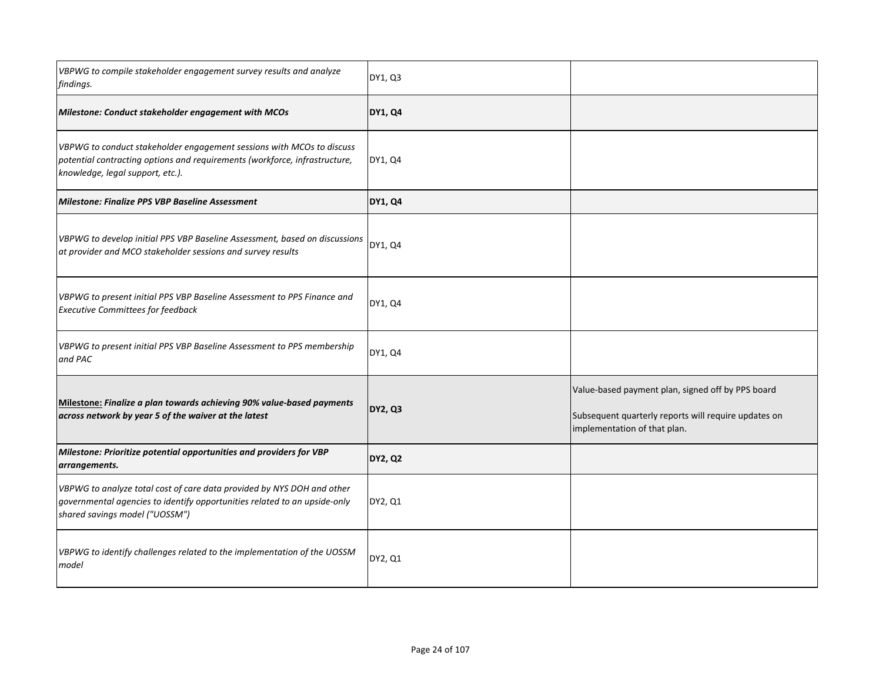| | | |
|---|---|---|
| *VBPWG to compile stakeholder engagement survey results and analyze findings.* | DY1, Q3 | |
| ***Milestone: Conduct stakeholder engagement with MCOs*** | **DY1, Q4** | |
| *VBPWG to conduct stakeholder engagement sessions with MCOs to discuss potential contracting options and requirements (workforce, infrastructure, knowledge, legal support, etc.).* | DY1, Q4 | |
| ***Milestone: Finalize PPS VBP Baseline Assessment*** | **DY1, Q4** | |
| *VBPWG to develop initial PPS VBP Baseline Assessment, based on discussions at provider and MCO stakeholder sessions and survey results* | DY1, Q4 | |
| *VBPWG to present initial PPS VBP Baseline Assessment to PPS Finance and Executive Committees for feedback* | DY1, Q4 | |
| *VBPWG to present initial PPS VBP Baseline Assessment to PPS membership and PAC* | DY1, Q4 | |
| **Milestone:** ***Finalize a plan towards achieving 90% value-based payments across network by year 5 of the waiver at the latest*** | **DY2, Q3** | Value-based payment plan, signed off by PPS board<br><br>Subsequent quarterly reports will require updates on implementation of that plan. |
| ***Milestone: Prioritize potential opportunities and providers for VBP arrangements.*** | **DY2, Q2** | |
| *VBPWG to analyze total cost of care data provided by NYS DOH and other governmental agencies to identify opportunities related to an upside-only shared savings model ("UOSSM")* | DY2, Q1 | |
| *VBPWG to identify challenges related to the implementation of the UOSSM model* | DY2, Q1 | |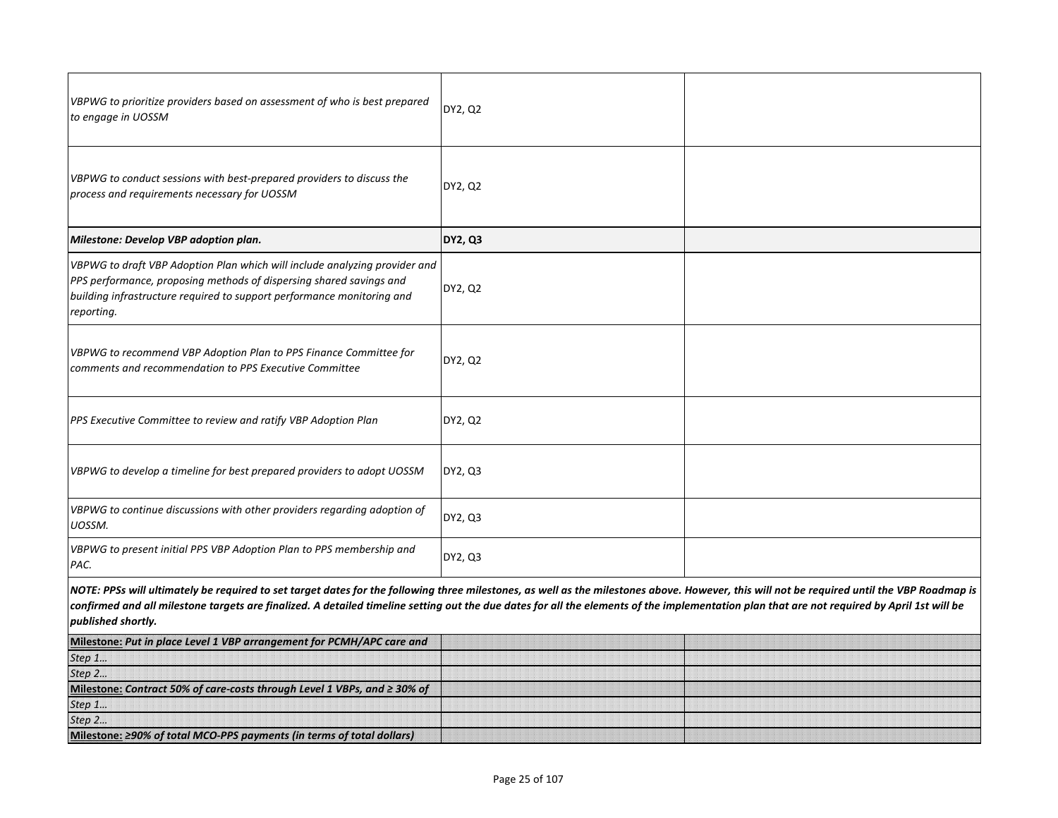| | | |
|---|---|---|
| *VBPWG to prioritize providers based on assessment of who is best prepared to engage in UOSSM* | DY2, Q2 | |
| *VBPWG to conduct sessions with best-prepared providers to discuss the process and requirements necessary for UOSSM* | DY2, Q2 | |
| ***Milestone: Develop VBP adoption plan.*** | **DY2, Q3** | |
| *VBPWG to draft VBP Adoption Plan which will include analyzing provider and PPS performance, proposing methods of dispersing shared savings and building infrastructure required to support performance monitoring and reporting.* | DY2, Q2 | |
| *VBPWG to recommend VBP Adoption Plan to PPS Finance Committee for comments and recommendation to PPS Executive Committee* | DY2, Q2 | |
| *PPS Executive Committee to review and ratify VBP Adoption Plan* | DY2, Q2 | |
| *VBPWG to develop a timeline for best prepared providers to adopt UOSSM* | DY2, Q3 | |
| *VBPWG to continue discussions with other providers regarding adoption of UOSSM.* | DY2, Q3 | |
| *VBPWG to present initial PPS VBP Adoption Plan to PPS membership and PAC.* | DY2, Q3 | |

***NOTE: PPSs will ultimately be required to set target dates for the following three milestones, as well as the milestones above. However, this will not be required until the VBP Roadmap is confirmed and all milestone targets are finalized. A detailed timeline setting out the due dates for all the elements of the implementation plan that are not required by April 1st will be published shortly.***

| | | |
|---|---|---|
| **Milestone:** ***Put in place Level 1 VBP arrangement for PCMH/APC care and*** | | |
| *Step 1…* | | |
| *Step 2…* | | |
| **Milestone:** ***Contract 50% of care-costs through Level 1 VBPs, and ≥ 30% of*** | | |
| *Step 1…* | | |
| *Step 2…* | | |
| **Milestone:** ***≥90% of total MCO-PPS payments (in terms of total dollars)*** | | |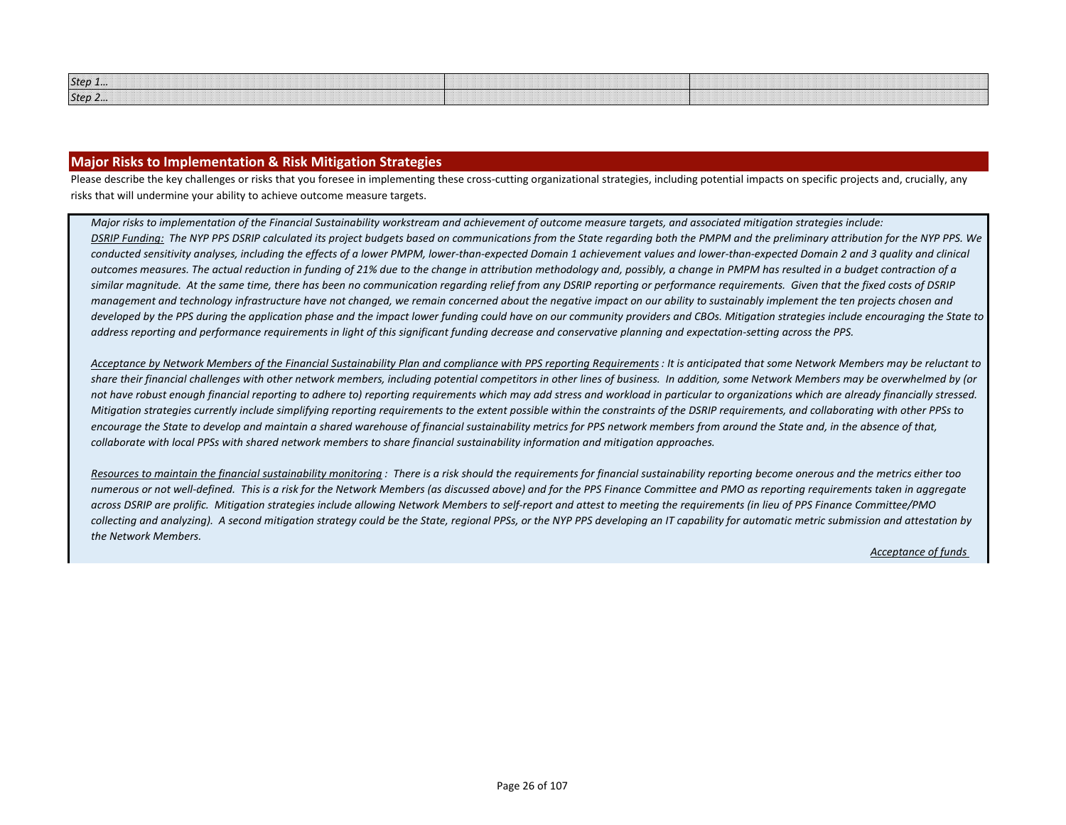| | | |
|---|---|---|
| *Step 1...* | | |
| *Step 2...* | | |

## Major Risks to Implementation & Risk Mitigation Strategies

Please describe the key challenges or risks that you foresee in implementing these cross-cutting organizational strategies, including potential impacts on specific projects and, crucially, any risks that will undermine your ability to achieve outcome measure targets.

*Major risks to implementation of the Financial Sustainability workstream and achievement of outcome measure targets, and associated mitigation strategies include:*

*DSRIP Funding: The NYP PPS DSRIP calculated its project budgets based on communications from the State regarding both the PMPM and the preliminary attribution for the NYP PPS. We conducted sensitivity analyses, including the effects of a lower PMPM, lower-than-expected Domain 1 achievement values and lower-than-expected Domain 2 and 3 quality and clinical outcomes measures. The actual reduction in funding of 21% due to the change in attribution methodology and, possibly, a change in PMPM has resulted in a budget contraction of a similar magnitude. At the same time, there has been no communication regarding relief from any DSRIP reporting or performance requirements. Given that the fixed costs of DSRIP management and technology infrastructure have not changed, we remain concerned about the negative impact on our ability to sustainably implement the ten projects chosen and developed by the PPS during the application phase and the impact lower funding could have on our community providers and CBOs. Mitigation strategies include encouraging the State to address reporting and performance requirements in light of this significant funding decrease and conservative planning and expectation-setting across the PPS.*

*Acceptance by Network Members of the Financial Sustainability Plan and compliance with PPS reporting Requirements : It is anticipated that some Network Members may be reluctant to share their financial challenges with other network members, including potential competitors in other lines of business. In addition, some Network Members may be overwhelmed by (or not have robust enough financial reporting to adhere to) reporting requirements which may add stress and workload in particular to organizations which are already financially stressed. Mitigation strategies currently include simplifying reporting requirements to the extent possible within the constraints of the DSRIP requirements, and collaborating with other PPSs to encourage the State to develop and maintain a shared warehouse of financial sustainability metrics for PPS network members from around the State and, in the absence of that, collaborate with local PPSs with shared network members to share financial sustainability information and mitigation approaches.*

*Resources to maintain the financial sustainability monitoring : There is a risk should the requirements for financial sustainability reporting become onerous and the metrics either too numerous or not well-defined. This is a risk for the Network Members (as discussed above) and for the PPS Finance Committee and PMO as reporting requirements taken in aggregate across DSRIP are prolific. Mitigation strategies include allowing Network Members to self-report and attest to meeting the requirements (in lieu of PPS Finance Committee/PMO collecting and analyzing). A second mitigation strategy could be the State, regional PPSs, or the NYP PPS developing an IT capability for automatic metric submission and attestation by the Network Members.*

*Acceptance of funds*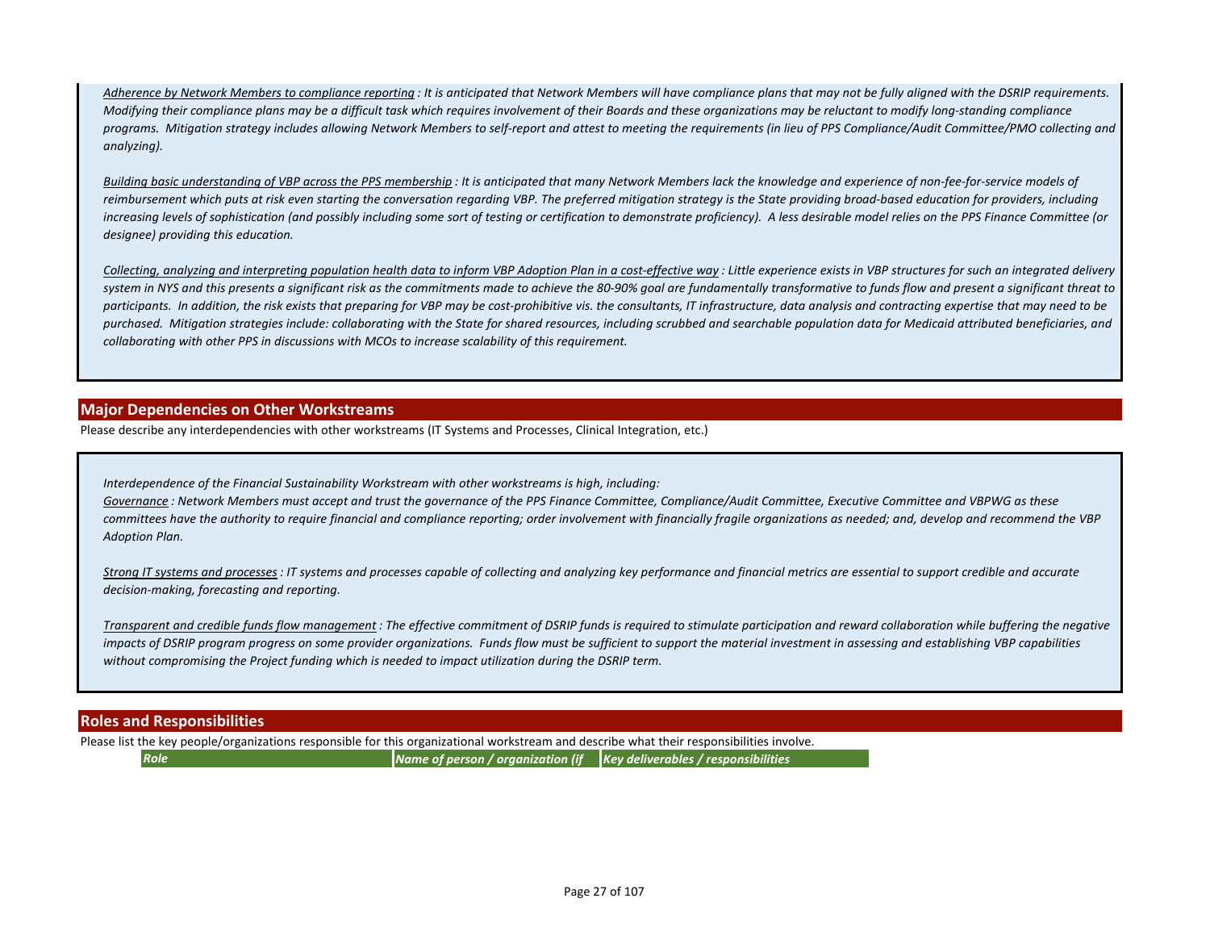*<u>Adherence by Network Members to compliance reporting</u> : It is anticipated that Network Members will have compliance plans that may not be fully aligned with the DSRIP requirements. Modifying their compliance plans may be a difficult task which requires involvement of their Boards and these organizations may be reluctant to modify long-standing compliance programs. Mitigation strategy includes allowing Network Members to self-report and attest to meeting the requirements (in lieu of PPS Compliance/Audit Committee/PMO collecting and analyzing).*

*<u>Building basic understanding of VBP across the PPS membership</u> : It is anticipated that many Network Members lack the knowledge and experience of non-fee-for-service models of reimbursement which puts at risk even starting the conversation regarding VBP. The preferred mitigation strategy is the State providing broad-based education for providers, including increasing levels of sophistication (and possibly including some sort of testing or certification to demonstrate proficiency). A less desirable model relies on the PPS Finance Committee (or designee) providing this education.*

*<u>Collecting, analyzing and interpreting population health data to inform VBP Adoption Plan in a cost-effective way</u> : Little experience exists in VBP structures for such an integrated delivery system in NYS and this presents a significant risk as the commitments made to achieve the 80-90% goal are fundamentally transformative to funds flow and present a significant threat to participants. In addition, the risk exists that preparing for VBP may be cost-prohibitive vis. the consultants, IT infrastructure, data analysis and contracting expertise that may need to be purchased. Mitigation strategies include: collaborating with the State for shared resources, including scrubbed and searchable population data for Medicaid attributed beneficiaries, and collaborating with other PPS in discussions with MCOs to increase scalability of this requirement.*

## Major Dependencies on Other Workstreams

Please describe any interdependencies with other workstreams (IT Systems and Processes, Clinical Integration, etc.)

*Interdependence of the Financial Sustainability Workstream with other workstreams is high, including:*
*<u>Governance</u> : Network Members must accept and trust the governance of the PPS Finance Committee, Compliance/Audit Committee, Executive Committee and VBPWG as these committees have the authority to require financial and compliance reporting; order involvement with financially fragile organizations as needed; and, develop and recommend the VBP Adoption Plan.*

*<u>Strong IT systems and processes</u> : IT systems and processes capable of collecting and analyzing key performance and financial metrics are essential to support credible and accurate decision-making, forecasting and reporting.*

*<u>Transparent and credible funds flow management</u> : The effective commitment of DSRIP funds is required to stimulate participation and reward collaboration while buffering the negative impacts of DSRIP program progress on some provider organizations. Funds flow must be sufficient to support the material investment in assessing and establishing VBP capabilities without compromising the Project funding which is needed to impact utilization during the DSRIP term.*

## Roles and Responsibilities

Please list the key people/organizations responsible for this organizational workstream and describe what their responsibilities involve.

| *Role* | *Name of person / organization (if* | *Key deliverables / responsibilities* |
|---|---|---|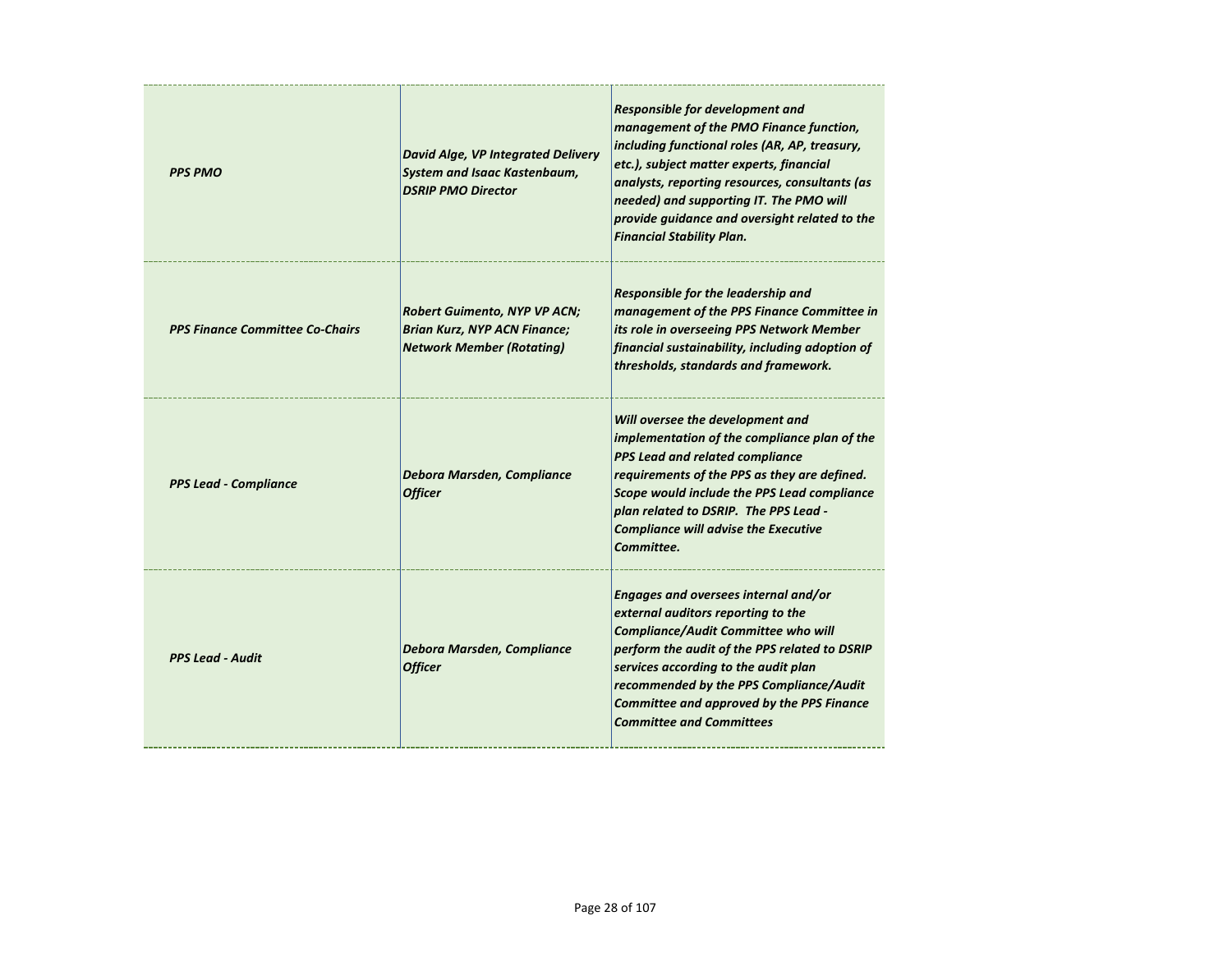| | | |
|---|---|---|
| ***PPS PMO*** | ***David Alge, VP Integrated Delivery System and Isaac Kastenbaum, DSRIP PMO Director*** | ***Responsible for development and management of the PMO Finance function, including functional roles (AR, AP, treasury, etc.), subject matter experts, financial analysts, reporting resources, consultants (as needed) and supporting IT. The PMO will provide guidance and oversight related to the Financial Stability Plan.*** |
| ***PPS Finance Committee Co-Chairs*** | ***Robert Guimento, NYP VP ACN; Brian Kurz, NYP ACN Finance; Network Member (Rotating)*** | ***Responsible for the leadership and management of the PPS Finance Committee in its role in overseeing PPS Network Member financial sustainability, including adoption of thresholds, standards and framework.*** |
| ***PPS Lead - Compliance*** | ***Debora Marsden, Compliance Officer*** | ***Will oversee the development and implementation of the compliance plan of the PPS Lead and related compliance requirements of the PPS as they are defined. Scope would include the PPS Lead compliance plan related to DSRIP. The PPS Lead - Compliance will advise the Executive Committee.*** |
| ***PPS Lead - Audit*** | ***Debora Marsden, Compliance Officer*** | ***Engages and oversees internal and/or external auditors reporting to the Compliance/Audit Committee who will perform the audit of the PPS related to DSRIP services according to the audit plan recommended by the PPS Compliance/Audit Committee and approved by the PPS Finance Committee and Committees*** |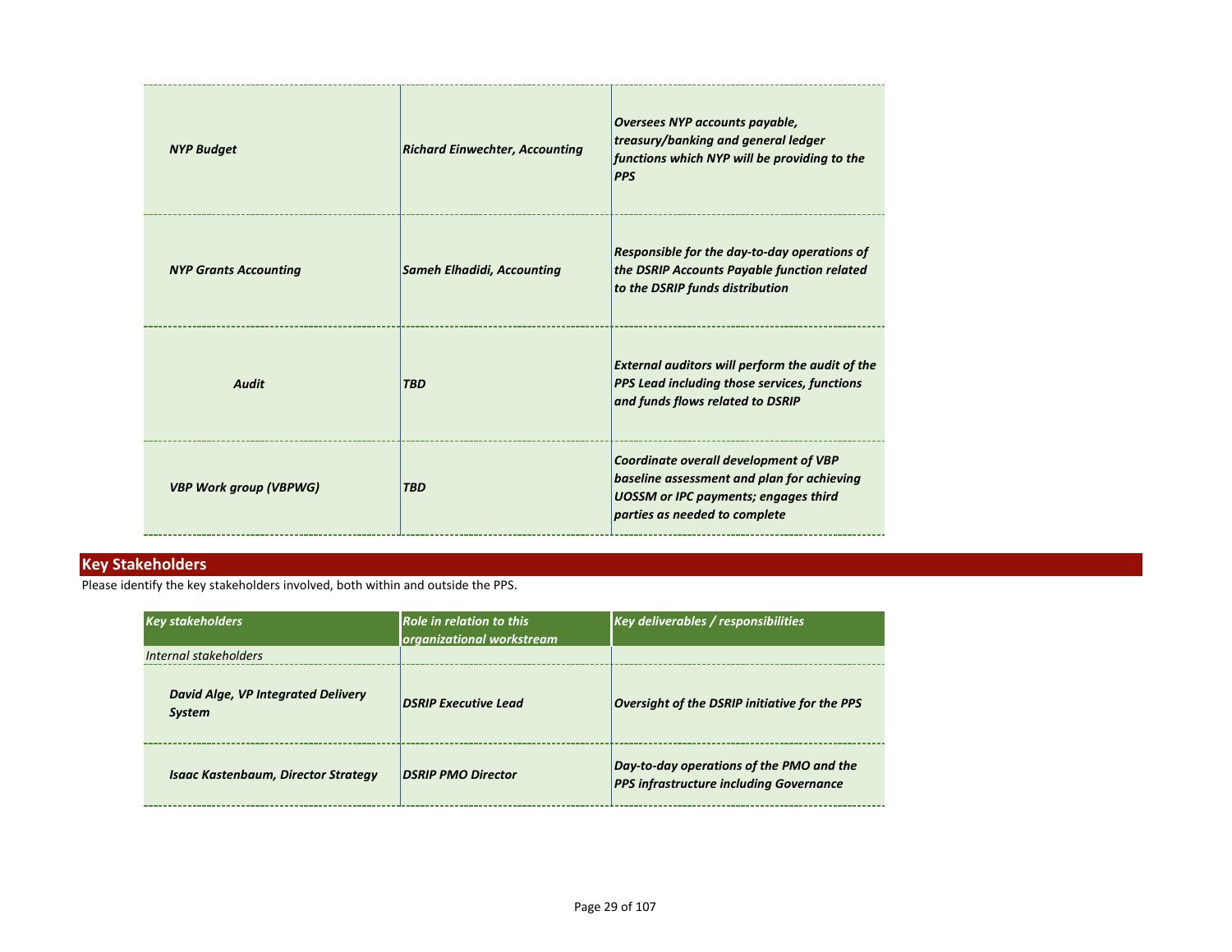| | | |
|---|---|---|
| ***NYP Budget*** | ***Richard Einwechter, Accounting*** | ***Oversees NYP accounts payable, treasury/banking and general ledger functions which NYP will be providing to the PPS*** |
| ***NYP Grants Accounting*** | ***Sameh Elhadidi, Accounting*** | ***Responsible for the day-to-day operations of the DSRIP Accounts Payable function related to the DSRIP funds distribution*** |
| ***Audit*** | ***TBD*** | ***External auditors will perform the audit of the PPS Lead including those services, functions and funds flows related to DSRIP*** |
| ***VBP Work group (VBPWG)*** | ***TBD*** | ***Coordinate overall development of VBP baseline assessment and plan for achieving UOSSM or IPC payments; engages third parties as needed to complete*** |

## Key Stakeholders

Please identify the key stakeholders involved, both within and outside the PPS.

| *Key stakeholders* | *Role in relation to this organizational workstream* | *Key deliverables / responsibilities* |
|---|---|---|
| *Internal stakeholders* | | |
| ***David Alge, VP Integrated Delivery System*** | ***DSRIP Executive Lead*** | ***Oversight of the DSRIP initiative for the PPS*** |
| ***Isaac Kastenbaum, Director Strategy*** | ***DSRIP PMO Director*** | ***Day-to-day operations of the PMO and the PPS infrastructure including Governance*** |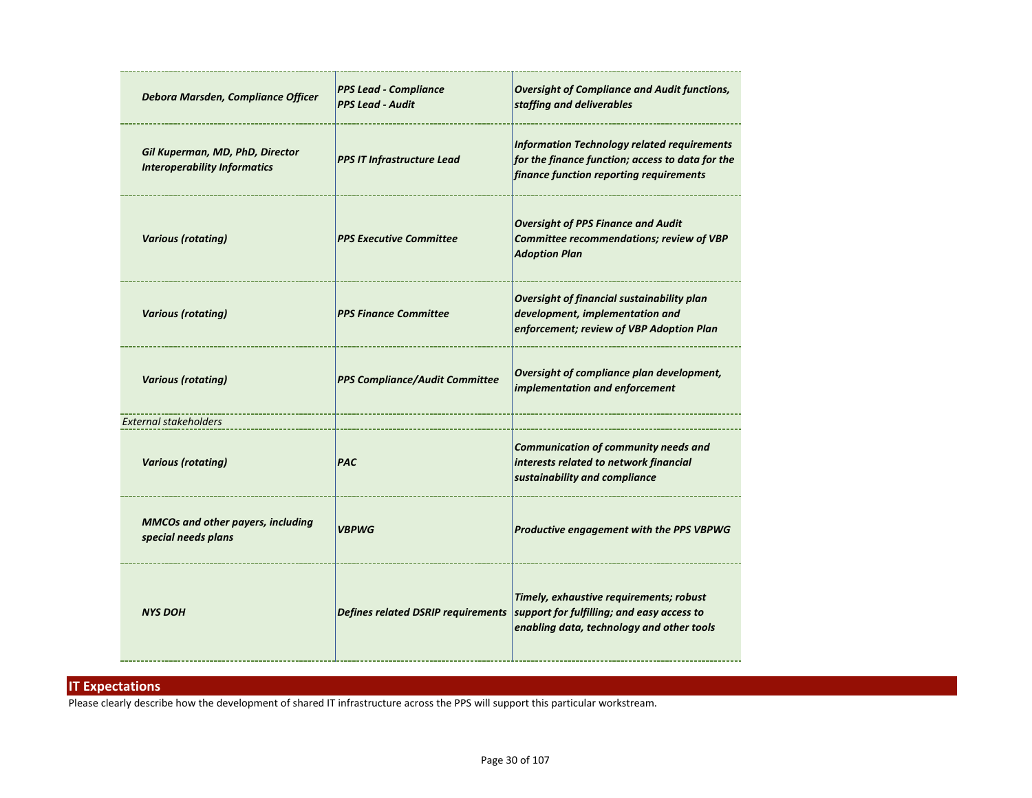| | | |
|---|---|---|
| ***Debora Marsden, Compliance Officer*** | ***PPS Lead - Compliance<br>PPS Lead - Audit*** | ***Oversight of Compliance and Audit functions, staffing and deliverables*** |
| ***Gil Kuperman, MD, PhD, Director Interoperability Informatics*** | ***PPS IT Infrastructure Lead*** | ***Information Technology related requirements for the finance function; access to data for the finance function reporting requirements*** |
| ***Various (rotating)*** | ***PPS Executive Committee*** | ***Oversight of PPS Finance and Audit Committee recommendations; review of VBP Adoption Plan*** |
| ***Various (rotating)*** | ***PPS Finance Committee*** | ***Oversight of financial sustainability plan development, implementation and enforcement; review of VBP Adoption Plan*** |
| ***Various (rotating)*** | ***PPS Compliance/Audit Committee*** | ***Oversight of compliance plan development, implementation and enforcement*** |
| *External stakeholders* | | |
| ***Various (rotating)*** | ***PAC*** | ***Communication of community needs and interests related to network financial sustainability and compliance*** |
| ***MMCOs and other payers, including special needs plans*** | ***VBPWG*** | ***Productive engagement with the PPS VBPWG*** |
| ***NYS DOH*** | ***Defines related DSRIP requirements*** | ***Timely, exhaustive requirements; robust support for fulfilling; and easy access to enabling data, technology and other tools*** |

## IT Expectations

Please clearly describe how the development of shared IT infrastructure across the PPS will support this particular workstream.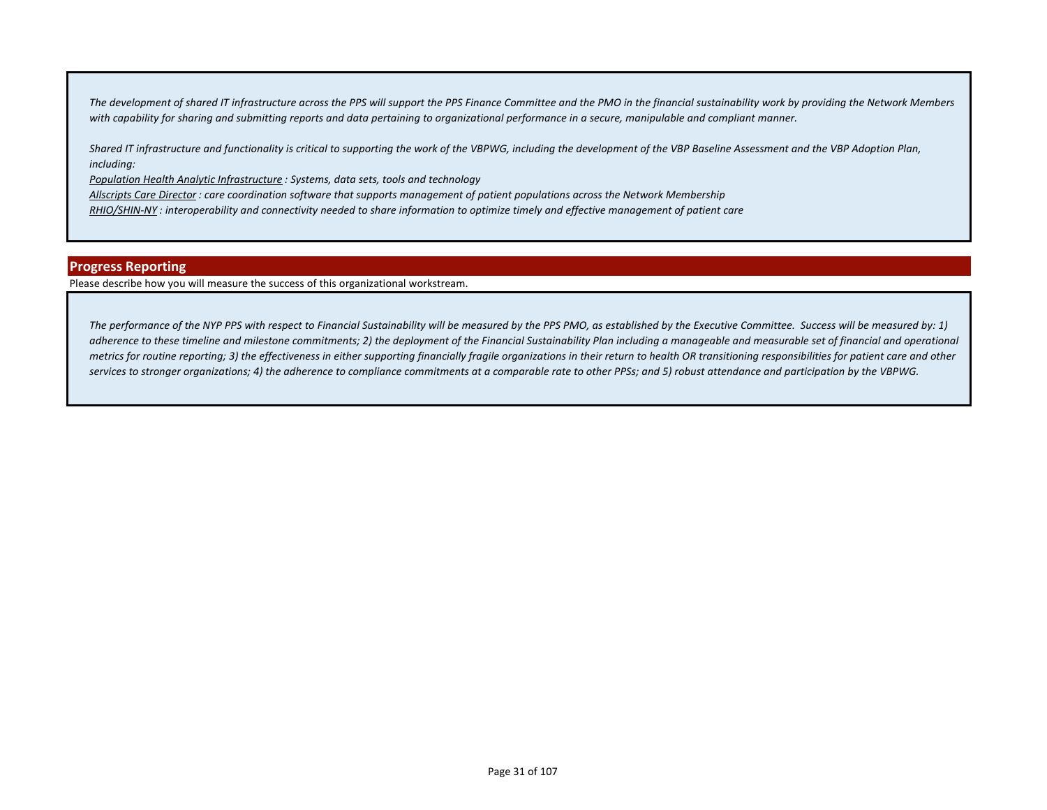*The development of shared IT infrastructure across the PPS will support the PPS Finance Committee and the PMO in the financial sustainability work by providing the Network Members with capability for sharing and submitting reports and data pertaining to organizational performance in a secure, manipulable and compliant manner.*

*Shared IT infrastructure and functionality is critical to supporting the work of the VBPWG, including the development of the VBP Baseline Assessment and the VBP Adoption Plan, including:*

*Population Health Analytic Infrastructure : Systems, data sets, tools and technology*
*Allscripts Care Director : care coordination software that supports management of patient populations across the Network Membership*
*RHIO/SHIN-NY : interoperability and connectivity needed to share information to optimize timely and effective management of patient care*

## Progress Reporting

Please describe how you will measure the success of this organizational workstream.

*The performance of the NYP PPS with respect to Financial Sustainability will be measured by the PPS PMO, as established by the Executive Committee. Success will be measured by: 1) adherence to these timeline and milestone commitments; 2) the deployment of the Financial Sustainability Plan including a manageable and measurable set of financial and operational metrics for routine reporting; 3) the effectiveness in either supporting financially fragile organizations in their return to health OR transitioning responsibilities for patient care and other services to stronger organizations; 4) the adherence to compliance commitments at a comparable rate to other PPSs; and 5) robust attendance and participation by the VBPWG.*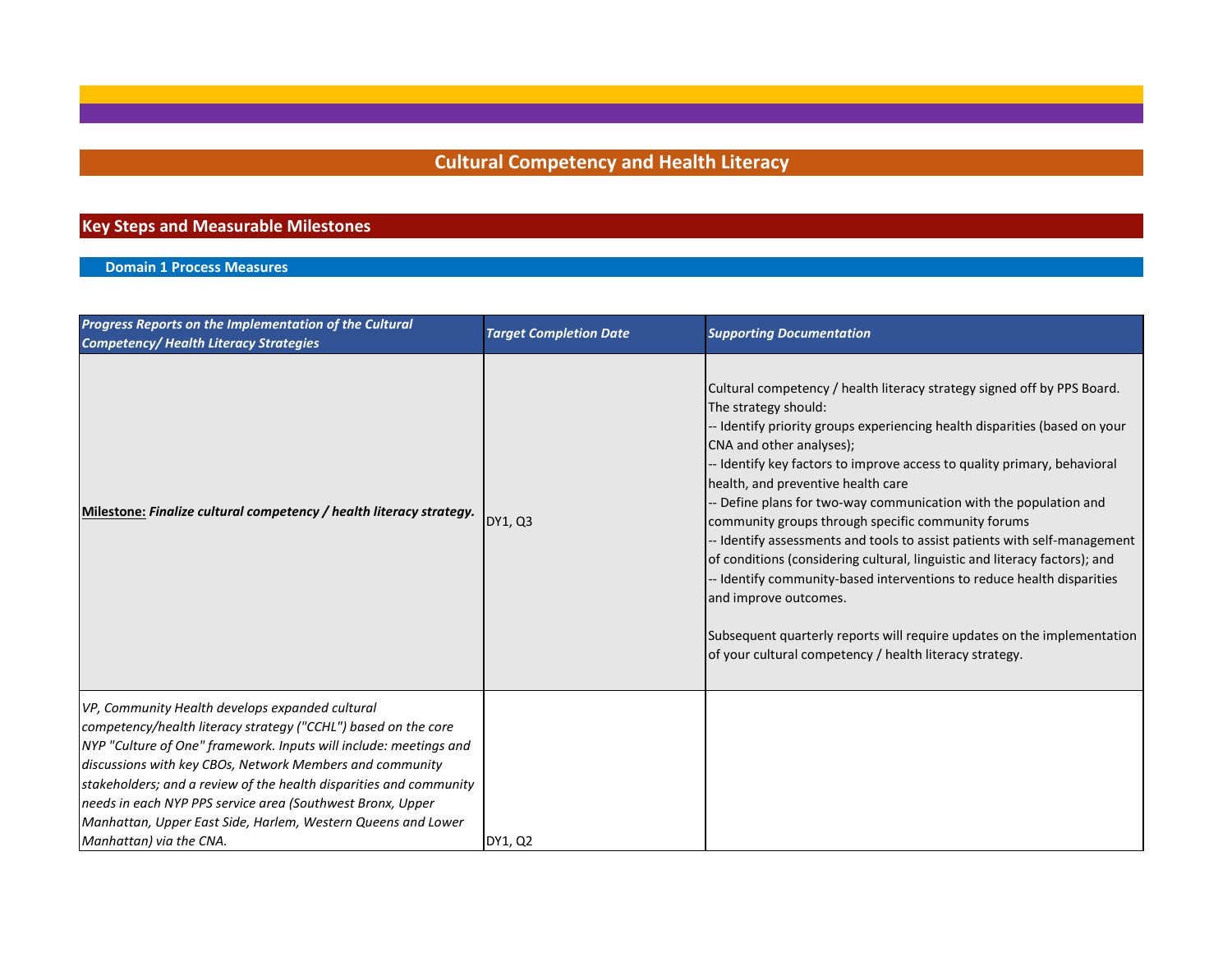# Cultural Competency and Health Literacy

## Key Steps and Measurable Milestones

### Domain 1 Process Measures

| *Progress Reports on the Implementation of the Cultural Competency/ Health Literacy Strategies* | *Target Completion Date* | *Supporting Documentation* |
|---|---|---|
| **Milestone:** ***Finalize cultural competency / health literacy strategy.*** | DY1, Q3 | Cultural competency / health literacy strategy signed off by PPS Board. The strategy should:<br>-- Identify priority groups experiencing health disparities (based on your CNA and other analyses);<br>-- Identify key factors to improve access to quality primary, behavioral health, and preventive health care<br>-- Define plans for two-way communication with the population and community groups through specific community forums<br>-- Identify assessments and tools to assist patients with self-management of conditions (considering cultural, linguistic and literacy factors); and<br>-- Identify community-based interventions to reduce health disparities and improve outcomes.<br><br>Subsequent quarterly reports will require updates on the implementation of your cultural competency / health literacy strategy. |
| *VP, Community Health develops expanded cultural competency/health literacy strategy ("CCHL") based on the core NYP "Culture of One" framework. Inputs will include: meetings and discussions with key CBOs, Network Members and community stakeholders; and a review of the health disparities and community needs in each NYP PPS service area (Southwest Bronx, Upper Manhattan, Upper East Side, Harlem, Western Queens and Lower Manhattan) via the CNA.* | DY1, Q2 | |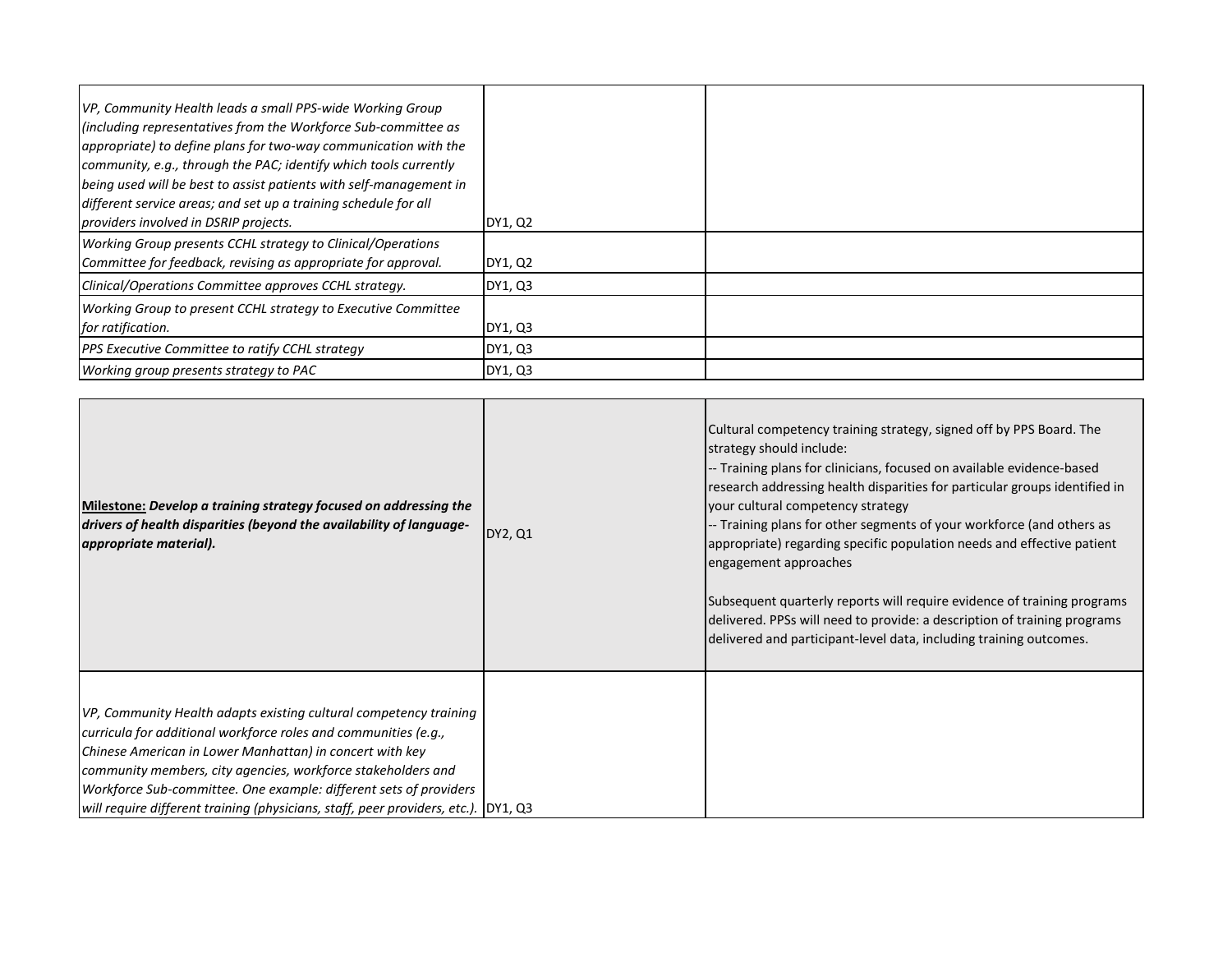| | | |
|---|---|---|
| *VP, Community Health leads a small PPS-wide Working Group (including representatives from the Workforce Sub-committee as appropriate) to define plans for two-way communication with the community, e.g., through the PAC; identify which tools currently being used will be best to assist patients with self-management in different service areas; and set up a training schedule for all providers involved in DSRIP projects.* | DY1, Q2 | |
| *Working Group presents CCHL strategy to Clinical/Operations Committee for feedback, revising as appropriate for approval.* | DY1, Q2 | |
| *Clinical/Operations Committee approves CCHL strategy.* | DY1, Q3 | |
| *Working Group to present CCHL strategy to Executive Committee for ratification.* | DY1, Q3 | |
| *PPS Executive Committee to ratify CCHL strategy* | DY1, Q3 | |
| *Working group presents strategy to PAC* | DY1, Q3 | |

| | | |
|---|---|---|
| **Milestone:** ***Develop a training strategy focused on addressing the drivers of health disparities (beyond the availability of language-appropriate material).*** | DY2, Q1 | Cultural competency training strategy, signed off by PPS Board. The strategy should include:<br>-- Training plans for clinicians, focused on available evidence-based research addressing health disparities for particular groups identified in your cultural competency strategy<br>-- Training plans for other segments of your workforce (and others as appropriate) regarding specific population needs and effective patient engagement approaches<br><br>Subsequent quarterly reports will require evidence of training programs delivered. PPSs will need to provide: a description of training programs delivered and participant-level data, including training outcomes. |
| *VP, Community Health adapts existing cultural competency training curricula for additional workforce roles and communities (e.g., Chinese American in Lower Manhattan) in concert with key community members, city agencies, workforce stakeholders and Workforce Sub-committee. One example: different sets of providers will require different training (physicians, staff, peer providers, etc.).* | DY1, Q3 | |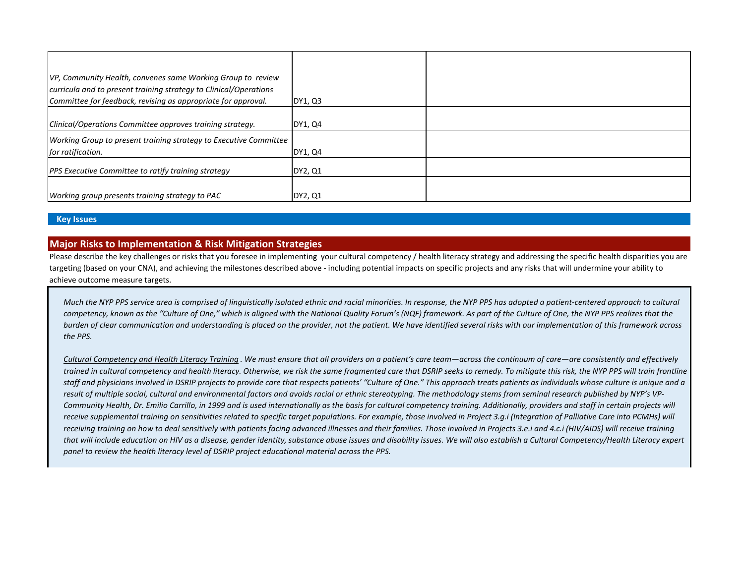| | | |
|---|---|---|
| *VP, Community Health, convenes same Working Group to review curricula and to present training strategy to Clinical/Operations Committee for feedback, revising as appropriate for approval.* | DY1, Q3 | |
| *Clinical/Operations Committee approves training strategy.* | DY1, Q4 | |
| *Working Group to present training strategy to Executive Committee for ratification.* | DY1, Q4 | |
| *PPS Executive Committee to ratify training strategy* | DY2, Q1 | |
| *Working group presents training strategy to PAC* | DY2, Q1 | |

**Key Issues**

## Major Risks to Implementation & Risk Mitigation Strategies

Please describe the key challenges or risks that you foresee in implementing your cultural competency / health literacy strategy and addressing the specific health disparities you are targeting (based on your CNA), and achieving the milestones described above - including potential impacts on specific projects and any risks that will undermine your ability to achieve outcome measure targets.

*Much the NYP PPS service area is comprised of linguistically isolated ethnic and racial minorities. In response, the NYP PPS has adopted a patient-centered approach to cultural competency, known as the "Culture of One," which is aligned with the National Quality Forum's (NQF) framework. As part of the Culture of One, the NYP PPS realizes that the burden of clear communication and understanding is placed on the provider, not the patient. We have identified several risks with our implementation of this framework across the PPS.*

*<u>Cultural Competency and Health Literacy Training</u> . We must ensure that all providers on a patient's care team—across the continuum of care—are consistently and effectively trained in cultural competency and health literacy. Otherwise, we risk the same fragmented care that DSRIP seeks to remedy. To mitigate this risk, the NYP PPS will train frontline staff and physicians involved in DSRIP projects to provide care that respects patients' "Culture of One." This approach treats patients as individuals whose culture is unique and a result of multiple social, cultural and environmental factors and avoids racial or ethnic stereotyping. The methodology stems from seminal research published by NYP's VP-Community Health, Dr. Emilio Carrillo, in 1999 and is used internationally as the basis for cultural competency training. Additionally, providers and staff in certain projects will receive supplemental training on sensitivities related to specific target populations. For example, those involved in Project 3.g.i (Integration of Palliative Care into PCMHs) will receiving training on how to deal sensitively with patients facing advanced illnesses and their families. Those involved in Projects 3.e.i and 4.c.i (HIV/AIDS) will receive training that will include education on HIV as a disease, gender identity, substance abuse issues and disability issues. We will also establish a Cultural Competency/Health Literacy expert panel to review the health literacy level of DSRIP project educational material across the PPS.*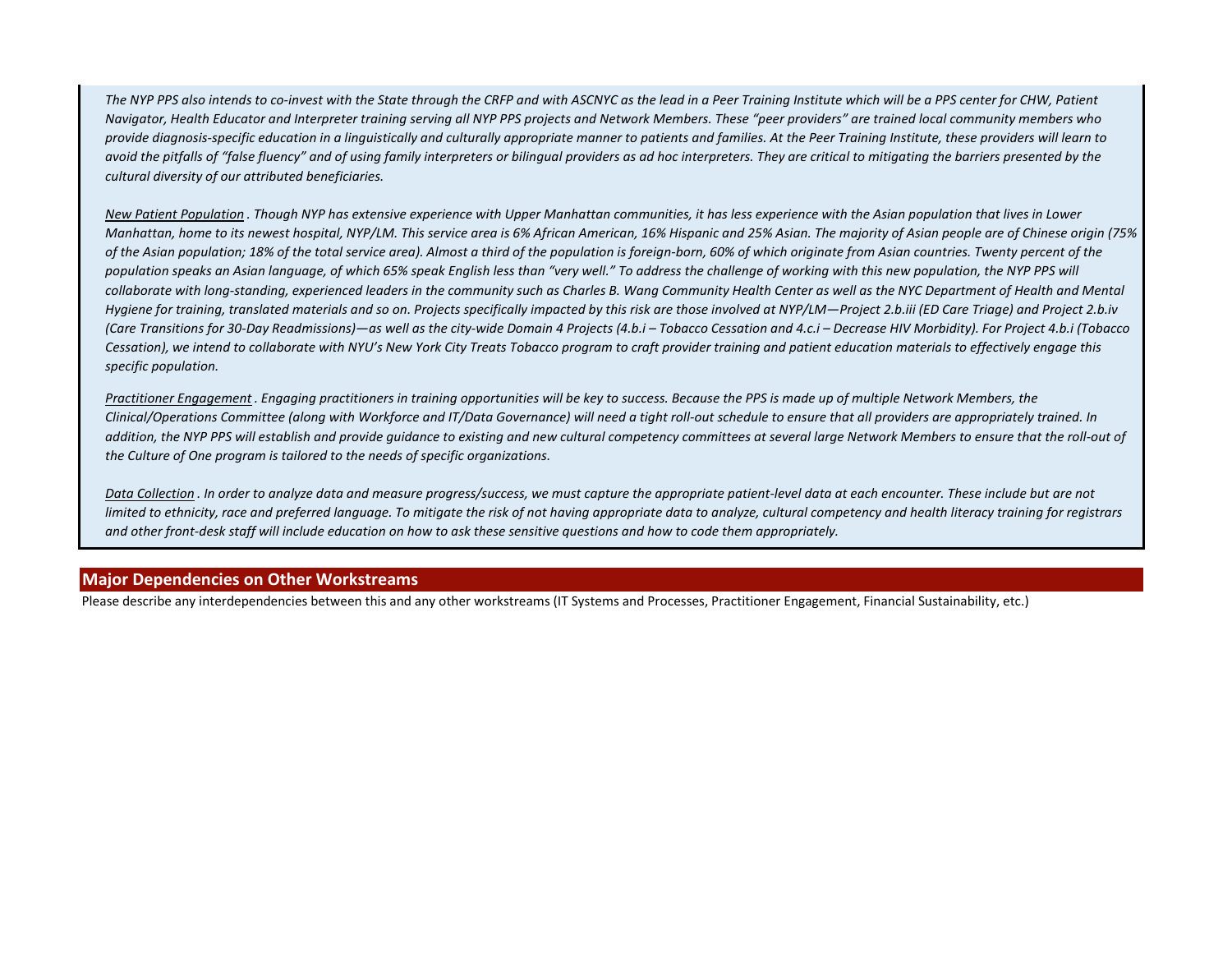*The NYP PPS also intends to co-invest with the State through the CRFP and with ASCNYC as the lead in a Peer Training Institute which will be a PPS center for CHW, Patient Navigator, Health Educator and Interpreter training serving all NYP PPS projects and Network Members. These "peer providers" are trained local community members who provide diagnosis-specific education in a linguistically and culturally appropriate manner to patients and families. At the Peer Training Institute, these providers will learn to avoid the pitfalls of "false fluency" and of using family interpreters or bilingual providers as ad hoc interpreters. They are critical to mitigating the barriers presented by the cultural diversity of our attributed beneficiaries.*

*<u>New Patient Population</u> . Though NYP has extensive experience with Upper Manhattan communities, it has less experience with the Asian population that lives in Lower Manhattan, home to its newest hospital, NYP/LM. This service area is 6% African American, 16% Hispanic and 25% Asian. The majority of Asian people are of Chinese origin (75% of the Asian population; 18% of the total service area). Almost a third of the population is foreign-born, 60% of which originate from Asian countries. Twenty percent of the population speaks an Asian language, of which 65% speak English less than "very well." To address the challenge of working with this new population, the NYP PPS will collaborate with long-standing, experienced leaders in the community such as Charles B. Wang Community Health Center as well as the NYC Department of Health and Mental Hygiene for training, translated materials and so on. Projects specifically impacted by this risk are those involved at NYP/LM—Project 2.b.iii (ED Care Triage) and Project 2.b.iv (Care Transitions for 30-Day Readmissions)—as well as the city-wide Domain 4 Projects (4.b.i – Tobacco Cessation and 4.c.i – Decrease HIV Morbidity). For Project 4.b.i (Tobacco Cessation), we intend to collaborate with NYU's New York City Treats Tobacco program to craft provider training and patient education materials to effectively engage this specific population.*

*<u>Practitioner Engagement</u> . Engaging practitioners in training opportunities will be key to success. Because the PPS is made up of multiple Network Members, the Clinical/Operations Committee (along with Workforce and IT/Data Governance) will need a tight roll-out schedule to ensure that all providers are appropriately trained. In addition, the NYP PPS will establish and provide guidance to existing and new cultural competency committees at several large Network Members to ensure that the roll-out of the Culture of One program is tailored to the needs of specific organizations.*

*<u>Data Collection</u> . In order to analyze data and measure progress/success, we must capture the appropriate patient-level data at each encounter. These include but are not limited to ethnicity, race and preferred language. To mitigate the risk of not having appropriate data to analyze, cultural competency and health literacy training for registrars and other front-desk staff will include education on how to ask these sensitive questions and how to code them appropriately.*

## Major Dependencies on Other Workstreams

Please describe any interdependencies between this and any other workstreams (IT Systems and Processes, Practitioner Engagement, Financial Sustainability, etc.)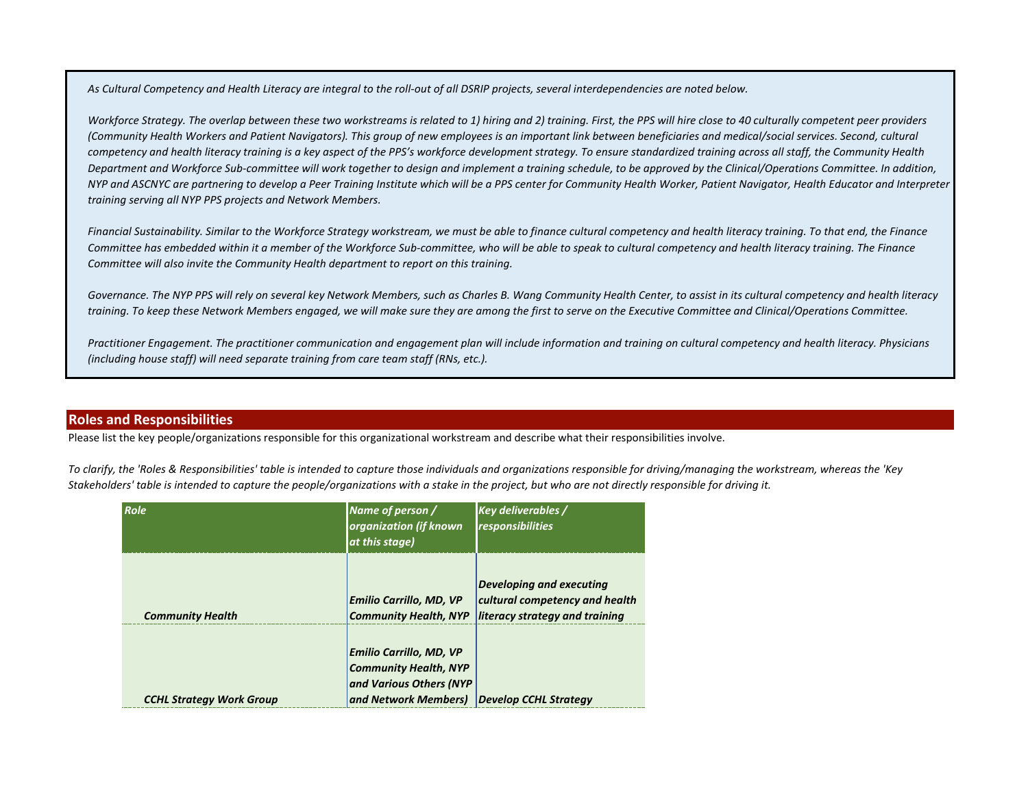*As Cultural Competency and Health Literacy are integral to the roll-out of all DSRIP projects, several interdependencies are noted below.*

*Workforce Strategy. The overlap between these two workstreams is related to 1) hiring and 2) training. First, the PPS will hire close to 40 culturally competent peer providers (Community Health Workers and Patient Navigators). This group of new employees is an important link between beneficiaries and medical/social services. Second, cultural competency and health literacy training is a key aspect of the PPS's workforce development strategy. To ensure standardized training across all staff, the Community Health Department and Workforce Sub-committee will work together to design and implement a training schedule, to be approved by the Clinical/Operations Committee. In addition, NYP and ASCNYC are partnering to develop a Peer Training Institute which will be a PPS center for Community Health Worker, Patient Navigator, Health Educator and Interpreter training serving all NYP PPS projects and Network Members.*

*Financial Sustainability. Similar to the Workforce Strategy workstream, we must be able to finance cultural competency and health literacy training. To that end, the Finance Committee has embedded within it a member of the Workforce Sub-committee, who will be able to speak to cultural competency and health literacy training. The Finance Committee will also invite the Community Health department to report on this training.*

*Governance. The NYP PPS will rely on several key Network Members, such as Charles B. Wang Community Health Center, to assist in its cultural competency and health literacy training. To keep these Network Members engaged, we will make sure they are among the first to serve on the Executive Committee and Clinical/Operations Committee.*

*Practitioner Engagement. The practitioner communication and engagement plan will include information and training on cultural competency and health literacy. Physicians (including house staff) will need separate training from care team staff (RNs, etc.).*

## Roles and Responsibilities

Please list the key people/organizations responsible for this organizational workstream and describe what their responsibilities involve.

*To clarify, the 'Roles & Responsibilities' table is intended to capture those individuals and organizations responsible for driving/managing the workstream, whereas the 'Key Stakeholders' table is intended to capture the people/organizations with a stake in the project, but who are not directly responsible for driving it.*

| Role | Name of person / organization (if known at this stage) | Key deliverables / responsibilities |
|---|---|---|
| ***Community Health*** | ***Emilio Carrillo, MD, VP Community Health, NYP*** | ***Developing and executing cultural competency and health literacy strategy and training*** |
| ***CCHL Strategy Work Group*** | ***Emilio Carrillo, MD, VP Community Health, NYP and Various Others (NYP and Network Members)*** | ***Develop CCHL Strategy*** |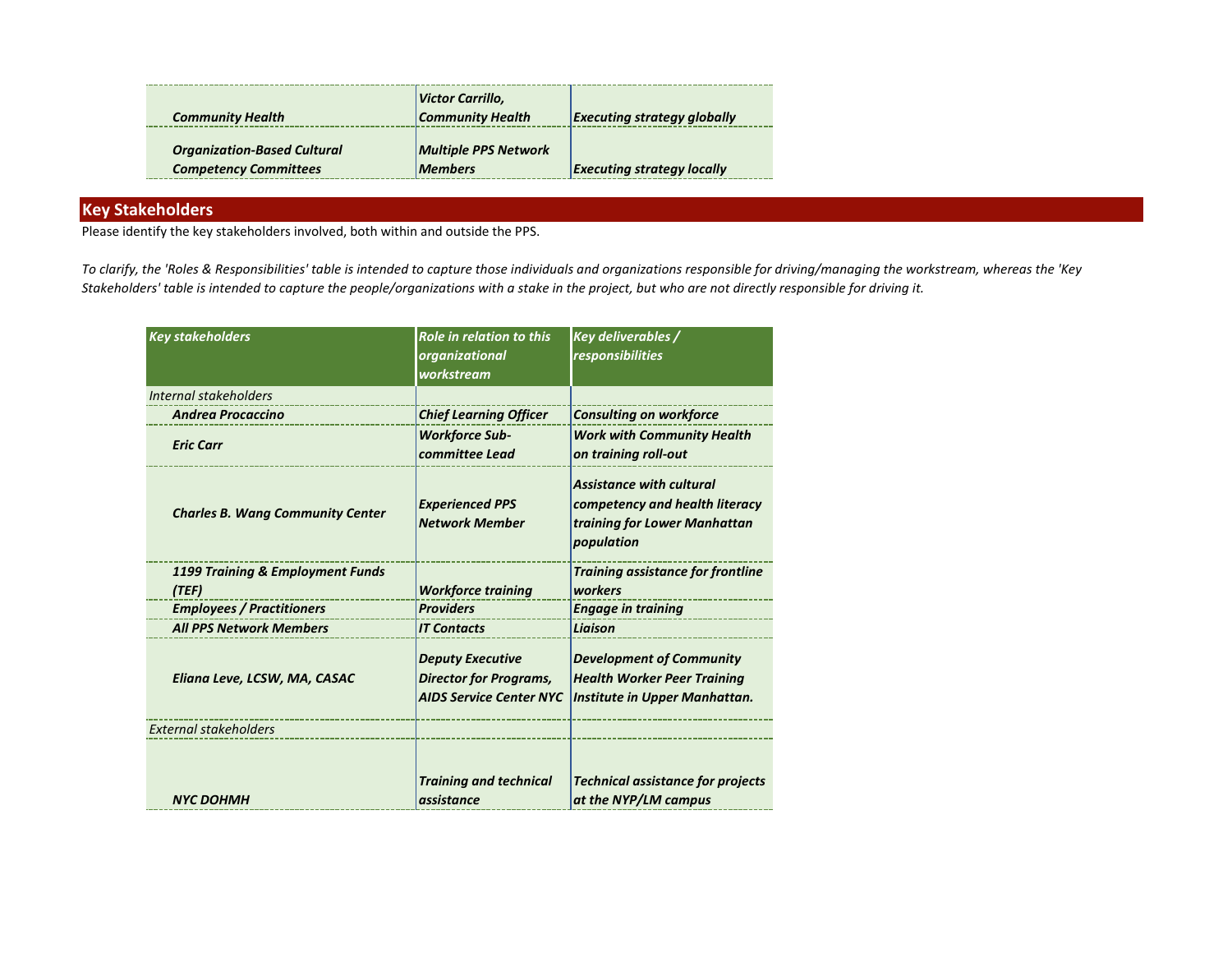| | | |
|---|---|---|
| ***Community Health*** | ***Victor Carrillo, Community Health*** | ***Executing strategy globally*** |
| ***Organization-Based Cultural Competency Committees*** | ***Multiple PPS Network Members*** | ***Executing strategy locally*** |

## Key Stakeholders

Please identify the key stakeholders involved, both within and outside the PPS.

*To clarify, the 'Roles & Responsibilities' table is intended to capture those individuals and organizations responsible for driving/managing the workstream, whereas the 'Key Stakeholders' table is intended to capture the people/organizations with a stake in the project, but who are not directly responsible for driving it.*

| *Key stakeholders* | *Role in relation to this organizational workstream* | *Key deliverables / responsibilities* |
|---|---|---|
| *Internal stakeholders* | | |
| ***Andrea Procaccino*** | ***Chief Learning Officer*** | ***Consulting on workforce*** |
| ***Eric Carr*** | ***Workforce Sub-committee Lead*** | ***Work with Community Health on training roll-out*** |
| ***Charles B. Wang Community Center*** | ***Experienced PPS Network Member*** | ***Assistance with cultural competency and health literacy training for Lower Manhattan population*** |
| ***1199 Training & Employment Funds (TEF)*** | ***Workforce training*** | ***Training assistance for frontline workers*** |
| ***Employees / Practitioners*** | ***Providers*** | ***Engage in training*** |
| ***All PPS Network Members*** | ***IT Contacts*** | ***Liaison*** |
| ***Eliana Leve, LCSW, MA, CASAC*** | ***Deputy Executive Director for Programs, AIDS Service Center NYC*** | ***Development of Community Health Worker Peer Training Institute in Upper Manhattan.*** |
| *External stakeholders* | | |
| ***NYC DOHMH*** | ***Training and technical assistance*** | ***Technical assistance for projects at the NYP/LM campus*** |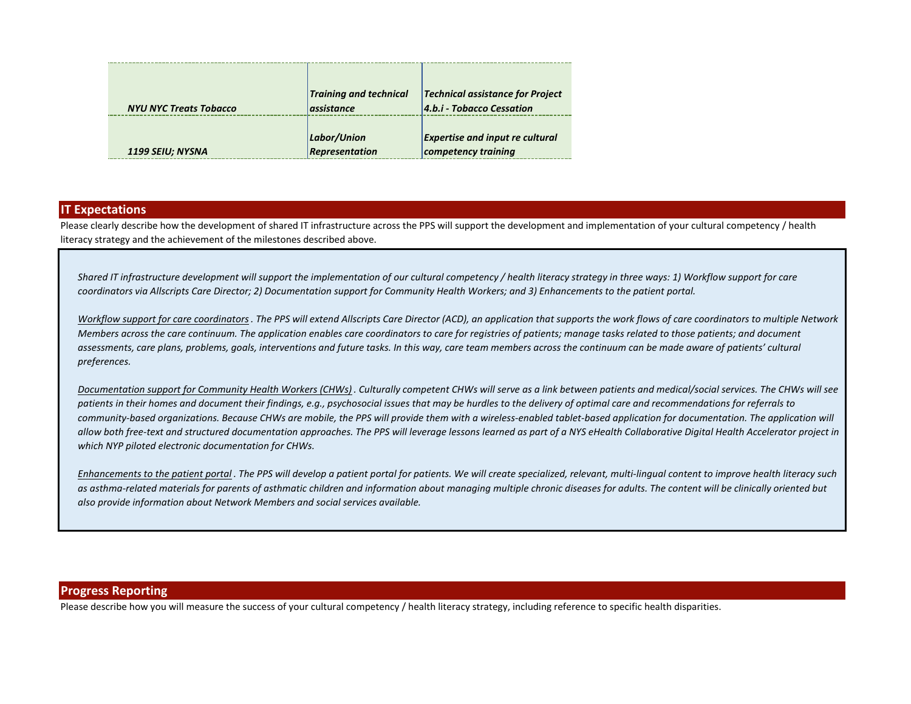| | | |
|---|---|---|
| *NYU NYC Treats Tobacco* | *Training and technical assistance* | *Technical assistance for Project 4.b.i - Tobacco Cessation* |
| *1199 SEIU; NYSNA* | *Labor/Union Representation* | *Expertise and input re cultural competency training* |

## IT Expectations

Please clearly describe how the development of shared IT infrastructure across the PPS will support the development and implementation of your cultural competency / health literacy strategy and the achievement of the milestones described above.

*Shared IT infrastructure development will support the implementation of our cultural competency / health literacy strategy in three ways: 1) Workflow support for care coordinators via Allscripts Care Director; 2) Documentation support for Community Health Workers; and 3) Enhancements to the patient portal.*

*Workflow support for care coordinators . The PPS will extend Allscripts Care Director (ACD), an application that supports the work flows of care coordinators to multiple Network Members across the care continuum. The application enables care coordinators to care for registries of patients; manage tasks related to those patients; and document assessments, care plans, problems, goals, interventions and future tasks. In this way, care team members across the continuum can be made aware of patients' cultural preferences.*

*Documentation support for Community Health Workers (CHWs) . Culturally competent CHWs will serve as a link between patients and medical/social services. The CHWs will see patients in their homes and document their findings, e.g., psychosocial issues that may be hurdles to the delivery of optimal care and recommendations for referrals to community-based organizations. Because CHWs are mobile, the PPS will provide them with a wireless-enabled tablet-based application for documentation. The application will allow both free-text and structured documentation approaches. The PPS will leverage lessons learned as part of a NYS eHealth Collaborative Digital Health Accelerator project in which NYP piloted electronic documentation for CHWs.*

*Enhancements to the patient portal . The PPS will develop a patient portal for patients. We will create specialized, relevant, multi-lingual content to improve health literacy such as asthma-related materials for parents of asthmatic children and information about managing multiple chronic diseases for adults. The content will be clinically oriented but also provide information about Network Members and social services available.*

## Progress Reporting

Please describe how you will measure the success of your cultural competency / health literacy strategy, including reference to specific health disparities.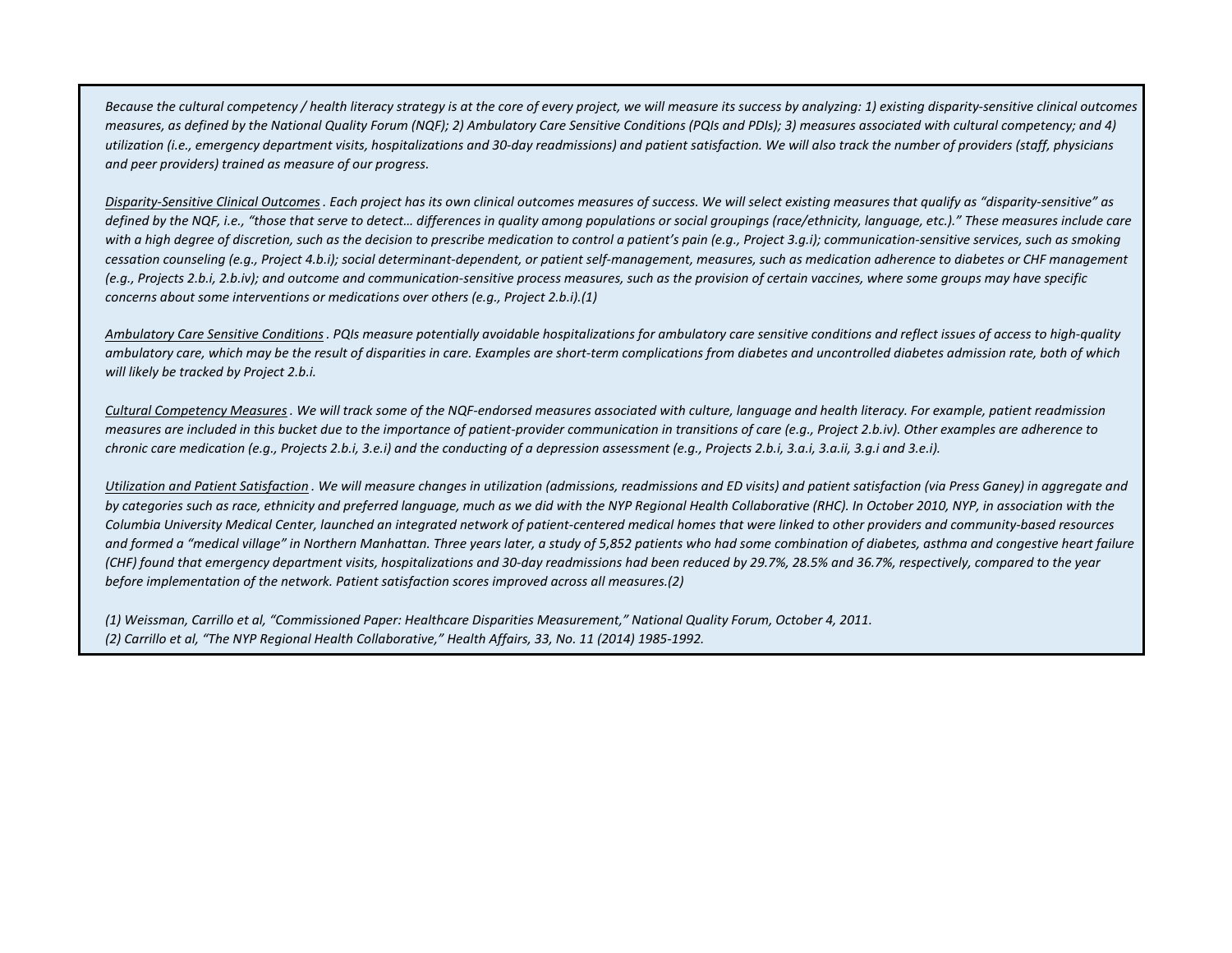*Because the cultural competency / health literacy strategy is at the core of every project, we will measure its success by analyzing: 1) existing disparity-sensitive clinical outcomes measures, as defined by the National Quality Forum (NQF); 2) Ambulatory Care Sensitive Conditions (PQIs and PDIs); 3) measures associated with cultural competency; and 4) utilization (i.e., emergency department visits, hospitalizations and 30-day readmissions) and patient satisfaction. We will also track the number of providers (staff, physicians and peer providers) trained as measure of our progress.*

*<u>Disparity-Sensitive Clinical Outcomes</u>. Each project has its own clinical outcomes measures of success. We will select existing measures that qualify as "disparity-sensitive" as defined by the NQF, i.e., "those that serve to detect… differences in quality among populations or social groupings (race/ethnicity, language, etc.)." These measures include care with a high degree of discretion, such as the decision to prescribe medication to control a patient's pain (e.g., Project 3.g.i); communication-sensitive services, such as smoking cessation counseling (e.g., Project 4.b.i); social determinant-dependent, or patient self-management, measures, such as medication adherence to diabetes or CHF management (e.g., Projects 2.b.i, 2.b.iv); and outcome and communication-sensitive process measures, such as the provision of certain vaccines, where some groups may have specific concerns about some interventions or medications over others (e.g., Project 2.b.i).(1)*

*<u>Ambulatory Care Sensitive Conditions</u>. PQIs measure potentially avoidable hospitalizations for ambulatory care sensitive conditions and reflect issues of access to high-quality ambulatory care, which may be the result of disparities in care. Examples are short-term complications from diabetes and uncontrolled diabetes admission rate, both of which will likely be tracked by Project 2.b.i.*

*<u>Cultural Competency Measures</u>. We will track some of the NQF-endorsed measures associated with culture, language and health literacy. For example, patient readmission measures are included in this bucket due to the importance of patient-provider communication in transitions of care (e.g., Project 2.b.iv). Other examples are adherence to chronic care medication (e.g., Projects 2.b.i, 3.e.i) and the conducting of a depression assessment (e.g., Projects 2.b.i, 3.a.i, 3.a.ii, 3.g.i and 3.e.i).*

*<u>Utilization and Patient Satisfaction</u>. We will measure changes in utilization (admissions, readmissions and ED visits) and patient satisfaction (via Press Ganey) in aggregate and by categories such as race, ethnicity and preferred language, much as we did with the NYP Regional Health Collaborative (RHC). In October 2010, NYP, in association with the Columbia University Medical Center, launched an integrated network of patient-centered medical homes that were linked to other providers and community-based resources and formed a "medical village" in Northern Manhattan. Three years later, a study of 5,852 patients who had some combination of diabetes, asthma and congestive heart failure (CHF) found that emergency department visits, hospitalizations and 30-day readmissions had been reduced by 29.7%, 28.5% and 36.7%, respectively, compared to the year before implementation of the network. Patient satisfaction scores improved across all measures.(2)*

*(1) Weissman, Carrillo et al, "Commissioned Paper: Healthcare Disparities Measurement," National Quality Forum, October 4, 2011.*
*(2) Carrillo et al, "The NYP Regional Health Collaborative," Health Affairs, 33, No. 11 (2014) 1985-1992.*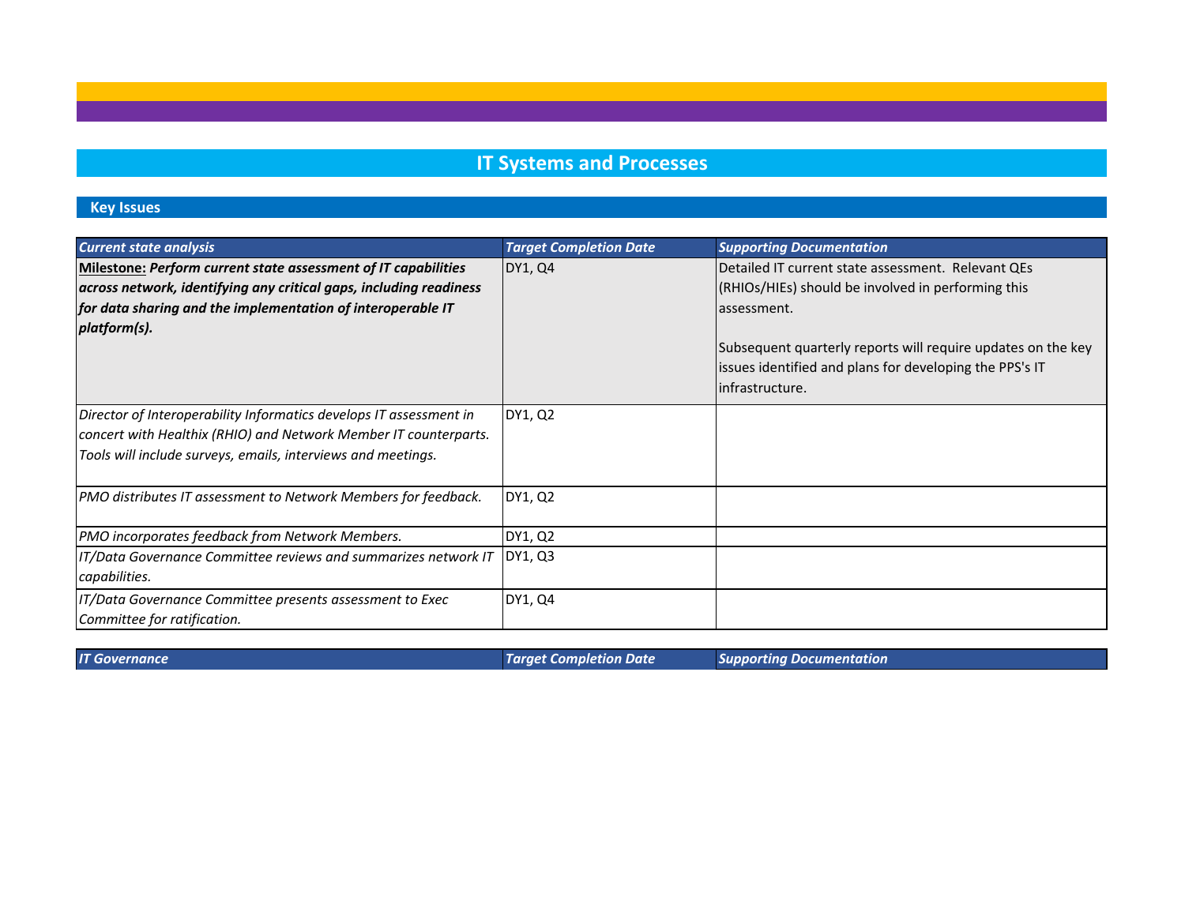## IT Systems and Processes

### Key Issues

| *Current state analysis* | *Target Completion Date* | *Supporting Documentation* |
|---|---|---|
| **Milestone:** ***Perform current state assessment of IT capabilities across network, identifying any critical gaps, including readiness for data sharing and the implementation of interoperable IT platform(s).*** | DY1, Q4 | Detailed IT current state assessment. Relevant QEs (RHIOs/HIEs) should be involved in performing this assessment.<br><br>Subsequent quarterly reports will require updates on the key issues identified and plans for developing the PPS's IT infrastructure. |
| *Director of Interoperability Informatics develops IT assessment in concert with Healthix (RHIO) and Network Member IT counterparts. Tools will include surveys, emails, interviews and meetings.* | DY1, Q2 | |
| *PMO distributes IT assessment to Network Members for feedback.* | DY1, Q2 | |
| *PMO incorporates feedback from Network Members.* | DY1, Q2 | |
| *IT/Data Governance Committee reviews and summarizes network IT capabilities.* | DY1, Q3 | |
| *IT/Data Governance Committee presents assessment to Exec Committee for ratification.* | DY1, Q4 | |

| *IT Governance* | *Target Completion Date* | *Supporting Documentation* |
|---|---|---|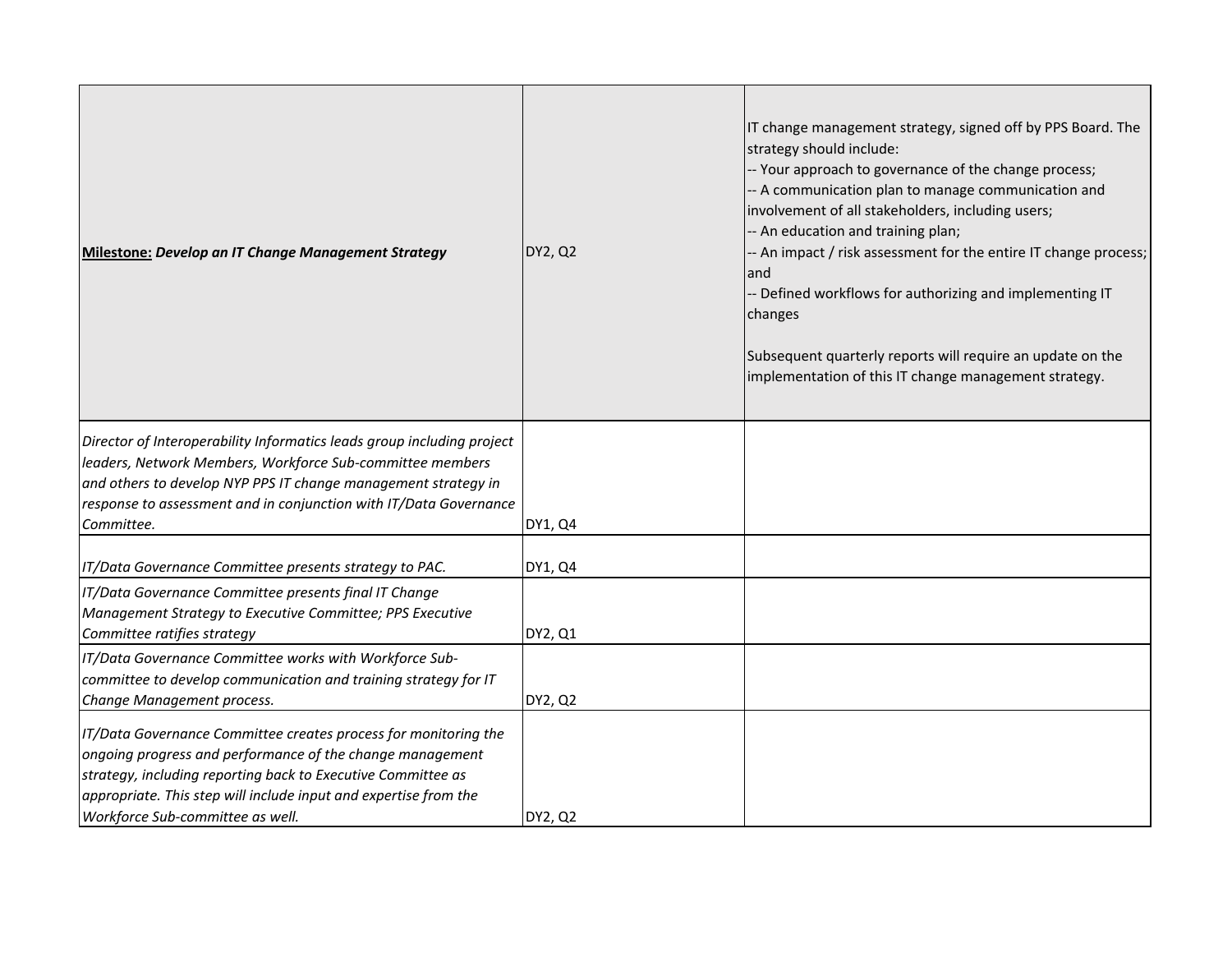| | | |
|---|---|---|
| **<u>Milestone:</u>** ***Develop an IT Change Management Strategy*** | DY2, Q2 | IT change management strategy, signed off by PPS Board. The strategy should include:<br>-- Your approach to governance of the change process;<br>-- A communication plan to manage communication and involvement of all stakeholders, including users;<br>-- An education and training plan;<br>-- An impact / risk assessment for the entire IT change process; and<br>-- Defined workflows for authorizing and implementing IT changes<br><br>Subsequent quarterly reports will require an update on the implementation of this IT change management strategy. |
| *Director of Interoperability Informatics leads group including project leaders, Network Members, Workforce Sub-committee members and others to develop NYP PPS IT change management strategy in response to assessment and in conjunction with IT/Data Governance Committee.* | DY1, Q4 | |
| *IT/Data Governance Committee presents strategy to PAC.* | DY1, Q4 | |
| *IT/Data Governance Committee presents final IT Change Management Strategy to Executive Committee; PPS Executive Committee ratifies strategy* | DY2, Q1 | |
| *IT/Data Governance Committee works with Workforce Sub-committee to develop communication and training strategy for IT Change Management process.* | DY2, Q2 | |
| *IT/Data Governance Committee creates process for monitoring the ongoing progress and performance of the change management strategy, including reporting back to Executive Committee as appropriate. This step will include input and expertise from the Workforce Sub-committee as well.* | DY2, Q2 | |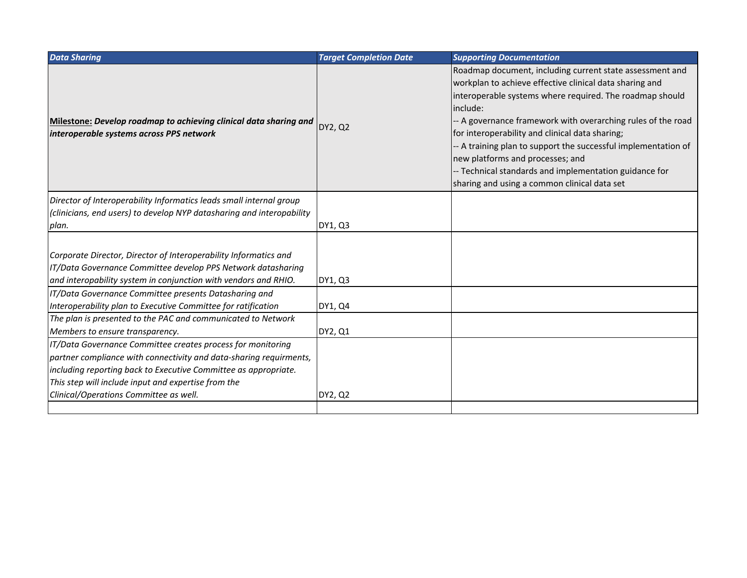| *Data Sharing* | *Target Completion Date* | *Supporting Documentation* |
| --- | --- | --- |
| **Milestone:** ***Develop roadmap to achieving clinical data sharing and interoperable systems across PPS network*** | DY2, Q2 | Roadmap document, including current state assessment and workplan to achieve effective clinical data sharing and interoperable systems where required. The roadmap should include:<br>-- A governance framework with overarching rules of the road for interoperability and clinical data sharing;<br>-- A training plan to support the successful implementation of new platforms and processes; and<br>-- Technical standards and implementation guidance for sharing and using a common clinical data set |
| *Director of Interoperability Informatics leads small internal group (clinicians, end users) to develop NYP datasharing and interopability plan.* | DY1, Q3 | |
| *Corporate Director, Director of Interoperability Informatics and IT/Data Governance Committee develop PPS Network datasharing and interopability system in conjunction with vendors and RHIO.* | DY1, Q3 | |
| *IT/Data Governance Committee presents Datasharing and Interoperability plan to Executive Committee for ratification* | DY1, Q4 | |
| *The plan is presented to the PAC and communicated to Network Members to ensure transparency.* | DY2, Q1 | |
| *IT/Data Governance Committee creates process for monitoring partner compliance with connectivity and data-sharing requirments, including reporting back to Executive Committee as appropriate. This step will include input and expertise from the Clinical/Operations Committee as well.* | DY2, Q2 | |
| | | |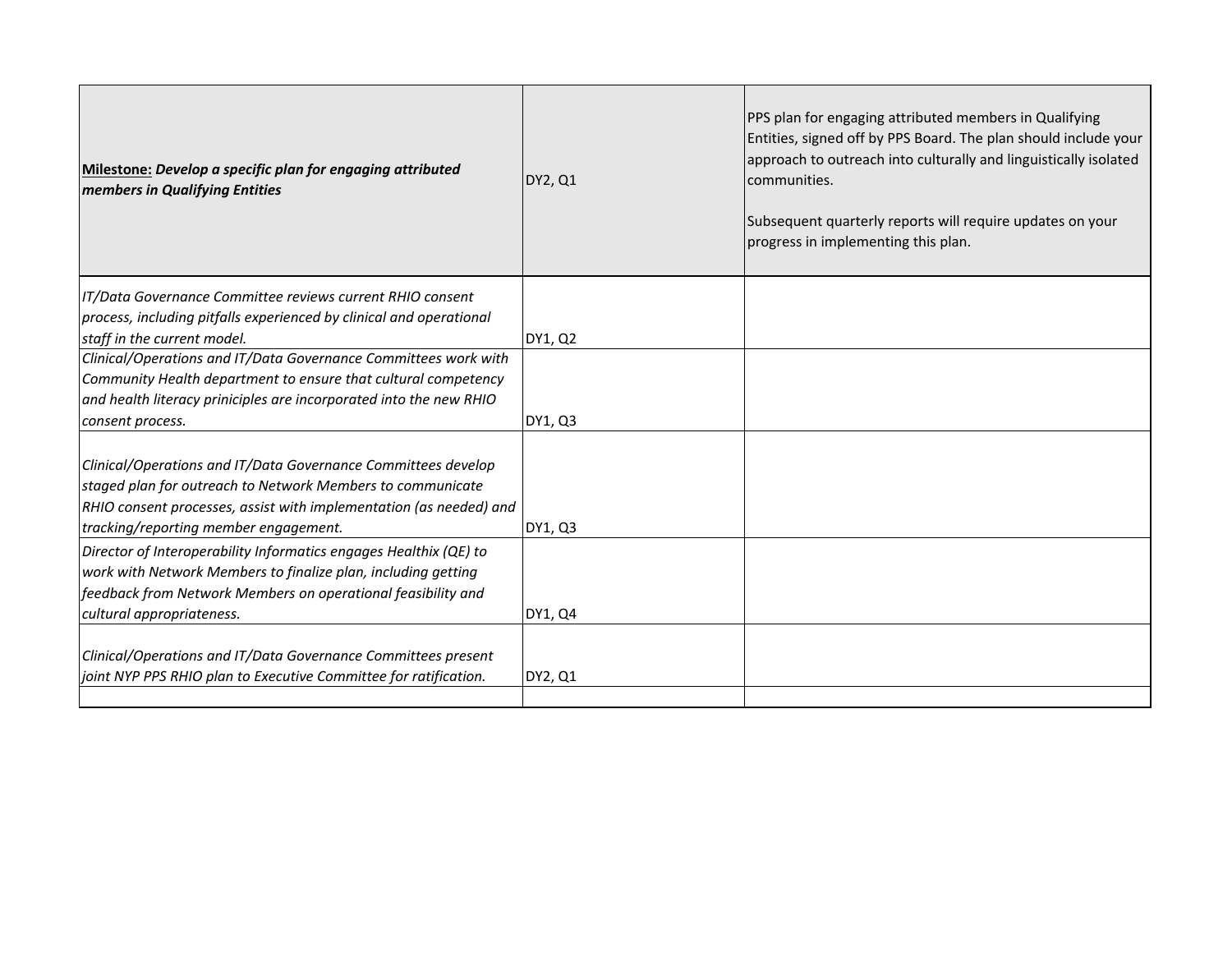| **Milestone:** ***Develop a specific plan for engaging attributed members in Qualifying Entities*** | DY2, Q1 | PPS plan for engaging attributed members in Qualifying Entities, signed off by PPS Board. The plan should include your approach to outreach into culturally and linguistically isolated communities.<br><br>Subsequent quarterly reports will require updates on your progress in implementing this plan. |
|---|---|---|
| *IT/Data Governance Committee reviews current RHIO consent process, including pitfalls experienced by clinical and operational staff in the current model.* | DY1, Q2 | |
| *Clinical/Operations and IT/Data Governance Committees work with Community Health department to ensure that cultural competency and health literacy priniciples are incorporated into the new RHIO consent process.* | DY1, Q3 | |
| *Clinical/Operations and IT/Data Governance Committees develop staged plan for outreach to Network Members to communicate RHIO consent processes, assist with implementation (as needed) and tracking/reporting member engagement.* | DY1, Q3 | |
| *Director of Interoperability Informatics engages Healthix (QE) to work with Network Members to finalize plan, including getting feedback from Network Members on operational feasibility and cultural appropriateness.* | DY1, Q4 | |
| *Clinical/Operations and IT/Data Governance Committees present joint NYP PPS RHIO plan to Executive Committee for ratification.* | DY2, Q1 | |
| | | |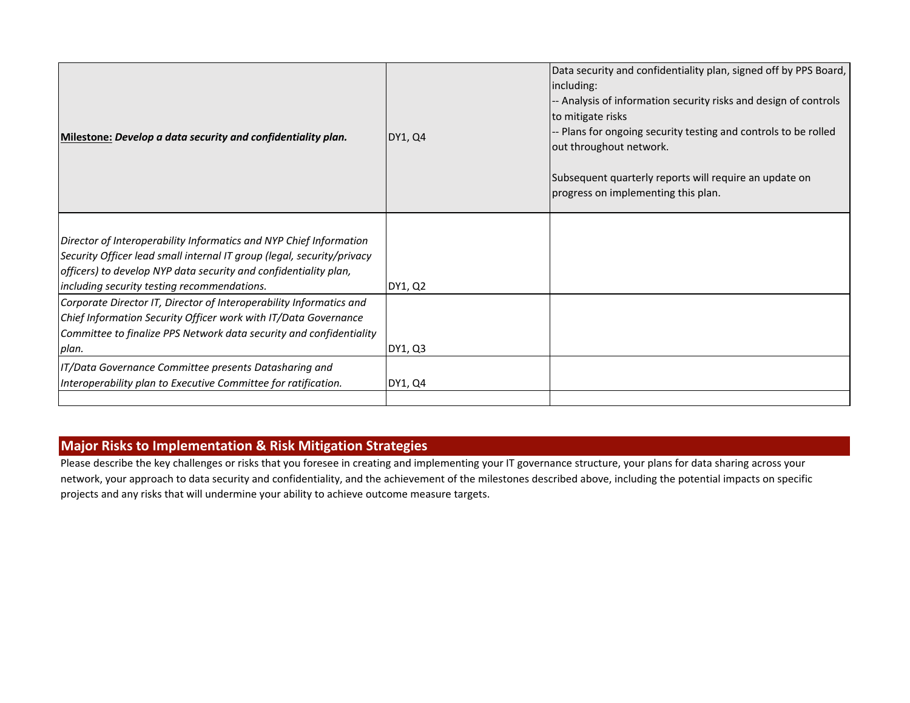| | | |
|---|---|---|
| **Milestone:** ***Develop a data security and confidentiality plan.*** | DY1, Q4 | Data security and confidentiality plan, signed off by PPS Board, including:<br>-- Analysis of information security risks and design of controls to mitigate risks<br>-- Plans for ongoing security testing and controls to be rolled out throughout network.<br><br>Subsequent quarterly reports will require an update on progress on implementing this plan. |
| *Director of Interoperability Informatics and NYP Chief Information Security Officer lead small internal IT group (legal, security/privacy officers) to develop NYP data security and confidentiality plan, including security testing recommendations.* | DY1, Q2 | |
| *Corporate Director IT, Director of Interoperability Informatics and Chief Information Security Officer work with IT/Data Governance Committee to finalize PPS Network data security and confidentiality plan.* | DY1, Q3 | |
| *IT/Data Governance Committee presents Datasharing and Interoperability plan to Executive Committee for ratification.* | DY1, Q4 | |
| | | |

## Major Risks to Implementation & Risk Mitigation Strategies

Please describe the key challenges or risks that you foresee in creating and implementing your IT governance structure, your plans for data sharing across your network, your approach to data security and confidentiality, and the achievement of the milestones described above, including the potential impacts on specific projects and any risks that will undermine your ability to achieve outcome measure targets.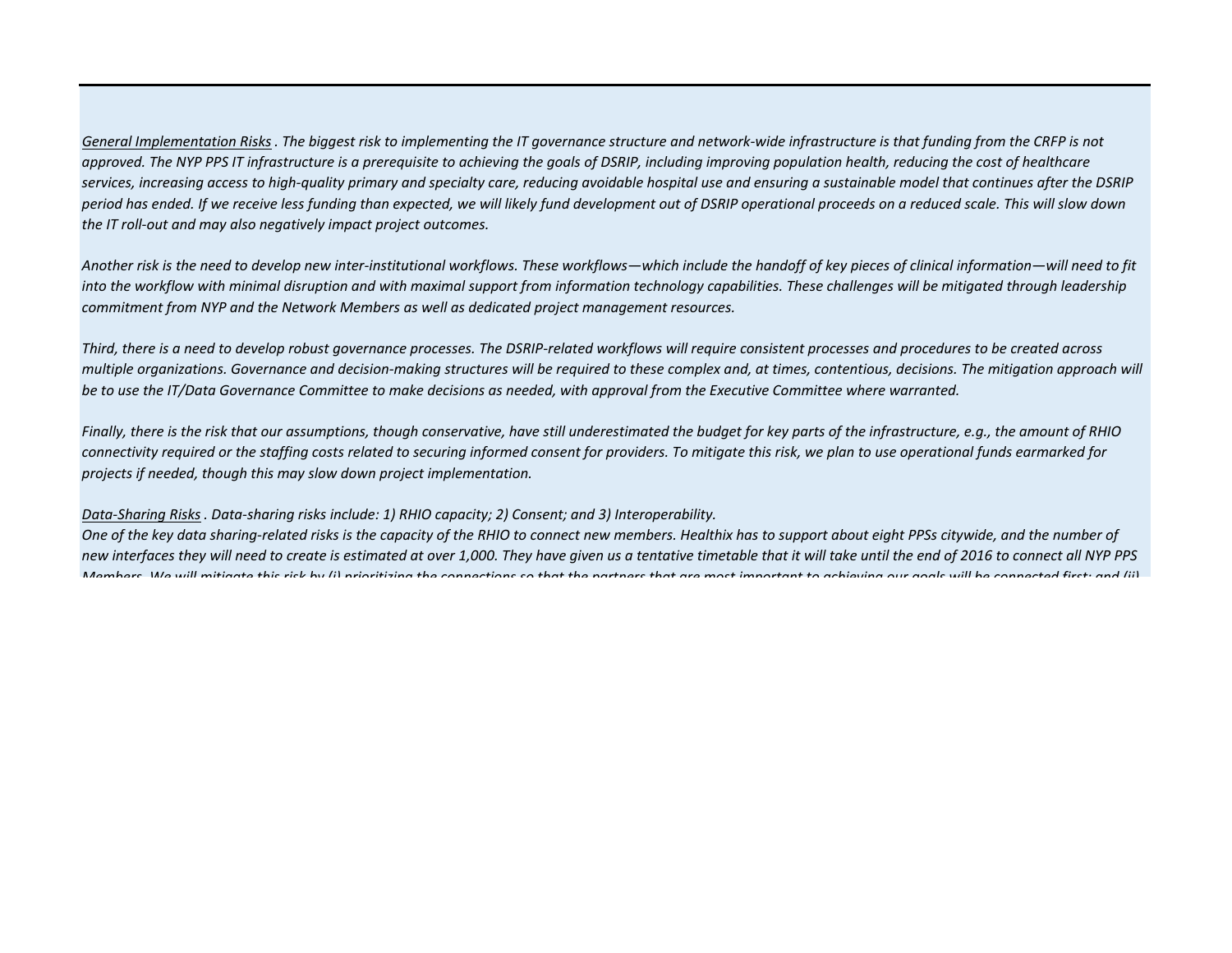*<u>General Implementation Risks</u> . The biggest risk to implementing the IT governance structure and network-wide infrastructure is that funding from the CRFP is not approved. The NYP PPS IT infrastructure is a prerequisite to achieving the goals of DSRIP, including improving population health, reducing the cost of healthcare services, increasing access to high-quality primary and specialty care, reducing avoidable hospital use and ensuring a sustainable model that continues after the DSRIP period has ended. If we receive less funding than expected, we will likely fund development out of DSRIP operational proceeds on a reduced scale. This will slow down the IT roll-out and may also negatively impact project outcomes.*

*Another risk is the need to develop new inter-institutional workflows. These workflows—which include the handoff of key pieces of clinical information—will need to fit into the workflow with minimal disruption and with maximal support from information technology capabilities. These challenges will be mitigated through leadership commitment from NYP and the Network Members as well as dedicated project management resources.*

*Third, there is a need to develop robust governance processes. The DSRIP-related workflows will require consistent processes and procedures to be created across multiple organizations. Governance and decision-making structures will be required to these complex and, at times, contentious, decisions. The mitigation approach will be to use the IT/Data Governance Committee to make decisions as needed, with approval from the Executive Committee where warranted.*

*Finally, there is the risk that our assumptions, though conservative, have still underestimated the budget for key parts of the infrastructure, e.g., the amount of RHIO connectivity required or the staffing costs related to securing informed consent for providers. To mitigate this risk, we plan to use operational funds earmarked for projects if needed, though this may slow down project implementation.*

*<u>Data-Sharing Risks</u> . Data-sharing risks include: 1) RHIO capacity; 2) Consent; and 3) Interoperability.*
*One of the key data sharing-related risks is the capacity of the RHIO to connect new members. Healthix has to support about eight PPSs citywide, and the number of new interfaces they will need to create is estimated at over 1,000. They have given us a tentative timetable that it will take until the end of 2016 to connect all NYP PPS Members. We will mitigate this risk by (i) prioritizing the connections so that the partners that are most important to achieving our goals will be connected first; and (ii)*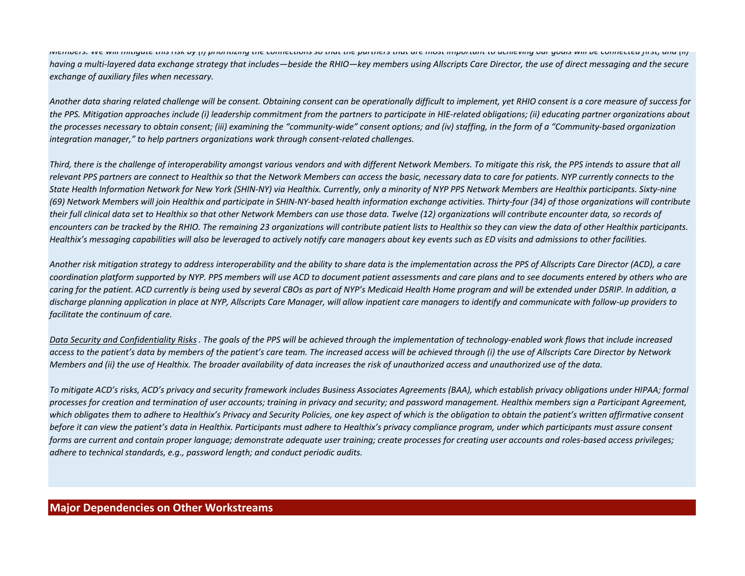*Members. We will mitigate this risk by (i) prioritizing the connections so that the partners that are most important to achieving our goals will be connected first, and (ii) having a multi-layered data exchange strategy that includes—beside the RHIO—key members using Allscripts Care Director, the use of direct messaging and the secure exchange of auxiliary files when necessary.*

*Another data sharing related challenge will be consent. Obtaining consent can be operationally difficult to implement, yet RHIO consent is a core measure of success for the PPS. Mitigation approaches include (i) leadership commitment from the partners to participate in HIE-related obligations; (ii) educating partner organizations about the processes necessary to obtain consent; (iii) examining the "community-wide" consent options; and (iv) staffing, in the form of a "Community-based organization integration manager," to help partners organizations work through consent-related challenges.*

*Third, there is the challenge of interoperability amongst various vendors and with different Network Members. To mitigate this risk, the PPS intends to assure that all relevant PPS partners are connect to Healthix so that the Network Members can access the basic, necessary data to care for patients. NYP currently connects to the State Health Information Network for New York (SHIN-NY) via Healthix. Currently, only a minority of NYP PPS Network Members are Healthix participants. Sixty-nine (69) Network Members will join Healthix and participate in SHIN-NY-based health information exchange activities. Thirty-four (34) of those organizations will contribute their full clinical data set to Healthix so that other Network Members can use those data. Twelve (12) organizations will contribute encounter data, so records of encounters can be tracked by the RHIO. The remaining 23 organizations will contribute patient lists to Healthix so they can view the data of other Healthix participants. Healthix's messaging capabilities will also be leveraged to actively notify care managers about key events such as ED visits and admissions to other facilities.*

*Another risk mitigation strategy to address interoperability and the ability to share data is the implementation across the PPS of Allscripts Care Director (ACD), a care coordination platform supported by NYP. PPS members will use ACD to document patient assessments and care plans and to see documents entered by others who are caring for the patient. ACD currently is being used by several CBOs as part of NYP's Medicaid Health Home program and will be extended under DSRIP. In addition, a discharge planning application in place at NYP, Allscripts Care Manager, will allow inpatient care managers to identify and communicate with follow-up providers to facilitate the continuum of care.*

*<u>Data Security and Confidentiality Risks</u> . The goals of the PPS will be achieved through the implementation of technology-enabled work flows that include increased access to the patient's data by members of the patient's care team. The increased access will be achieved through (i) the use of Allscripts Care Director by Network Members and (ii) the use of Healthix. The broader availability of data increases the risk of unauthorized access and unauthorized use of the data.*

*To mitigate ACD's risks, ACD's privacy and security framework includes Business Associates Agreements (BAA), which establish privacy obligations under HIPAA; formal processes for creation and termination of user accounts; training in privacy and security; and password management. Healthix members sign a Participant Agreement, which obligates them to adhere to Healthix's Privacy and Security Policies, one key aspect of which is the obligation to obtain the patient's written affirmative consent before it can view the patient's data in Healthix. Participants must adhere to Healthix's privacy compliance program, under which participants must assure consent forms are current and contain proper language; demonstrate adequate user training; create processes for creating user accounts and roles-based access privileges; adhere to technical standards, e.g., password length; and conduct periodic audits.*

## Major Dependencies on Other Workstreams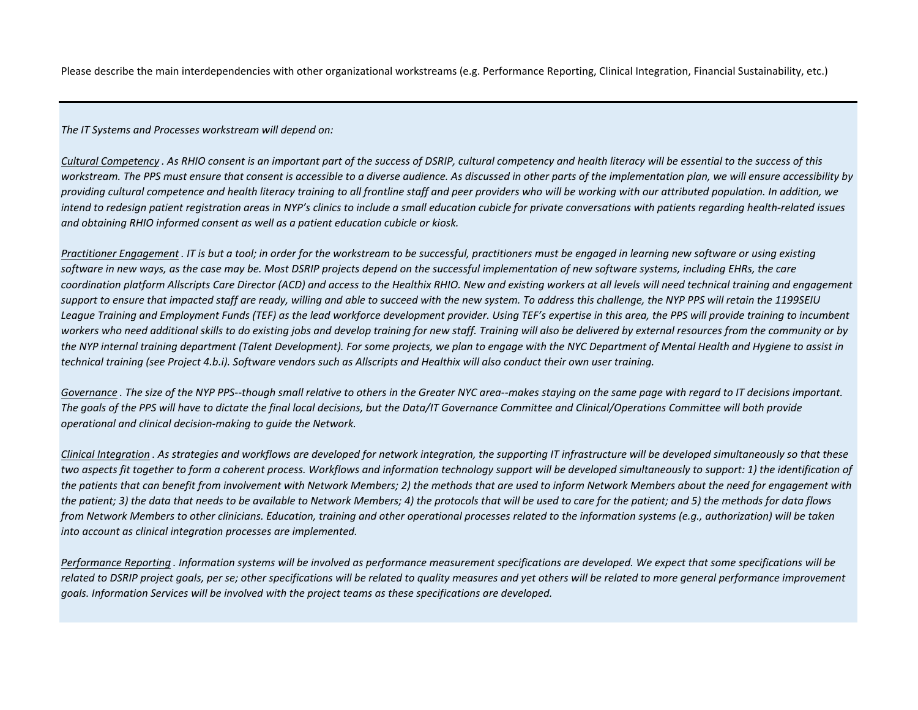Please describe the main interdependencies with other organizational workstreams (e.g. Performance Reporting, Clinical Integration, Financial Sustainability, etc.)

---

*The IT Systems and Processes workstream will depend on:*

*Cultural Competency . As RHIO consent is an important part of the success of DSRIP, cultural competency and health literacy will be essential to the success of this workstream. The PPS must ensure that consent is accessible to a diverse audience. As discussed in other parts of the implementation plan, we will ensure accessibility by providing cultural competence and health literacy training to all frontline staff and peer providers who will be working with our attributed population. In addition, we intend to redesign patient registration areas in NYP's clinics to include a small education cubicle for private conversations with patients regarding health-related issues and obtaining RHIO informed consent as well as a patient education cubicle or kiosk.*

*Practitioner Engagement . IT is but a tool; in order for the workstream to be successful, practitioners must be engaged in learning new software or using existing software in new ways, as the case may be. Most DSRIP projects depend on the successful implementation of new software systems, including EHRs, the care coordination platform Allscripts Care Director (ACD) and access to the Healthix RHIO. New and existing workers at all levels will need technical training and engagement support to ensure that impacted staff are ready, willing and able to succeed with the new system. To address this challenge, the NYP PPS will retain the 1199SEIU League Training and Employment Funds (TEF) as the lead workforce development provider. Using TEF's expertise in this area, the PPS will provide training to incumbent workers who need additional skills to do existing jobs and develop training for new staff. Training will also be delivered by external resources from the community or by the NYP internal training department (Talent Development). For some projects, we plan to engage with the NYC Department of Mental Health and Hygiene to assist in technical training (see Project 4.b.i). Software vendors such as Allscripts and Healthix will also conduct their own user training.*

*Governance . The size of the NYP PPS--though small relative to others in the Greater NYC area--makes staying on the same page with regard to IT decisions important. The goals of the PPS will have to dictate the final local decisions, but the Data/IT Governance Committee and Clinical/Operations Committee will both provide operational and clinical decision-making to guide the Network.*

*Clinical Integration . As strategies and workflows are developed for network integration, the supporting IT infrastructure will be developed simultaneously so that these two aspects fit together to form a coherent process. Workflows and information technology support will be developed simultaneously to support: 1) the identification of the patients that can benefit from involvement with Network Members; 2) the methods that are used to inform Network Members about the need for engagement with the patient; 3) the data that needs to be available to Network Members; 4) the protocols that will be used to care for the patient; and 5) the methods for data flows from Network Members to other clinicians. Education, training and other operational processes related to the information systems (e.g., authorization) will be taken into account as clinical integration processes are implemented.*

*Performance Reporting . Information systems will be involved as performance measurement specifications are developed. We expect that some specifications will be related to DSRIP project goals, per se; other specifications will be related to quality measures and yet others will be related to more general performance improvement goals. Information Services will be involved with the project teams as these specifications are developed.*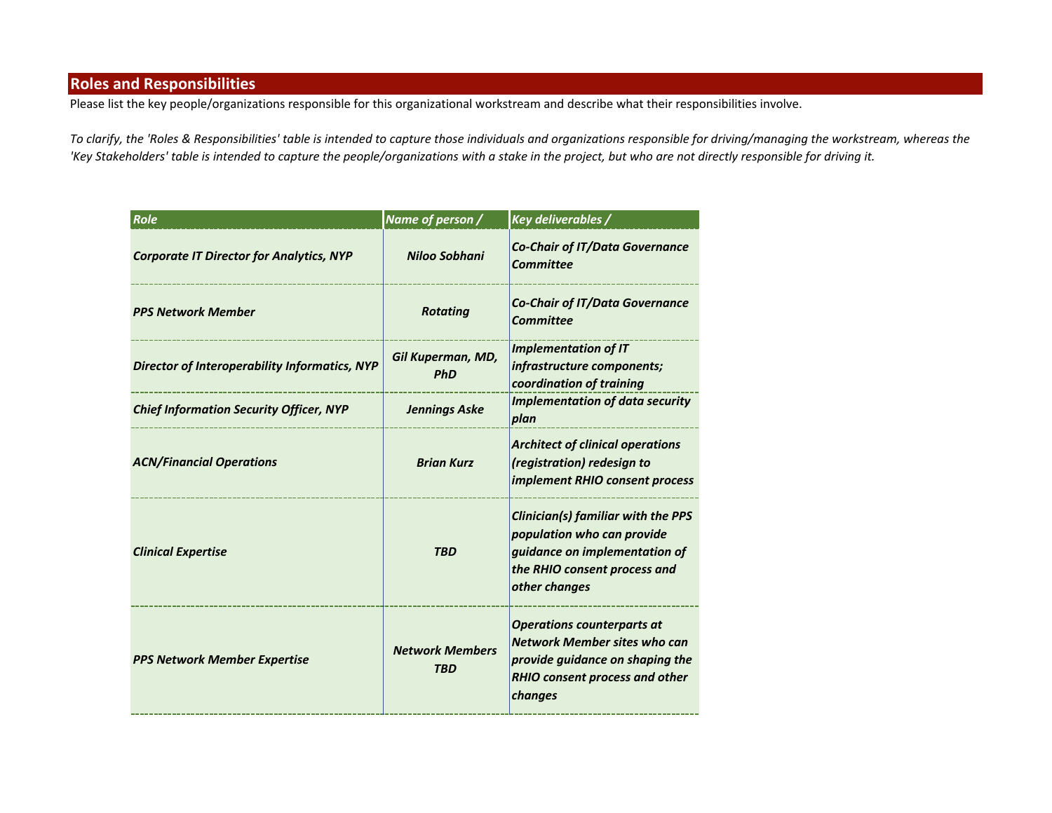## Roles and Responsibilities

Please list the key people/organizations responsible for this organizational workstream and describe what their responsibilities involve.

*To clarify, the 'Roles & Responsibilities' table is intended to capture those individuals and organizations responsible for driving/managing the workstream, whereas the 'Key Stakeholders' table is intended to capture the people/organizations with a stake in the project, but who are not directly responsible for driving it.*

| Role | Name of person / | Key deliverables / |
| --- | --- | --- |
| Corporate IT Director for Analytics, NYP | Niloo Sobhani | Co-Chair of IT/Data Governance Committee |
| PPS Network Member | Rotating | Co-Chair of IT/Data Governance Committee |
| Director of Interoperability Informatics, NYP | Gil Kuperman, MD, PhD | Implementation of IT infrastructure components; coordination of training |
| Chief Information Security Officer, NYP | Jennings Aske | Implementation of data security plan |
| ACN/Financial Operations | Brian Kurz | Architect of clinical operations (registration) redesign to implement RHIO consent process |
| Clinical Expertise | TBD | Clinician(s) familiar with the PPS population who can provide guidance on implementation of the RHIO consent process and other changes |
| PPS Network Member Expertise | Network Members TBD | Operations counterparts at Network Member sites who can provide guidance on shaping the RHIO consent process and other changes |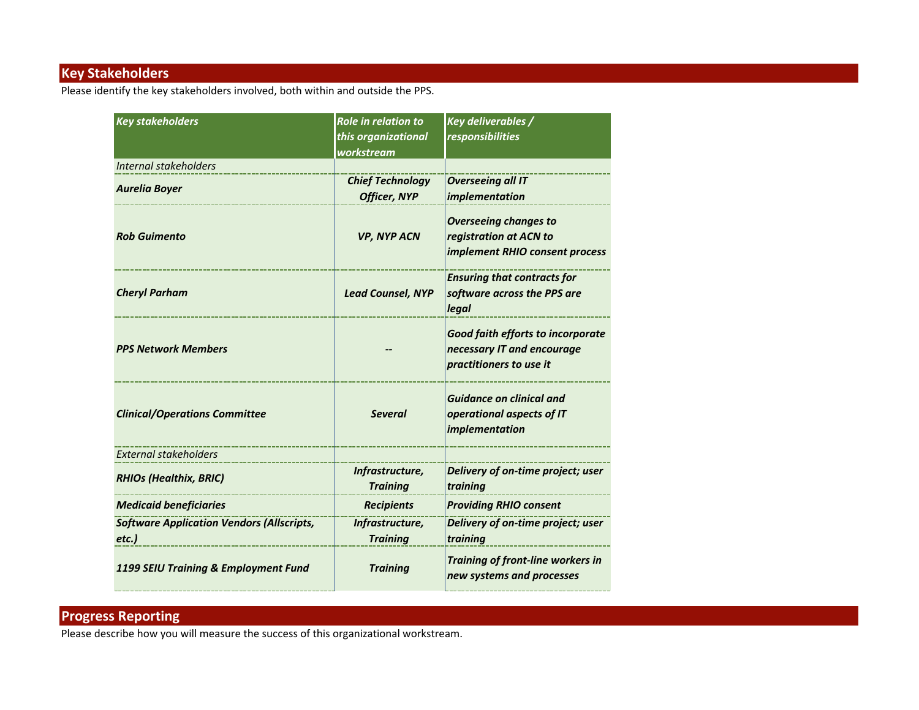## Key Stakeholders

Please identify the key stakeholders involved, both within and outside the PPS.

| Key stakeholders | Role in relation to this organizational workstream | Key deliverables / responsibilities |
|---|---|---|
| *Internal stakeholders* | | |
| ***Aurelia Boyer*** | ***Chief Technology Officer, NYP*** | ***Overseeing all IT implementation*** |
| ***Rob Guimento*** | ***VP, NYP ACN*** | ***Overseeing changes to registration at ACN to implement RHIO consent process*** |
| ***Cheryl Parham*** | ***Lead Counsel, NYP*** | ***Ensuring that contracts for software across the PPS are legal*** |
| ***PPS Network Members*** | ***--*** | ***Good faith efforts to incorporate necessary IT and encourage practitioners to use it*** |
| ***Clinical/Operations Committee*** | ***Several*** | ***Guidance on clinical and operational aspects of IT implementation*** |
| *External stakeholders* | | |
| ***RHIOs (Healthix, BRIC)*** | ***Infrastructure, Training*** | ***Delivery of on-time project; user training*** |
| ***Medicaid beneficiaries*** | ***Recipients*** | ***Providing RHIO consent*** |
| ***Software Application Vendors (Allscripts, etc.)*** | ***Infrastructure, Training*** | ***Delivery of on-time project; user training*** |
| ***1199 SEIU Training & Employment Fund*** | ***Training*** | ***Training of front-line workers in new systems and processes*** |

## Progress Reporting

Please describe how you will measure the success of this organizational workstream.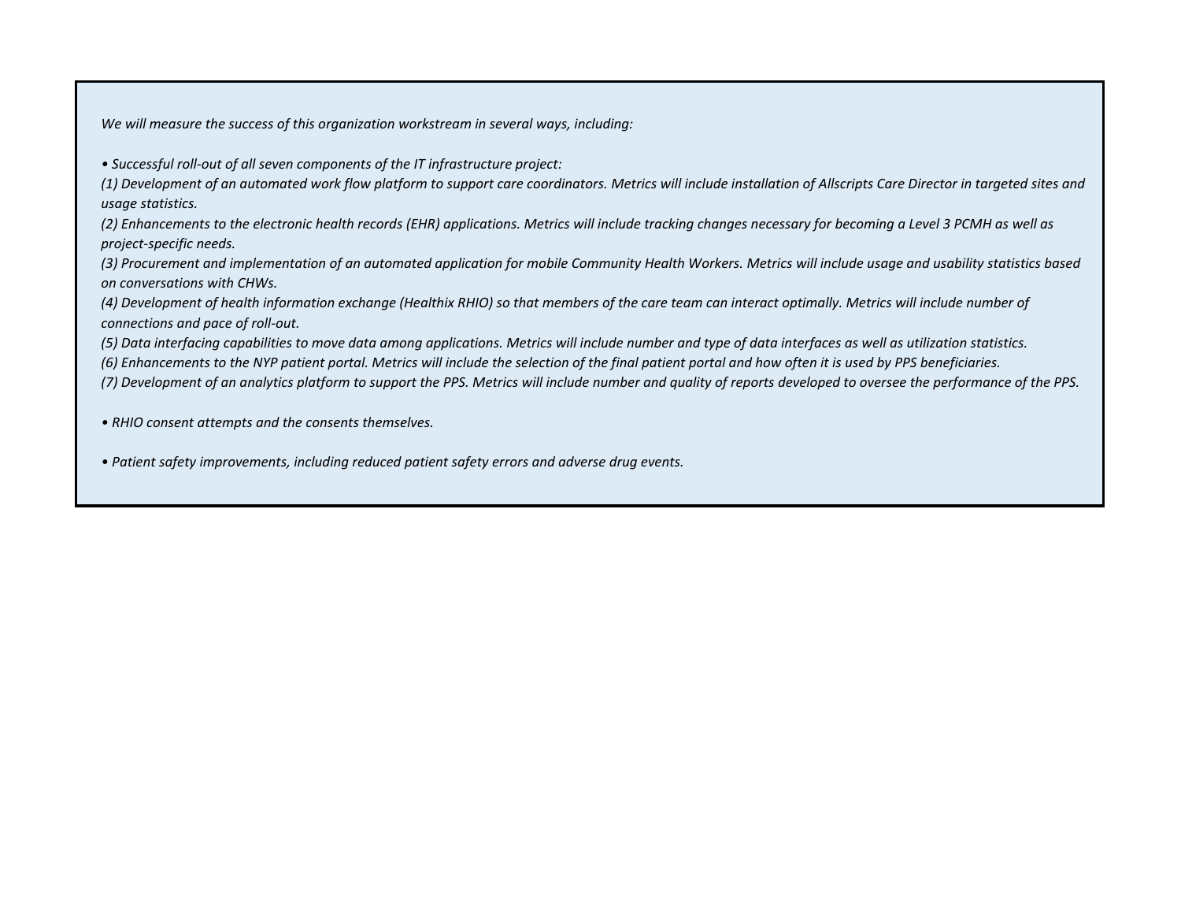*We will measure the success of this organization workstream in several ways, including:*

*• Successful roll-out of all seven components of the IT infrastructure project:*
*(1) Development of an automated work flow platform to support care coordinators. Metrics will include installation of Allscripts Care Director in targeted sites and usage statistics.*
*(2) Enhancements to the electronic health records (EHR) applications. Metrics will include tracking changes necessary for becoming a Level 3 PCMH as well as project-specific needs.*
*(3) Procurement and implementation of an automated application for mobile Community Health Workers. Metrics will include usage and usability statistics based on conversations with CHWs.*
*(4) Development of health information exchange (Healthix RHIO) so that members of the care team can interact optimally. Metrics will include number of connections and pace of roll-out.*
*(5) Data interfacing capabilities to move data among applications. Metrics will include number and type of data interfaces as well as utilization statistics.*
*(6) Enhancements to the NYP patient portal. Metrics will include the selection of the final patient portal and how often it is used by PPS beneficiaries.*
*(7) Development of an analytics platform to support the PPS. Metrics will include number and quality of reports developed to oversee the performance of the PPS.*

*• RHIO consent attempts and the consents themselves.*

*• Patient safety improvements, including reduced patient safety errors and adverse drug events.*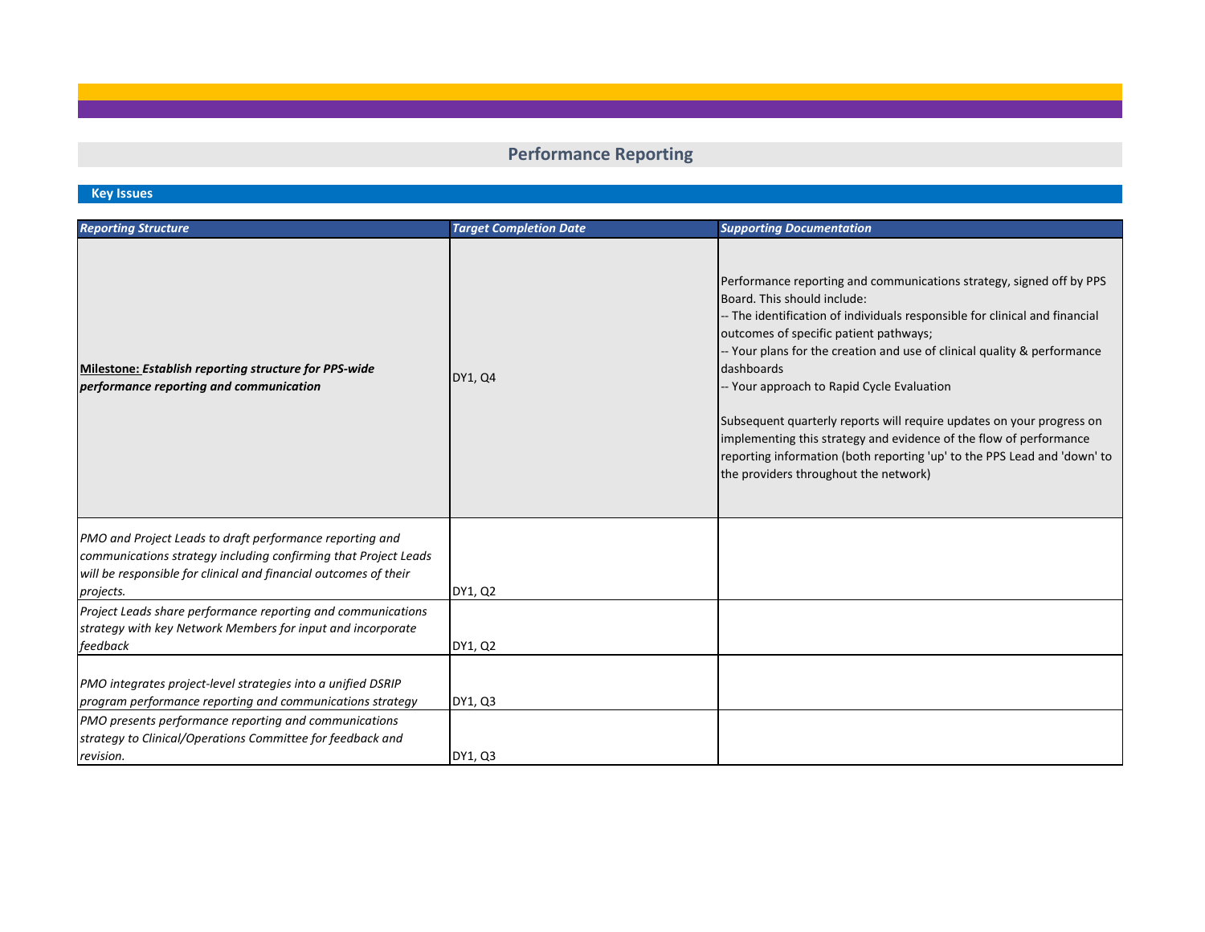# Performance Reporting

## Key Issues

| *Reporting Structure* | *Target Completion Date* | *Supporting Documentation* |
|---|---|---|
| **Milestone:** ***Establish reporting structure for PPS-wide performance reporting and communication*** | DY1, Q4 | Performance reporting and communications strategy, signed off by PPS Board. This should include:<br>-- The identification of individuals responsible for clinical and financial outcomes of specific patient pathways;<br>-- Your plans for the creation and use of clinical quality & performance dashboards<br>-- Your approach to Rapid Cycle Evaluation<br><br>Subsequent quarterly reports will require updates on your progress on implementing this strategy and evidence of the flow of performance reporting information (both reporting 'up' to the PPS Lead and 'down' to the providers throughout the network) |
| *PMO and Project Leads to draft performance reporting and communications strategy including confirming that Project Leads will be responsible for clinical and financial outcomes of their projects.* | DY1, Q2 | |
| *Project Leads share performance reporting and communications strategy with key Network Members for input and incorporate feedback* | DY1, Q2 | |
| *PMO integrates project-level strategies into a unified DSRIP program performance reporting and communications strategy* | DY1, Q3 | |
| *PMO presents performance reporting and communications strategy to Clinical/Operations Committee for feedback and revision.* | DY1, Q3 | |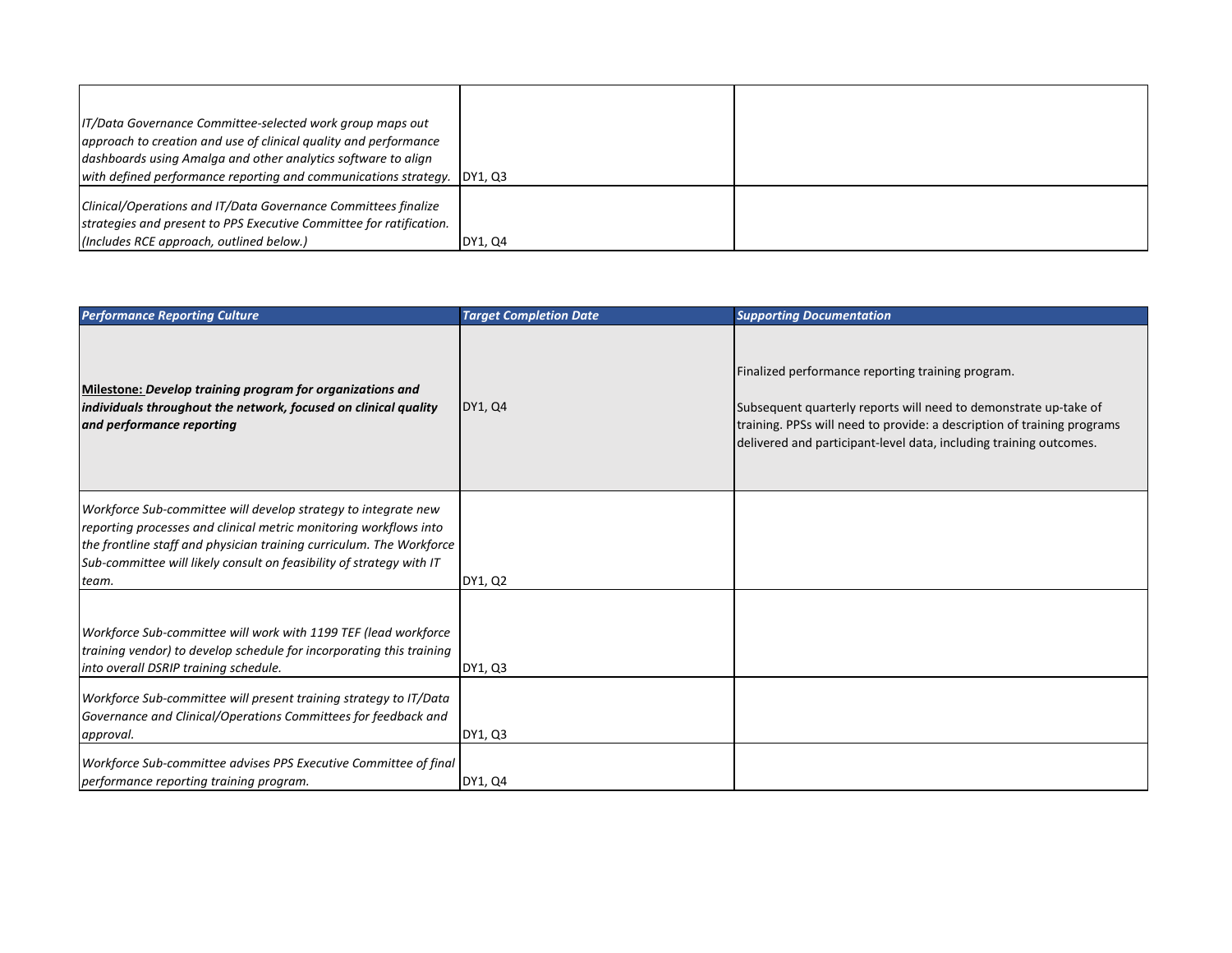| | | |
|---|---|---|
| *IT/Data Governance Committee-selected work group maps out approach to creation and use of clinical quality and performance dashboards using Amalga and other analytics software to align with defined performance reporting and communications strategy.* | DY1, Q3 | |
| *Clinical/Operations and IT/Data Governance Committees finalize strategies and present to PPS Executive Committee for ratification. (Includes RCE approach, outlined below.)* | DY1, Q4 | |

| *Performance Reporting Culture* | *Target Completion Date* | *Supporting Documentation* |
|---|---|---|
| **Milestone:** ***Develop training program for organizations and individuals throughout the network, focused on clinical quality and performance reporting*** | DY1, Q4 | Finalized performance reporting training program.<br><br>Subsequent quarterly reports will need to demonstrate up-take of training. PPSs will need to provide: a description of training programs delivered and participant-level data, including training outcomes. |
| *Workforce Sub-committee will develop strategy to integrate new reporting processes and clinical metric monitoring workflows into the frontline staff and physician training curriculum. The Workforce Sub-committee will likely consult on feasibility of strategy with IT team.* | DY1, Q2 | |
| *Workforce Sub-committee will work with 1199 TEF (lead workforce training vendor) to develop schedule for incorporating this training into overall DSRIP training schedule.* | DY1, Q3 | |
| *Workforce Sub-committee will present training strategy to IT/Data Governance and Clinical/Operations Committees for feedback and approval.* | DY1, Q3 | |
| *Workforce Sub-committee advises PPS Executive Committee of final performance reporting training program.* | DY1, Q4 | |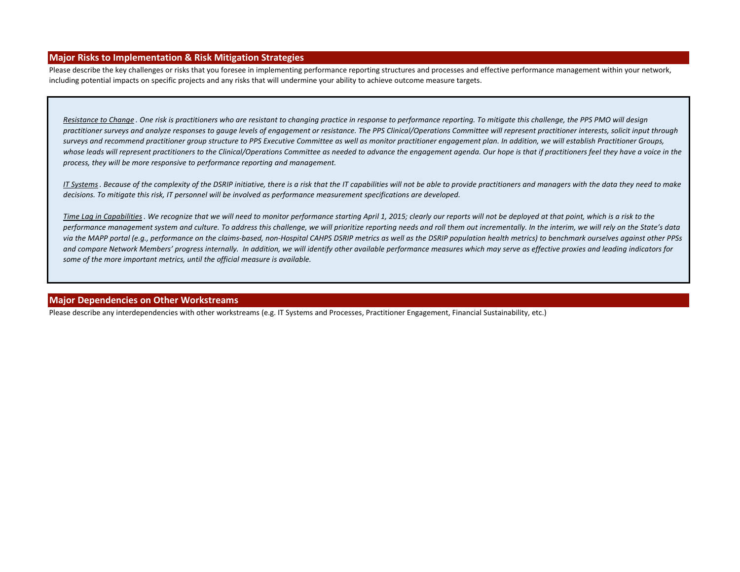## Major Risks to Implementation & Risk Mitigation Strategies

Please describe the key challenges or risks that you foresee in implementing performance reporting structures and processes and effective performance management within your network, including potential impacts on specific projects and any risks that will undermine your ability to achieve outcome measure targets.

*Resistance to Change . One risk is practitioners who are resistant to changing practice in response to performance reporting. To mitigate this challenge, the PPS PMO will design practitioner surveys and analyze responses to gauge levels of engagement or resistance. The PPS Clinical/Operations Committee will represent practitioner interests, solicit input through surveys and recommend practitioner group structure to PPS Executive Committee as well as monitor practitioner engagement plan. In addition, we will establish Practitioner Groups, whose leads will represent practitioners to the Clinical/Operations Committee as needed to advance the engagement agenda. Our hope is that if practitioners feel they have a voice in the process, they will be more responsive to performance reporting and management.*

*IT Systems . Because of the complexity of the DSRIP initiative, there is a risk that the IT capabilities will not be able to provide practitioners and managers with the data they need to make decisions. To mitigate this risk, IT personnel will be involved as performance measurement specifications are developed.*

*Time Lag in Capabilities . We recognize that we will need to monitor performance starting April 1, 2015; clearly our reports will not be deployed at that point, which is a risk to the performance management system and culture. To address this challenge, we will prioritize reporting needs and roll them out incrementally. In the interim, we will rely on the State's data via the MAPP portal (e.g., performance on the claims-based, non-Hospital CAHPS DSRIP metrics as well as the DSRIP population health metrics) to benchmark ourselves against other PPSs and compare Network Members' progress internally. In addition, we will identify other available performance measures which may serve as effective proxies and leading indicators for some of the more important metrics, until the official measure is available.*

## Major Dependencies on Other Workstreams

Please describe any interdependencies with other workstreams (e.g. IT Systems and Processes, Practitioner Engagement, Financial Sustainability, etc.)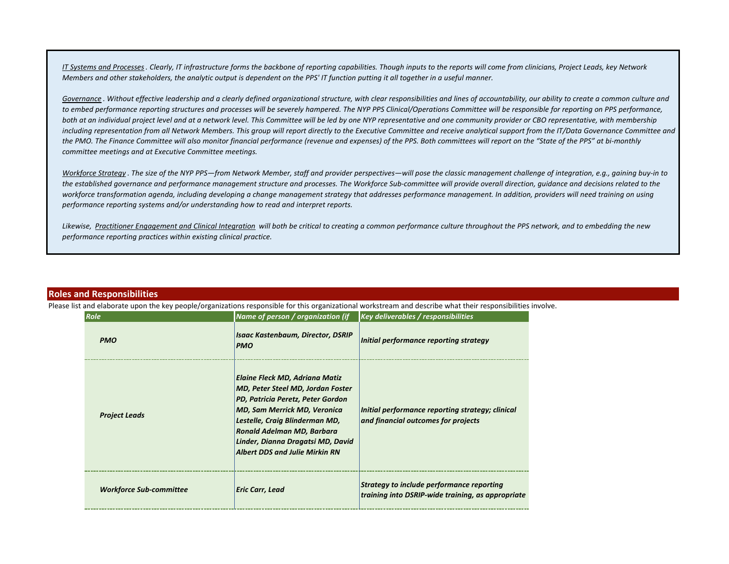*<u>IT Systems and Processes</u>. Clearly, IT infrastructure forms the backbone of reporting capabilities. Though inputs to the reports will come from clinicians, Project Leads, key Network Members and other stakeholders, the analytic output is dependent on the PPS' IT function putting it all together in a useful manner.*

*<u>Governance</u>. Without effective leadership and a clearly defined organizational structure, with clear responsibilities and lines of accountability, our ability to create a common culture and to embed performance reporting structures and processes will be severely hampered. The NYP PPS Clinical/Operations Committee will be responsible for reporting on PPS performance, both at an individual project level and at a network level. This Committee will be led by one NYP representative and one community provider or CBO representative, with membership including representation from all Network Members. This group will report directly to the Executive Committee and receive analytical support from the IT/Data Governance Committee and the PMO. The Finance Committee will also monitor financial performance (revenue and expenses) of the PPS. Both committees will report on the "State of the PPS" at bi-monthly committee meetings and at Executive Committee meetings.*

*<u>Workforce Strategy</u>. The size of the NYP PPS—from Network Member, staff and provider perspectives—will pose the classic management challenge of integration, e.g., gaining buy-in to the established governance and performance management structure and processes. The Workforce Sub-committee will provide overall direction, guidance and decisions related to the workforce transformation agenda, including developing a change management strategy that addresses performance management. In addition, providers will need training on using performance reporting systems and/or understanding how to read and interpret reports.*

*Likewise, <u>Practitioner Engagement and Clinical Integration</u> will both be critical to creating a common performance culture throughout the PPS network, and to embedding the new performance reporting practices within existing clinical practice.*

## Roles and Responsibilities

Please list and elaborate upon the key people/organizations responsible for this organizational workstream and describe what their responsibilities involve.

| Role | Name of person / organization (if | Key deliverables / responsibilities |
|---|---|---|
| ***PMO*** | ***Isaac Kastenbaum, Director, DSRIP PMO*** | ***Initial performance reporting strategy*** |
| ***Project Leads*** | ***Elaine Fleck MD, Adriana Matiz MD, Peter Steel MD, Jordan Foster PD, Patricia Peretz, Peter Gordon MD, Sam Merrick MD, Veronica Lestelle, Craig Blinderman MD, Ronald Adelman MD, Barbara Linder, Dianna Dragatsi MD, David Albert DDS and Julie Mirkin RN*** | ***Initial performance reporting strategy; clinical and financial outcomes for projects*** |
| ***Workforce Sub-committee*** | ***Eric Carr, Lead*** | ***Strategy to include performance reporting training into DSRIP-wide training, as appropriate*** |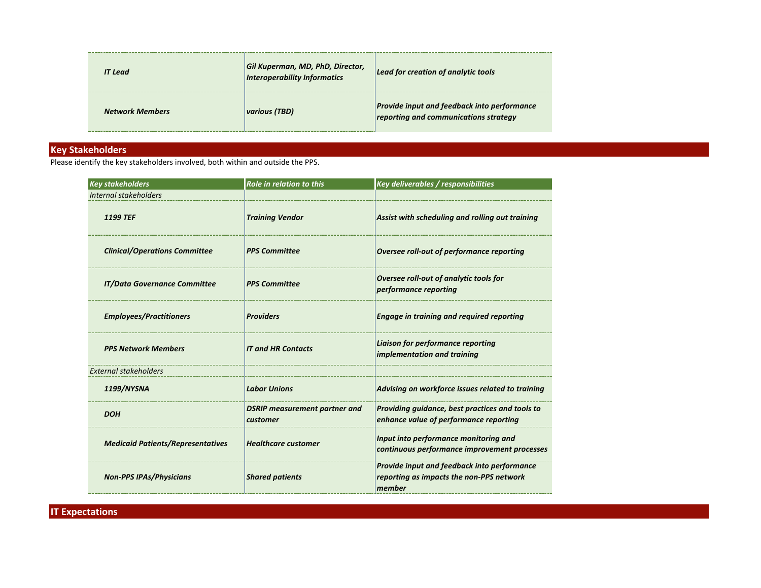| | | |
|---|---|---|
| ***IT Lead*** | ***Gil Kuperman, MD, PhD, Director, Interoperability Informatics*** | ***Lead for creation of analytic tools*** |
| ***Network Members*** | ***various (TBD)*** | ***Provide input and feedback into performance reporting and communications strategy*** |

## Key Stakeholders

Please identify the key stakeholders involved, both within and outside the PPS.

| *Key stakeholders* | *Role in relation to this* | *Key deliverables / responsibilities* |
|---|---|---|
| *Internal stakeholders* | | |
| ***1199 TEF*** | ***Training Vendor*** | ***Assist with scheduling and rolling out training*** |
| ***Clinical/Operations Committee*** | ***PPS Committee*** | ***Oversee roll-out of performance reporting*** |
| ***IT/Data Governance Committee*** | ***PPS Committee*** | ***Oversee roll-out of analytic tools for performance reporting*** |
| ***Employees/Practitioners*** | ***Providers*** | ***Engage in training and required reporting*** |
| ***PPS Network Members*** | ***IT and HR Contacts*** | ***Liaison for performance reporting implementation and training*** |
| *External stakeholders* | | |
| ***1199/NYSNA*** | ***Labor Unions*** | ***Advising on workforce issues related to training*** |
| ***DOH*** | ***DSRIP measurement partner and customer*** | ***Providing guidance, best practices and tools to enhance value of performance reporting*** |
| ***Medicaid Patients/Representatives*** | ***Healthcare customer*** | ***Input into performance monitoring and continuous performance improvement processes*** |
| ***Non-PPS IPAs/Physicians*** | ***Shared patients*** | ***Provide input and feedback into performance reporting as impacts the non-PPS network member*** |

## IT Expectations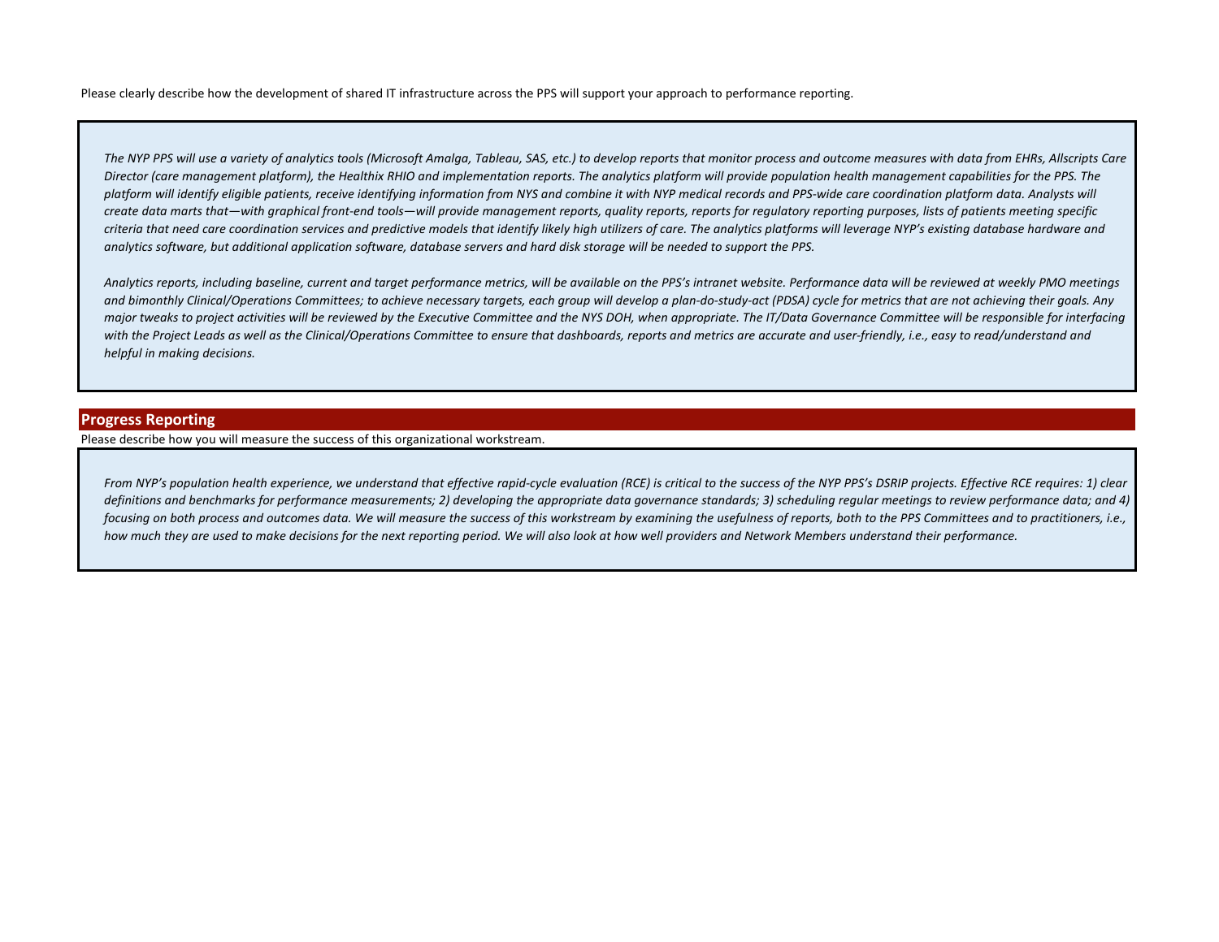Please clearly describe how the development of shared IT infrastructure across the PPS will support your approach to performance reporting.

*The NYP PPS will use a variety of analytics tools (Microsoft Amalga, Tableau, SAS, etc.) to develop reports that monitor process and outcome measures with data from EHRs, Allscripts Care Director (care management platform), the Healthix RHIO and implementation reports. The analytics platform will provide population health management capabilities for the PPS. The platform will identify eligible patients, receive identifying information from NYS and combine it with NYP medical records and PPS-wide care coordination platform data. Analysts will create data marts that—with graphical front-end tools—will provide management reports, quality reports, reports for regulatory reporting purposes, lists of patients meeting specific criteria that need care coordination services and predictive models that identify likely high utilizers of care. The analytics platforms will leverage NYP's existing database hardware and analytics software, but additional application software, database servers and hard disk storage will be needed to support the PPS.*

*Analytics reports, including baseline, current and target performance metrics, will be available on the PPS's intranet website. Performance data will be reviewed at weekly PMO meetings and bimonthly Clinical/Operations Committees; to achieve necessary targets, each group will develop a plan-do-study-act (PDSA) cycle for metrics that are not achieving their goals. Any major tweaks to project activities will be reviewed by the Executive Committee and the NYS DOH, when appropriate. The IT/Data Governance Committee will be responsible for interfacing with the Project Leads as well as the Clinical/Operations Committee to ensure that dashboards, reports and metrics are accurate and user-friendly, i.e., easy to read/understand and helpful in making decisions.*

## Progress Reporting

Please describe how you will measure the success of this organizational workstream.

*From NYP's population health experience, we understand that effective rapid-cycle evaluation (RCE) is critical to the success of the NYP PPS's DSRIP projects. Effective RCE requires: 1) clear definitions and benchmarks for performance measurements; 2) developing the appropriate data governance standards; 3) scheduling regular meetings to review performance data; and 4) focusing on both process and outcomes data. We will measure the success of this workstream by examining the usefulness of reports, both to the PPS Committees and to practitioners, i.e., how much they are used to make decisions for the next reporting period. We will also look at how well providers and Network Members understand their performance.*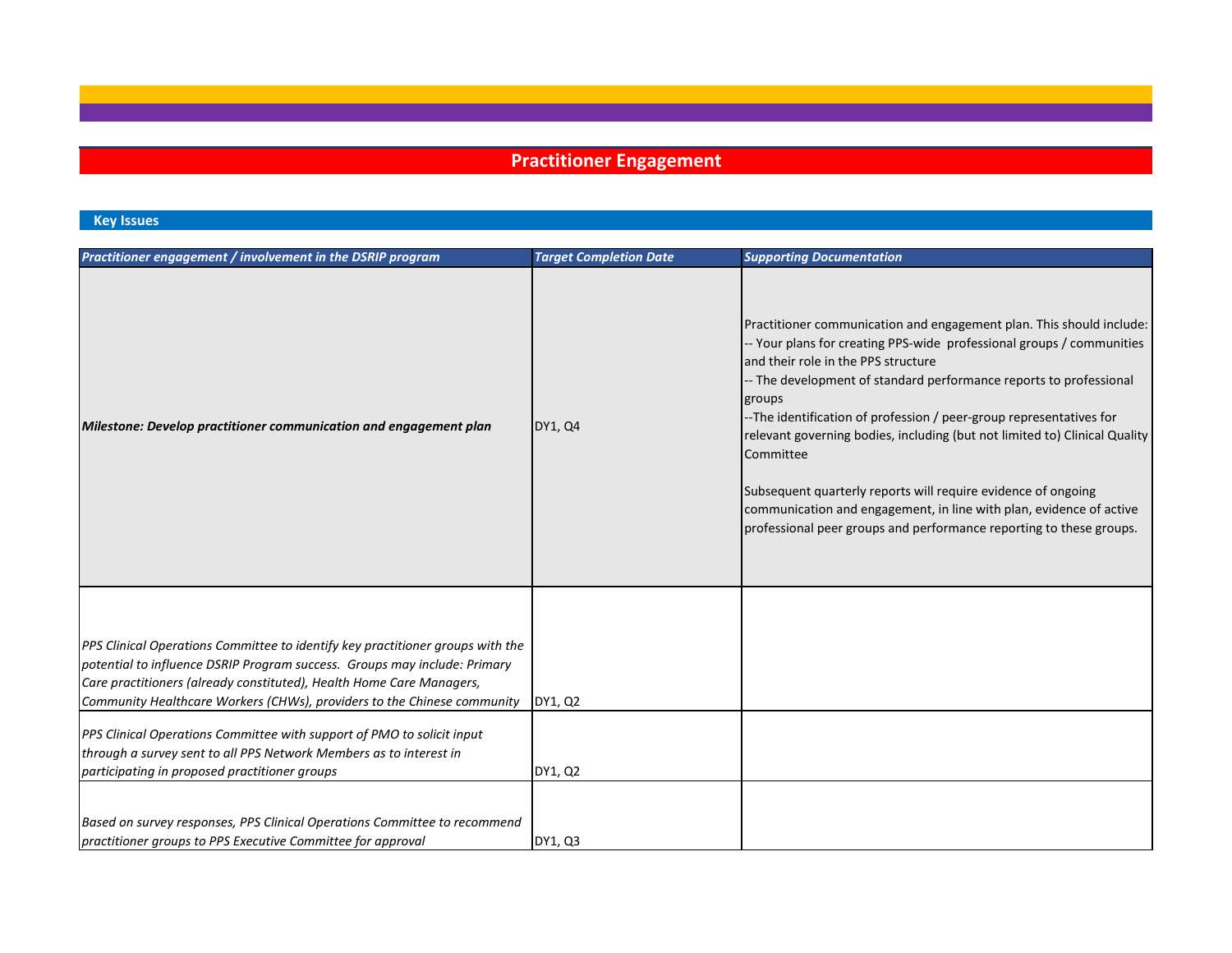# Practitioner Engagement

## Key Issues

| *Practitioner engagement / involvement in the DSRIP program* | *Target Completion Date* | *Supporting Documentation* |
|---|---|---|
| ***Milestone: Develop practitioner communication and engagement plan*** | DY1, Q4 | Practitioner communication and engagement plan. This should include:<br>-- Your plans for creating PPS-wide professional groups / communities and their role in the PPS structure<br>-- The development of standard performance reports to professional groups<br>--The identification of profession / peer-group representatives for relevant governing bodies, including (but not limited to) Clinical Quality Committee<br><br>Subsequent quarterly reports will require evidence of ongoing communication and engagement, in line with plan, evidence of active professional peer groups and performance reporting to these groups. |
| *PPS Clinical Operations Committee to identify key practitioner groups with the potential to influence DSRIP Program success. Groups may include: Primary Care practitioners (already constituted), Health Home Care Managers, Community Healthcare Workers (CHWs), providers to the Chinese community* | DY1, Q2 | |
| *PPS Clinical Operations Committee with support of PMO to solicit input through a survey sent to all PPS Network Members as to interest in participating in proposed practitioner groups* | DY1, Q2 | |
| *Based on survey responses, PPS Clinical Operations Committee to recommend practitioner groups to PPS Executive Committee for approval* | DY1, Q3 | |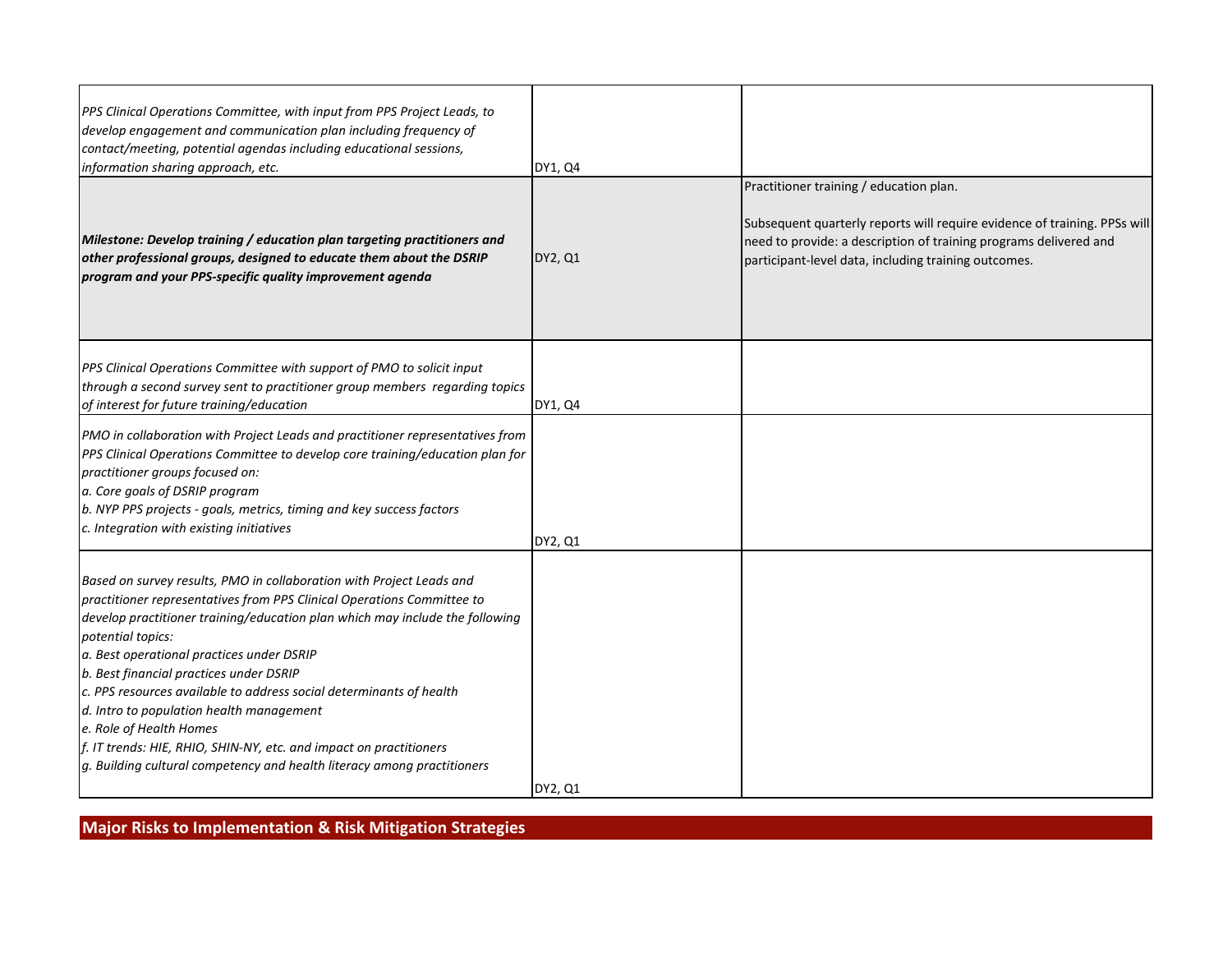| | | |
|---|---|---|
| *PPS Clinical Operations Committee, with input from PPS Project Leads, to develop engagement and communication plan including frequency of contact/meeting, potential agendas including educational sessions, information sharing approach, etc.* | DY1, Q4 | |
| ***Milestone: Develop training / education plan targeting practitioners and other professional groups, designed to educate them about the DSRIP program and your PPS-specific quality improvement agenda*** | DY2, Q1 | Practitioner training / education plan.<br><br>Subsequent quarterly reports will require evidence of training. PPSs will need to provide: a description of training programs delivered and participant-level data, including training outcomes. |
| *PPS Clinical Operations Committee with support of PMO to solicit input through a second survey sent to practitioner group members regarding topics of interest for future training/education* | DY1, Q4 | |
| *PMO in collaboration with Project Leads and practitioner representatives from PPS Clinical Operations Committee to develop core training/education plan for practitioner groups focused on:*<br>*a. Core goals of DSRIP program*<br>*b. NYP PPS projects - goals, metrics, timing and key success factors*<br>*c. Integration with existing initiatives* | DY2, Q1 | |
| *Based on survey results, PMO in collaboration with Project Leads and practitioner representatives from PPS Clinical Operations Committee to develop practitioner training/education plan which may include the following potential topics:*<br>*a. Best operational practices under DSRIP*<br>*b. Best financial practices under DSRIP*<br>*c. PPS resources available to address social determinants of health*<br>*d. Intro to population health management*<br>*e. Role of Health Homes*<br>*f. IT trends: HIE, RHIO, SHIN-NY, etc. and impact on practitioners*<br>*g. Building cultural competency and health literacy among practitioners* | DY2, Q1 | |

## Major Risks to Implementation & Risk Mitigation Strategies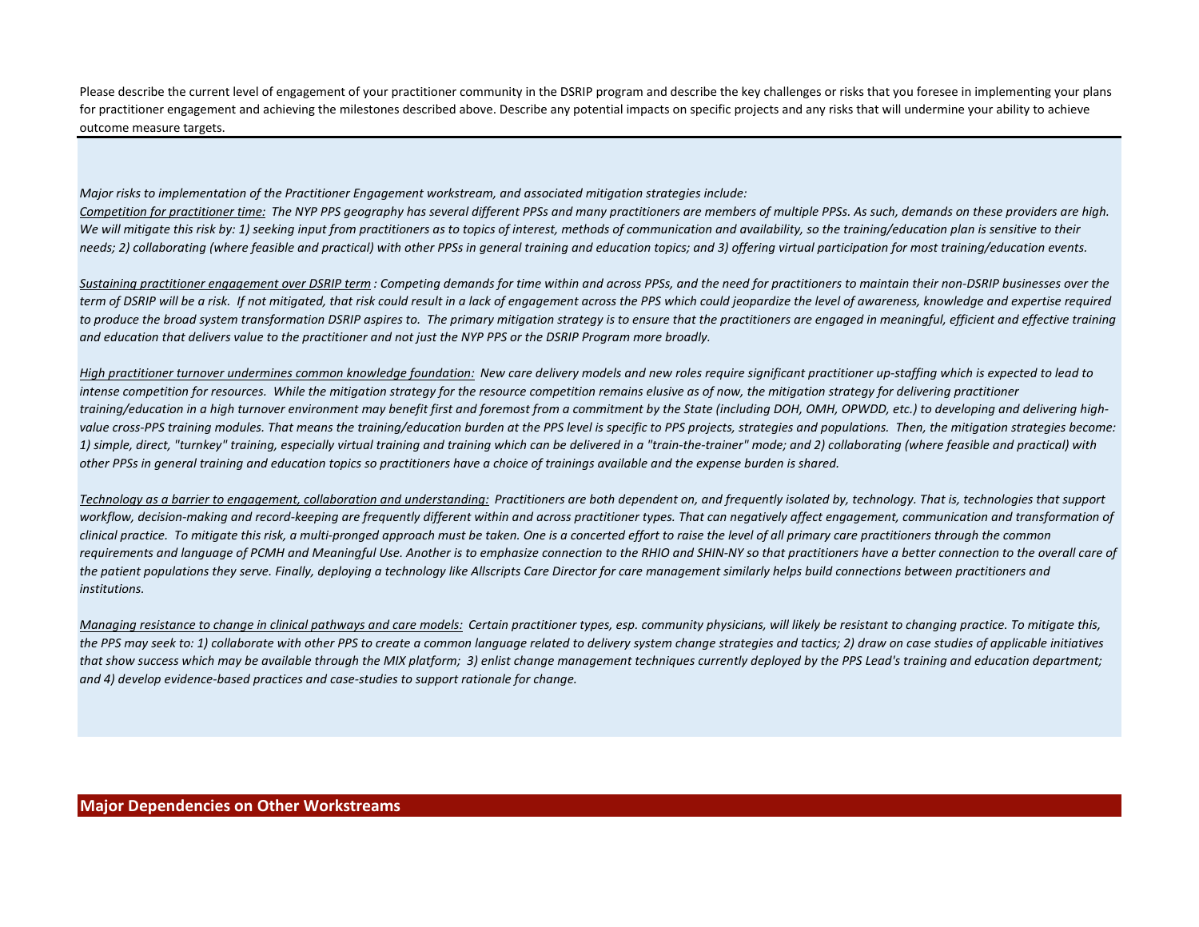Please describe the current level of engagement of your practitioner community in the DSRIP program and describe the key challenges or risks that you foresee in implementing your plans for practitioner engagement and achieving the milestones described above. Describe any potential impacts on specific projects and any risks that will undermine your ability to achieve outcome measure targets.

*Major risks to implementation of the Practitioner Engagement workstream, and associated mitigation strategies include:*

*Competition for practitioner time: The NYP PPS geography has several different PPSs and many practitioners are members of multiple PPSs. As such, demands on these providers are high. We will mitigate this risk by: 1) seeking input from practitioners as to topics of interest, methods of communication and availability, so the training/education plan is sensitive to their needs; 2) collaborating (where feasible and practical) with other PPSs in general training and education topics; and 3) offering virtual participation for most training/education events.*

*Sustaining practitioner engagement over DSRIP term : Competing demands for time within and across PPSs, and the need for practitioners to maintain their non-DSRIP businesses over the term of DSRIP will be a risk. If not mitigated, that risk could result in a lack of engagement across the PPS which could jeopardize the level of awareness, knowledge and expertise required to produce the broad system transformation DSRIP aspires to. The primary mitigation strategy is to ensure that the practitioners are engaged in meaningful, efficient and effective training and education that delivers value to the practitioner and not just the NYP PPS or the DSRIP Program more broadly.*

*High practitioner turnover undermines common knowledge foundation: New care delivery models and new roles require significant practitioner up-staffing which is expected to lead to intense competition for resources. While the mitigation strategy for the resource competition remains elusive as of now, the mitigation strategy for delivering practitioner training/education in a high turnover environment may benefit first and foremost from a commitment by the State (including DOH, OMH, OPWDD, etc.) to developing and delivering high-value cross-PPS training modules. That means the training/education burden at the PPS level is specific to PPS projects, strategies and populations. Then, the mitigation strategies become: 1) simple, direct, "turnkey" training, especially virtual training and training which can be delivered in a "train-the-trainer" mode; and 2) collaborating (where feasible and practical) with other PPSs in general training and education topics so practitioners have a choice of trainings available and the expense burden is shared.*

*Technology as a barrier to engagement, collaboration and understanding: Practitioners are both dependent on, and frequently isolated by, technology. That is, technologies that support workflow, decision-making and record-keeping are frequently different within and across practitioner types. That can negatively affect engagement, communication and transformation of clinical practice. To mitigate this risk, a multi-pronged approach must be taken. One is a concerted effort to raise the level of all primary care practitioners through the common requirements and language of PCMH and Meaningful Use. Another is to emphasize connection to the RHIO and SHIN-NY so that practitioners have a better connection to the overall care of the patient populations they serve. Finally, deploying a technology like Allscripts Care Director for care management similarly helps build connections between practitioners and institutions.*

*Managing resistance to change in clinical pathways and care models: Certain practitioner types, esp. community physicians, will likely be resistant to changing practice. To mitigate this, the PPS may seek to: 1) collaborate with other PPS to create a common language related to delivery system change strategies and tactics; 2) draw on case studies of applicable initiatives that show success which may be available through the MIX platform; 3) enlist change management techniques currently deployed by the PPS Lead's training and education department; and 4) develop evidence-based practices and case-studies to support rationale for change.*

## Major Dependencies on Other Workstreams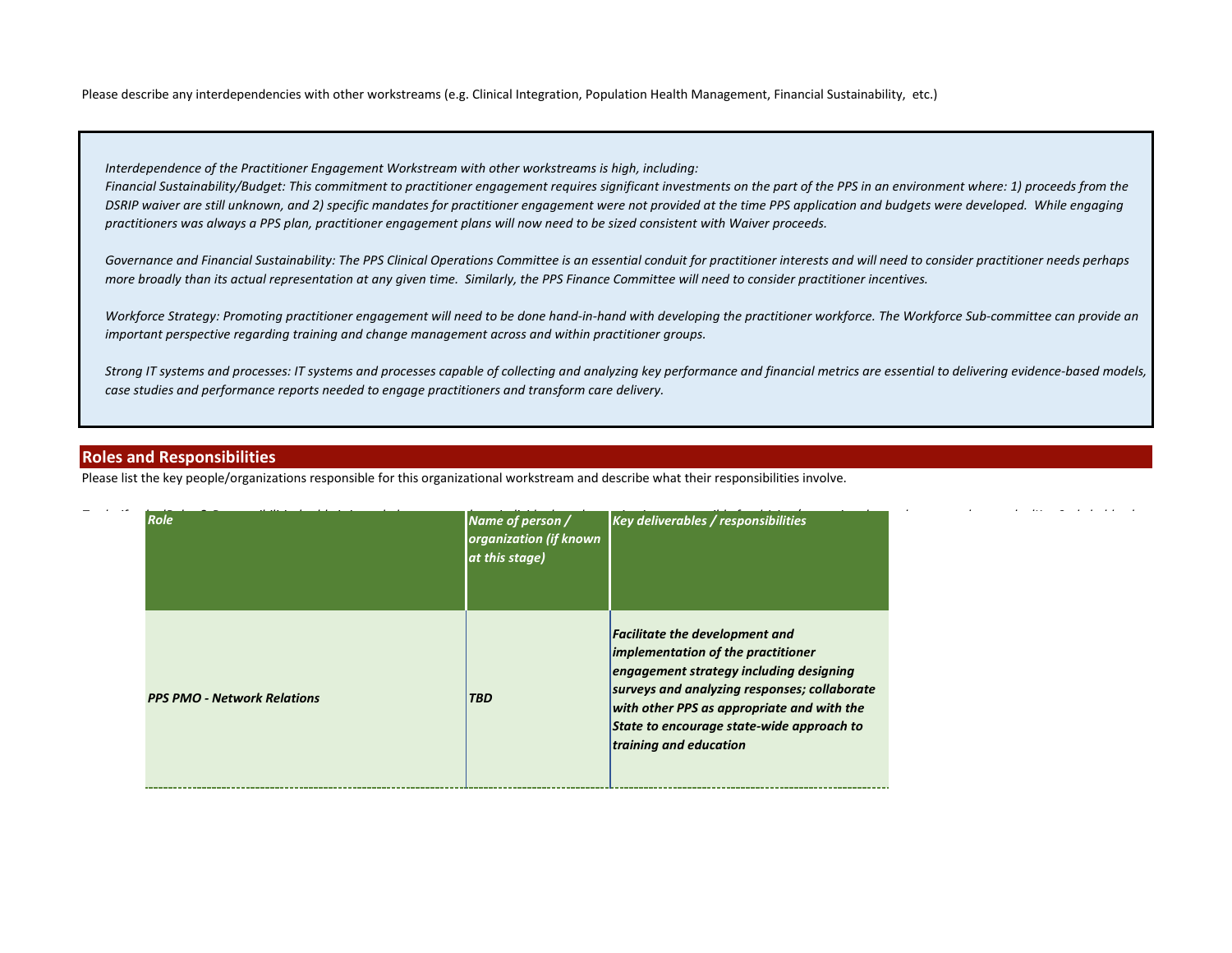Please describe any interdependencies with other workstreams (e.g. Clinical Integration, Population Health Management, Financial Sustainability, etc.)

*Interdependence of the Practitioner Engagement Workstream with other workstreams is high, including:*
*Financial Sustainability/Budget: This commitment to practitioner engagement requires significant investments on the part of the PPS in an environment where: 1) proceeds from the DSRIP waiver are still unknown, and 2) specific mandates for practitioner engagement were not provided at the time PPS application and budgets were developed. While engaging practitioners was always a PPS plan, practitioner engagement plans will now need to be sized consistent with Waiver proceeds.*

*Governance and Financial Sustainability: The PPS Clinical Operations Committee is an essential conduit for practitioner interests and will need to consider practitioner needs perhaps more broadly than its actual representation at any given time. Similarly, the PPS Finance Committee will need to consider practitioner incentives.*

*Workforce Strategy: Promoting practitioner engagement will need to be done hand-in-hand with developing the practitioner workforce. The Workforce Sub-committee can provide an important perspective regarding training and change management across and within practitioner groups.*

*Strong IT systems and processes: IT systems and processes capable of collecting and analyzing key performance and financial metrics are essential to delivering evidence-based models, case studies and performance reports needed to engage practitioners and transform care delivery.*

## Roles and Responsibilities

Please list the key people/organizations responsible for this organizational workstream and describe what their responsibilities involve.

| *Role* | *Name of person / organization (if known at this stage)* | *Key deliverables / responsibilities* |
|---|---|---|
| ***PPS PMO - Network Relations*** | ***TBD*** | ***Facilitate the development and implementation of the practitioner engagement strategy including designing surveys and analyzing responses; collaborate with other PPS as appropriate and with the State to encourage state-wide approach to training and education*** |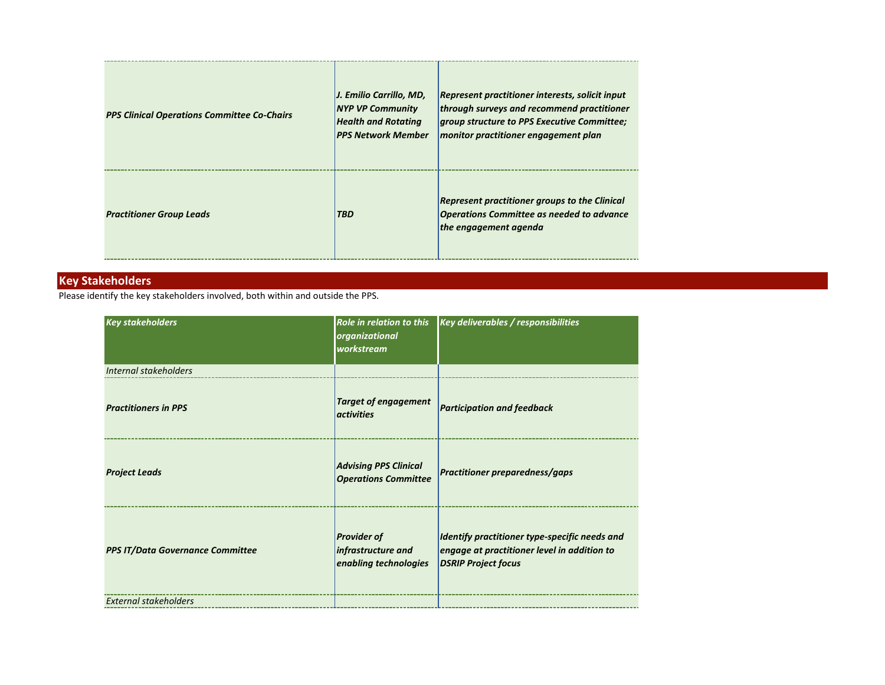| | | |
|---|---|---|
| *PPS Clinical Operations Committee Co-Chairs* | *J. Emilio Carrillo, MD, NYP VP Community Health and Rotating PPS Network Member* | *Represent practitioner interests, solicit input through surveys and recommend practitioner group structure to PPS Executive Committee; monitor practitioner engagement plan* |
| *Practitioner Group Leads* | *TBD* | *Represent practitioner groups to the Clinical Operations Committee as needed to advance the engagement agenda* |

## Key Stakeholders

Please identify the key stakeholders involved, both within and outside the PPS.

| *Key stakeholders* | *Role in relation to this organizational workstream* | *Key deliverables / responsibilities* |
|---|---|---|
| *Internal stakeholders* | | |
| *Practitioners in PPS* | *Target of engagement activities* | *Participation and feedback* |
| *Project Leads* | *Advising PPS Clinical Operations Committee* | *Practitioner preparedness/gaps* |
| *PPS IT/Data Governance Committee* | *Provider of infrastructure and enabling technologies* | *Identify practitioner type-specific needs and engage at practitioner level in addition to DSRIP Project focus* |
| *External stakeholders* | | |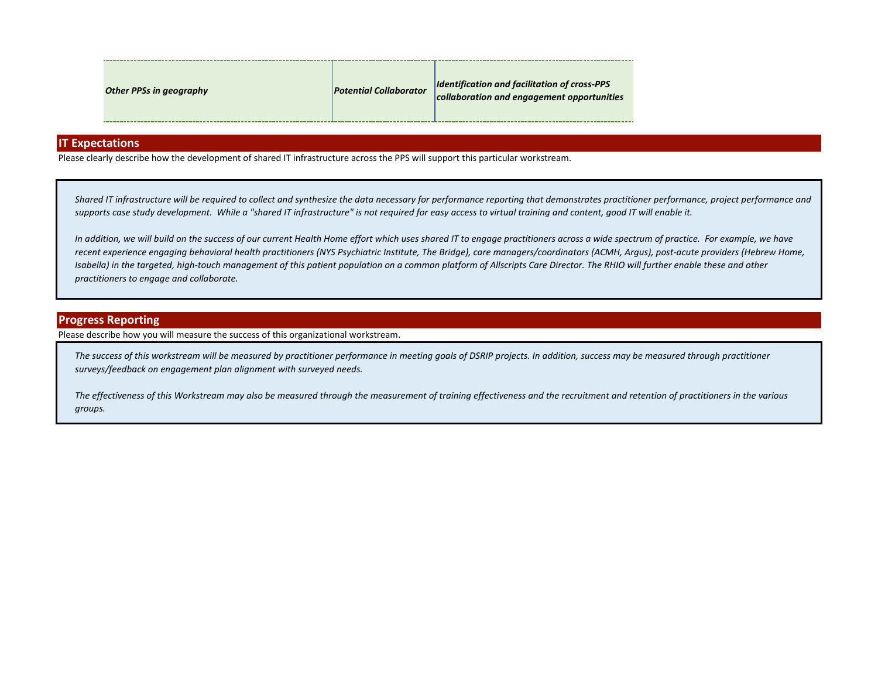| | | |
|---|---|---|
| *Other PPSs in geography* | *Potential Collaborator* | *Identification and facilitation of cross-PPS collaboration and engagement opportunities* |

## IT Expectations

Please clearly describe how the development of shared IT infrastructure across the PPS will support this particular workstream.

*Shared IT infrastructure will be required to collect and synthesize the data necessary for performance reporting that demonstrates practitioner performance, project performance and supports case study development. While a "shared IT infrastructure" is not required for easy access to virtual training and content, good IT will enable it.*

*In addition, we will build on the success of our current Health Home effort which uses shared IT to engage practitioners across a wide spectrum of practice. For example, we have recent experience engaging behavioral health practitioners (NYS Psychiatric Institute, The Bridge), care managers/coordinators (ACMH, Argus), post-acute providers (Hebrew Home, Isabella) in the targeted, high-touch management of this patient population on a common platform of Allscripts Care Director. The RHIO will further enable these and other practitioners to engage and collaborate.*

## Progress Reporting

Please describe how you will measure the success of this organizational workstream.

*The success of this workstream will be measured by practitioner performance in meeting goals of DSRIP projects. In addition, success may be measured through practitioner surveys/feedback on engagement plan alignment with surveyed needs.*

*The effectiveness of this Workstream may also be measured through the measurement of training effectiveness and the recruitment and retention of practitioners in the various groups.*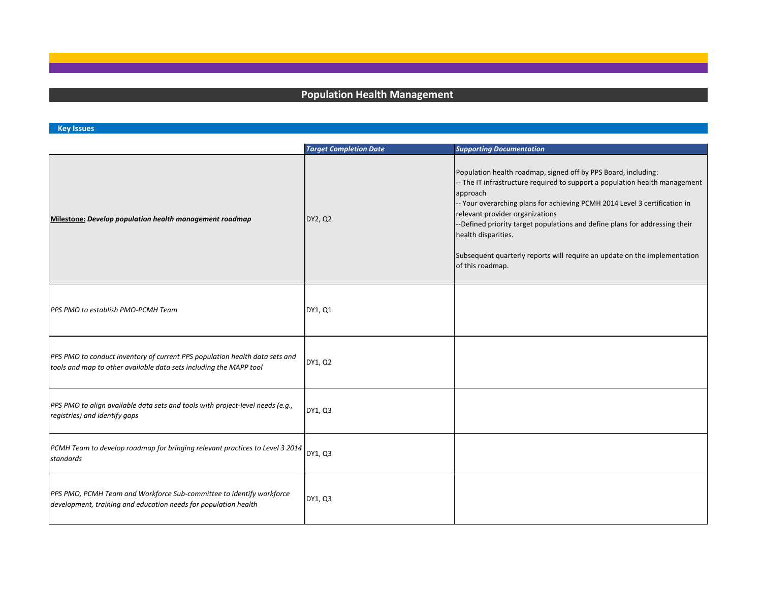# Population Health Management

## Key Issues

| | *Target Completion Date* | *Supporting Documentation* |
|---|---|---|
| **Milestone:** ***Develop population health management roadmap*** | DY2, Q2 | Population health roadmap, signed off by PPS Board, including:<br>-- The IT infrastructure required to support a population health management approach<br>-- Your overarching plans for achieving PCMH 2014 Level 3 certification in relevant provider organizations<br>--Defined priority target populations and define plans for addressing their health disparities.<br><br>Subsequent quarterly reports will require an update on the implementation of this roadmap. |
| *PPS PMO to establish PMO-PCMH Team* | DY1, Q1 | |
| *PPS PMO to conduct inventory of current PPS population health data sets and tools and map to other available data sets including the MAPP tool* | DY1, Q2 | |
| *PPS PMO to align available data sets and tools with project-level needs (e.g., registries) and identify gaps* | DY1, Q3 | |
| *PCMH Team to develop roadmap for bringing relevant practices to Level 3 2014 standards* | DY1, Q3 | |
| *PPS PMO, PCMH Team and Workforce Sub-committee to identify workforce development, training and education needs for population health* | DY1, Q3 | |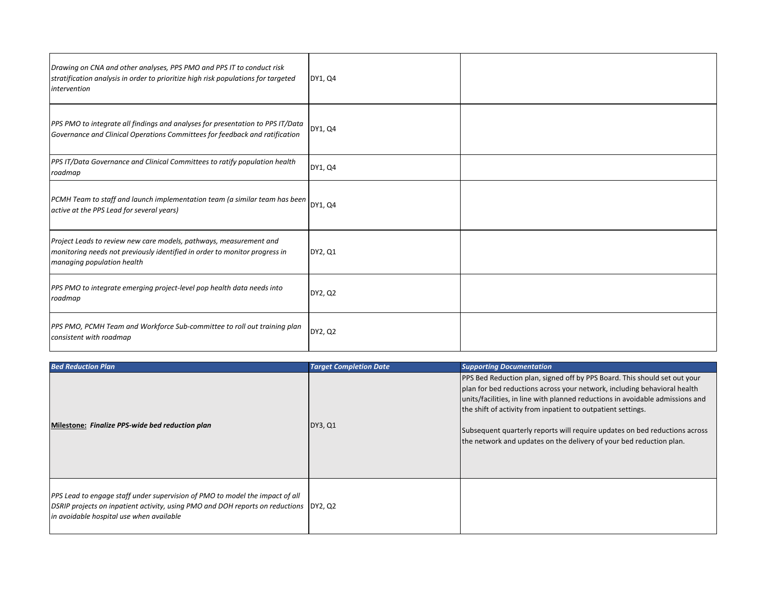| | | |
|---|---|---|
| *Drawing on CNA and other analyses, PPS PMO and PPS IT to conduct risk stratification analysis in order to prioritize high risk populations for targeted intervention* | DY1, Q4 | |
| *PPS PMO to integrate all findings and analyses for presentation to PPS IT/Data Governance and Clinical Operations Committees for feedback and ratification* | DY1, Q4 | |
| *PPS IT/Data Governance and Clinical Committees to ratify population health roadmap* | DY1, Q4 | |
| *PCMH Team to staff and launch implementation team (a similar team has been active at the PPS Lead for several years)* | DY1, Q4 | |
| *Project Leads to review new care models, pathways, measurement and monitoring needs not previously identified in order to monitor progress in managing population health* | DY2, Q1 | |
| *PPS PMO to integrate emerging project-level pop health data needs into roadmap* | DY2, Q2 | |
| *PPS PMO, PCMH Team and Workforce Sub-committee to roll out training plan consistent with roadmap* | DY2, Q2 | |

| *Bed Reduction Plan* | *Target Completion Date* | *Supporting Documentation* |
|---|---|---|
| **Milestone:** ***Finalize PPS-wide bed reduction plan*** | DY3, Q1 | PPS Bed Reduction plan, signed off by PPS Board. This should set out your plan for bed reductions across your network, including behavioral health units/facilities, in line with planned reductions in avoidable admissions and the shift of activity from inpatient to outpatient settings.<br><br>Subsequent quarterly reports will require updates on bed reductions across the network and updates on the delivery of your bed reduction plan. |
| *PPS Lead to engage staff under supervision of PMO to model the impact of all DSRIP projects on inpatient activity, using PMO and DOH reports on reductions in avoidable hospital use when available* | DY2, Q2 | |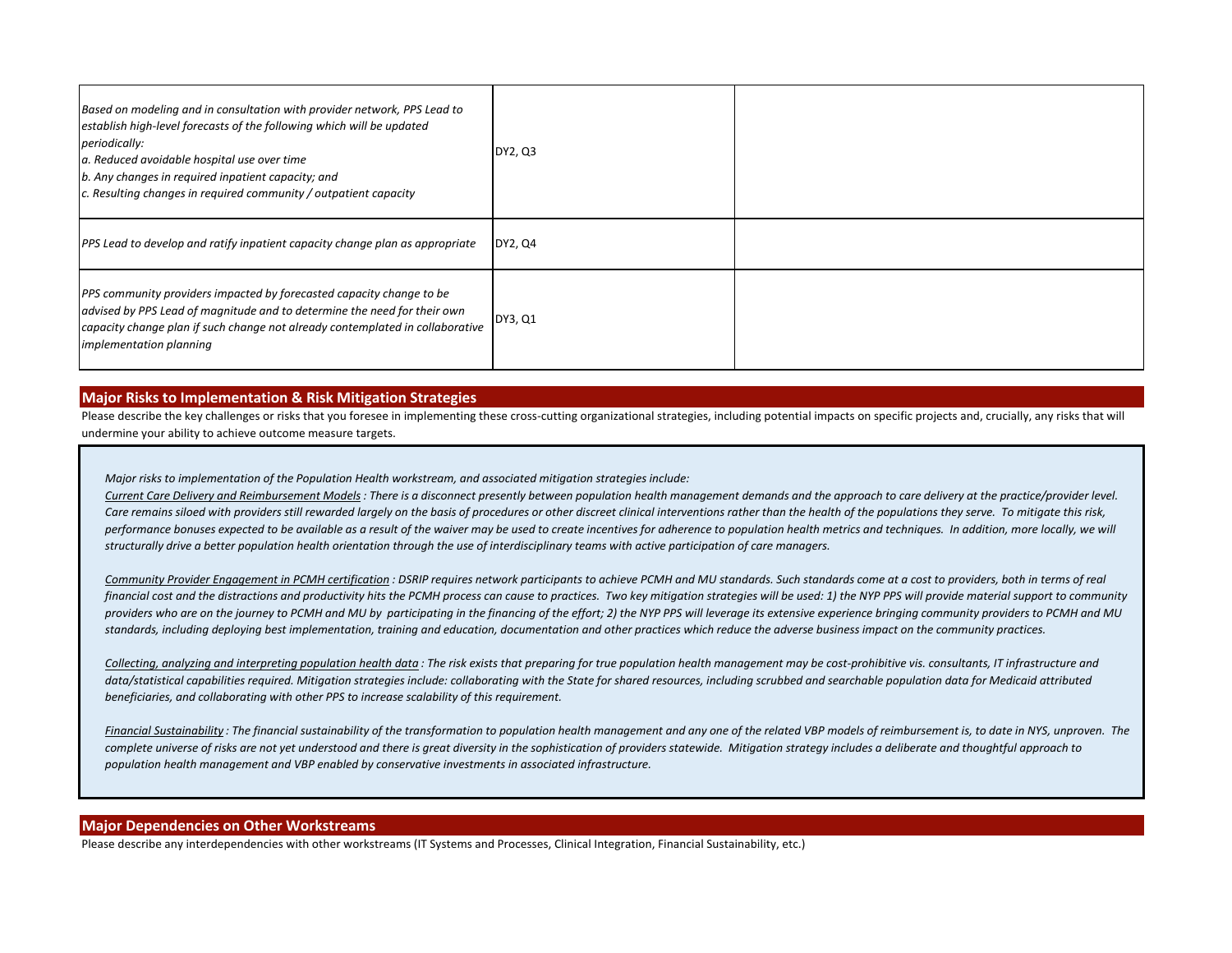| | | |
|---|---|---|
| *Based on modeling and in consultation with provider network, PPS Lead to establish high-level forecasts of the following which will be updated periodically:*<br>*a. Reduced avoidable hospital use over time*<br>*b. Any changes in required inpatient capacity; and*<br>*c. Resulting changes in required community / outpatient capacity* | DY2, Q3 | |
| *PPS Lead to develop and ratify inpatient capacity change plan as appropriate* | DY2, Q4 | |
| *PPS community providers impacted by forecasted capacity change to be advised by PPS Lead of magnitude and to determine the need for their own capacity change plan if such change not already contemplated in collaborative implementation planning* | DY3, Q1 | |

## Major Risks to Implementation & Risk Mitigation Strategies

Please describe the key challenges or risks that you foresee in implementing these cross-cutting organizational strategies, including potential impacts on specific projects and, crucially, any risks that will undermine your ability to achieve outcome measure targets.

*Major risks to implementation of the Population Health workstream, and associated mitigation strategies include:*

*<u>Current Care Delivery and Reimbursement Models</u> : There is a disconnect presently between population health management demands and the approach to care delivery at the practice/provider level. Care remains siloed with providers still rewarded largely on the basis of procedures or other discreet clinical interventions rather than the health of the populations they serve. To mitigate this risk, performance bonuses expected to be available as a result of the waiver may be used to create incentives for adherence to population health metrics and techniques. In addition, more locally, we will structurally drive a better population health orientation through the use of interdisciplinary teams with active participation of care managers.*

*<u>Community Provider Engagement in PCMH certification</u> : DSRIP requires network participants to achieve PCMH and MU standards. Such standards come at a cost to providers, both in terms of real financial cost and the distractions and productivity hits the PCMH process can cause to practices. Two key mitigation strategies will be used: 1) the NYP PPS will provide material support to community providers who are on the journey to PCMH and MU by participating in the financing of the effort; 2) the NYP PPS will leverage its extensive experience bringing community providers to PCMH and MU standards, including deploying best implementation, training and education, documentation and other practices which reduce the adverse business impact on the community practices.*

*<u>Collecting, analyzing and interpreting population health data</u> : The risk exists that preparing for true population health management may be cost-prohibitive vis. consultants, IT infrastructure and data/statistical capabilities required. Mitigation strategies include: collaborating with the State for shared resources, including scrubbed and searchable population data for Medicaid attributed beneficiaries, and collaborating with other PPS to increase scalability of this requirement.*

*<u>Financial Sustainability</u> : The financial sustainability of the transformation to population health management and any one of the related VBP models of reimbursement is, to date in NYS, unproven. The complete universe of risks are not yet understood and there is great diversity in the sophistication of providers statewide. Mitigation strategy includes a deliberate and thoughtful approach to population health management and VBP enabled by conservative investments in associated infrastructure.*

## Major Dependencies on Other Workstreams

Please describe any interdependencies with other workstreams (IT Systems and Processes, Clinical Integration, Financial Sustainability, etc.)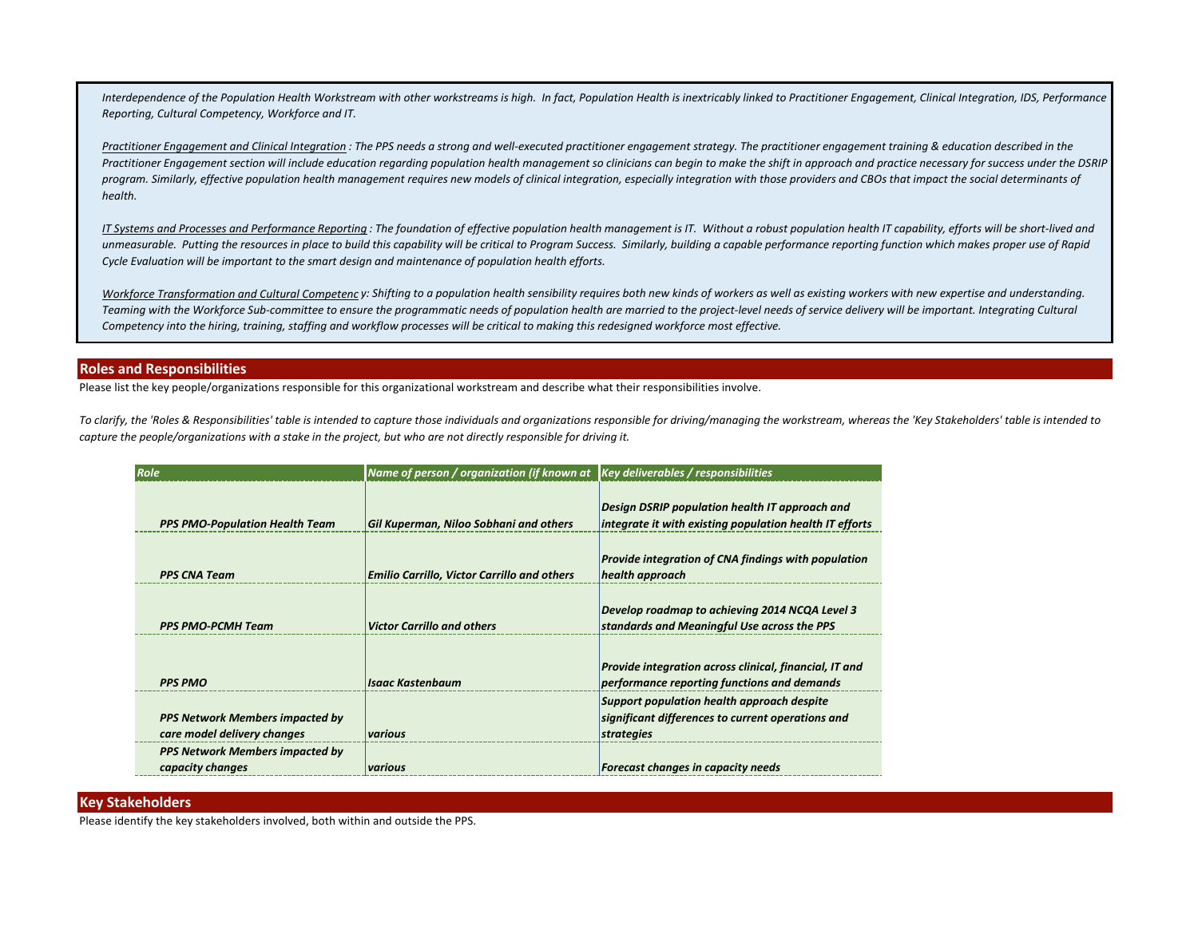*Interdependence of the Population Health Workstream with other workstreams is high. In fact, Population Health is inextricably linked to Practitioner Engagement, Clinical Integration, IDS, Performance Reporting, Cultural Competency, Workforce and IT.*

*Practitioner Engagement and Clinical Integration : The PPS needs a strong and well-executed practitioner engagement strategy. The practitioner engagement training & education described in the Practitioner Engagement section will include education regarding population health management so clinicians can begin to make the shift in approach and practice necessary for success under the DSRIP program. Similarly, effective population health management requires new models of clinical integration, especially integration with those providers and CBOs that impact the social determinants of health.*

*IT Systems and Processes and Performance Reporting : The foundation of effective population health management is IT. Without a robust population health IT capability, efforts will be short-lived and unmeasurable. Putting the resources in place to build this capability will be critical to Program Success. Similarly, building a capable performance reporting function which makes proper use of Rapid Cycle Evaluation will be important to the smart design and maintenance of population health efforts.*

*Workforce Transformation and Cultural Competenc y: Shifting to a population health sensibility requires both new kinds of workers as well as existing workers with new expertise and understanding. Teaming with the Workforce Sub-committee to ensure the programmatic needs of population health are married to the project-level needs of service delivery will be important. Integrating Cultural Competency into the hiring, training, staffing and workflow processes will be critical to making this redesigned workforce most effective.*

## Roles and Responsibilities

Please list the key people/organizations responsible for this organizational workstream and describe what their responsibilities involve.

*To clarify, the 'Roles & Responsibilities' table is intended to capture those individuals and organizations responsible for driving/managing the workstream, whereas the 'Key Stakeholders' table is intended to capture the people/organizations with a stake in the project, but who are not directly responsible for driving it.*

| Role | Name of person / organization (if known at | Key deliverables / responsibilities |
|---|---|---|
| PPS PMO-Population Health Team | Gil Kuperman, Niloo Sobhani and others | Design DSRIP population health IT approach and integrate it with existing population health IT efforts |
| PPS CNA Team | Emilio Carrillo, Victor Carrillo and others | Provide integration of CNA findings with population health approach |
| PPS PMO-PCMH Team | Victor Carrillo and others | Develop roadmap to achieving 2014 NCQA Level 3 standards and Meaningful Use across the PPS |
| PPS PMO | Isaac Kastenbaum | Provide integration across clinical, financial, IT and performance reporting functions and demands |
| PPS Network Members impacted by care model delivery changes | various | Support population health approach despite significant differences to current operations and strategies |
| PPS Network Members impacted by capacity changes | various | Forecast changes in capacity needs |

## Key Stakeholders

Please identify the key stakeholders involved, both within and outside the PPS.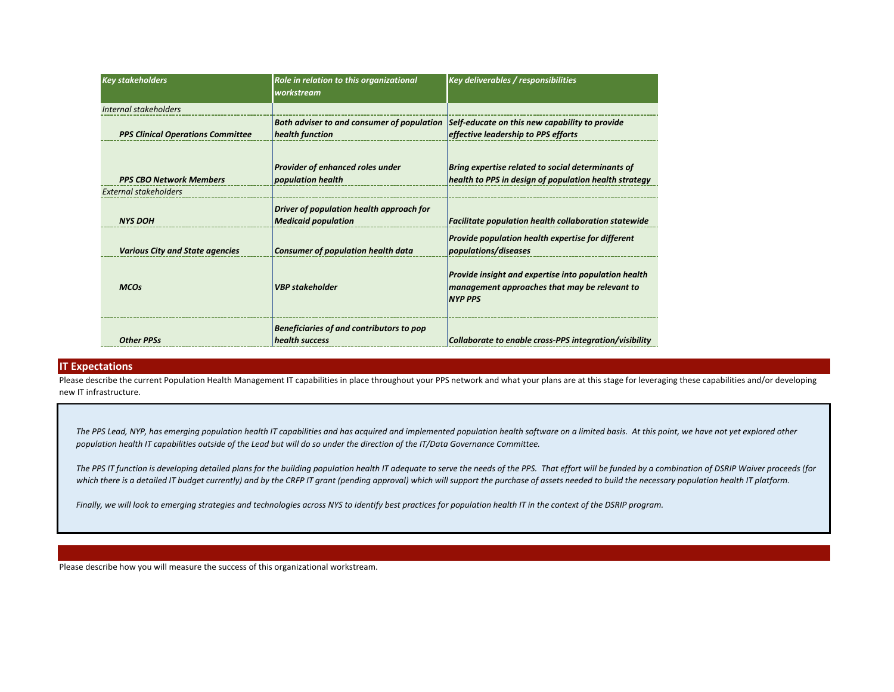| *Key stakeholders* | *Role in relation to this organizational workstream* | *Key deliverables / responsibilities* |
|---|---|---|
| *Internal stakeholders* | | |
| ***PPS Clinical Operations Committee*** | ***Both adviser to and consumer of population health function*** | ***Self-educate on this new capability to provide effective leadership to PPS efforts*** |
| ***PPS CBO Network Members*** | ***Provider of enhanced roles under population health*** | ***Bring expertise related to social determinants of health to PPS in design of population health strategy*** |
| *External stakeholders* | | |
| ***NYS DOH*** | ***Driver of population health approach for Medicaid population*** | ***Facilitate population health collaboration statewide*** |
| ***Various City and State agencies*** | ***Consumer of population health data*** | ***Provide population health expertise for different populations/diseases*** |
| ***MCOs*** | ***VBP stakeholder*** | ***Provide insight and expertise into population health management approaches that may be relevant to NYP PPS*** |
| ***Other PPSs*** | ***Beneficiaries of and contributors to pop health success*** | ***Collaborate to enable cross-PPS integration/visibility*** |

## IT Expectations

Please describe the current Population Health Management IT capabilities in place throughout your PPS network and what your plans are at this stage for leveraging these capabilities and/or developing new IT infrastructure.

*The PPS Lead, NYP, has emerging population health IT capabilities and has acquired and implemented population health software on a limited basis. At this point, we have not yet explored other population health IT capabilities outside of the Lead but will do so under the direction of the IT/Data Governance Committee.*

*The PPS IT function is developing detailed plans for the building population health IT adequate to serve the needs of the PPS. That effort will be funded by a combination of DSRIP Waiver proceeds (for which there is a detailed IT budget currently) and by the CRFP IT grant (pending approval) which will support the purchase of assets needed to build the necessary population health IT platform.*

*Finally, we will look to emerging strategies and technologies across NYS to identify best practices for population health IT in the context of the DSRIP program.*

Please describe how you will measure the success of this organizational workstream.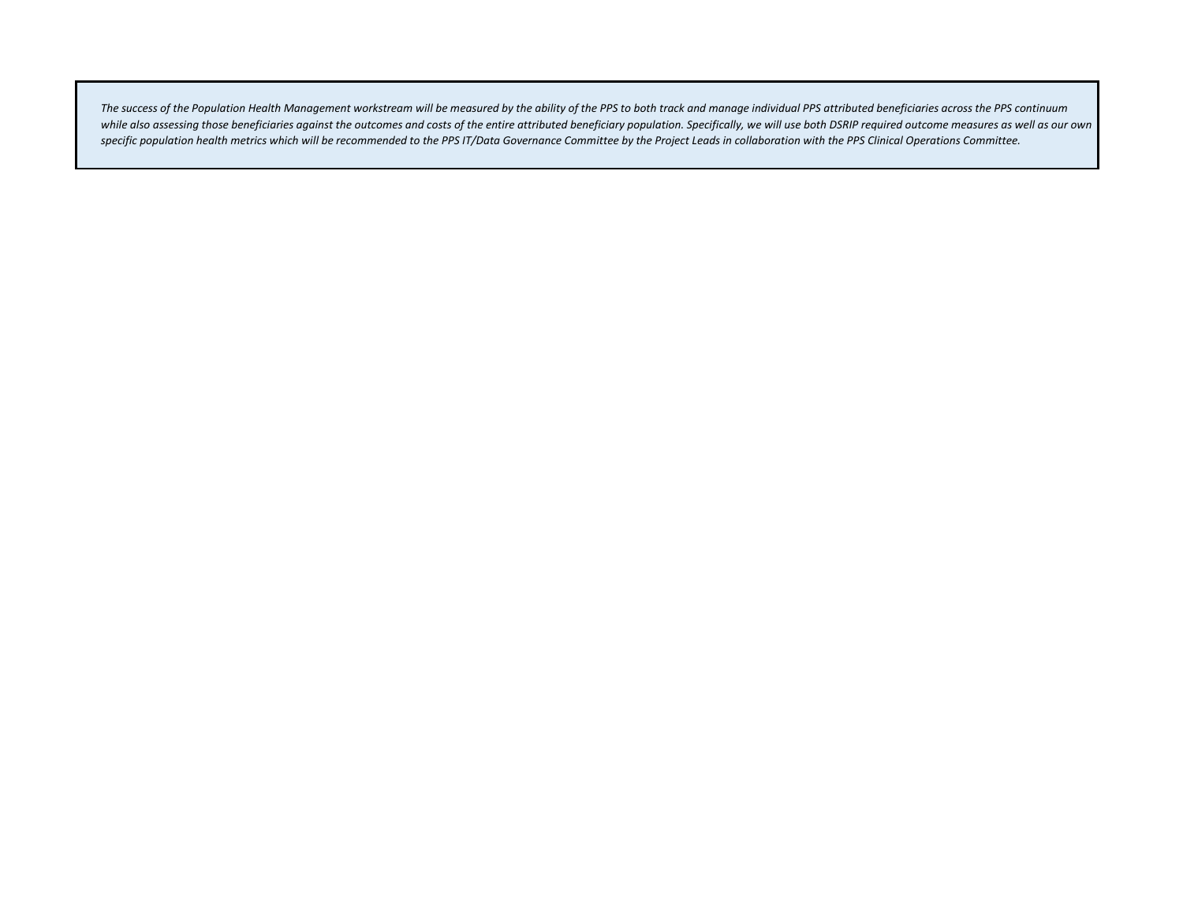*The success of the Population Health Management workstream will be measured by the ability of the PPS to both track and manage individual PPS attributed beneficiaries across the PPS continuum while also assessing those beneficiaries against the outcomes and costs of the entire attributed beneficiary population. Specifically, we will use both DSRIP required outcome measures as well as our own specific population health metrics which will be recommended to the PPS IT/Data Governance Committee by the Project Leads in collaboration with the PPS Clinical Operations Committee.*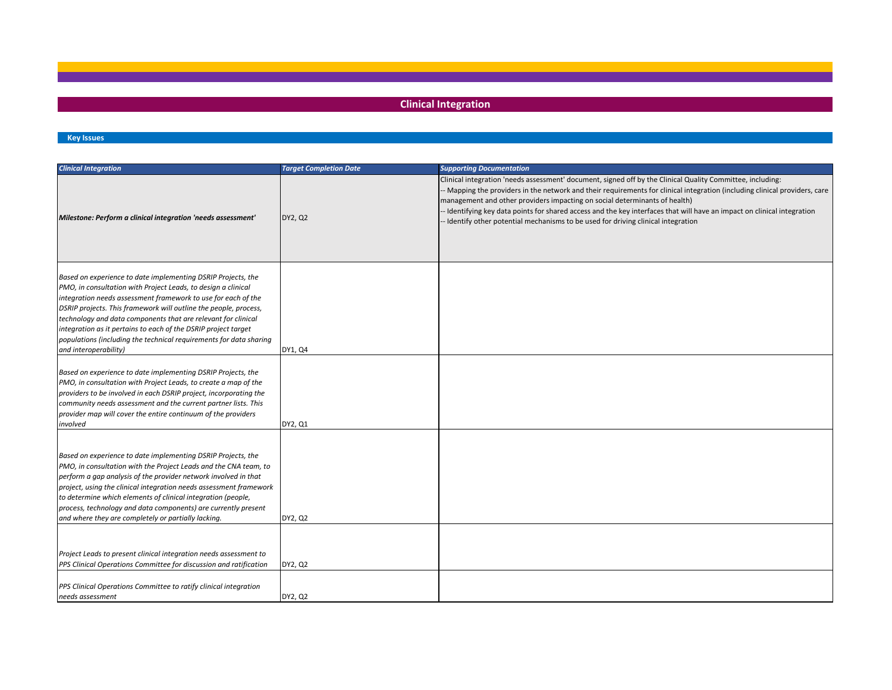## Clinical Integration

### Key Issues

| *Clinical Integration* | *Target Completion Date* | *Supporting Documentation* |
|---|---|---|
| ***Milestone: Perform a clinical integration 'needs assessment'*** | DY2, Q2 | Clinical integration 'needs assessment' document, signed off by the Clinical Quality Committee, including:<br>-- Mapping the providers in the network and their requirements for clinical integration (including clinical providers, care management and other providers impacting on social determinants of health)<br>-- Identifying key data points for shared access and the key interfaces that will have an impact on clinical integration<br>-- Identify other potential mechanisms to be used for driving clinical integration |
| *Based on experience to date implementing DSRIP Projects, the PMO, in consultation with Project Leads, to design a clinical integration needs assessment framework to use for each of the DSRIP projects. This framework will outline the people, process, technology and data components that are relevant for clinical integration as it pertains to each of the DSRIP project target populations (including the technical requirements for data sharing and interoperability)* | DY1, Q4 | |
| *Based on experience to date implementing DSRIP Projects, the PMO, in consultation with Project Leads, to create a map of the providers to be involved in each DSRIP project, incorporating the community needs assessment and the current partner lists. This provider map will cover the entire continuum of the providers involved* | DY2, Q1 | |
| *Based on experience to date implementing DSRIP Projects, the PMO, in consultation with the Project Leads and the CNA team, to perform a gap analysis of the provider network involved in that project, using the clinical integration needs assessment framework to determine which elements of clinical integration (people, process, technology and data components) are currently present and where they are completely or partially lacking.* | DY2, Q2 | |
| *Project Leads to present clinical integration needs assessment to PPS Clinical Operations Committee for discussion and ratification* | DY2, Q2 | |
| *PPS Clinical Operations Committee to ratify clinical integration needs assessment* | DY2, Q2 | |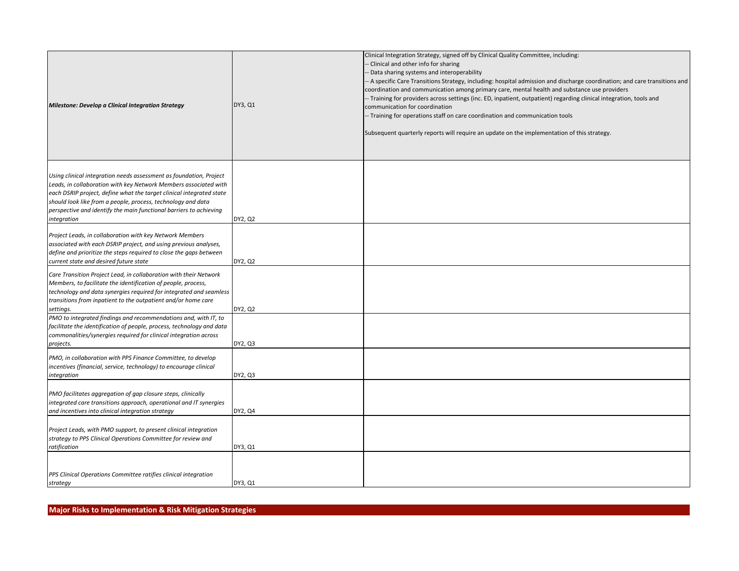| | | |
|---|---|---|
| ***Milestone: Develop a Clinical Integration Strategy*** | DY3, Q1 | Clinical Integration Strategy, signed off by Clinical Quality Committee, including:<br>-- Clinical and other info for sharing<br>-- Data sharing systems and interoperability<br>-- A specific Care Transitions Strategy, including: hospital admission and discharge coordination; and care transitions and coordination and communication among primary care, mental health and substance use providers<br>-- Training for providers across settings (inc. ED, inpatient, outpatient) regarding clinical integration, tools and communication for coordination<br>-- Training for operations staff on care coordination and communication tools<br><br>Subsequent quarterly reports will require an update on the implementation of this strategy. |
| *Using clinical integration needs assessment as foundation, Project Leads, in collaboration with key Network Members associated with each DSRIP project, define what the target clinical integrated state should look like from a people, process, technology and data perspective and identify the main functional barriers to achieving integration* | DY2, Q2 | |
| *Project Leads, in collaboration with key Network Members associated with each DSRIP project, and using previous analyses, define and prioritize the steps required to close the gaps between current state and desired future state* | DY2, Q2 | |
| *Care Transition Project Lead, in collaboration with their Network Members, to facilitate the identification of people, process, technology and data synergies required for integrated and seamless transitions from inpatient to the outpatient and/or home care settings.* | DY2, Q2 | |
| *PMO to integrated findings and recommendations and, with IT, to facilitate the identification of people, process, technology and data commonalities/synergies required for clinical integration across projects.* | DY2, Q3 | |
| *PMO, in collaboration with PPS Finance Committee, to develop incentives (financial, service, technology) to encourage clinical integration* | DY2, Q3 | |
| *PMO facilitates aggregation of gap closure steps, clinically integrated care transitions approach, operational and IT synergies and incentives into clinical integration strategy* | DY2, Q4 | |
| *Project Leads, with PMO support, to present clinical integration strategy to PPS Clinical Operations Committee for review and ratification* | DY3, Q1 | |
| *PPS Clinical Operations Committee ratifies clinical integration strategy* | DY3, Q1 | |

**Major Risks to Implementation & Risk Mitigation Strategies**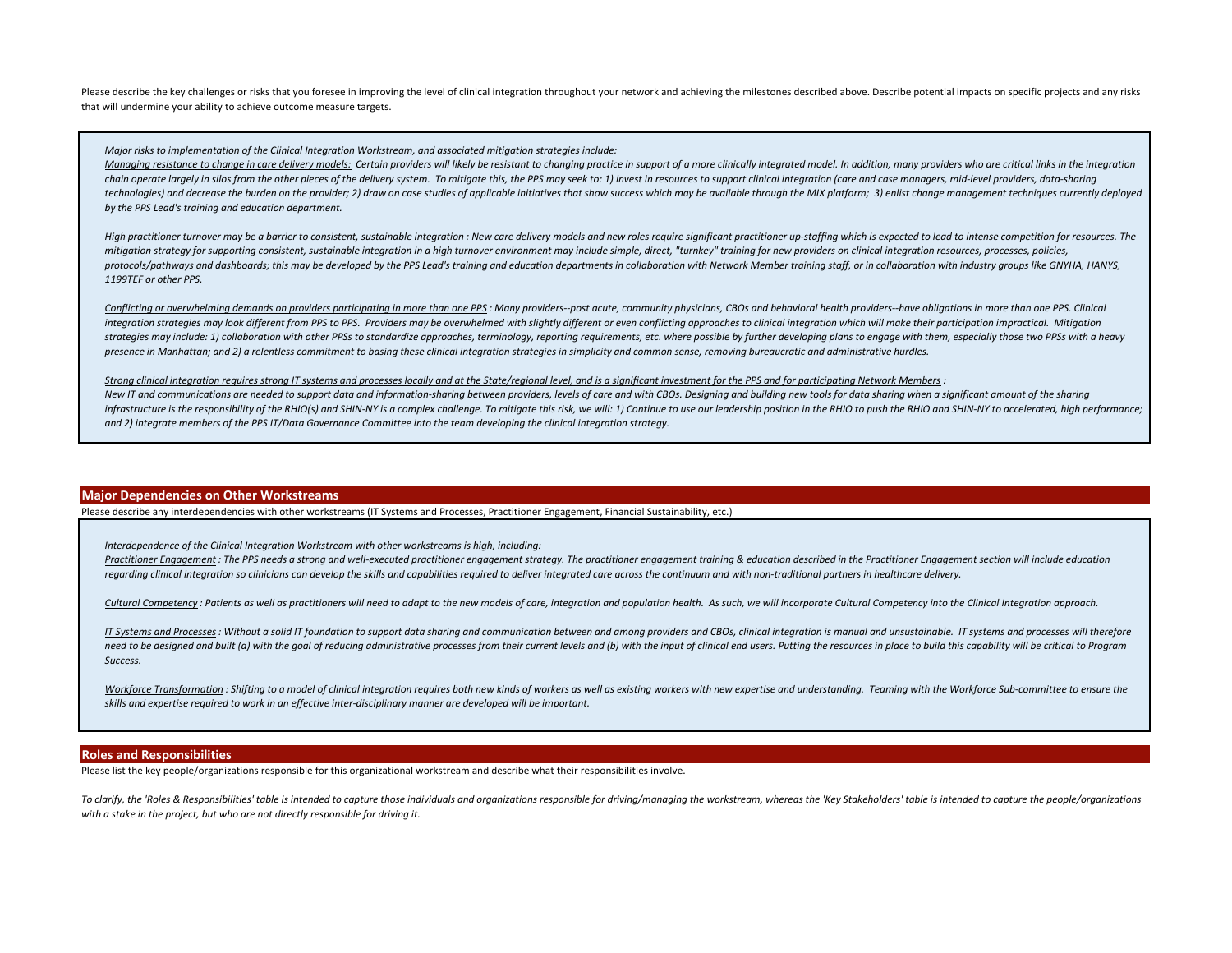Please describe the key challenges or risks that you foresee in improving the level of clinical integration throughout your network and achieving the milestones described above. Describe potential impacts on specific projects and any risks that will undermine your ability to achieve outcome measure targets.

*Major risks to implementation of the Clinical Integration Workstream, and associated mitigation strategies include:*

*Managing resistance to change in care delivery models:* *Certain providers will likely be resistant to changing practice in support of a more clinically integrated model. In addition, many providers who are critical links in the integration chain operate largely in silos from the other pieces of the delivery system. To mitigate this, the PPS may seek to: 1) invest in resources to support clinical integration (care and case managers, mid-level providers, data-sharing technologies) and decrease the burden on the provider; 2) draw on case studies of applicable initiatives that show success which may be available through the MIX platform; 3) enlist change management techniques currently deployed by the PPS Lead's training and education department.*

*High practitioner turnover may be a barrier to consistent, sustainable integration* *: New care delivery models and new roles require significant practitioner up-staffing which is expected to lead to intense competition for resources. The mitigation strategy for supporting consistent, sustainable integration in a high turnover environment may include simple, direct, "turnkey" training for new providers on clinical integration resources, processes, policies, protocols/pathways and dashboards; this may be developed by the PPS Lead's training and education departments in collaboration with Network Member training staff, or in collaboration with industry groups like GNYHA, HANYS, 1199TEF or other PPS.*

*Conflicting or overwhelming demands on providers participating in more than one PPS* *: Many providers--post acute, community physicians, CBOs and behavioral health providers--have obligations in more than one PPS. Clinical integration strategies may look different from PPS to PPS. Providers may be overwhelmed with slightly different or even conflicting approaches to clinical integration which will make their participation impractical. Mitigation strategies may include: 1) collaboration with other PPSs to standardize approaches, terminology, reporting requirements, etc. where possible by further developing plans to engage with them, especially those two PPSs with a heavy presence in Manhattan; and 2) a relentless commitment to basing these clinical integration strategies in simplicity and common sense, removing bureaucratic and administrative hurdles.*

*Strong clinical integration requires strong IT systems and processes locally and at the State/regional level, and is a significant investment for the PPS and for participating Network Members* *: New IT and communications are needed to support data and information-sharing between providers, levels of care and with CBOs. Designing and building new tools for data sharing when a significant amount of the sharing infrastructure is the responsibility of the RHIO(s) and SHIN-NY is a complex challenge. To mitigate this risk, we will: 1) Continue to use our leadership position in the RHIO to push the RHIO and SHIN-NY to accelerated, high performance; and 2) integrate members of the PPS IT/Data Governance Committee into the team developing the clinical integration strategy.*

## Major Dependencies on Other Workstreams

Please describe any interdependencies with other workstreams (IT Systems and Processes, Practitioner Engagement, Financial Sustainability, etc.)

*Interdependence of the Clinical Integration Workstream with other workstreams is high, including:*

*Practitioner Engagement* *: The PPS needs a strong and well-executed practitioner engagement strategy. The practitioner engagement training & education described in the Practitioner Engagement section will include education regarding clinical integration so clinicians can develop the skills and capabilities required to deliver integrated care across the continuum and with non-traditional partners in healthcare delivery.*

*Cultural Competency* *: Patients as well as practitioners will need to adapt to the new models of care, integration and population health. As such, we will incorporate Cultural Competency into the Clinical Integration approach.*

*IT Systems and Processes* *: Without a solid IT foundation to support data sharing and communication between and among providers and CBOs, clinical integration is manual and unsustainable. IT systems and processes will therefore need to be designed and built (a) with the goal of reducing administrative processes from their current levels and (b) with the input of clinical end users. Putting the resources in place to build this capability will be critical to Program Success.*

*Workforce Transformation* *: Shifting to a model of clinical integration requires both new kinds of workers as well as existing workers with new expertise and understanding. Teaming with the Workforce Sub-committee to ensure the skills and expertise required to work in an effective inter-disciplinary manner are developed will be important.*

## Roles and Responsibilities

Please list the key people/organizations responsible for this organizational workstream and describe what their responsibilities involve.

*To clarify, the 'Roles & Responsibilities' table is intended to capture those individuals and organizations responsible for driving/managing the workstream, whereas the 'Key Stakeholders' table is intended to capture the people/organizations with a stake in the project, but who are not directly responsible for driving it.*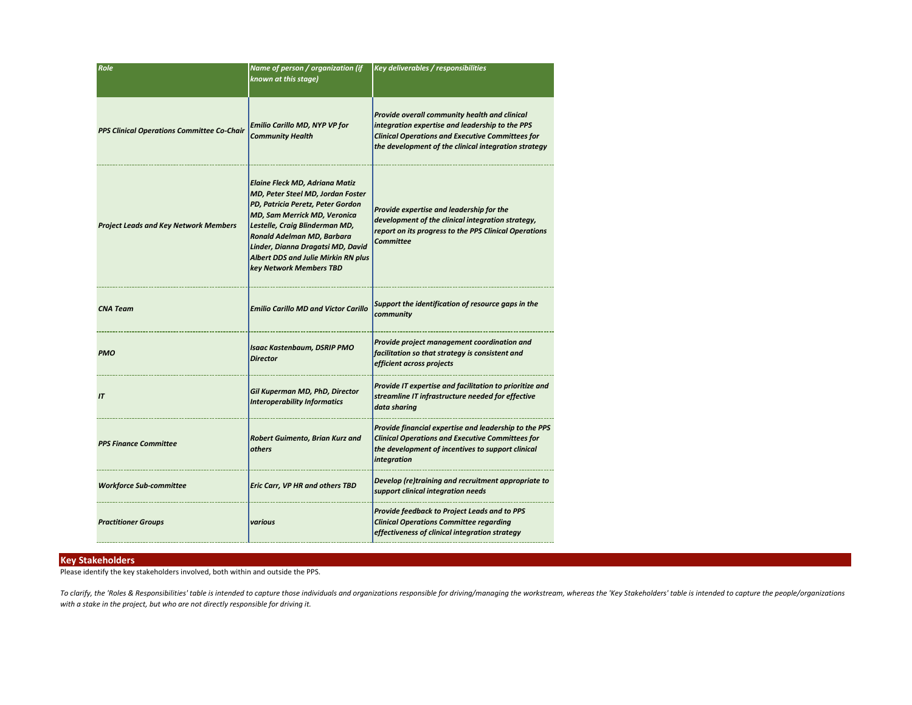| Role | Name of person / organization (if known at this stage) | Key deliverables / responsibilities |
|---|---|---|
| PPS Clinical Operations Committee Co-Chair | Emilio Carillo MD, NYP VP for Community Health | Provide overall community health and clinical integration expertise and leadership to the PPS Clinical Operations and Executive Committees for the development of the clinical integration strategy |
| Project Leads and Key Network Members | Elaine Fleck MD, Adriana Matiz MD, Peter Steel MD, Jordan Foster PD, Patricia Peretz, Peter Gordon MD, Sam Merrick MD, Veronica Lestelle, Craig Blinderman MD, Ronald Adelman MD, Barbara Linder, Dianna Dragatsi MD, David Albert DDS and Julie Mirkin RN plus key Network Members TBD | Provide expertise and leadership for the development of the clinical integration strategy, report on its progress to the PPS Clinical Operations Committee |
| CNA Team | Emilio Carillo MD and Victor Carillo | Support the identification of resource gaps in the community |
| PMO | Isaac Kastenbaum, DSRIP PMO Director | Provide project management coordination and facilitation so that strategy is consistent and efficient across projects |
| IT | Gil Kuperman MD, PhD, Director Interoperability Informatics | Provide IT expertise and facilitation to prioritize and streamline IT infrastructure needed for effective data sharing |
| PPS Finance Committee | Robert Guimento, Brian Kurz and others | Provide financial expertise and leadership to the PPS Clinical Operations and Executive Committees for the development of incentives to support clinical integration |
| Workforce Sub-committee | Eric Carr, VP HR and others TBD | Develop (re)training and recruitment appropriate to support clinical integration needs |
| Practitioner Groups | various | Provide feedback to Project Leads and to PPS Clinical Operations Committee regarding effectiveness of clinical integration strategy |

## Key Stakeholders

Please identify the key stakeholders involved, both within and outside the PPS.

*To clarify, the 'Roles & Responsibilities' table is intended to capture those individuals and organizations responsible for driving/managing the workstream, whereas the 'Key Stakeholders' table is intended to capture the people/organizations with a stake in the project, but who are not directly responsible for driving it.*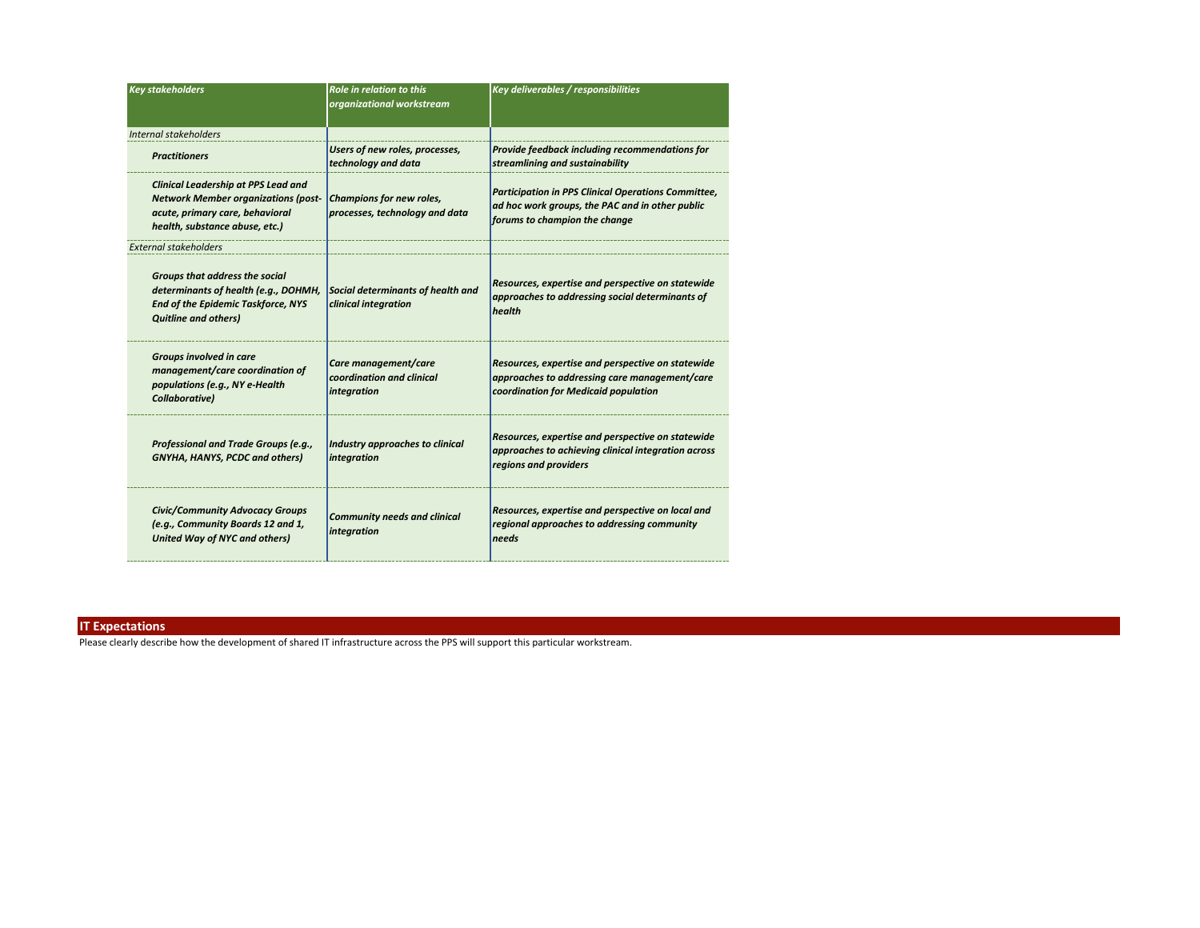| *Key stakeholders* | *Role in relation to this organizational workstream* | *Key deliverables / responsibilities* |
|---|---|---|
| *Internal stakeholders* | | |
| ***Practitioners*** | ***Users of new roles, processes, technology and data*** | ***Provide feedback including recommendations for streamlining and sustainability*** |
| ***Clinical Leadership at PPS Lead and Network Member organizations (post-acute, primary care, behavioral health, substance abuse, etc.)*** | ***Champions for new roles, processes, technology and data*** | ***Participation in PPS Clinical Operations Committee, ad hoc work groups, the PAC and in other public forums to champion the change*** |
| *External stakeholders* | | |
| ***Groups that address the social determinants of health (e.g., DOHMH, End of the Epidemic Taskforce, NYS Quitline and others)*** | ***Social determinants of health and clinical integration*** | ***Resources, expertise and perspective on statewide approaches to addressing social determinants of health*** |
| ***Groups involved in care management/care coordination of populations (e.g., NY e-Health Collaborative)*** | ***Care management/care coordination and clinical integration*** | ***Resources, expertise and perspective on statewide approaches to addressing care management/care coordination for Medicaid population*** |
| ***Professional and Trade Groups (e.g., GNYHA, HANYS, PCDC and others)*** | ***Industry approaches to clinical integration*** | ***Resources, expertise and perspective on statewide approaches to achieving clinical integration across regions and providers*** |
| ***Civic/Community Advocacy Groups (e.g., Community Boards 12 and 1, United Way of NYC and others)*** | ***Community needs and clinical integration*** | ***Resources, expertise and perspective on local and regional approaches to addressing community needs*** |

## IT Expectations

Please clearly describe how the development of shared IT infrastructure across the PPS will support this particular workstream.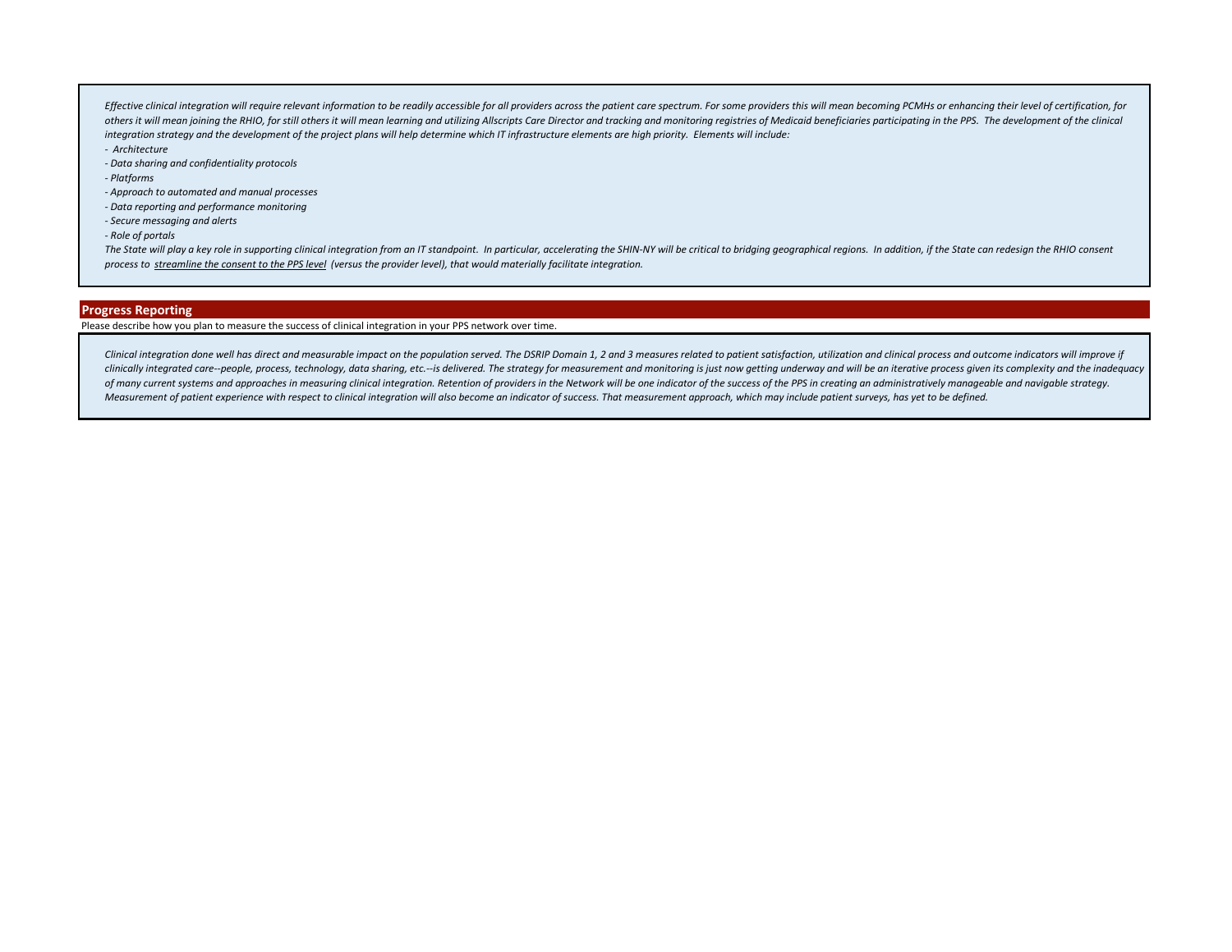*Effective clinical integration will require relevant information to be readily accessible for all providers across the patient care spectrum. For some providers this will mean becoming PCMHs or enhancing their level of certification, for others it will mean joining the RHIO, for still others it will mean learning and utilizing Allscripts Care Director and tracking and monitoring registries of Medicaid beneficiaries participating in the PPS. The development of the clinical integration strategy and the development of the project plans will help determine which IT infrastructure elements are high priority. Elements will include:*

- *Architecture*
- *Data sharing and confidentiality protocols*
- *Platforms*
- *Approach to automated and manual processes*
- *Data reporting and performance monitoring*
- *Secure messaging and alerts*
- *Role of portals*

*The State will play a key role in supporting clinical integration from an IT standpoint. In particular, accelerating the SHIN-NY will be critical to bridging geographical regions. In addition, if the State can redesign the RHIO consent process to <u>streamline the consent to the PPS level</u> (versus the provider level), that would materially facilitate integration.*

## Progress Reporting

Please describe how you plan to measure the success of clinical integration in your PPS network over time.

*Clinical integration done well has direct and measurable impact on the population served. The DSRIP Domain 1, 2 and 3 measures related to patient satisfaction, utilization and clinical process and outcome indicators will improve if clinically integrated care--people, process, technology, data sharing, etc.--is delivered. The strategy for measurement and monitoring is just now getting underway and will be an iterative process given its complexity and the inadequacy of many current systems and approaches in measuring clinical integration. Retention of providers in the Network will be one indicator of the success of the PPS in creating an administratively manageable and navigable strategy. Measurement of patient experience with respect to clinical integration will also become an indicator of success. That measurement approach, which may include patient surveys, has yet to be defined.*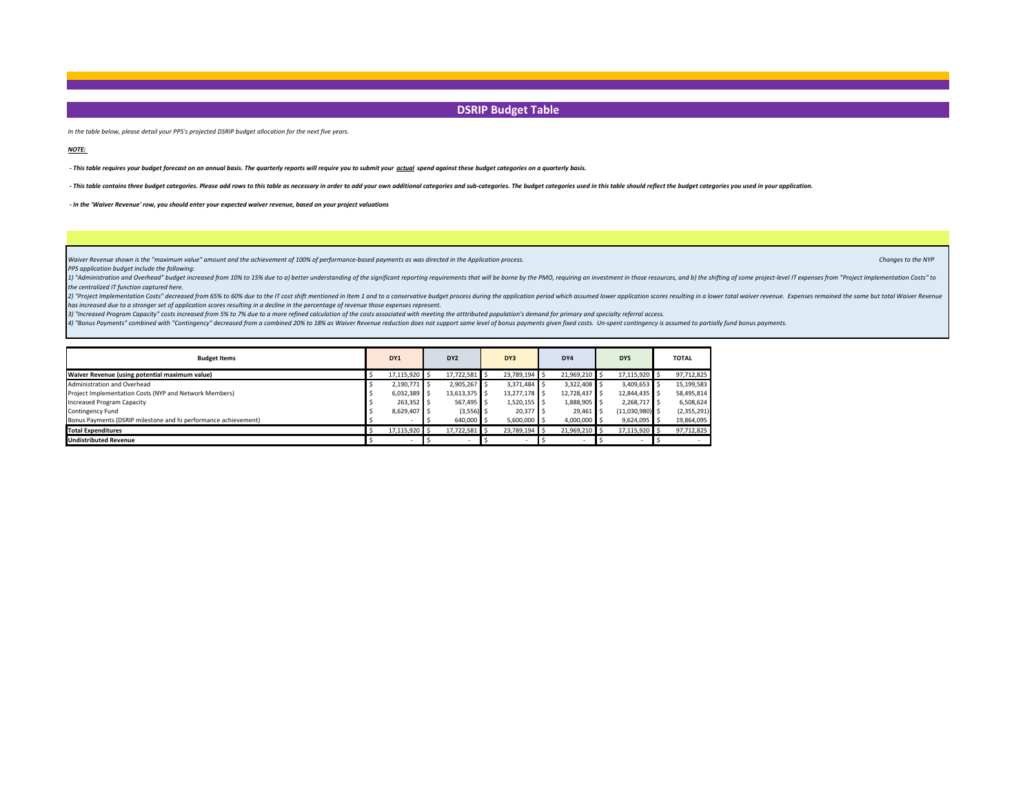# DSRIP Budget Table

*In the table below, please detail your PPS's projected DSRIP budget allocation for the next five years.*

***NOTE:***

***- This table requires your budget forecast on an annual basis. The quarterly reports will require you to submit your actual spend against these budget categories on a quarterly basis.***

***- This table contains three budget categories. Please add rows to this table as necessary in order to add your own additional categories and sub-categories. The budget categories used in this table should reflect the budget categories you used in your application.***

***- In the 'Waiver Revenue' row, you should enter your expected waiver revenue, based on your project valuations***

*Waiver Revenue shown is the "maximum value" amount and the achievement of 100% of performance-based payments as was directed in the Application process. Changes to the NYP PPS application budget include the following:*

*1) "Administration and Overhead" budget increased from 10% to 15% due to a) better understanding of the significant reporting requirements that will be borne by the PMO, requiring an investment in those resources, and b) the shifting of some project-level IT expenses from "Project Implementation Costs" to the centralized IT function captured here.*

*2) "Project Implementation Costs" decreased from 65% to 60% due to the IT cost shift mentioned in Item 1 and to a conservative budget process during the application period which assumed lower application scores resulting in a lower total waiver revenue. Expenses remained the same but total Waiver Revenue has increased due to a stronger set of application scores resulting in a decline in the percentage of revenue those expenses represent.*

*3) "Increased Program Capacity" costs increased from 5% to 7% due to a more refined calculation of the costs associated with meeting the atttributed population's demand for primary and specialty referral access.*

*4) "Bonus Payments" combined with "Contingency" decreased from a combined 20% to 18% as Waiver Revenue reduction does not support same level of bonus payments given fixed costs. Un-spent contingency is assumed to partially fund bonus payments.*

| Budget Items | DY1 | DY2 | DY3 | DY4 | DY5 | TOTAL |
|---|---|---|---|---|---|---|
| **Waiver Revenue (using potential maximum value)** | $ 17,115,920 | $ 17,722,581 | $ 23,789,194 | $ 21,969,210 | $ 17,115,920 | $ 97,712,825 |
| Administration and Overhead | $ 2,190,771 | $ 2,905,267 | $ 3,371,484 | $ 3,322,408 | $ 3,409,653 | $ 15,199,583 |
| Project Implementation Costs (NYP and Network Members) | $ 6,032,389 | $ 13,613,375 | $ 13,277,178 | $ 12,728,437 | $ 12,844,435 | $ 58,495,814 |
| Increased Program Capacity | $ 263,352 | $ 567,495 | $ 1,520,155 | $ 1,888,905 | $ 2,268,717 | $ 6,508,624 |
| Contingency Fund | $ 8,629,407 | $ (3,556) | $ 20,377 | $ 29,461 | $ (11,030,980) | $ (2,355,291) |
| Bonus Payments (DSRIP milestone and hi performance achievement) | $ - | $ 640,000 | $ 5,600,000 | $ 4,000,000 | $ 9,624,095 | $ 19,864,095 |
| **Total Expenditures** | $ 17,115,920 | $ 17,722,581 | $ 23,789,194 | $ 21,969,210 | $ 17,115,920 | $ 97,712,825 |
| **Undistributed Revenue** | $ - | $ - | $ - | $ - | $ - | $ - |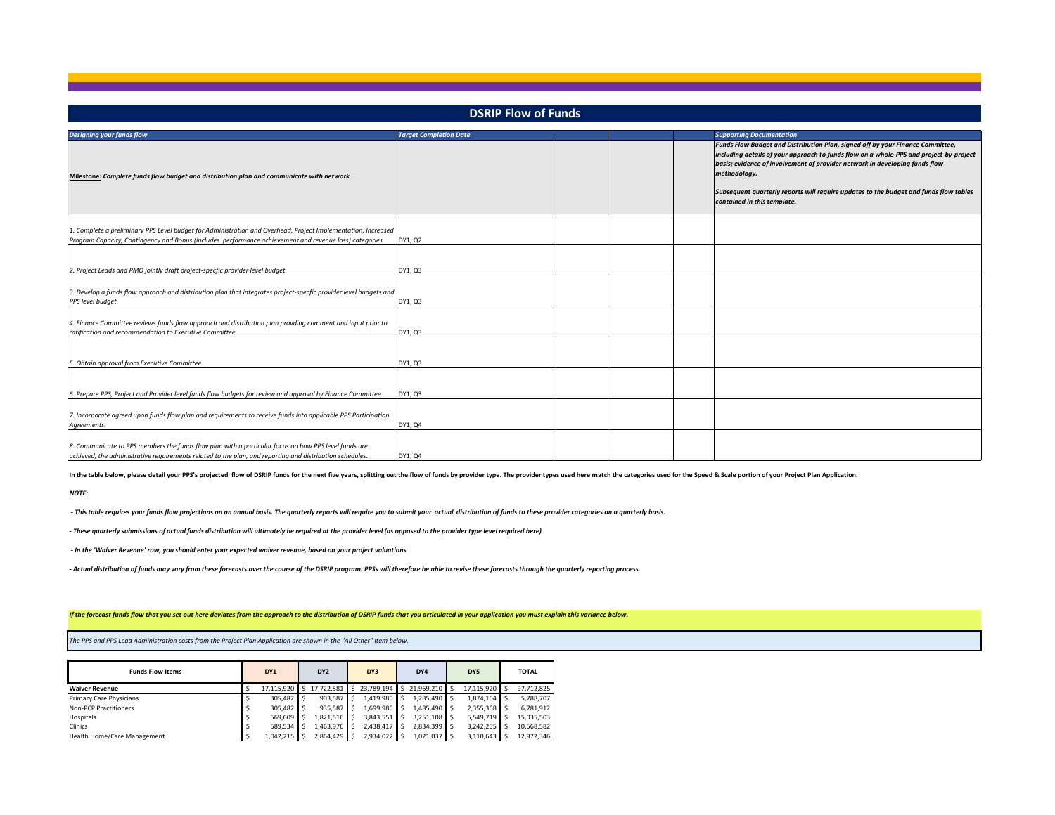# DSRIP Flow of Funds

| *Designing your funds flow* | *Target Completion Date* | | | | *Supporting Documentation* |
|---|---|---|---|---|---|
| **Milestone:** ***Complete funds flow budget and distribution plan and communicate with network*** | | | | | ***Funds Flow Budget and Distribution Plan, signed off by your Finance Committee, including details of your approach to funds flow on a whole-PPS and project-by-project basis; evidence of involvement of provider network in developing funds flow methodology.*** <br><br> ***Subsequent quarterly reports will require updates to the budget and funds flow tables contained in this template.*** |
| *1. Complete a preliminary PPS Level budget for Administration and Overhead, Project Implementation, Increased Program Capacity, Contingency and Bonus (includes performance achievement and revenue loss) categories* | DY1, Q2 | | | | |
| *2. Project Leads and PMO jointly draft project-specfic provider level budget.* | DY1, Q3 | | | | |
| *3. Develop a funds flow approach and distribution plan that integrates project-specfic provider level budgets and PPS level budget.* | DY1, Q3 | | | | |
| *4. Finance Committee reviews funds flow approach and distribution plan provding comment and input prior to ratification and recommendation to Executive Committee.* | DY1, Q3 | | | | |
| *5. Obtain approval from Executive Committee.* | DY1, Q3 | | | | |
| *6. Prepare PPS, Project and Provider level funds flow budgets for review and approval by Finance Committee.* | DY1, Q3 | | | | |
| *7. Incorporate agreed upon funds flow plan and requirements to receive funds into applicable PPS Participation Agreements.* | DY1, Q4 | | | | |
| *8. Communicate to PPS members the funds flow plan with a particular focus on how PPS level funds are achieved, the administrative requirements related to the plan, and reporting and distribution schedules.* | DY1, Q4 | | | | |

**In the table below, please detail your PPS's projected flow of DSRIP funds for the next five years, splitting out the flow of funds by provider type. The provider types used here match the categories used for the Speed & Scale portion of your Project Plan Application.**

***NOTE:***

***- This table requires your funds flow projections on an annual basis. The quarterly reports will require you to submit your actual distribution of funds to these provider categories on a quarterly basis.***

***- These quarterly submissions of actual funds distribution will ultimately be required at the provider level (as opposed to the provider type level required here)***

***- In the 'Waiver Revenue' row, you should enter your expected waiver revenue, based on your project valuations***

***- Actual distribution of funds may vary from these forecasts over the course of the DSRIP program. PPSs will therefore be able to revise these forecasts through the quarterly reporting process.***

***If the forecast funds flow that you set out here deviates from the approach to the distribution of DSRIP funds that you articulated in your application you must explain this variance below.***

*The PPS and PPS Lead Administration costs from the Project Plan Application are shown in the "All Other" Item below.*

| Funds Flow Items | DY1 | DY2 | DY3 | DY4 | DY5 | TOTAL |
|---|---|---|---|---|---|---|
| **Waiver Revenue** | $ 17,115,920 | $ 17,722,581 | $ 23,789,194 | $ 21,969,210 | $ 17,115,920 | $ 97,712,825 |
| Primary Care Physicians | $ 305,482 | $ 903,587 | $ 1,419,985 | $ 1,285,490 | $ 1,874,164 | $ 5,788,707 |
| Non-PCP Practitioners | $ 305,482 | $ 935,587 | $ 1,699,985 | $ 1,485,490 | $ 2,355,368 | $ 6,781,912 |
| Hospitals | $ 569,609 | $ 1,821,516 | $ 3,843,551 | $ 3,251,108 | $ 5,549,719 | $ 15,035,503 |
| Clinics | $ 589,534 | $ 1,463,976 | $ 2,438,417 | $ 2,834,399 | $ 3,242,255 | $ 10,568,582 |
| Health Home/Care Management | $ 1,042,215 | $ 2,864,429 | $ 2,934,022 | $ 3,021,037 | $ 3,110,643 | $ 12,972,346 |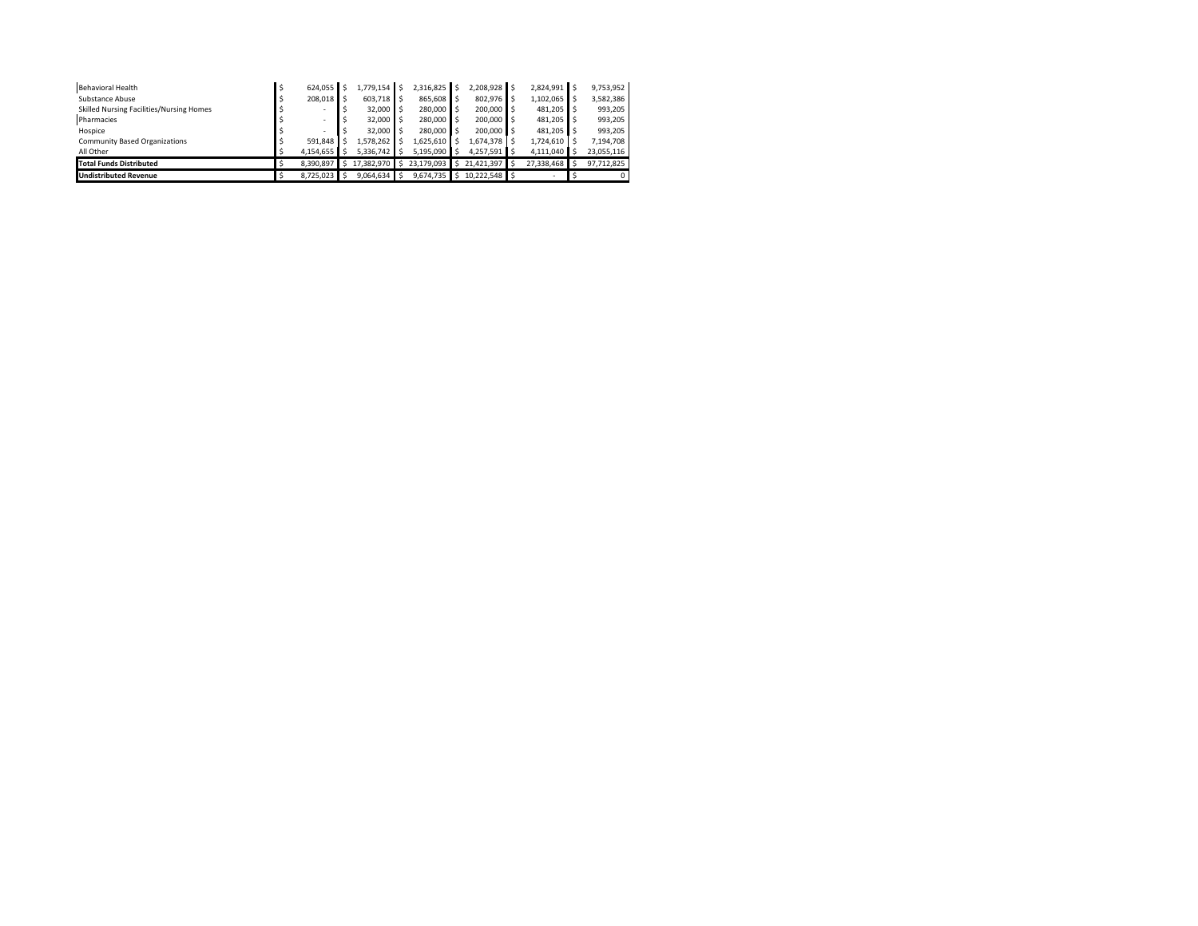| | | | | | | |
|---|---|---|---|---|---|---|
| Behavioral Health | $ 624,055 | $ 1,779,154 | $ 2,316,825 | $ 2,208,928 | $ 2,824,991 | $ 9,753,952 |
| Substance Abuse | $ 208,018 | $ 603,718 | $ 865,608 | $ 802,976 | $ 1,102,065 | $ 3,582,386 |
| Skilled Nursing Facilities/Nursing Homes | $ - | $ 32,000 | $ 280,000 | $ 200,000 | $ 481,205 | $ 993,205 |
| Pharmacies | $ - | $ 32,000 | $ 280,000 | $ 200,000 | $ 481,205 | $ 993,205 |
| Hospice | $ - | $ 32,000 | $ 280,000 | $ 200,000 | $ 481,205 | $ 993,205 |
| Community Based Organizations | $ 591,848 | $ 1,578,262 | $ 1,625,610 | $ 1,674,378 | $ 1,724,610 | $ 7,194,708 |
| All Other | $ 4,154,655 | $ 5,336,742 | $ 5,195,090 | $ 4,257,591 | $ 4,111,040 | $ 23,055,116 |
| **Total Funds Distributed** | $ 8,390,897 | $ 17,382,970 | $ 23,179,093 | $ 21,421,397 | $ 27,338,468 | $ 97,712,825 |
| **Undistributed Revenue** | $ 8,725,023 | $ 9,064,634 | $ 9,674,735 | $ 10,222,548 | $ - | $ 0 |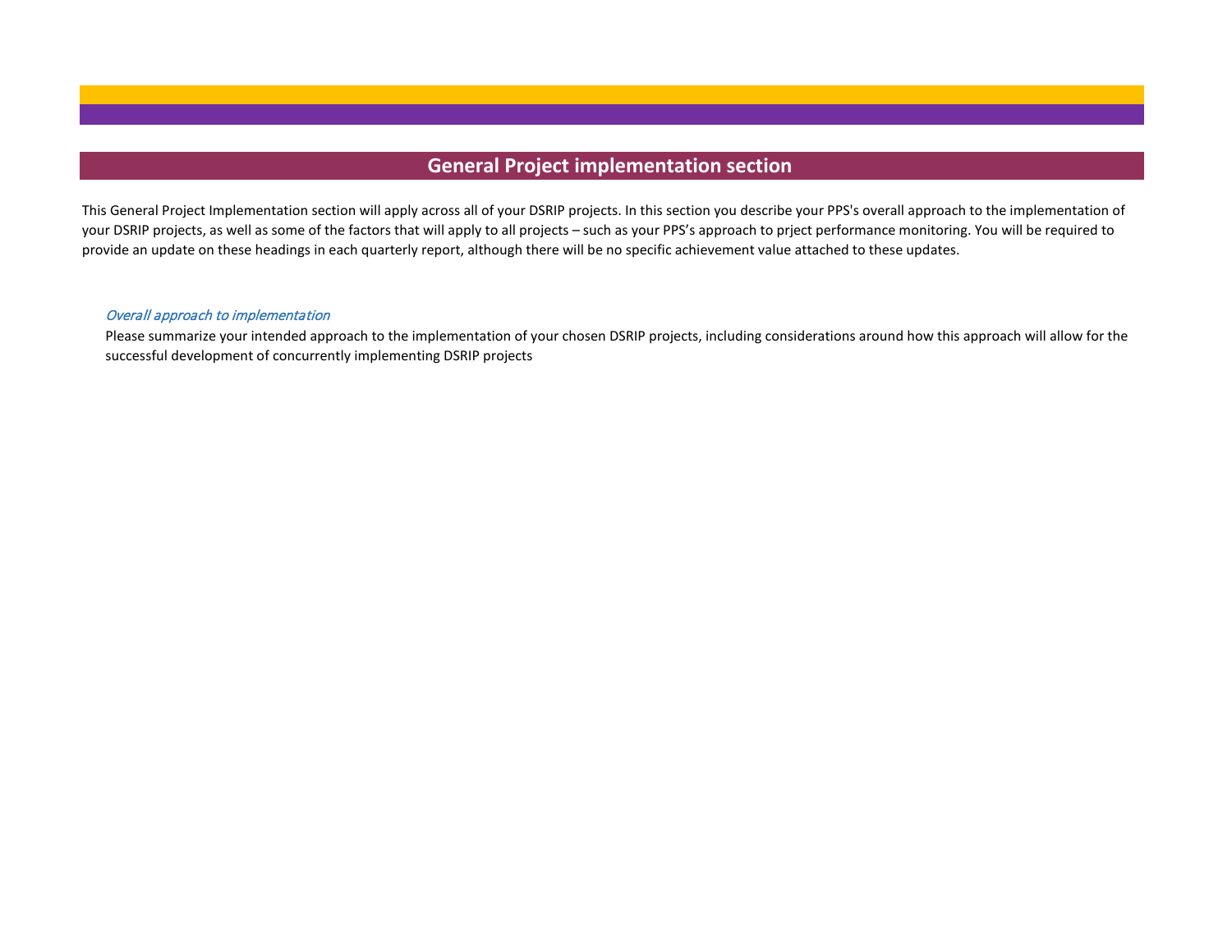## General Project implementation section

This General Project Implementation section will apply across all of your DSRIP projects. In this section you describe your PPS's overall approach to the implementation of your DSRIP projects, as well as some of the factors that will apply to all projects – such as your PPS's approach to prject performance monitoring. You will be required to provide an update on these headings in each quarterly report, although there will be no specific achievement value attached to these updates.

*Overall approach to implementation*

Please summarize your intended approach to the implementation of your chosen DSRIP projects, including considerations around how this approach will allow for the successful development of concurrently implementing DSRIP projects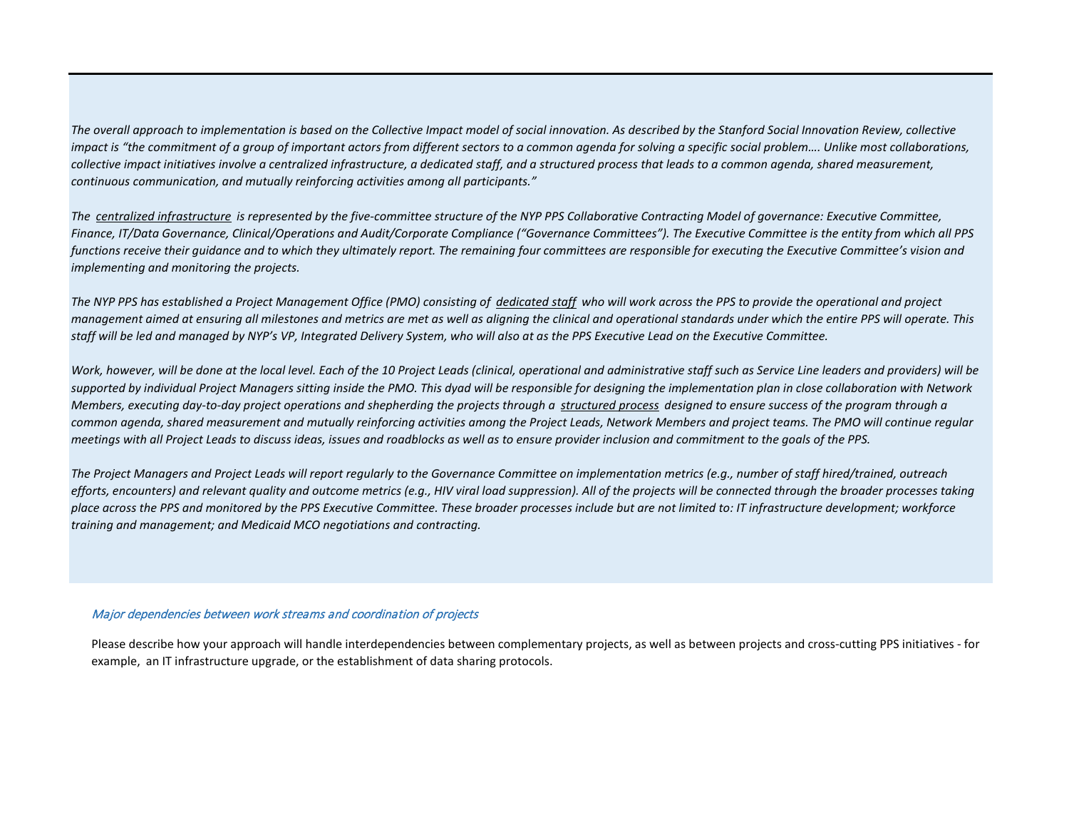*The overall approach to implementation is based on the Collective Impact model of social innovation. As described by the Stanford Social Innovation Review, collective impact is "the commitment of a group of important actors from different sectors to a common agenda for solving a specific social problem…. Unlike most collaborations, collective impact initiatives involve a centralized infrastructure, a dedicated staff, and a structured process that leads to a common agenda, shared measurement, continuous communication, and mutually reinforcing activities among all participants."*

*The <u>centralized infrastructure</u> is represented by the five-committee structure of the NYP PPS Collaborative Contracting Model of governance: Executive Committee, Finance, IT/Data Governance, Clinical/Operations and Audit/Corporate Compliance ("Governance Committees"). The Executive Committee is the entity from which all PPS functions receive their guidance and to which they ultimately report. The remaining four committees are responsible for executing the Executive Committee's vision and implementing and monitoring the projects.*

*The NYP PPS has established a Project Management Office (PMO) consisting of <u>dedicated staff</u> who will work across the PPS to provide the operational and project management aimed at ensuring all milestones and metrics are met as well as aligning the clinical and operational standards under which the entire PPS will operate. This staff will be led and managed by NYP's VP, Integrated Delivery System, who will also at as the PPS Executive Lead on the Executive Committee.*

*Work, however, will be done at the local level. Each of the 10 Project Leads (clinical, operational and administrative staff such as Service Line leaders and providers) will be supported by individual Project Managers sitting inside the PMO. This dyad will be responsible for designing the implementation plan in close collaboration with Network Members, executing day-to-day project operations and shepherding the projects through a <u>structured process</u> designed to ensure success of the program through a common agenda, shared measurement and mutually reinforcing activities among the Project Leads, Network Members and project teams. The PMO will continue regular meetings with all Project Leads to discuss ideas, issues and roadblocks as well as to ensure provider inclusion and commitment to the goals of the PPS.*

*The Project Managers and Project Leads will report regularly to the Governance Committee on implementation metrics (e.g., number of staff hired/trained, outreach efforts, encounters) and relevant quality and outcome metrics (e.g., HIV viral load suppression). All of the projects will be connected through the broader processes taking place across the PPS and monitored by the PPS Executive Committee. These broader processes include but are not limited to: IT infrastructure development; workforce training and management; and Medicaid MCO negotiations and contracting.*

### *Major dependencies between work streams and coordination of projects*

Please describe how your approach will handle interdependencies between complementary projects, as well as between projects and cross-cutting PPS initiatives - for example, an IT infrastructure upgrade, or the establishment of data sharing protocols.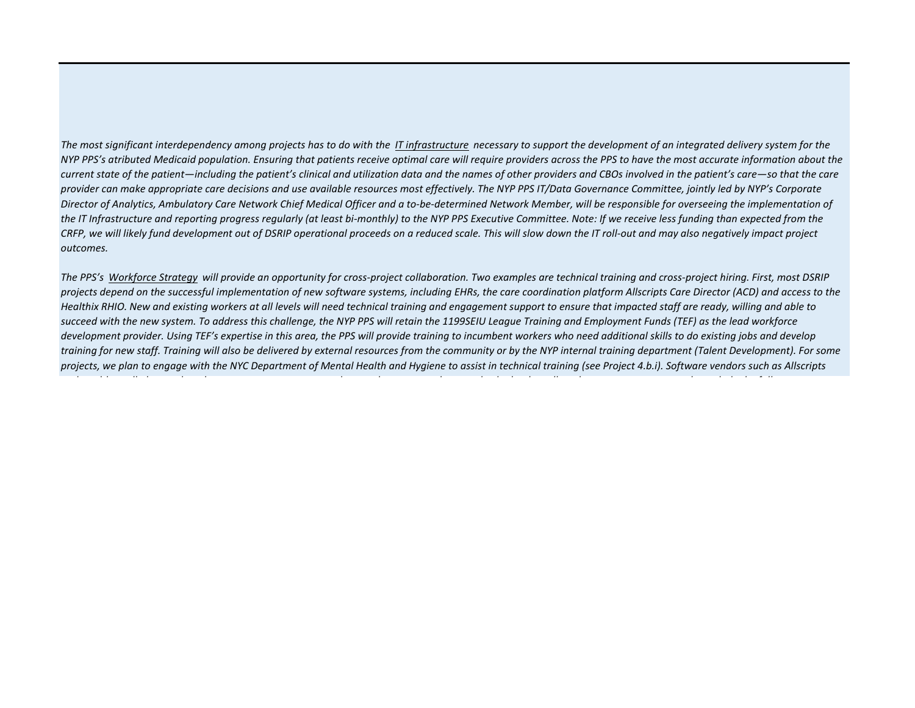*The most significant interdependency among projects has to do with the* *<u>IT infrastructure</u>* *necessary to support the development of an integrated delivery system for the NYP PPS's atributed Medicaid population. Ensuring that patients receive optimal care will require providers across the PPS to have the most accurate information about the current state of the patient—including the patient's clinical and utilization data and the names of other providers and CBOs involved in the patient's care—so that the care provider can make appropriate care decisions and use available resources most effectively. The NYP PPS IT/Data Governance Committee, jointly led by NYP's Corporate Director of Analytics, Ambulatory Care Network Chief Medical Officer and a to-be-determined Network Member, will be responsible for overseeing the implementation of the IT Infrastructure and reporting progress regularly (at least bi-monthly) to the NYP PPS Executive Committee. Note: If we receive less funding than expected from the CRFP, we will likely fund development out of DSRIP operational proceeds on a reduced scale. This will slow down the IT roll-out and may also negatively impact project outcomes.*

*The PPS's* *<u>Workforce Strategy</u>* *will provide an opportunity for cross-project collaboration. Two examples are technical training and cross-project hiring. First, most DSRIP projects depend on the successful implementation of new software systems, including EHRs, the care coordination platform Allscripts Care Director (ACD) and access to the Healthix RHIO. New and existing workers at all levels will need technical training and engagement support to ensure that impacted staff are ready, willing and able to succeed with the new system. To address this challenge, the NYP PPS will retain the 1199SEIU League Training and Employment Funds (TEF) as the lead workforce development provider. Using TEF's expertise in this area, the PPS will provide training to incumbent workers who need additional skills to do existing jobs and develop training for new staff. Training will also be delivered by external resources from the community or by the NYP internal training department (Talent Development). For some projects, we plan to engage with the NYC Department of Mental Health and Hygiene to assist in technical training (see Project 4.b.i). Software vendors such as Allscripts*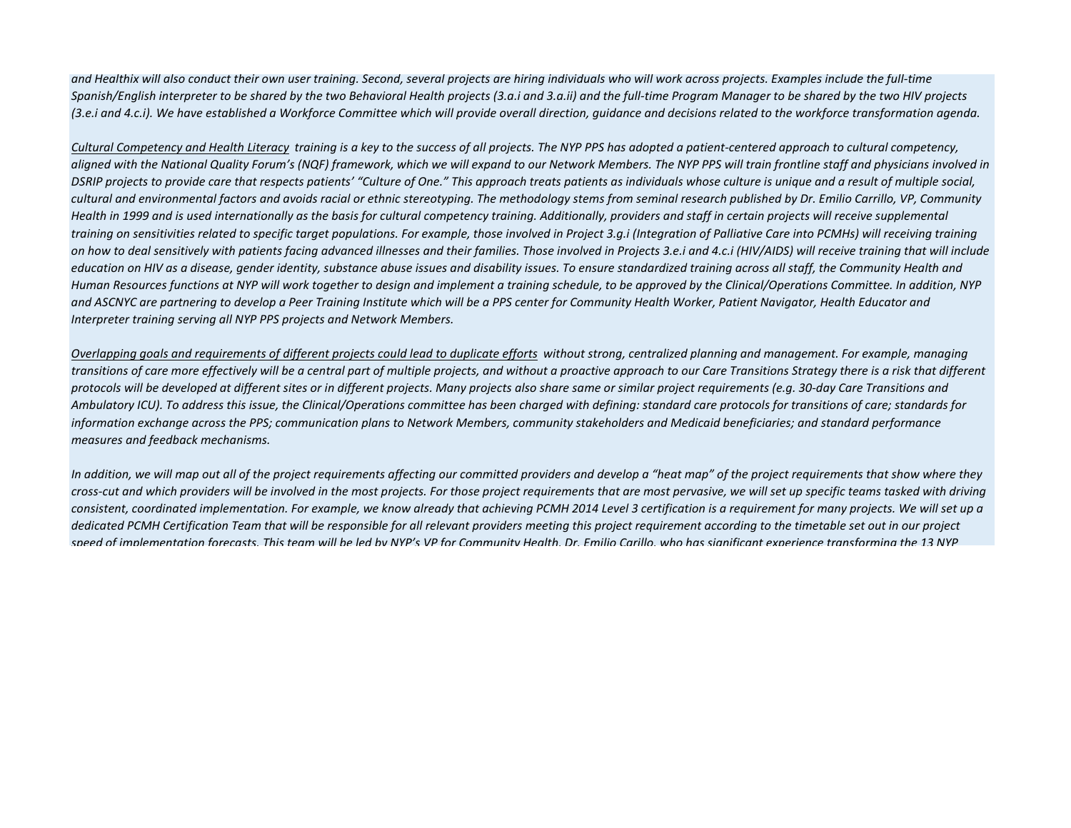*and Healthix will also conduct their own user training. Second, several projects are hiring individuals who will work across projects. Examples include the full-time Spanish/English interpreter to be shared by the two Behavioral Health projects (3.a.i and 3.a.ii) and the full-time Program Manager to be shared by the two HIV projects (3.e.i and 4.c.i). We have established a Workforce Committee which will provide overall direction, guidance and decisions related to the workforce transformation agenda.*

*<u>Cultural Competency and Health Literacy</u> training is a key to the success of all projects. The NYP PPS has adopted a patient-centered approach to cultural competency, aligned with the National Quality Forum's (NQF) framework, which we will expand to our Network Members. The NYP PPS will train frontline staff and physicians involved in DSRIP projects to provide care that respects patients' "Culture of One." This approach treats patients as individuals whose culture is unique and a result of multiple social, cultural and environmental factors and avoids racial or ethnic stereotyping. The methodology stems from seminal research published by Dr. Emilio Carrillo, VP, Community Health in 1999 and is used internationally as the basis for cultural competency training. Additionally, providers and staff in certain projects will receive supplemental training on sensitivities related to specific target populations. For example, those involved in Project 3.g.i (Integration of Palliative Care into PCMHs) will receiving training on how to deal sensitively with patients facing advanced illnesses and their families. Those involved in Projects 3.e.i and 4.c.i (HIV/AIDS) will receive training that will include education on HIV as a disease, gender identity, substance abuse issues and disability issues. To ensure standardized training across all staff, the Community Health and Human Resources functions at NYP will work together to design and implement a training schedule, to be approved by the Clinical/Operations Committee. In addition, NYP and ASCNYC are partnering to develop a Peer Training Institute which will be a PPS center for Community Health Worker, Patient Navigator, Health Educator and Interpreter training serving all NYP PPS projects and Network Members.*

*<u>Overlapping goals and requirements of different projects could lead to duplicate efforts</u> without strong, centralized planning and management. For example, managing transitions of care more effectively will be a central part of multiple projects, and without a proactive approach to our Care Transitions Strategy there is a risk that different protocols will be developed at different sites or in different projects. Many projects also share same or similar project requirements (e.g. 30-day Care Transitions and Ambulatory ICU). To address this issue, the Clinical/Operations committee has been charged with defining: standard care protocols for transitions of care; standards for information exchange across the PPS; communication plans to Network Members, community stakeholders and Medicaid beneficiaries; and standard performance measures and feedback mechanisms.*

*In addition, we will map out all of the project requirements affecting our committed providers and develop a "heat map" of the project requirements that show where they cross-cut and which providers will be involved in the most projects. For those project requirements that are most pervasive, we will set up specific teams tasked with driving consistent, coordinated implementation. For example, we know already that achieving PCMH 2014 Level 3 certification is a requirement for many projects. We will set up a dedicated PCMH Certification Team that will be responsible for all relevant providers meeting this project requirement according to the timetable set out in our project speed of implementation forecasts. This team will be led by NYP's VP for Community Health, Dr. Emilio Carillo, who has significant experience transforming the 13 NYP*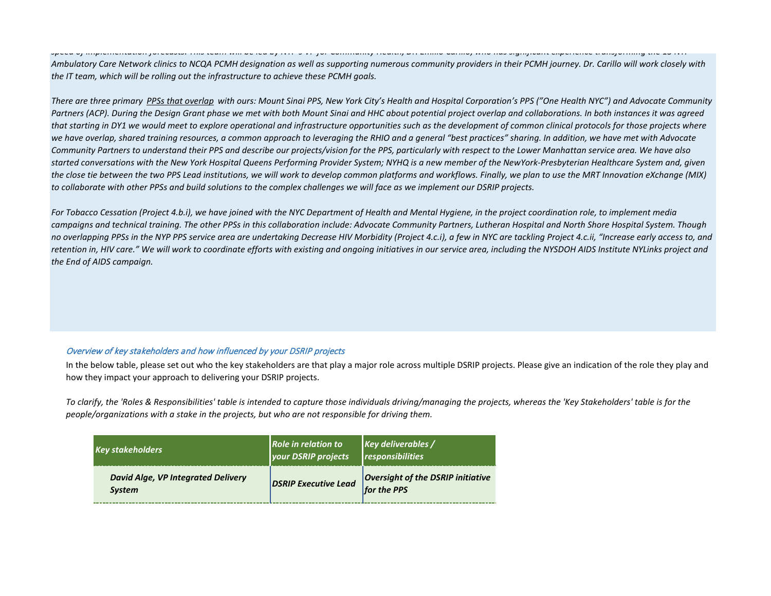*speed of implementation forecasts. This team will be led by NYP's VP for Community Health, Dr. Emilio Carillo, who has significant experience transforming the 13 NYP Ambulatory Care Network clinics to NCQA PCMH designation as well as supporting numerous community providers in their PCMH journey. Dr. Carillo will work closely with the IT team, which will be rolling out the infrastructure to achieve these PCMH goals.*

*There are three primary PPSs that overlap with ours: Mount Sinai PPS, New York City's Health and Hospital Corporation's PPS ("One Health NYC") and Advocate Community Partners (ACP). During the Design Grant phase we met with both Mount Sinai and HHC about potential project overlap and collaborations. In both instances it was agreed that starting in DY1 we would meet to explore operational and infrastructure opportunities such as the development of common clinical protocols for those projects where we have overlap, shared training resources, a common approach to leveraging the RHIO and a general "best practices" sharing. In addition, we have met with Advocate Community Partners to understand their PPS and describe our projects/vision for the PPS, particularly with respect to the Lower Manhattan service area. We have also started conversations with the New York Hospital Queens Performing Provider System; NYHQ is a new member of the NewYork-Presbyterian Healthcare System and, given the close tie between the two PPS Lead institutions, we will work to develop common platforms and workflows. Finally, we plan to use the MRT Innovation eXchange (MIX) to collaborate with other PPSs and build solutions to the complex challenges we will face as we implement our DSRIP projects.*

*For Tobacco Cessation (Project 4.b.i), we have joined with the NYC Department of Health and Mental Hygiene, in the project coordination role, to implement media campaigns and technical training. The other PPSs in this collaboration include: Advocate Community Partners, Lutheran Hospital and North Shore Hospital System. Though no overlapping PPSs in the NYP PPS service area are undertaking Decrease HIV Morbidity (Project 4.c.i), a few in NYC are tackling Project 4.c.ii, "Increase early access to, and retention in, HIV care." We will work to coordinate efforts with existing and ongoing initiatives in our service area, including the NYSDOH AIDS Institute NYLinks project and the End of AIDS campaign.*

### Overview of key stakeholders and how influenced by your DSRIP projects

In the below table, please set out who the key stakeholders are that play a major role across multiple DSRIP projects. Please give an indication of the role they play and how they impact your approach to delivering your DSRIP projects.

*To clarify, the 'Roles & Responsibilities' table is intended to capture those individuals driving/managing the projects, whereas the 'Key Stakeholders' table is for the people/organizations with a stake in the projects, but who are not responsible for driving them.*

| Key stakeholders | Role in relation to your DSRIP projects | Key deliverables / responsibilities |
|---|---|---|
| ***David Alge, VP Integrated Delivery System*** | ***DSRIP Executive Lead*** | ***Oversight of the DSRIP initiative for the PPS*** |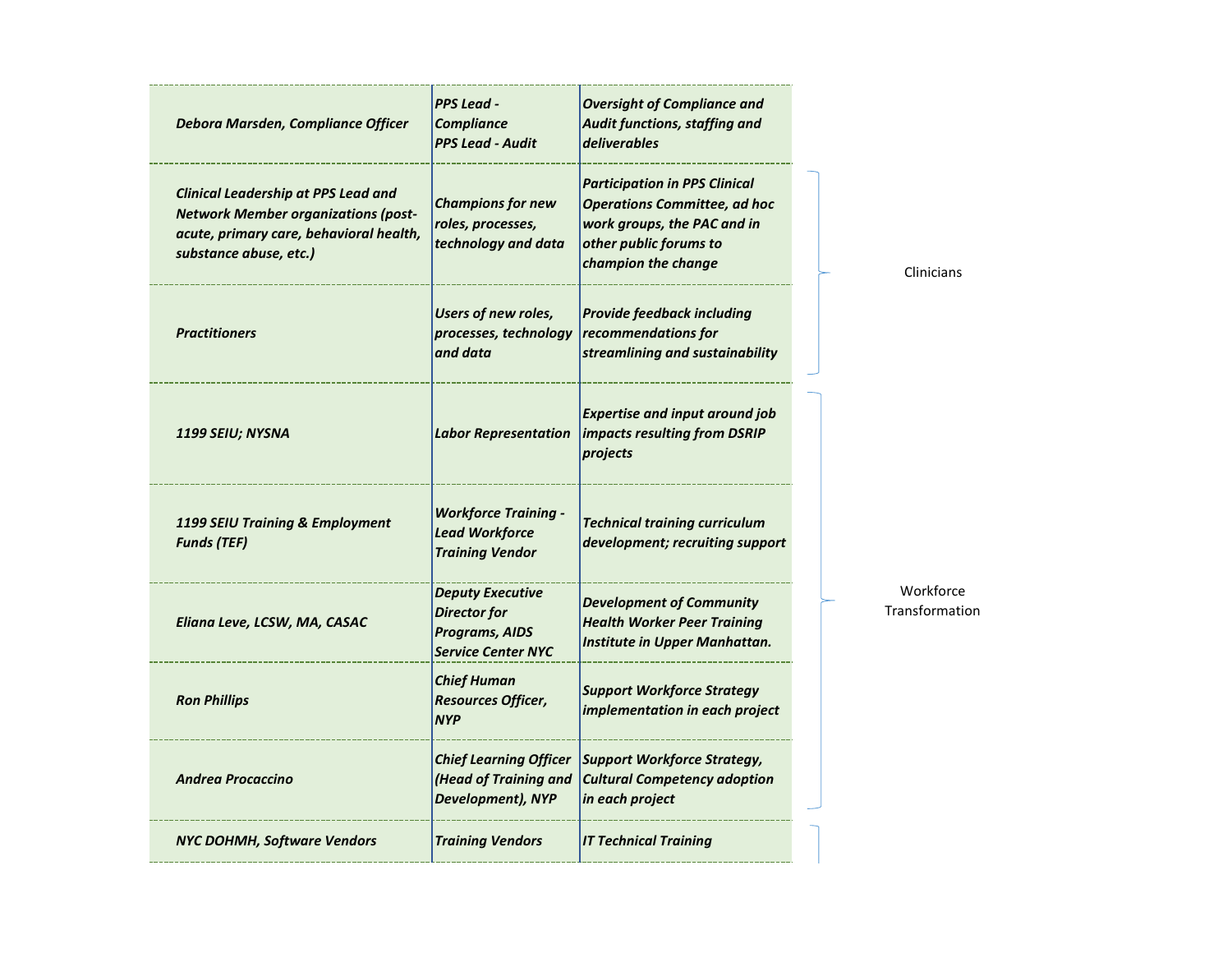| | | | |
|---|---|---|---|
| ***Debora Marsden, Compliance Officer*** | ***PPS Lead - Compliance PPS Lead - Audit*** | ***Oversight of Compliance and Audit functions, staffing and deliverables*** | |
| ***Clinical Leadership at PPS Lead and Network Member organizations (post-acute, primary care, behavioral health, substance abuse, etc.)*** | ***Champions for new roles, processes, technology and data*** | ***Participation in PPS Clinical Operations Committee, ad hoc work groups, the PAC and in other public forums to champion the change*** | Clinicians |
| ***Practitioners*** | ***Users of new roles, processes, technology and data*** | ***Provide feedback including recommendations for streamlining and sustainability*** | Clinicians |
| ***1199 SEIU; NYSNA*** | ***Labor Representation*** | ***Expertise and input around job impacts resulting from DSRIP projects*** | Workforce Transformation |
| ***1199 SEIU Training & Employment Funds (TEF)*** | ***Workforce Training - Lead Workforce Training Vendor*** | ***Technical training curriculum development; recruiting support*** | Workforce Transformation |
| ***Eliana Leve, LCSW, MA, CASAC*** | ***Deputy Executive Director for Programs, AIDS Service Center NYC*** | ***Development of Community Health Worker Peer Training Institute in Upper Manhattan.*** | Workforce Transformation |
| ***Ron Phillips*** | ***Chief Human Resources Officer, NYP*** | ***Support Workforce Strategy implementation in each project*** | Workforce Transformation |
| ***Andrea Procaccino*** | ***Chief Learning Officer (Head of Training and Development), NYP*** | ***Support Workforce Strategy, Cultural Competency adoption in each project*** | Workforce Transformation |
| ***NYC DOHMH, Software Vendors*** | ***Training Vendors*** | ***IT Technical Training*** | |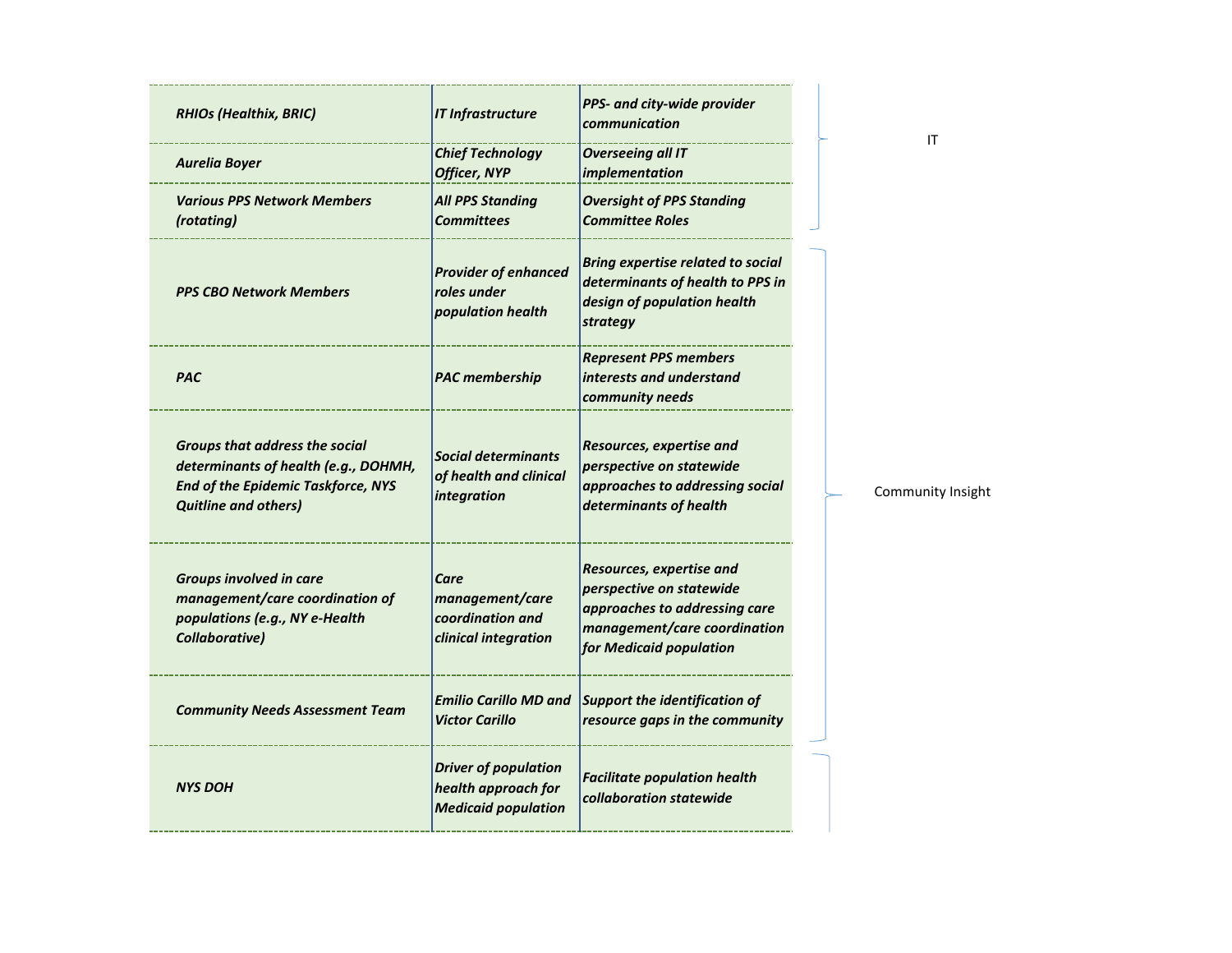| | | | |
|---|---|---|---|
| ***RHIOs (Healthix, BRIC)*** | ***IT Infrastructure*** | ***PPS- and city-wide provider communication*** | IT |
| ***Aurelia Boyer*** | ***Chief Technology Officer, NYP*** | ***Overseeing all IT implementation*** | |
| ***Various PPS Network Members (rotating)*** | ***All PPS Standing Committees*** | ***Oversight of PPS Standing Committee Roles*** | |
| ***PPS CBO Network Members*** | ***Provider of enhanced roles under population health*** | ***Bring expertise related to social determinants of health to PPS in design of population health strategy*** | Community Insight |
| ***PAC*** | ***PAC membership*** | ***Represent PPS members interests and understand community needs*** | |
| ***Groups that address the social determinants of health (e.g., DOHMH, End of the Epidemic Taskforce, NYS Quitline and others)*** | ***Social determinants of health and clinical integration*** | ***Resources, expertise and perspective on statewide approaches to addressing social determinants of health*** | |
| ***Groups involved in care management/care coordination of populations (e.g., NY e-Health Collaborative)*** | ***Care management/care coordination and clinical integration*** | ***Resources, expertise and perspective on statewide approaches to addressing care management/care coordination for Medicaid population*** | |
| ***Community Needs Assessment Team*** | ***Emilio Carillo MD and Victor Carillo*** | ***Support the identification of resource gaps in the community*** | |
| ***NYS DOH*** | ***Driver of population health approach for Medicaid population*** | ***Facilitate population health collaboration statewide*** | |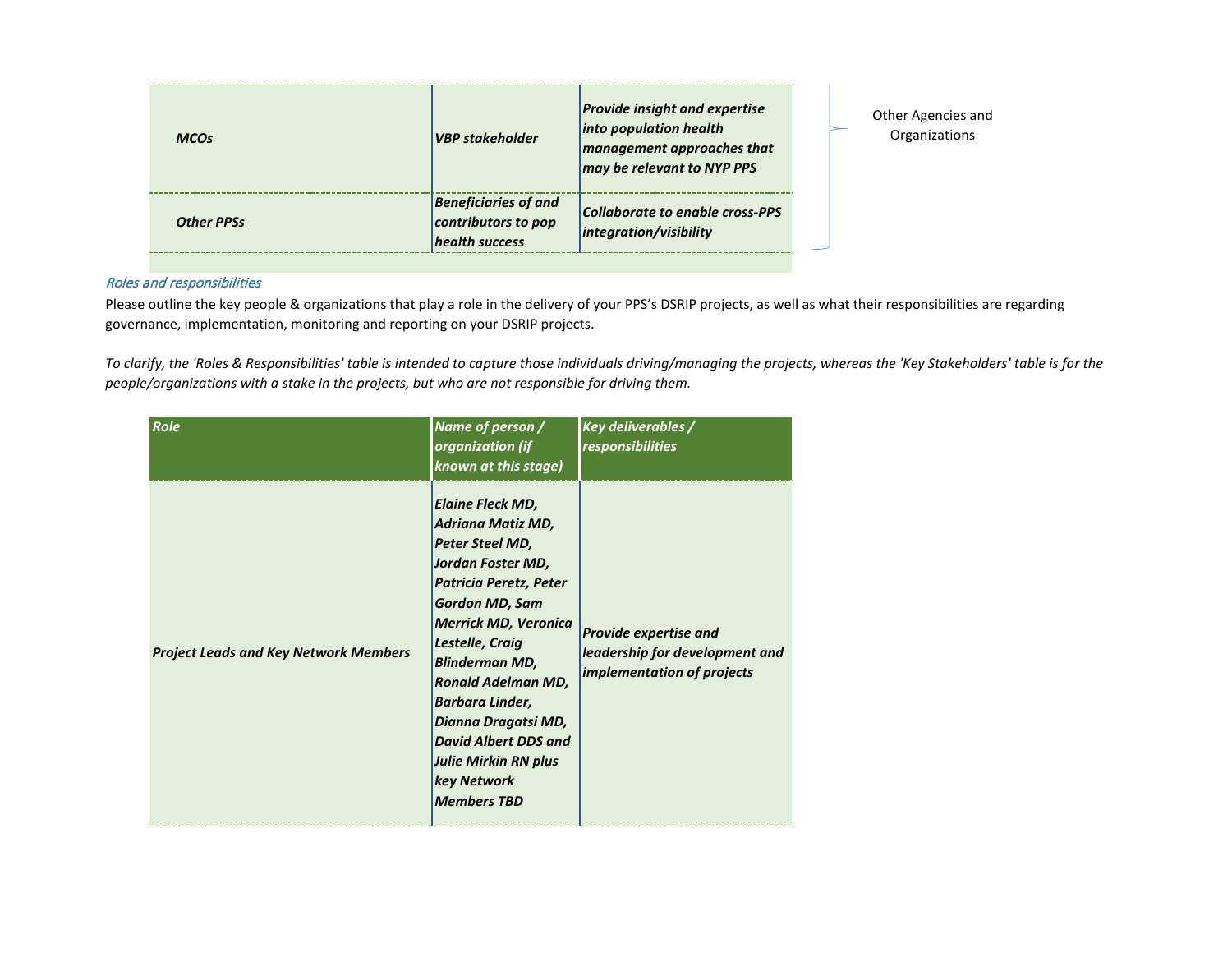| | | | |
|---|---|---|---|
| ***MCOs*** | ***VBP stakeholder*** | ***Provide insight and expertise into population health management approaches that may be relevant to NYP PPS*** | Other Agencies and Organizations |
| ***Other PPSs*** | ***Beneficiaries of and contributors to pop health success*** | ***Collaborate to enable cross-PPS integration/visibility*** | |

*Roles and responsibilities*

Please outline the key people & organizations that play a role in the delivery of your PPS's DSRIP projects, as well as what their responsibilities are regarding governance, implementation, monitoring and reporting on your DSRIP projects.

*To clarify, the 'Roles & Responsibilities' table is intended to capture those individuals driving/managing the projects, whereas the 'Key Stakeholders' table is for the people/organizations with a stake in the projects, but who are not responsible for driving them.*

| ***Role*** | ***Name of person / organization (if known at this stage)*** | ***Key deliverables / responsibilities*** |
|---|---|---|
| ***Project Leads and Key Network Members*** | ***Elaine Fleck MD, Adriana Matiz MD, Peter Steel MD, Jordan Foster MD, Patricia Peretz, Peter Gordon MD, Sam Merrick MD, Veronica Lestelle, Craig Blinderman MD, Ronald Adelman MD, Barbara Linder, Dianna Dragatsi MD, David Albert DDS and Julie Mirkin RN plus key Network Members TBD*** | ***Provide expertise and leadership for development and implementation of projects*** |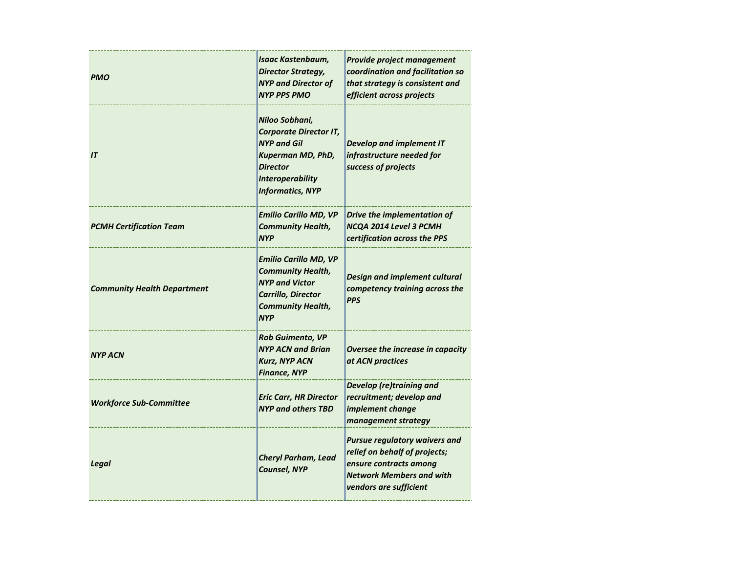| | | |
|---|---|---|
| *PMO* | *Isaac Kastenbaum, Director Strategy, NYP and Director of NYP PPS PMO* | *Provide project management coordination and facilitation so that strategy is consistent and efficient across projects* |
| *IT* | *Niloo Sobhani, Corporate Director IT, NYP and Gil Kuperman MD, PhD, Director Interoperability Informatics, NYP* | *Develop and implement IT infrastructure needed for success of projects* |
| *PCMH Certification Team* | *Emilio Carillo MD, VP Community Health, NYP* | *Drive the implementation of NCQA 2014 Level 3 PCMH certification across the PPS* |
| *Community Health Department* | *Emilio Carillo MD, VP Community Health, NYP and Victor Carrillo, Director Community Health, NYP* | *Design and implement cultural competency training across the PPS* |
| *NYP ACN* | *Rob Guimento, VP NYP ACN and Brian Kurz, NYP ACN Finance, NYP* | *Oversee the increase in capacity at ACN practices* |
| *Workforce Sub-Committee* | *Eric Carr, HR Director NYP and others TBD* | *Develop (re)training and recruitment; develop and implement change management strategy* |
| *Legal* | *Cheryl Parham, Lead Counsel, NYP* | *Pursue regulatory waivers and relief on behalf of projects; ensure contracts among Network Members and with vendors are sufficient* |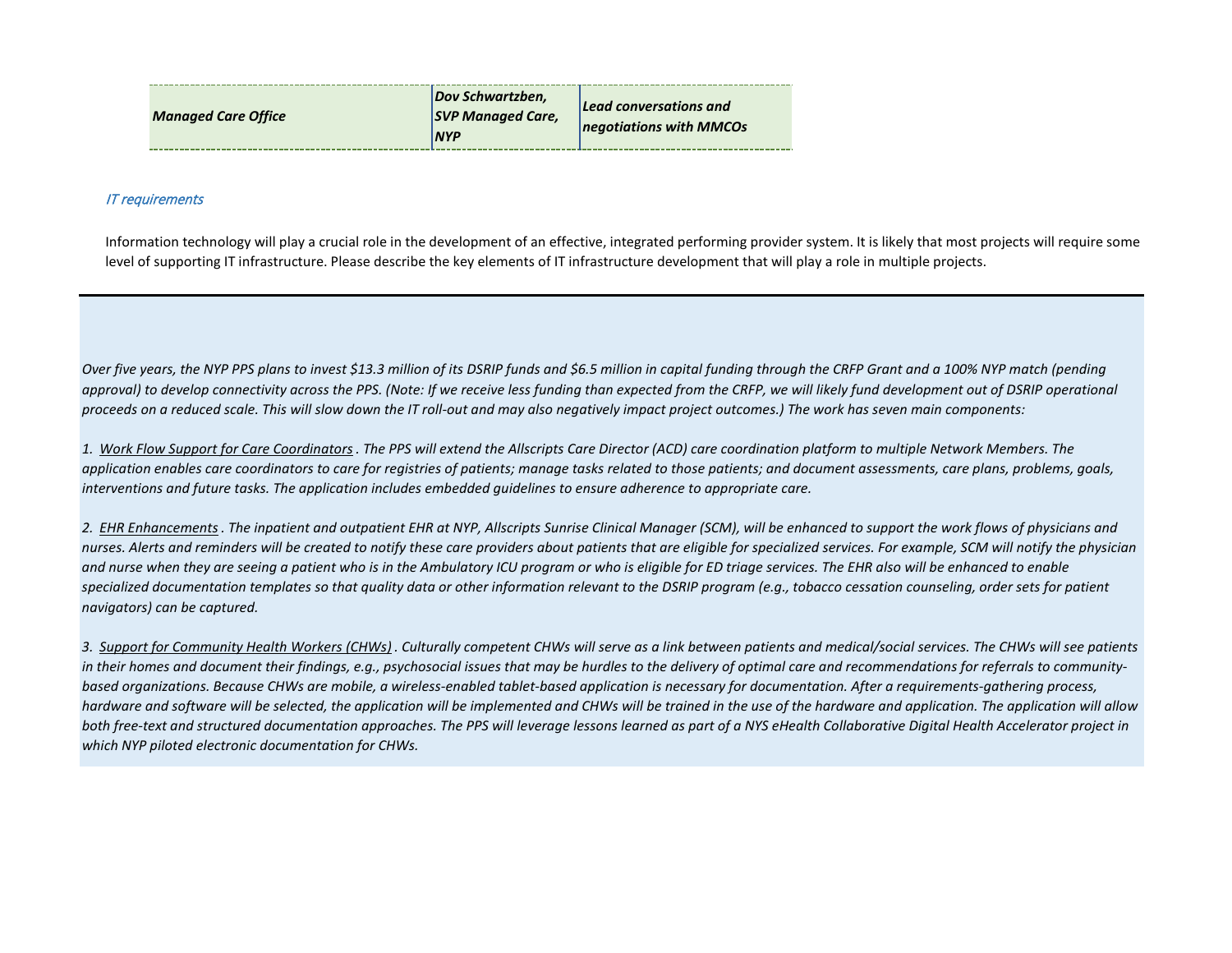| | | |
|---|---|---|
| ***Managed Care Office*** | ***Dov Schwartzben, SVP Managed Care, NYP*** | ***Lead conversations and negotiations with MMCOs*** |

*IT requirements*

Information technology will play a crucial role in the development of an effective, integrated performing provider system. It is likely that most projects will require some level of supporting IT infrastructure. Please describe the key elements of IT infrastructure development that will play a role in multiple projects.

*Over five years, the NYP PPS plans to invest $13.3 million of its DSRIP funds and $6.5 million in capital funding through the CRFP Grant and a 100% NYP match (pending approval) to develop connectivity across the PPS. (Note: If we receive less funding than expected from the CRFP, we will likely fund development out of DSRIP operational proceeds on a reduced scale. This will slow down the IT roll-out and may also negatively impact project outcomes.) The work has seven main components:*

*1. <u>Work Flow Support for Care Coordinators</u>. The PPS will extend the Allscripts Care Director (ACD) care coordination platform to multiple Network Members. The application enables care coordinators to care for registries of patients; manage tasks related to those patients; and document assessments, care plans, problems, goals, interventions and future tasks. The application includes embedded guidelines to ensure adherence to appropriate care.*

*2. <u>EHR Enhancements</u>. The inpatient and outpatient EHR at NYP, Allscripts Sunrise Clinical Manager (SCM), will be enhanced to support the work flows of physicians and nurses. Alerts and reminders will be created to notify these care providers about patients that are eligible for specialized services. For example, SCM will notify the physician and nurse when they are seeing a patient who is in the Ambulatory ICU program or who is eligible for ED triage services. The EHR also will be enhanced to enable specialized documentation templates so that quality data or other information relevant to the DSRIP program (e.g., tobacco cessation counseling, order sets for patient navigators) can be captured.*

*3. <u>Support for Community Health Workers (CHWs)</u>. Culturally competent CHWs will serve as a link between patients and medical/social services. The CHWs will see patients in their homes and document their findings, e.g., psychosocial issues that may be hurdles to the delivery of optimal care and recommendations for referrals to community-based organizations. Because CHWs are mobile, a wireless-enabled tablet-based application is necessary for documentation. After a requirements-gathering process, hardware and software will be selected, the application will be implemented and CHWs will be trained in the use of the hardware and application. The application will allow both free-text and structured documentation approaches. The PPS will leverage lessons learned as part of a NYS eHealth Collaborative Digital Health Accelerator project in which NYP piloted electronic documentation for CHWs.*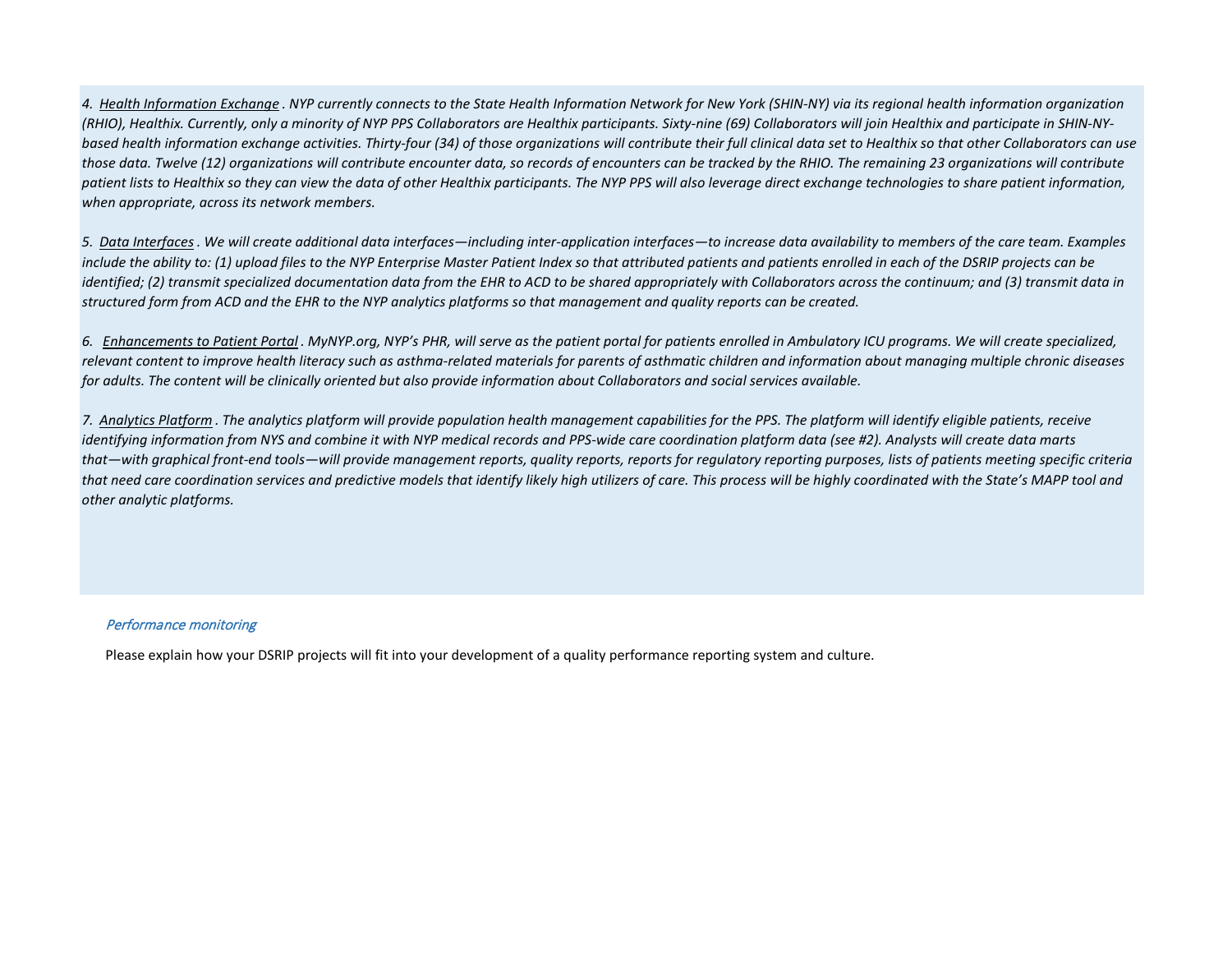*4. <u>Health Information Exchange</u>. NYP currently connects to the State Health Information Network for New York (SHIN-NY) via its regional health information organization (RHIO), Healthix. Currently, only a minority of NYP PPS Collaborators are Healthix participants. Sixty-nine (69) Collaborators will join Healthix and participate in SHIN-NY-based health information exchange activities. Thirty-four (34) of those organizations will contribute their full clinical data set to Healthix so that other Collaborators can use those data. Twelve (12) organizations will contribute encounter data, so records of encounters can be tracked by the RHIO. The remaining 23 organizations will contribute patient lists to Healthix so they can view the data of other Healthix participants. The NYP PPS will also leverage direct exchange technologies to share patient information, when appropriate, across its network members.*

*5. <u>Data Interfaces</u>. We will create additional data interfaces—including inter-application interfaces—to increase data availability to members of the care team. Examples include the ability to: (1) upload files to the NYP Enterprise Master Patient Index so that attributed patients and patients enrolled in each of the DSRIP projects can be identified; (2) transmit specialized documentation data from the EHR to ACD to be shared appropriately with Collaborators across the continuum; and (3) transmit data in structured form from ACD and the EHR to the NYP analytics platforms so that management and quality reports can be created.*

*6. <u>Enhancements to Patient Portal</u>. MyNYP.org, NYP's PHR, will serve as the patient portal for patients enrolled in Ambulatory ICU programs. We will create specialized, relevant content to improve health literacy such as asthma-related materials for parents of asthmatic children and information about managing multiple chronic diseases for adults. The content will be clinically oriented but also provide information about Collaborators and social services available.*

*7. <u>Analytics Platform</u>. The analytics platform will provide population health management capabilities for the PPS. The platform will identify eligible patients, receive identifying information from NYS and combine it with NYP medical records and PPS-wide care coordination platform data (see #2). Analysts will create data marts that—with graphical front-end tools—will provide management reports, quality reports, reports for regulatory reporting purposes, lists of patients meeting specific criteria that need care coordination services and predictive models that identify likely high utilizers of care. This process will be highly coordinated with the State's MAPP tool and other analytic platforms.*

### *Performance monitoring*

Please explain how your DSRIP projects will fit into your development of a quality performance reporting system and culture.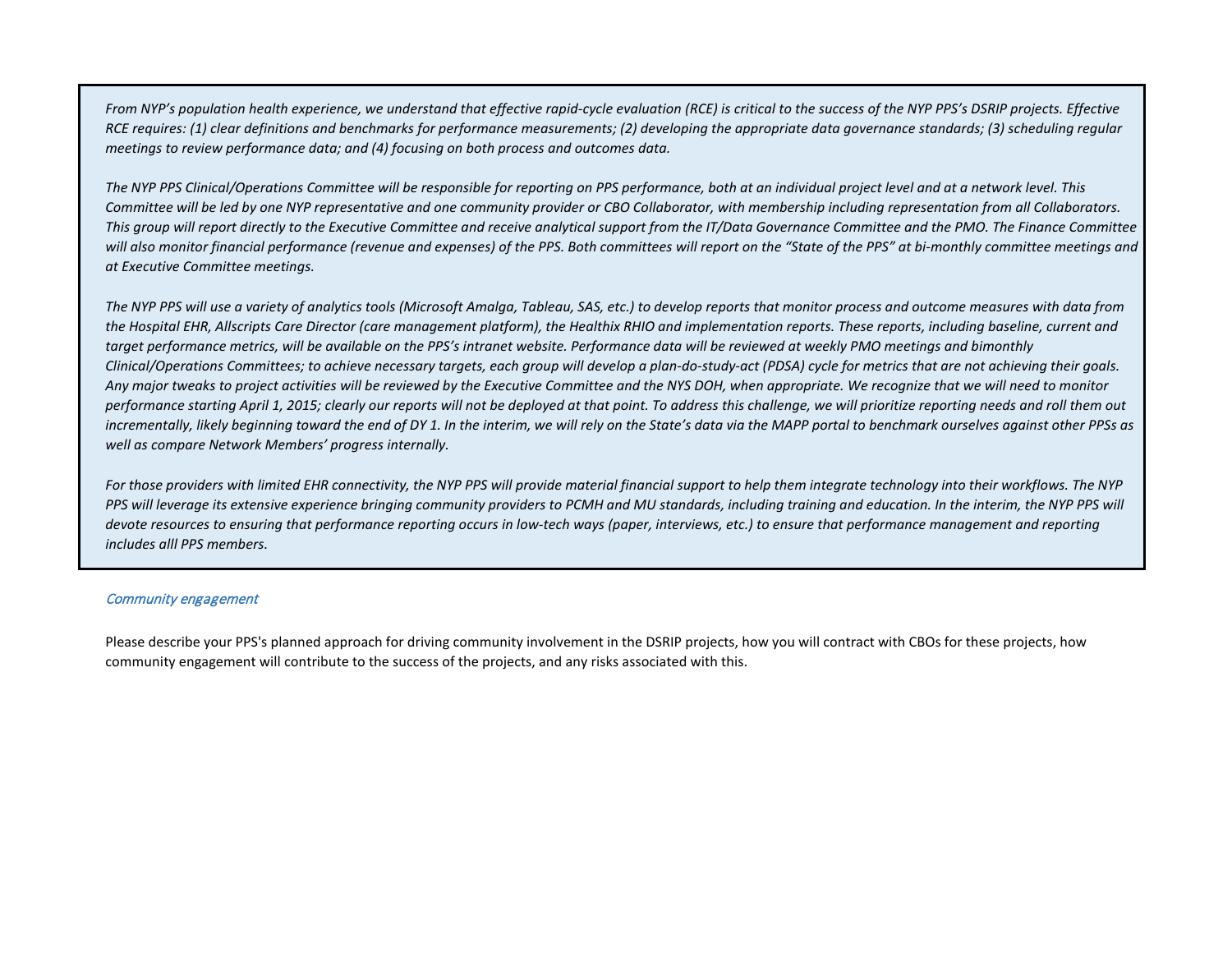*From NYP's population health experience, we understand that effective rapid-cycle evaluation (RCE) is critical to the success of the NYP PPS's DSRIP projects. Effective RCE requires: (1) clear definitions and benchmarks for performance measurements; (2) developing the appropriate data governance standards; (3) scheduling regular meetings to review performance data; and (4) focusing on both process and outcomes data.*

*The NYP PPS Clinical/Operations Committee will be responsible for reporting on PPS performance, both at an individual project level and at a network level. This Committee will be led by one NYP representative and one community provider or CBO Collaborator, with membership including representation from all Collaborators. This group will report directly to the Executive Committee and receive analytical support from the IT/Data Governance Committee and the PMO. The Finance Committee will also monitor financial performance (revenue and expenses) of the PPS. Both committees will report on the "State of the PPS" at bi-monthly committee meetings and at Executive Committee meetings.*

*The NYP PPS will use a variety of analytics tools (Microsoft Amalga, Tableau, SAS, etc.) to develop reports that monitor process and outcome measures with data from the Hospital EHR, Allscripts Care Director (care management platform), the Healthix RHIO and implementation reports. These reports, including baseline, current and target performance metrics, will be available on the PPS's intranet website. Performance data will be reviewed at weekly PMO meetings and bimonthly Clinical/Operations Committees; to achieve necessary targets, each group will develop a plan-do-study-act (PDSA) cycle for metrics that are not achieving their goals. Any major tweaks to project activities will be reviewed by the Executive Committee and the NYS DOH, when appropriate. We recognize that we will need to monitor performance starting April 1, 2015; clearly our reports will not be deployed at that point. To address this challenge, we will prioritize reporting needs and roll them out incrementally, likely beginning toward the end of DY 1. In the interim, we will rely on the State's data via the MAPP portal to benchmark ourselves against other PPSs as well as compare Network Members' progress internally.*

*For those providers with limited EHR connectivity, the NYP PPS will provide material financial support to help them integrate technology into their workflows. The NYP PPS will leverage its extensive experience bringing community providers to PCMH and MU standards, including training and education. In the interim, the NYP PPS will devote resources to ensuring that performance reporting occurs in low-tech ways (paper, interviews, etc.) to ensure that performance management and reporting includes alll PPS members.*

*Community engagement*

Please describe your PPS's planned approach for driving community involvement in the DSRIP projects, how you will contract with CBOs for these projects, how community engagement will contribute to the success of the projects, and any risks associated with this.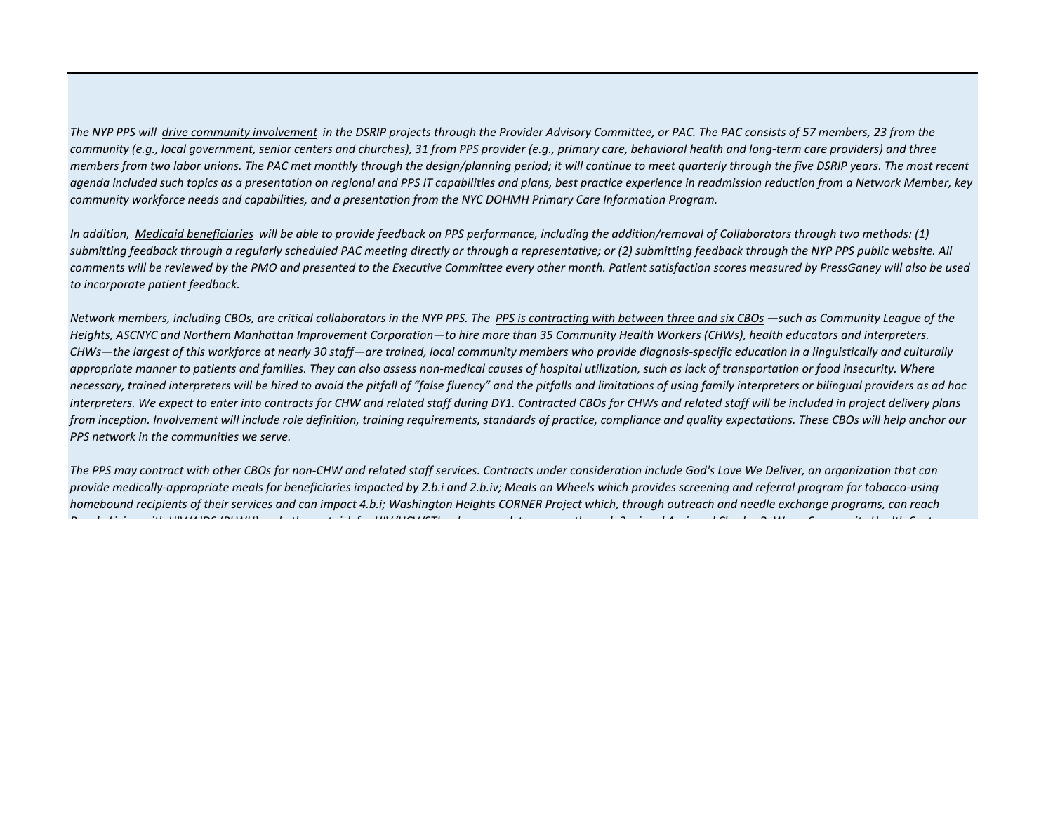*The NYP PPS will* *drive community involvement* *in the DSRIP projects through the Provider Advisory Committee, or PAC. The PAC consists of 57 members, 23 from the community (e.g., local government, senior centers and churches), 31 from PPS provider (e.g., primary care, behavioral health and long-term care providers) and three members from two labor unions. The PAC met monthly through the design/planning period; it will continue to meet quarterly through the five DSRIP years. The most recent agenda included such topics as a presentation on regional and PPS IT capabilities and plans, best practice experience in readmission reduction from a Network Member, key community workforce needs and capabilities, and a presentation from the NYC DOHMH Primary Care Information Program.*

*In addition,* *Medicaid beneficiaries* *will be able to provide feedback on PPS performance, including the addition/removal of Collaborators through two methods: (1) submitting feedback through a regularly scheduled PAC meeting directly or through a representative; or (2) submitting feedback through the NYP PPS public website. All comments will be reviewed by the PMO and presented to the Executive Committee every other month. Patient satisfaction scores measured by PressGaney will also be used to incorporate patient feedback.*

*Network members, including CBOs, are critical collaborators in the NYP PPS. The* *PPS is contracting with between three and six CBOs* *—such as Community League of the Heights, ASCNYC and Northern Manhattan Improvement Corporation—to hire more than 35 Community Health Workers (CHWs), health educators and interpreters. CHWs—the largest of this workforce at nearly 30 staff—are trained, local community members who provide diagnosis-specific education in a linguistically and culturally appropriate manner to patients and families. They can also assess non-medical causes of hospital utilization, such as lack of transportation or food insecurity. Where necessary, trained interpreters will be hired to avoid the pitfall of "false fluency" and the pitfalls and limitations of using family interpreters or bilingual providers as ad hoc interpreters. We expect to enter into contracts for CHW and related staff during DY1. Contracted CBOs for CHWs and related staff will be included in project delivery plans from inception. Involvement will include role definition, training requirements, standards of practice, compliance and quality expectations. These CBOs will help anchor our PPS network in the communities we serve.*

*The PPS may contract with other CBOs for non-CHW and related staff services. Contracts under consideration include God's Love We Deliver, an organization that can provide medically-appropriate meals for beneficiaries impacted by 2.b.i and 2.b.iv; Meals on Wheels which provides screening and referral program for tobacco-using homebound recipients of their services and can impact 4.b.i; Washington Heights CORNER Project which, through outreach and needle exchange programs, can reach*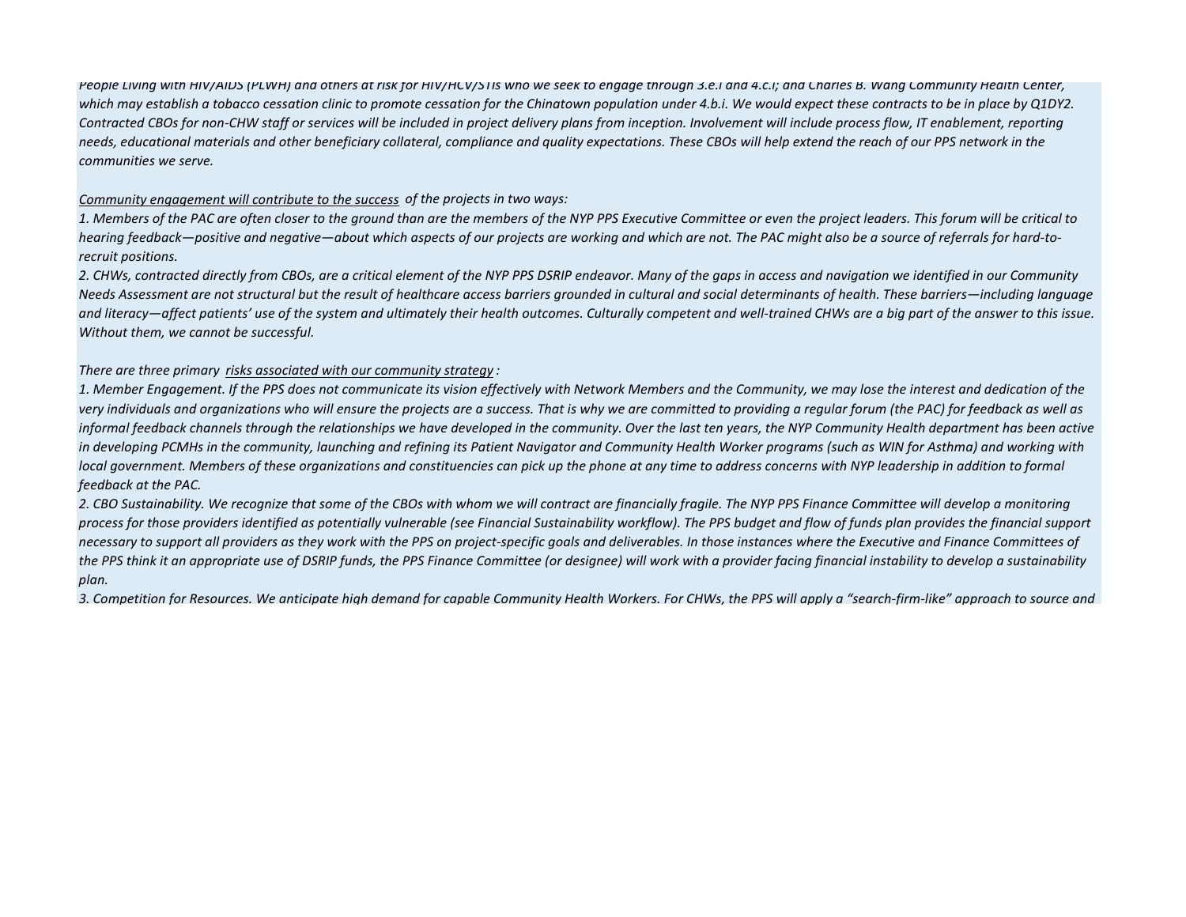*People Living with HIV/AIDS (PLWH) and others at risk for HIV/HCV/STIs who we seek to engage through 3.e.i and 4.c.i; and Charles B. Wang Community Health Center, which may establish a tobacco cessation clinic to promote cessation for the Chinatown population under 4.b.i. We would expect these contracts to be in place by Q1DY2. Contracted CBOs for non-CHW staff or services will be included in project delivery plans from inception. Involvement will include process flow, IT enablement, reporting needs, educational materials and other beneficiary collateral, compliance and quality expectations. These CBOs will help extend the reach of our PPS network in the communities we serve.*

*Community engagement will contribute to the success of the projects in two ways:*

*1. Members of the PAC are often closer to the ground than are the members of the NYP PPS Executive Committee or even the project leaders. This forum will be critical to hearing feedback—positive and negative—about which aspects of our projects are working and which are not. The PAC might also be a source of referrals for hard-to-recruit positions.*

*2. CHWs, contracted directly from CBOs, are a critical element of the NYP PPS DSRIP endeavor. Many of the gaps in access and navigation we identified in our Community Needs Assessment are not structural but the result of healthcare access barriers grounded in cultural and social determinants of health. These barriers—including language and literacy—affect patients' use of the system and ultimately their health outcomes. Culturally competent and well-trained CHWs are a big part of the answer to this issue. Without them, we cannot be successful.*

*There are three primary risks associated with our community strategy :*

*1. Member Engagement. If the PPS does not communicate its vision effectively with Network Members and the Community, we may lose the interest and dedication of the very individuals and organizations who will ensure the projects are a success. That is why we are committed to providing a regular forum (the PAC) for feedback as well as informal feedback channels through the relationships we have developed in the community. Over the last ten years, the NYP Community Health department has been active in developing PCMHs in the community, launching and refining its Patient Navigator and Community Health Worker programs (such as WIN for Asthma) and working with local government. Members of these organizations and constituencies can pick up the phone at any time to address concerns with NYP leadership in addition to formal feedback at the PAC.*

*2. CBO Sustainability. We recognize that some of the CBOs with whom we will contract are financially fragile. The NYP PPS Finance Committee will develop a monitoring process for those providers identified as potentially vulnerable (see Financial Sustainability workflow). The PPS budget and flow of funds plan provides the financial support necessary to support all providers as they work with the PPS on project-specific goals and deliverables. In those instances where the Executive and Finance Committees of the PPS think it an appropriate use of DSRIP funds, the PPS Finance Committee (or designee) will work with a provider facing financial instability to develop a sustainability plan.*

*3. Competition for Resources. We anticipate high demand for capable Community Health Workers. For CHWs, the PPS will apply a "search-firm-like" approach to source and*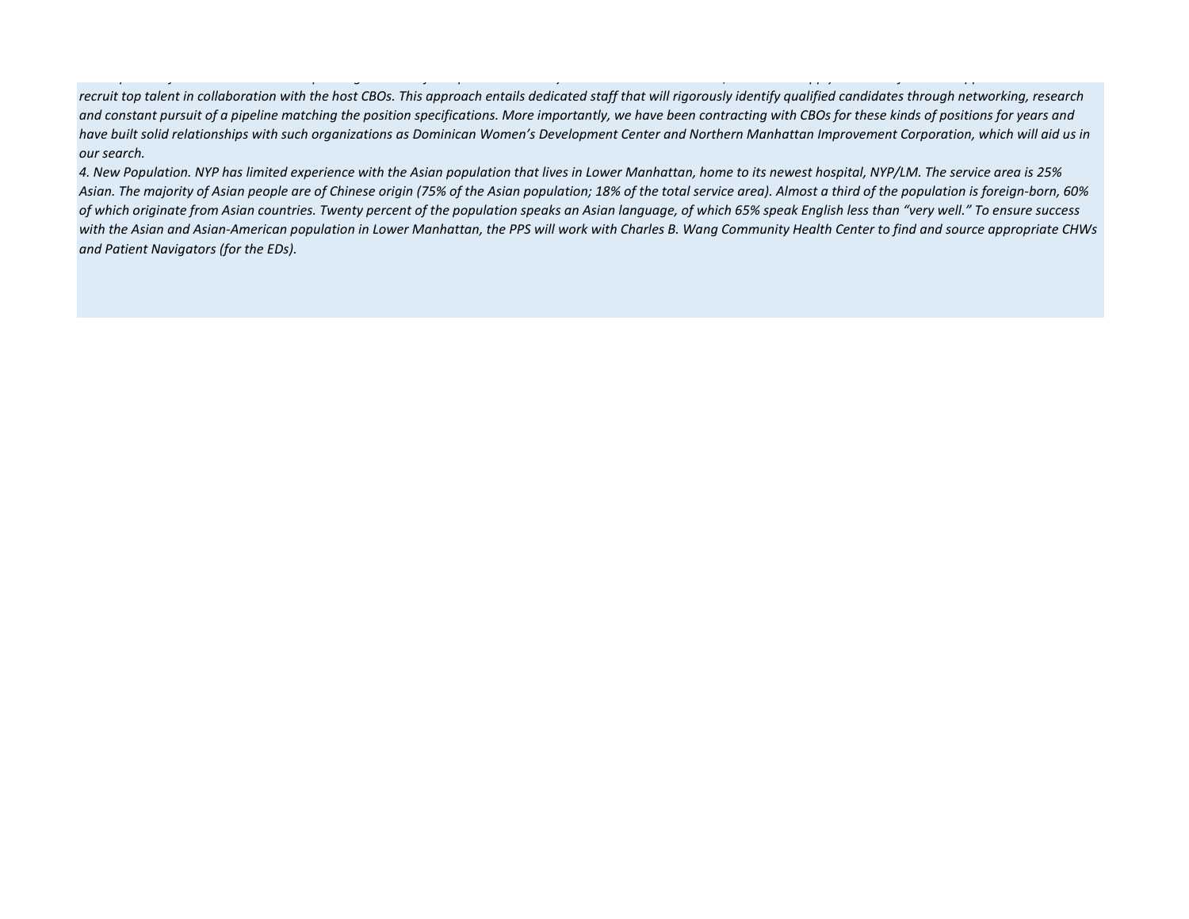*recruit top talent in collaboration with the host CBOs. This approach entails dedicated staff that will rigorously identify qualified candidates through networking, research and constant pursuit of a pipeline matching the position specifications. More importantly, we have been contracting with CBOs for these kinds of positions for years and have built solid relationships with such organizations as Dominican Women's Development Center and Northern Manhattan Improvement Corporation, which will aid us in our search.*

*4. New Population. NYP has limited experience with the Asian population that lives in Lower Manhattan, home to its newest hospital, NYP/LM. The service area is 25% Asian. The majority of Asian people are of Chinese origin (75% of the Asian population; 18% of the total service area). Almost a third of the population is foreign-born, 60% of which originate from Asian countries. Twenty percent of the population speaks an Asian language, of which 65% speak English less than "very well." To ensure success with the Asian and Asian-American population in Lower Manhattan, the PPS will work with Charles B. Wang Community Health Center to find and source appropriate CHWs and Patient Navigators (for the EDs).*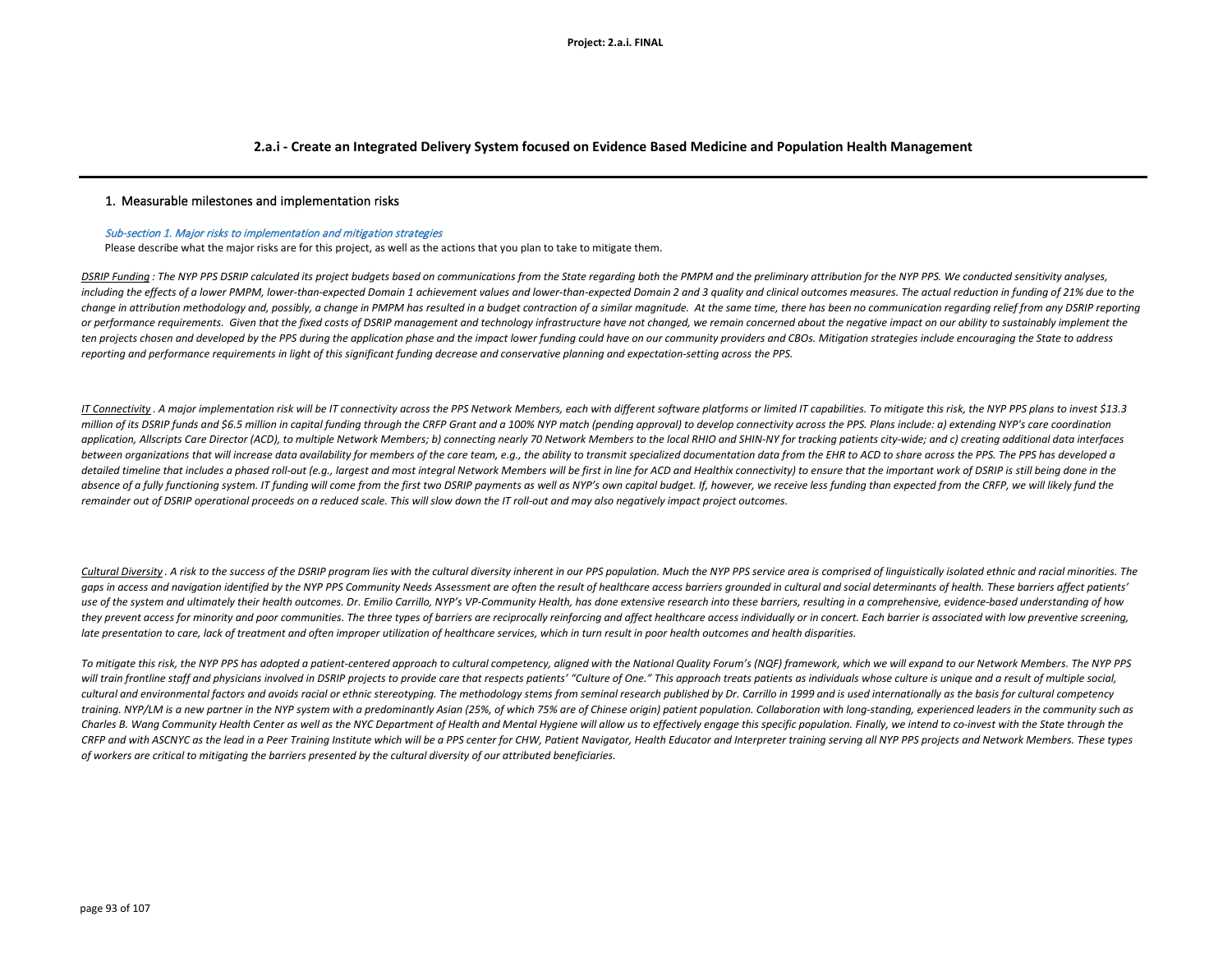## 2.a.i - Create an Integrated Delivery System focused on Evidence Based Medicine and Population Health Management

### 1. Measurable milestones and implementation risks

*Sub-section 1. Major risks to implementation and mitigation strategies*

Please describe what the major risks are for this project, as well as the actions that you plan to take to mitigate them.

*DSRIP Funding : The NYP PPS DSRIP calculated its project budgets based on communications from the State regarding both the PMPM and the preliminary attribution for the NYP PPS. We conducted sensitivity analyses, including the effects of a lower PMPM, lower-than-expected Domain 1 achievement values and lower-than-expected Domain 2 and 3 quality and clinical outcomes measures. The actual reduction in funding of 21% due to the change in attribution methodology and, possibly, a change in PMPM has resulted in a budget contraction of a similar magnitude. At the same time, there has been no communication regarding relief from any DSRIP reporting or performance requirements. Given that the fixed costs of DSRIP management and technology infrastructure have not changed, we remain concerned about the negative impact on our ability to sustainably implement the ten projects chosen and developed by the PPS during the application phase and the impact lower funding could have on our community providers and CBOs. Mitigation strategies include encouraging the State to address reporting and performance requirements in light of this significant funding decrease and conservative planning and expectation-setting across the PPS.*

*IT Connectivity . A major implementation risk will be IT connectivity across the PPS Network Members, each with different software platforms or limited IT capabilities. To mitigate this risk, the NYP PPS plans to invest $13.3 million of its DSRIP funds and $6.5 million in capital funding through the CRFP Grant and a 100% NYP match (pending approval) to develop connectivity across the PPS. Plans include: a) extending NYP's care coordination application, Allscripts Care Director (ACD), to multiple Network Members; b) connecting nearly 70 Network Members to the local RHIO and SHIN-NY for tracking patients city-wide; and c) creating additional data interfaces between organizations that will increase data availability for members of the care team, e.g., the ability to transmit specialized documentation data from the EHR to ACD to share across the PPS. The PPS has developed a detailed timeline that includes a phased roll-out (e.g., largest and most integral Network Members will be first in line for ACD and Healthix connectivity) to ensure that the important work of DSRIP is still being done in the absence of a fully functioning system. IT funding will come from the first two DSRIP payments as well as NYP's own capital budget. If, however, we receive less funding than expected from the CRFP, we will likely fund the remainder out of DSRIP operational proceeds on a reduced scale. This will slow down the IT roll-out and may also negatively impact project outcomes.*

*Cultural Diversity . A risk to the success of the DSRIP program lies with the cultural diversity inherent in our PPS population. Much the NYP PPS service area is comprised of linguistically isolated ethnic and racial minorities. The gaps in access and navigation identified by the NYP PPS Community Needs Assessment are often the result of healthcare access barriers grounded in cultural and social determinants of health. These barriers affect patients' use of the system and ultimately their health outcomes. Dr. Emilio Carrillo, NYP's VP-Community Health, has done extensive research into these barriers, resulting in a comprehensive, evidence-based understanding of how they prevent access for minority and poor communities. The three types of barriers are reciprocally reinforcing and affect healthcare access individually or in concert. Each barrier is associated with low preventive screening, late presentation to care, lack of treatment and often improper utilization of healthcare services, which in turn result in poor health outcomes and health disparities.*

*To mitigate this risk, the NYP PPS has adopted a patient-centered approach to cultural competency, aligned with the National Quality Forum's (NQF) framework, which we will expand to our Network Members. The NYP PPS will train frontline staff and physicians involved in DSRIP projects to provide care that respects patients' "Culture of One." This approach treats patients as individuals whose culture is unique and a result of multiple social, cultural and environmental factors and avoids racial or ethnic stereotyping. The methodology stems from seminal research published by Dr. Carrillo in 1999 and is used internationally as the basis for cultural competency training. NYP/LM is a new partner in the NYP system with a predominantly Asian (25%, of which 75% are of Chinese origin) patient population. Collaboration with long-standing, experienced leaders in the community such as Charles B. Wang Community Health Center as well as the NYC Department of Health and Mental Hygiene will allow us to effectively engage this specific population. Finally, we intend to co-invest with the State through the CRFP and with ASCNYC as the lead in a Peer Training Institute which will be a PPS center for CHW, Patient Navigator, Health Educator and Interpreter training serving all NYP PPS projects and Network Members. These types of workers are critical to mitigating the barriers presented by the cultural diversity of our attributed beneficiaries.*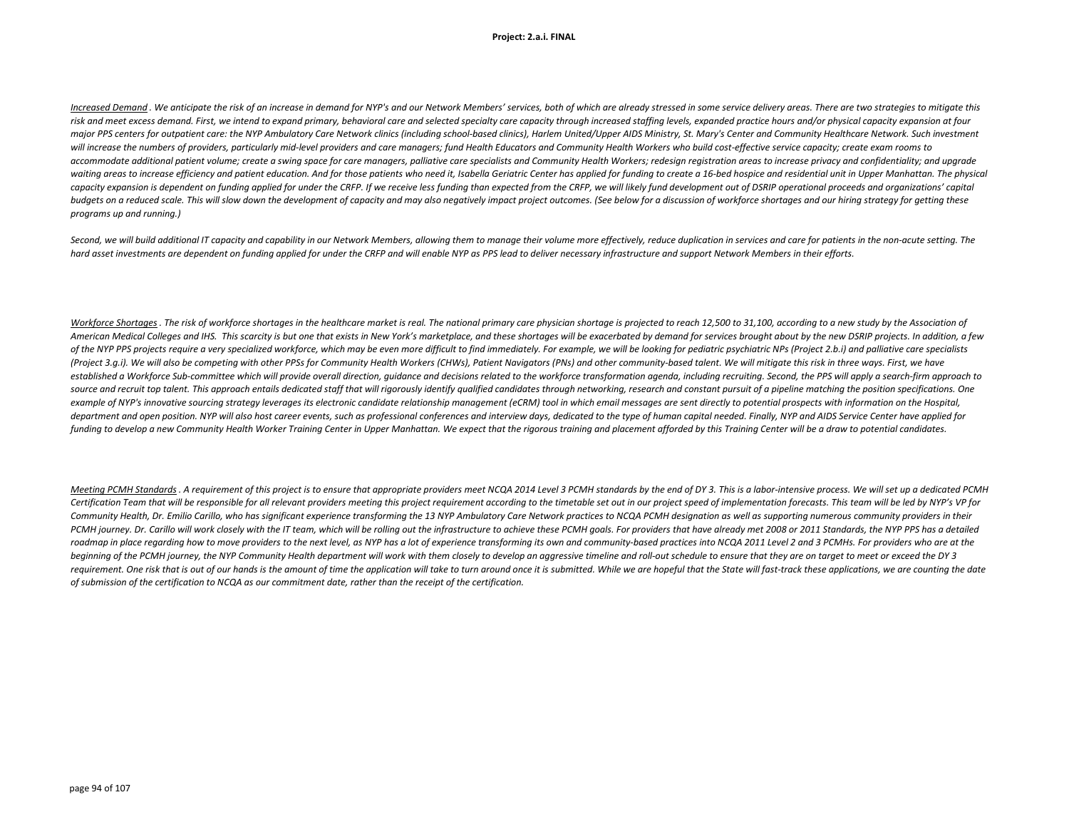*<u>Increased Demand</u> . We anticipate the risk of an increase in demand for NYP's and our Network Members' services, both of which are already stressed in some service delivery areas. There are two strategies to mitigate this risk and meet excess demand. First, we intend to expand primary, behavioral care and selected specialty care capacity through increased staffing levels, expanded practice hours and/or physical capacity expansion at four major PPS centers for outpatient care: the NYP Ambulatory Care Network clinics (including school-based clinics), Harlem United/Upper AIDS Ministry, St. Mary's Center and Community Healthcare Network. Such investment will increase the numbers of providers, particularly mid-level providers and care managers; fund Health Educators and Community Health Workers who build cost-effective service capacity; create exam rooms to accommodate additional patient volume; create a swing space for care managers, palliative care specialists and Community Health Workers; redesign registration areas to increase privacy and confidentiality; and upgrade waiting areas to increase efficiency and patient education. And for those patients who need it, Isabella Geriatric Center has applied for funding to create a 16-bed hospice and residential unit in Upper Manhattan. The physical capacity expansion is dependent on funding applied for under the CRFP. If we receive less funding than expected from the CRFP, we will likely fund development out of DSRIP operational proceeds and organizations' capital budgets on a reduced scale. This will slow down the development of capacity and may also negatively impact project outcomes. (See below for a discussion of workforce shortages and our hiring strategy for getting these programs up and running.)*

*Second, we will build additional IT capacity and capability in our Network Members, allowing them to manage their volume more effectively, reduce duplication in services and care for patients in the non-acute setting. The hard asset investments are dependent on funding applied for under the CRFP and will enable NYP as PPS lead to deliver necessary infrastructure and support Network Members in their efforts.*

*<u>Workforce Shortages</u> . The risk of workforce shortages in the healthcare market is real. The national primary care physician shortage is projected to reach 12,500 to 31,100, according to a new study by the Association of American Medical Colleges and IHS. This scarcity is but one that exists in New York's marketplace, and these shortages will be exacerbated by demand for services brought about by the new DSRIP projects. In addition, a few of the NYP PPS projects require a very specialized workforce, which may be even more difficult to find immediately. For example, we will be looking for pediatric psychiatric NPs (Project 2.b.i) and palliative care specialists (Project 3.g.i). We will also be competing with other PPSs for Community Health Workers (CHWs), Patient Navigators (PNs) and other community-based talent. We will mitigate this risk in three ways. First, we have established a Workforce Sub-committee which will provide overall direction, guidance and decisions related to the workforce transformation agenda, including recruiting. Second, the PPS will apply a search-firm approach to source and recruit top talent. This approach entails dedicated staff that will rigorously identify qualified candidates through networking, research and constant pursuit of a pipeline matching the position specifications. One example of NYP's innovative sourcing strategy leverages its electronic candidate relationship management (eCRM) tool in which email messages are sent directly to potential prospects with information on the Hospital, department and open position. NYP will also host career events, such as professional conferences and interview days, dedicated to the type of human capital needed. Finally, NYP and AIDS Service Center have applied for funding to develop a new Community Health Worker Training Center in Upper Manhattan. We expect that the rigorous training and placement afforded by this Training Center will be a draw to potential candidates.*

*<u>Meeting PCMH Standards</u> . A requirement of this project is to ensure that appropriate providers meet NCQA 2014 Level 3 PCMH standards by the end of DY 3. This is a labor-intensive process. We will set up a dedicated PCMH Certification Team that will be responsible for all relevant providers meeting this project requirement according to the timetable set out in our project speed of implementation forecasts. This team will be led by NYP's VP for Community Health, Dr. Emilio Carillo, who has significant experience transforming the 13 NYP Ambulatory Care Network practices to NCQA PCMH designation as well as supporting numerous community providers in their PCMH journey. Dr. Carillo will work closely with the IT team, which will be rolling out the infrastructure to achieve these PCMH goals. For providers that have already met 2008 or 2011 Standards, the NYP PPS has a detailed roadmap in place regarding how to move providers to the next level, as NYP has a lot of experience transforming its own and community-based practices into NCQA 2011 Level 2 and 3 PCMHs. For providers who are at the beginning of the PCMH journey, the NYP Community Health department will work with them closely to develop an aggressive timeline and roll-out schedule to ensure that they are on target to meet or exceed the DY 3 requirement. One risk that is out of our hands is the amount of time the application will take to turn around once it is submitted. While we are hopeful that the State will fast-track these applications, we are counting the date of submission of the certification to NCQA as our commitment date, rather than the receipt of the certification.*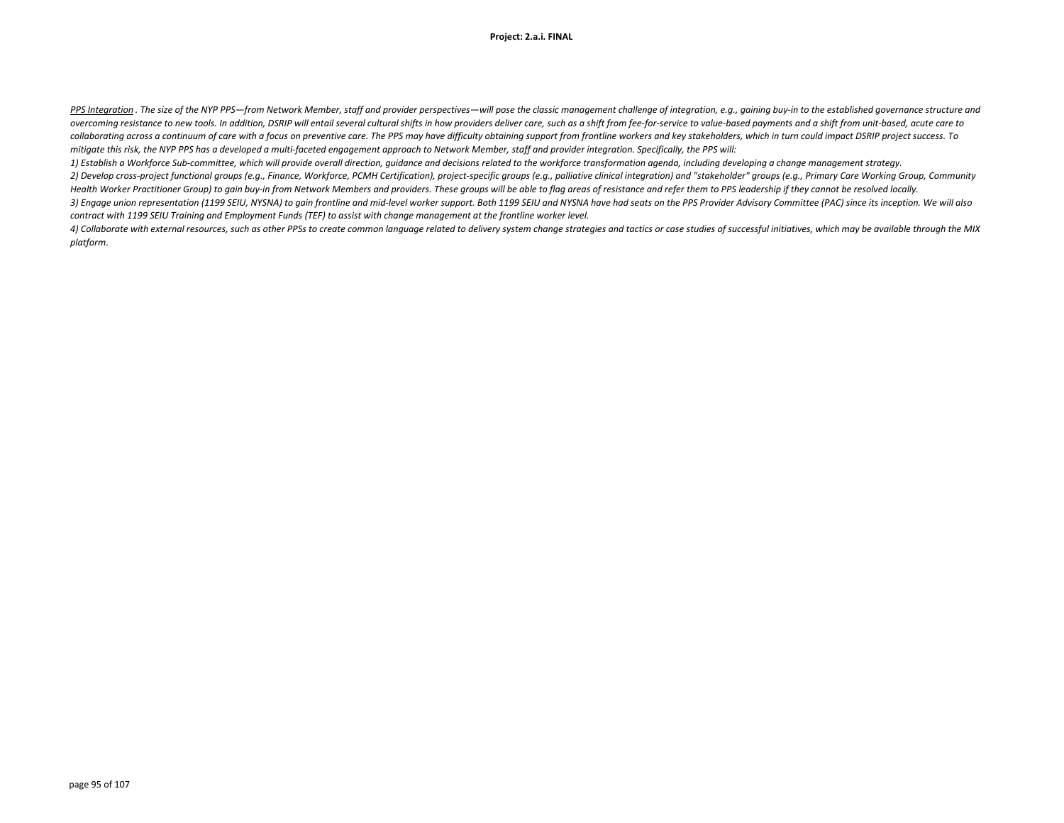*<u>PPS Integration</u> . The size of the NYP PPS—from Network Member, staff and provider perspectives—will pose the classic management challenge of integration, e.g., gaining buy-in to the established governance structure and overcoming resistance to new tools. In addition, DSRIP will entail several cultural shifts in how providers deliver care, such as a shift from fee-for-service to value-based payments and a shift from unit-based, acute care to collaborating across a continuum of care with a focus on preventive care. The PPS may have difficulty obtaining support from frontline workers and key stakeholders, which in turn could impact DSRIP project success. To mitigate this risk, the NYP PPS has a developed a multi-faceted engagement approach to Network Member, staff and provider integration. Specifically, the PPS will:*

*1) Establish a Workforce Sub-committee, which will provide overall direction, guidance and decisions related to the workforce transformation agenda, including developing a change management strategy.*

*2) Develop cross-project functional groups (e.g., Finance, Workforce, PCMH Certification), project-specific groups (e.g., palliative clinical integration) and "stakeholder" groups (e.g., Primary Care Working Group, Community Health Worker Practitioner Group) to gain buy-in from Network Members and providers. These groups will be able to flag areas of resistance and refer them to PPS leadership if they cannot be resolved locally.*

*3) Engage union representation (1199 SEIU, NYSNA) to gain frontline and mid-level worker support. Both 1199 SEIU and NYSNA have had seats on the PPS Provider Advisory Committee (PAC) since its inception. We will also contract with 1199 SEIU Training and Employment Funds (TEF) to assist with change management at the frontline worker level.*

*4) Collaborate with external resources, such as other PPSs to create common language related to delivery system change strategies and tactics or case studies of successful initiatives, which may be available through the MIX platform.*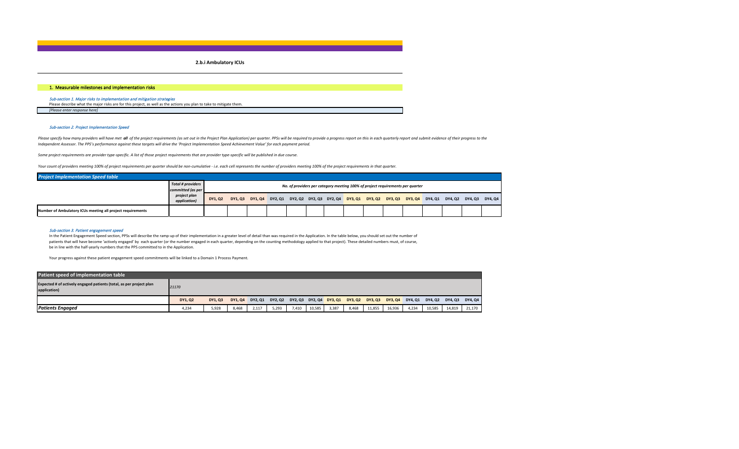## 2.b.i Ambulatory ICUs

### 1. Measurable milestones and implementation risks

*Sub-section 1. Major risks to implementation and mitigation strategies*

Please describe what the major risks are for this project, as well as the actions you plan to take to mitigate them.

*[Please enter response here]*

*Sub-section 2. Project Implementation Speed*

*Please specify how many providers will have met **all** of the project requirements (as set out in the Project Plan Application) per quarter. PPSs will be required to provide a progress report on this in each quarterly report and submit evidence of their progress to the Independent Assessor. The PPS's performance against these targets will drive the 'Project Implementation Speed Achievement Value' for each payment period.*

*Some project requirements are provider type-specific. A list of those project requirements that are provider type-specific will be published in due course.*

*Your count of providers meeting 100% of project requirements per quarter should be non-cumulative - i.e. each cell represents the number of providers meeting 100% of the project requirements in that quarter.*

| *Project Implementation Speed table* | | | | | | | | | | | | | | | | |
|---|---|---|---|---|---|---|---|---|---|---|---|---|---|---|---|---|
| | *Total # providers committed (as per project plan application)* | *No. of providers per category meeting 100% of project requirements per quarter* | | | | | | | | | | | | | | |
| | | DY1, Q2 | DY1, Q3 | DY1, Q4 | DY2, Q1 | DY2, Q2 | DY2, Q3 | DY2, Q4 | DY3, Q1 | DY3, Q2 | DY3, Q3 | DY3, Q4 | DY4, Q1 | DY4, Q2 | DY4, Q3 | DY4, Q4 |
| **Number of Ambulatory ICUs meeting all project requirements** | | | | | | | | | | | | | | | | |

*Sub-section 3. Patient engagement speed*

In the Patient Engagement Speed section, PPSs will describe the ramp-up of their implementation in a greater level of detail than was required in the Application. In the table below, you should set out the number of patients that will have become 'actively engaged' by each quarter (or the number engaged in each quarter, depending on the counting methodology applied to that project). These detailed numbers must, of course, be in line with the half-yearly numbers that the PPS committed to in the Application.

Your progress against these patient engagement speed commitments will be linked to a Domain 1 Process Payment.

| **Patient speed of implementation table** | | | | | | | | | | | | | | | |
|---|---|---|---|---|---|---|---|---|---|---|---|---|---|---|---|
| **Expected # of actively engaged patients (total, as per project plan application)** | *21170* | | | | | | | | | | | | | | |
| | DY1, Q2 | DY1, Q3 | DY1, Q4 | DY2, Q1 | DY2, Q2 | DY2, Q3 | DY2, Q4 | DY3, Q1 | DY3, Q2 | DY3, Q3 | DY3, Q4 | DY4, Q1 | DY4, Q2 | DY4, Q3 | DY4, Q4 |
| ***Patients Engaged*** | 4,234 | 5,928 | 8,468 | 2,117 | 5,293 | 7,410 | 10,585 | 3,387 | 8,468 | 11,855 | 16,936 | 4,234 | 10,585 | 14,819 | 21,170 |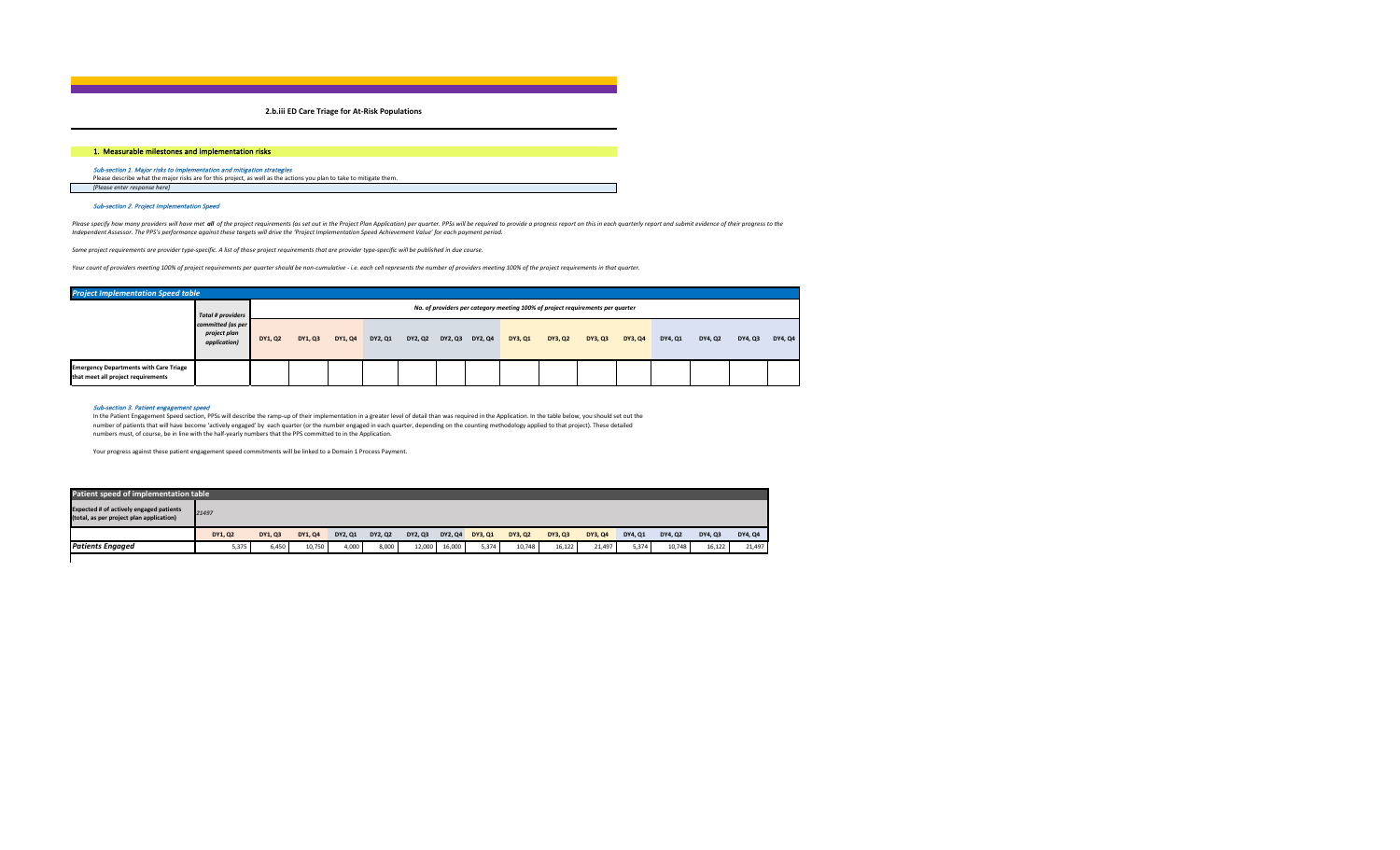# 2.b.iii ED Care Triage for At-Risk Populations

## 1. Measurable milestones and implementation risks

*Sub-section 1. Major risks to implementation and mitigation strategies*

Please describe what the major risks are for this project, as well as the actions you plan to take to mitigate them.

*[Please enter response here]*

*Sub-section 2. Project Implementation Speed*

*Please specify how many providers will have met **all** of the project requirements (as set out in the Project Plan Application) per quarter. PPSs will be required to provide a progress report on this in each quarterly report and submit evidence of their progress to the Independent Assessor. The PPS's performance against these targets will drive the 'Project Implementation Speed Achievement Value' for each payment period.*

*Some project requirements are provider type-specific. A list of those project requirements that are provider type-specific will be published in due course.*

*Your count of providers meeting 100% of project requirements per quarter should be non-cumulative - i.e. each cell represents the number of providers meeting 100% of the project requirements in that quarter.*

**Project Implementation Speed table**

| | Total # providers committed (as per project plan application) | No. of providers per category meeting 100% of project requirements per quarter | | | | | | | | | | | | | | |
|---|---|---|---|---|---|---|---|---|---|---|---|---|---|---|---|---|
| | | DY1, Q2 | DY1, Q3 | DY1, Q4 | DY2, Q1 | DY2, Q2 | DY2, Q3 | DY2, Q4 | DY3, Q1 | DY3, Q2 | DY3, Q3 | DY3, Q4 | DY4, Q1 | DY4, Q2 | DY4, Q3 | DY4, Q4 |
| **Emergency Departments with Care Triage that meet all project requirements** | | | | | | | | | | | | | | | | |

*Sub-section 3. Patient engagement speed*

In the Patient Engagement Speed section, PPSs will describe the ramp-up of their implementation in a greater level of detail than was required in the Application. In the table below, you should set out the number of patients that will have become 'actively engaged' by each quarter (or the number engaged in each quarter, depending on the counting methodology applied to that project). These detailed numbers must, of course, be in line with the half-yearly numbers that the PPS committed to in the Application.

Your progress against these patient engagement speed commitments will be linked to a Domain 1 Process Payment.

**Patient speed of implementation table**

| Expected # of actively engaged patients (total, as per project plan application) | 21497 | | | | | | | | | | | | | | |
|---|---|---|---|---|---|---|---|---|---|---|---|---|---|---|---|
| | DY1, Q2 | DY1, Q3 | DY1, Q4 | DY2, Q1 | DY2, Q2 | DY2, Q3 | DY2, Q4 | DY3, Q1 | DY3, Q2 | DY3, Q3 | DY3, Q4 | DY4, Q1 | DY4, Q2 | DY4, Q3 | DY4, Q4 |
| ***Patients Engaged*** | 5,375 | 6,450 | 10,750 | 4,000 | 8,000 | 12,000 | 16,000 | 5,374 | 10,748 | 16,122 | 21,497 | 5,374 | 10,748 | 16,122 | 21,497 |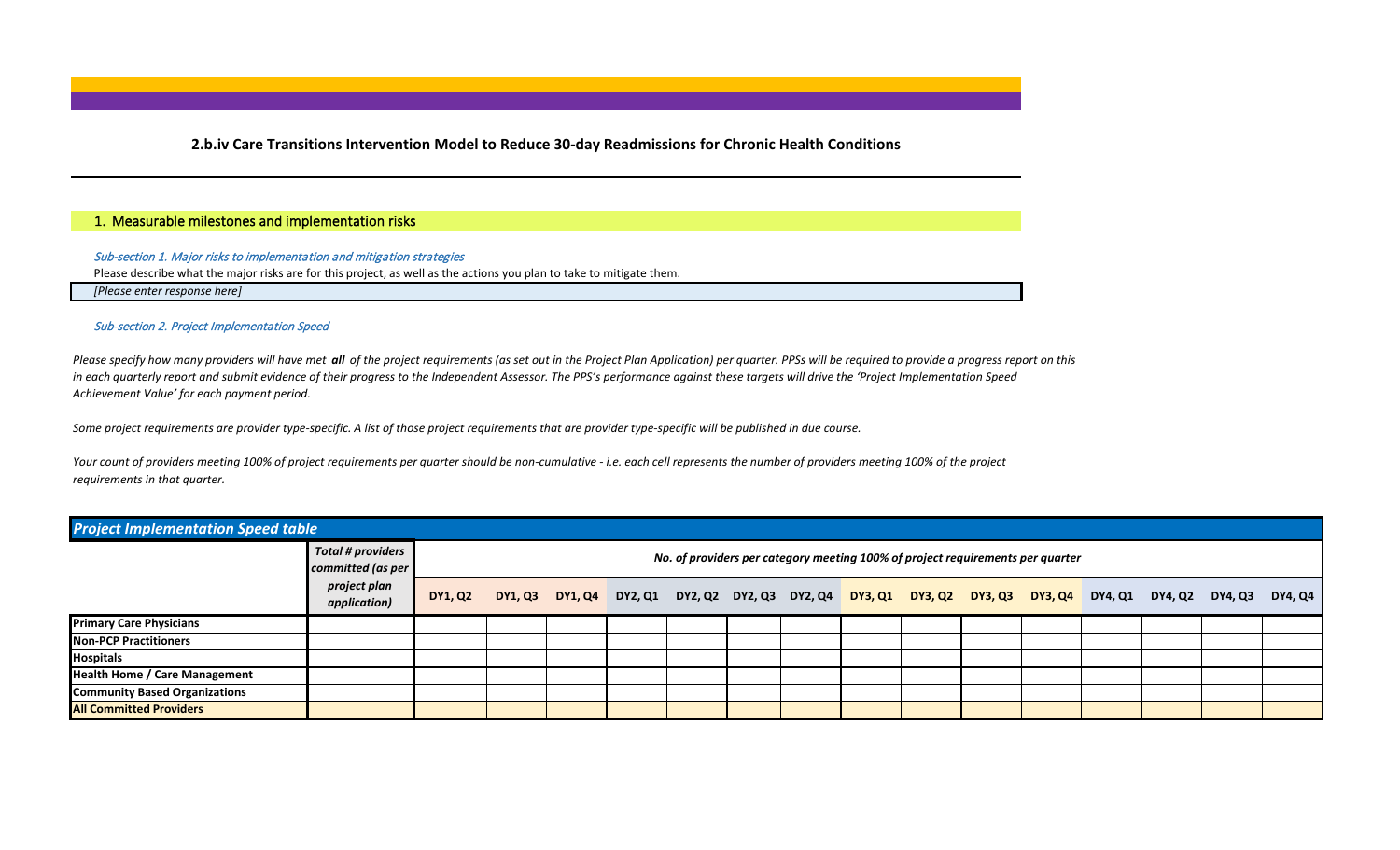## 2.b.iv Care Transitions Intervention Model to Reduce 30-day Readmissions for Chronic Health Conditions

### 1. Measurable milestones and implementation risks

*Sub-section 1. Major risks to implementation and mitigation strategies*

Please describe what the major risks are for this project, as well as the actions you plan to take to mitigate them.

*[Please enter response here]*

*Sub-section 2. Project Implementation Speed*

*Please specify how many providers will have met **all** of the project requirements (as set out in the Project Plan Application) per quarter. PPSs will be required to provide a progress report on this in each quarterly report and submit evidence of their progress to the Independent Assessor. The PPS's performance against these targets will drive the 'Project Implementation Speed Achievement Value' for each payment period.*

*Some project requirements are provider type-specific. A list of those project requirements that are provider type-specific will be published in due course.*

*Your count of providers meeting 100% of project requirements per quarter should be non-cumulative - i.e. each cell represents the number of providers meeting 100% of the project requirements in that quarter.*

**Project Implementation Speed table**

| | Total # providers committed (as per project plan application) | No. of providers per category meeting 100% of project requirements per quarter | | | | | | | | | | | | | | |
|---|---|---|---|---|---|---|---|---|---|---|---|---|---|---|---|---|
| | | DY1, Q2 | DY1, Q3 | DY1, Q4 | DY2, Q1 | DY2, Q2 | DY2, Q3 | DY2, Q4 | DY3, Q1 | DY3, Q2 | DY3, Q3 | DY3, Q4 | DY4, Q1 | DY4, Q2 | DY4, Q3 | DY4, Q4 |
| **Primary Care Physicians** | | | | | | | | | | | | | | | | |
| **Non-PCP Practitioners** | | | | | | | | | | | | | | | | |
| **Hospitals** | | | | | | | | | | | | | | | | |
| **Health Home / Care Management** | | | | | | | | | | | | | | | | |
| **Community Based Organizations** | | | | | | | | | | | | | | | | |
| **All Committed Providers** | | | | | | | | | | | | | | | | |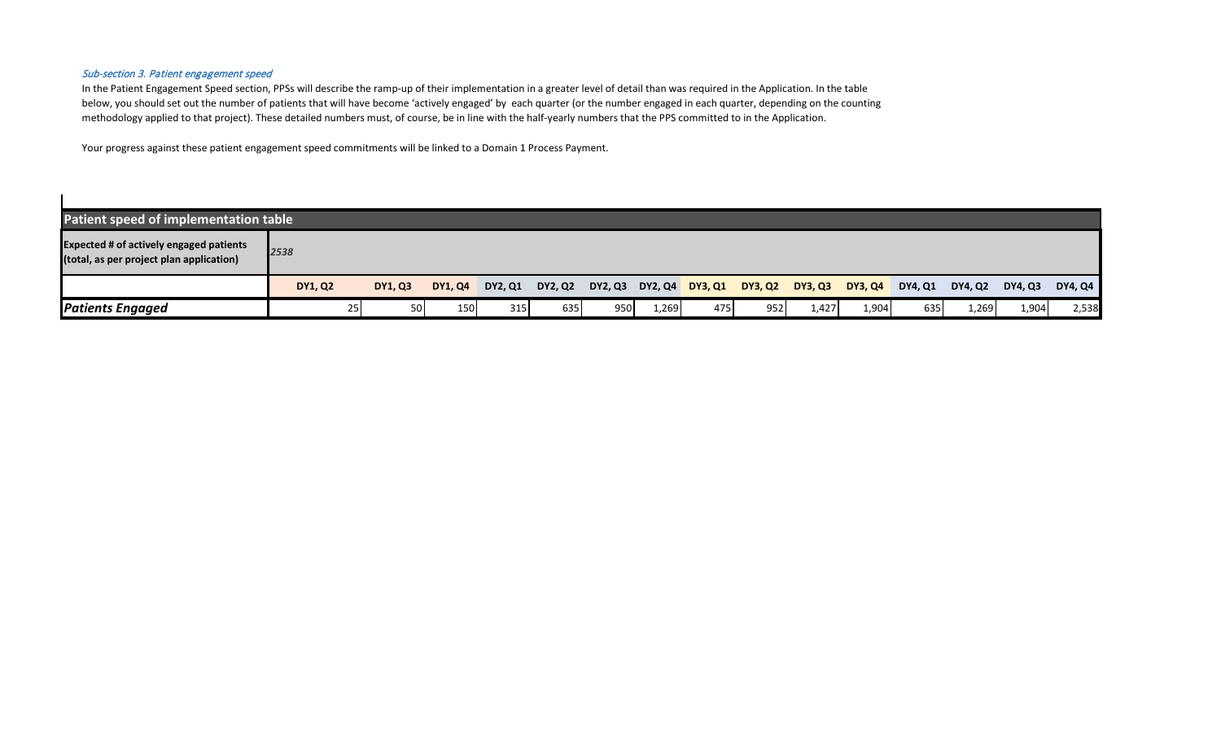*Sub-section 3. Patient engagement speed*

In the Patient Engagement Speed section, PPSs will describe the ramp-up of their implementation in a greater level of detail than was required in the Application. In the table below, you should set out the number of patients that will have become 'actively engaged' by each quarter (or the number engaged in each quarter, depending on the counting methodology applied to that project). These detailed numbers must, of course, be in line with the half-yearly numbers that the PPS committed to in the Application.

Your progress against these patient engagement speed commitments will be linked to a Domain 1 Process Payment.

| Patient speed of implementation table | | | | | | | | | | | | | | | |
|---|---|---|---|---|---|---|---|---|---|---|---|---|---|---|---|
| **Expected # of actively engaged patients (total, as per project plan application)** | *2538* | | | | | | | | | | | | | | |
| | **DY1, Q2** | **DY1, Q3** | **DY1, Q4** | **DY2, Q1** | **DY2, Q2** | **DY2, Q3** | **DY2, Q4** | **DY3, Q1** | **DY3, Q2** | **DY3, Q3** | **DY3, Q4** | **DY4, Q1** | **DY4, Q2** | **DY4, Q3** | **DY4, Q4** |
| ***Patients Engaged*** | 25 | 50 | 150 | 315 | 635 | 950 | 1,269 | 475 | 952 | 1,427 | 1,904 | 635 | 1,269 | 1,904 | 2,538 |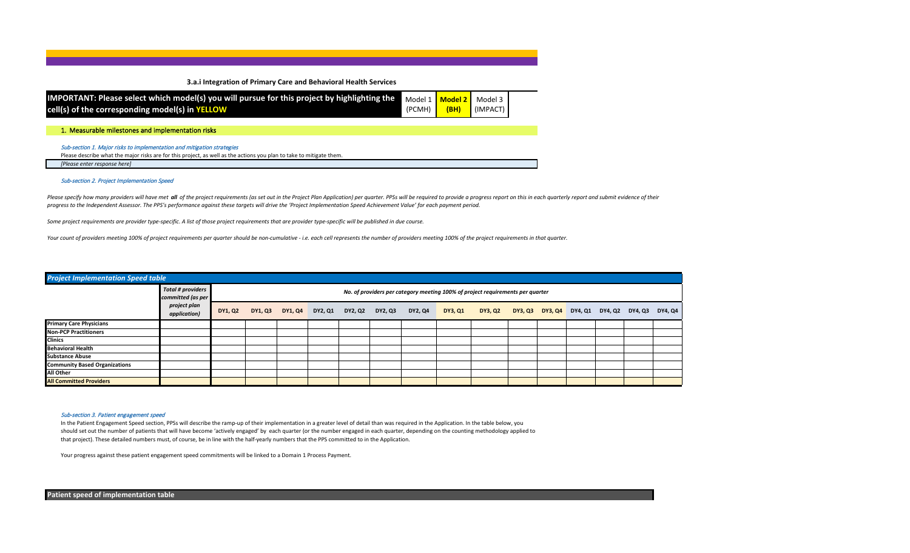### 3.a.i Integration of Primary Care and Behavioral Health Services

| **IMPORTANT: Please select which model(s) you will pursue for this project by highlighting the cell(s) of the corresponding model(s) in YELLOW** | Model 1 (PCMH) | **Model 2 (BH)** | Model 3 (IMPACT) |
|---|---|---|---|

#### 1. Measurable milestones and implementation risks

*Sub-section 1. Major risks to implementation and mitigation strategies*

Please describe what the major risks are for this project, as well as the actions you plan to take to mitigate them.

*[Please enter response here]*

*Sub-section 2. Project Implementation Speed*

*Please specify how many providers will have met **all** of the project requirements (as set out in the Project Plan Application) per quarter. PPSs will be required to provide a progress report on this in each quarterly report and submit evidence of their progress to the Independent Assessor. The PPS's performance against these targets will drive the 'Project Implementation Speed Achievement Value' for each payment period.*

*Some project requirements are provider type-specific. A list of those project requirements that are provider type-specific will be published in due course.*

*Your count of providers meeting 100% of project requirements per quarter should be non-cumulative - i.e. each cell represents the number of providers meeting 100% of the project requirements in that quarter.*

**Project Implementation Speed table**

| | *Total # providers committed (as per project plan application)* | *No. of providers per category meeting 100% of project requirements per quarter* | | | | | | | | | | | | | | |
|---|---|---|---|---|---|---|---|---|---|---|---|---|---|---|---|---|
| | | DY1, Q2 | DY1, Q3 | DY1, Q4 | DY2, Q1 | DY2, Q2 | DY2, Q3 | DY2, Q4 | DY3, Q1 | DY3, Q2 | DY3, Q3 | DY3, Q4 | DY4, Q1 | DY4, Q2 | DY4, Q3 | DY4, Q4 |
| **Primary Care Physicians** | | | | | | | | | | | | | | | | |
| **Non-PCP Practitioners** | | | | | | | | | | | | | | | | |
| **Clinics** | | | | | | | | | | | | | | | | |
| **Behavioral Health** | | | | | | | | | | | | | | | | |
| **Substance Abuse** | | | | | | | | | | | | | | | | |
| **Community Based Organizations** | | | | | | | | | | | | | | | | |
| **All Other** | | | | | | | | | | | | | | | | |
| **All Committed Providers** | | | | | | | | | | | | | | | | |

*Sub-section 3. Patient engagement speed*

In the Patient Engagement Speed section, PPSs will describe the ramp-up of their implementation in a greater level of detail than was required in the Application. In the table below, you should set out the number of patients that will have become 'actively engaged' by each quarter (or the number engaged in each quarter, depending on the counting methodology applied to that project). These detailed numbers must, of course, be in line with the half-yearly numbers that the PPS committed to in the Application.

Your progress against these patient engagement speed commitments will be linked to a Domain 1 Process Payment.

**Patient speed of implementation table**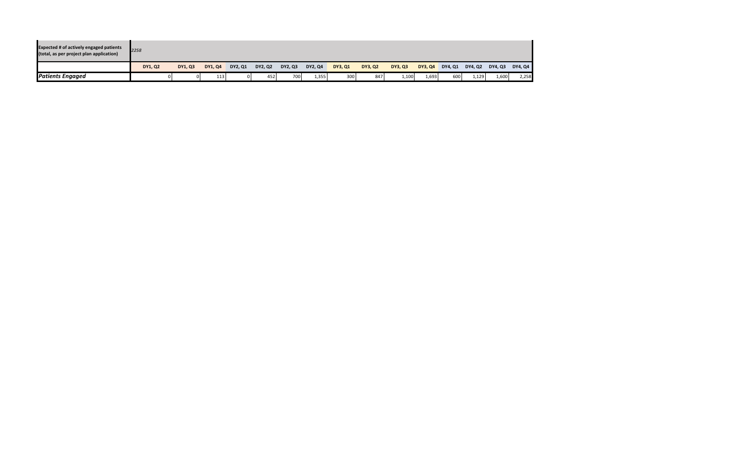| Expected # of actively engaged patients (total, as per project plan application) | 2258 | | | | | | | | | | | | | | |
|---|---|---|---|---|---|---|---|---|---|---|---|---|---|---|---|
| | DY1, Q2 | DY1, Q3 | DY1, Q4 | DY2, Q1 | DY2, Q2 | DY2, Q3 | DY2, Q4 | DY3, Q1 | DY3, Q2 | DY3, Q3 | DY3, Q4 | DY4, Q1 | DY4, Q2 | DY4, Q3 | DY4, Q4 |
| ***Patients Engaged*** | 0 | 0 | 113 | 0 | 452 | 700 | 1,355 | 300 | 847 | 1,100 | 1,693 | 600 | 1,129 | 1,600 | 2,258 |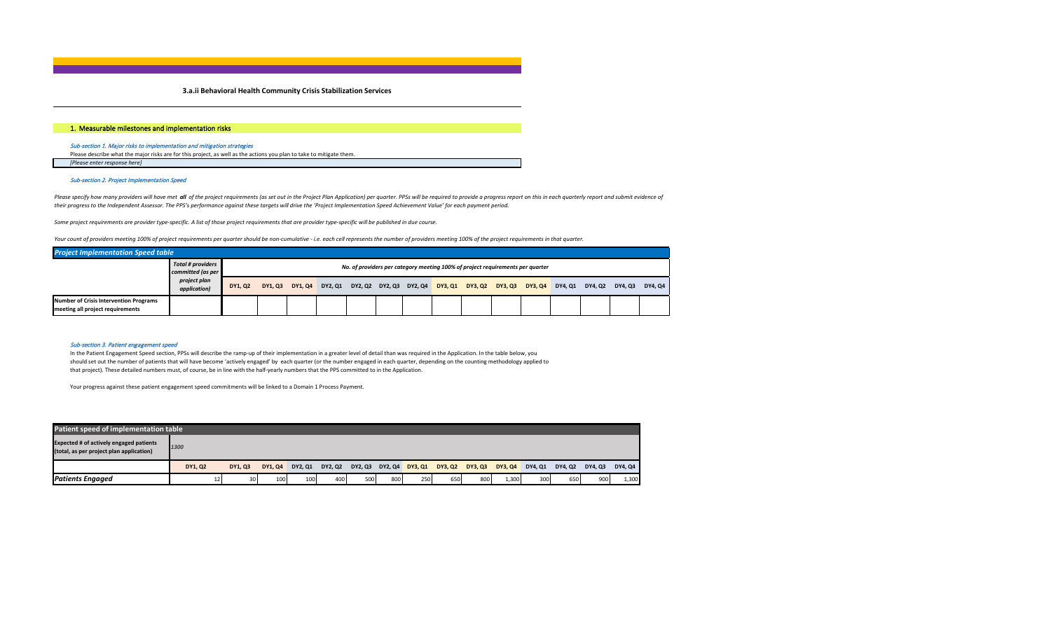**3.a.ii Behavioral Health Community Crisis Stabilization Services**

## 1. Measurable milestones and implementation risks

*Sub-section 1. Major risks to implementation and mitigation strategies*

Please describe what the major risks are for this project, as well as the actions you plan to take to mitigate them.

*[Please enter response here]*

*Sub-section 2. Project Implementation Speed*

*Please specify how many providers will have met **all** of the project requirements (as set out in the Project Plan Application) per quarter. PPSs will be required to provide a progress report on this in each quarterly report and submit evidence of their progress to the Independent Assessor. The PPS's performance against these targets will drive the 'Project Implementation Speed Achievement Value' for each payment period.*

*Some project requirements are provider type-specific. A list of those project requirements that are provider type-specific will be published in due course.*

*Your count of providers meeting 100% of project requirements per quarter should be non-cumulative - i.e. each cell represents the number of providers meeting 100% of the project requirements in that quarter.*

***Project Implementation Speed table***

| | *Total # providers committed (as per project plan application)* | *No. of providers per category meeting 100% of project requirements per quarter* | | | | | | | | | | | | | | |
|---|---|---|---|---|---|---|---|---|---|---|---|---|---|---|---|---|
| | | **DY1, Q2** | **DY1, Q3** | **DY1, Q4** | **DY2, Q1** | **DY2, Q2** | **DY2, Q3** | **DY2, Q4** | **DY3, Q1** | **DY3, Q2** | **DY3, Q3** | **DY3, Q4** | **DY4, Q1** | **DY4, Q2** | **DY4, Q3** | **DY4, Q4** |
| **Number of Crisis Intervention Programs meeting all project requirements** | | | | | | | | | | | | | | | | |

*Sub-section 3. Patient engagement speed*

In the Patient Engagement Speed section, PPSs will describe the ramp-up of their implementation in a greater level of detail than was required in the Application. In the table below, you should set out the number of patients that will have become 'actively engaged' by each quarter (or the number engaged in each quarter, depending on the counting methodology applied to that project). These detailed numbers must, of course, be in line with the half-yearly numbers that the PPS committed to in the Application.

Your progress against these patient engagement speed commitments will be linked to a Domain 1 Process Payment.

**Patient speed of implementation table**

| **Expected # of actively engaged patients (total, as per project plan application)** | *1300* | | | | | | | | | | | | | | |
|---|---|---|---|---|---|---|---|---|---|---|---|---|---|---|---|
| | **DY1, Q2** | **DY1, Q3** | **DY1, Q4** | **DY2, Q1** | **DY2, Q2** | **DY2, Q3** | **DY2, Q4** | **DY3, Q1** | **DY3, Q2** | **DY3, Q3** | **DY3, Q4** | **DY4, Q1** | **DY4, Q2** | **DY4, Q3** | **DY4, Q4** |
| ***Patients Engaged*** | 12 | 30 | 100 | 100 | 400 | 500 | 800 | 250 | 650 | 800 | 1,300 | 300 | 650 | 900 | 1,300 |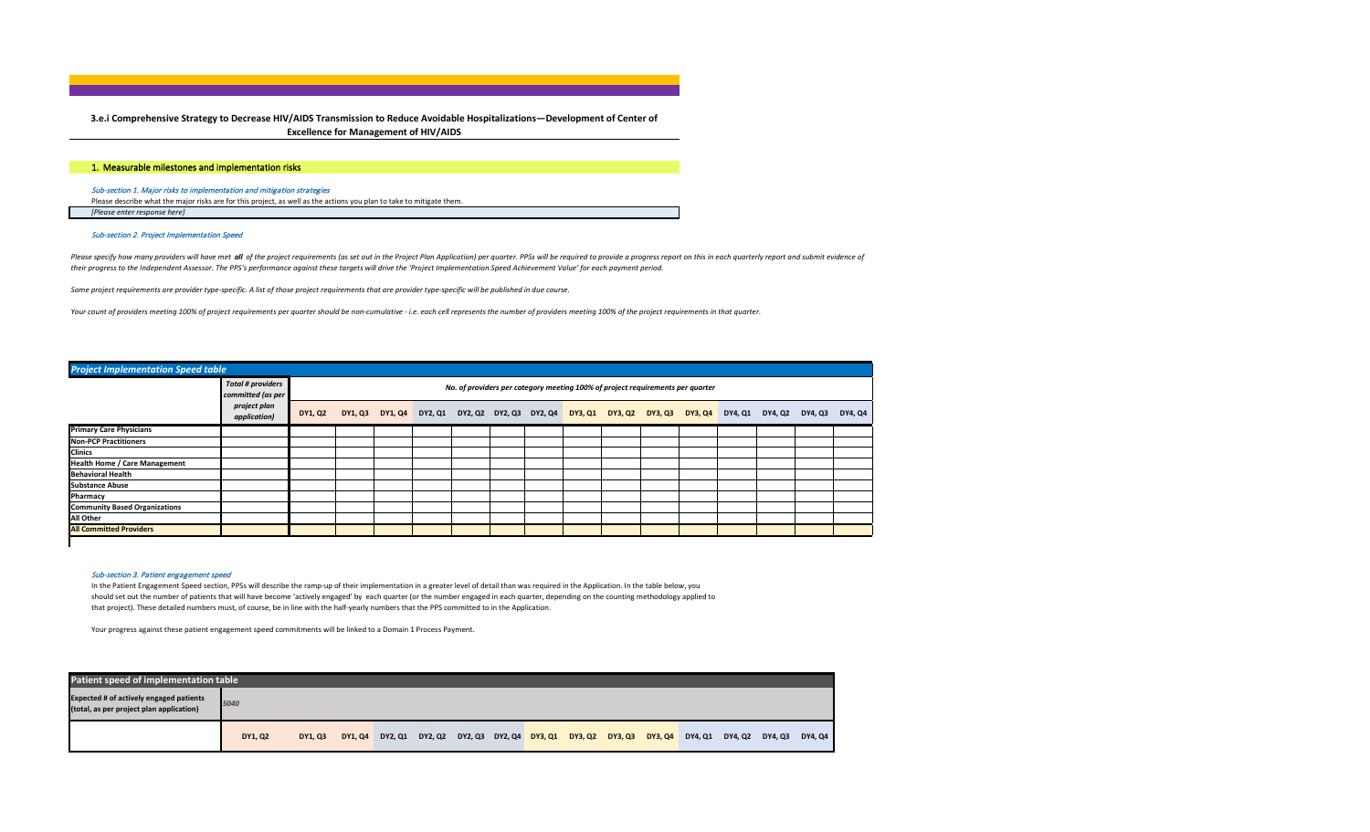## 3.e.i Comprehensive Strategy to Decrease HIV/AIDS Transmission to Reduce Avoidable Hospitalizations—Development of Center of Excellence for Management of HIV/AIDS

### 1. Measurable milestones and implementation risks

*Sub-section 1. Major risks to implementation and mitigation strategies*

Please describe what the major risks are for this project, as well as the actions you plan to take to mitigate them.

*[Please enter response here]*

*Sub-section 2. Project Implementation Speed*

*Please specify how many providers will have met* ***all*** *of the project requirements (as set out in the Project Plan Application) per quarter. PPSs will be required to provide a progress report on this in each quarterly report and submit evidence of their progress to the Independent Assessor. The PPS's performance against these targets will drive the 'Project Implementation Speed Achievement Value' for each payment period.*

*Some project requirements are provider type-specific. A list of those project requirements that are provider type-specific will be published in due course.*

*Your count of providers meeting 100% of project requirements per quarter should be non-cumulative - i.e. each cell represents the number of providers meeting 100% of the project requirements in that quarter.*

**Project Implementation Speed table**

| | Total # providers committed (as per project plan application) | No. of providers per category meeting 100% of project requirements per quarter | | | | | | | | | | | | | | |
|---|---|---|---|---|---|---|---|---|---|---|---|---|---|---|---|---|
| | | DY1, Q2 | DY1, Q3 | DY1, Q4 | DY2, Q1 | DY2, Q2 | DY2, Q3 | DY2, Q4 | DY3, Q1 | DY3, Q2 | DY3, Q3 | DY3, Q4 | DY4, Q1 | DY4, Q2 | DY4, Q3 | DY4, Q4 |
| **Primary Care Physicians** | | | | | | | | | | | | | | | | |
| **Non-PCP Practitioners** | | | | | | | | | | | | | | | | |
| **Clinics** | | | | | | | | | | | | | | | | |
| **Health Home / Care Management** | | | | | | | | | | | | | | | | |
| **Behavioral Health** | | | | | | | | | | | | | | | | |
| **Substance Abuse** | | | | | | | | | | | | | | | | |
| **Pharmacy** | | | | | | | | | | | | | | | | |
| **Community Based Organizations** | | | | | | | | | | | | | | | | |
| **All Other** | | | | | | | | | | | | | | | | |
| **All Committed Providers** | | | | | | | | | | | | | | | | |

*Sub-section 3. Patient engagement speed*

In the Patient Engagement Speed section, PPSs will describe the ramp-up of their implementation in a greater level of detail than was required in the Application. In the table below, you should set out the number of patients that will have become 'actively engaged' by each quarter (or the number engaged in each quarter, depending on the counting methodology applied to that project). These detailed numbers must, of course, be in line with the half-yearly numbers that the PPS committed to in the Application.

Your progress against these patient engagement speed commitments will be linked to a Domain 1 Process Payment.

**Patient speed of implementation table**

| **Expected # of actively engaged patients (total, as per project plan application)** | *5040* | | | | | | | | | | | | | | |
|---|---|---|---|---|---|---|---|---|---|---|---|---|---|---|---|
| | **DY1, Q2** | **DY1, Q3** | **DY1, Q4** | **DY2, Q1** | **DY2, Q2** | **DY2, Q3** | **DY2, Q4** | **DY3, Q1** | **DY3, Q2** | **DY3, Q3** | **DY3, Q4** | **DY4, Q1** | **DY4, Q2** | **DY4, Q3** | **DY4, Q4** |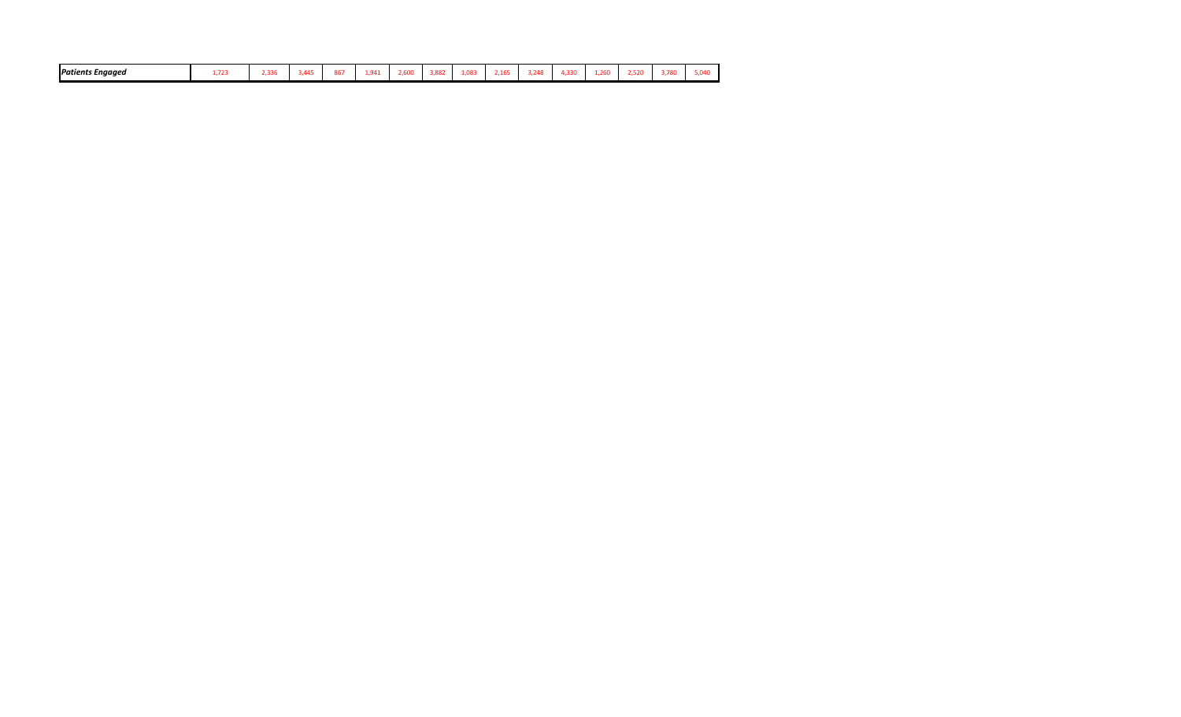| *Patients Engaged* | 1,723 | 2,336 | 3,445 | 867 | 1,941 | 2,600 | 3,882 | 1,083 | 2,165 | 3,248 | 4,330 | 1,260 | 2,520 | 3,780 | 5,040 |
|---|---|---|---|---|---|---|---|---|---|---|---|---|---|---|---|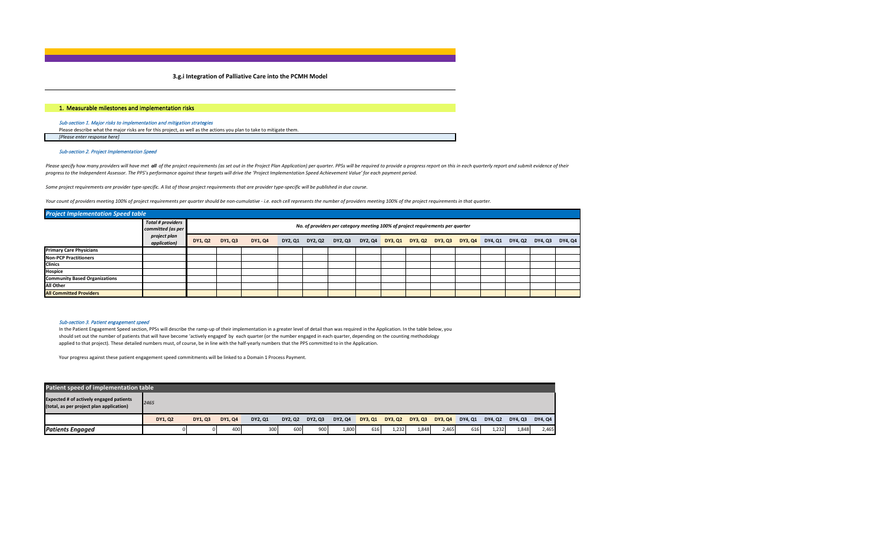## 3.g.i Integration of Palliative Care into the PCMH Model

### 1. Measurable milestones and implementation risks

*Sub-section 1. Major risks to implementation and mitigation strategies*

Please describe what the major risks are for this project, as well as the actions you plan to take to mitigate them.

*[Please enter response here]*

*Sub-section 2. Project Implementation Speed*

*Please specify how many providers will have met **all** of the project requirements (as set out in the Project Plan Application) per quarter. PPSs will be required to provide a progress report on this in each quarterly report and submit evidence of their progress to the Independent Assessor. The PPS's performance against these targets will drive the 'Project Implementation Speed Achievement Value' for each payment period.*

*Some project requirements are provider type-specific. A list of those project requirements that are provider type-specific will be published in due course.*

*Your count of providers meeting 100% of project requirements per quarter should be non-cumulative - i.e. each cell represents the number of providers meeting 100% of the project requirements in that quarter.*

**Project Implementation Speed table**

| | Total # providers committed (as per project plan application) | No. of providers per category meeting 100% of project requirements per quarter | | | | | | | | | | | | | | |
|---|---|---|---|---|---|---|---|---|---|---|---|---|---|---|---|---|
| | | DY1, Q2 | DY1, Q3 | DY1, Q4 | DY2, Q1 | DY2, Q2 | DY2, Q3 | DY2, Q4 | DY3, Q1 | DY3, Q2 | DY3, Q3 | DY3, Q4 | DY4, Q1 | DY4, Q2 | DY4, Q3 | DY4, Q4 |
| **Primary Care Physicians** | | | | | | | | | | | | | | | | |
| **Non-PCP Practitioners** | | | | | | | | | | | | | | | | |
| **Clinics** | | | | | | | | | | | | | | | | |
| **Hospice** | | | | | | | | | | | | | | | | |
| **Community Based Organizations** | | | | | | | | | | | | | | | | |
| **All Other** | | | | | | | | | | | | | | | | |
| **All Committed Providers** | | | | | | | | | | | | | | | | |

*Sub-section 3. Patient engagement speed*

In the Patient Engagement Speed section, PPSs will describe the ramp-up of their implementation in a greater level of detail than was required in the Application. In the table below, you should set out the number of patients that will have become 'actively engaged' by each quarter (or the number engaged in each quarter, depending on the counting methodology applied to that project). These detailed numbers must, of course, be in line with the half-yearly numbers that the PPS committed to in the Application.

Your progress against these patient engagement speed commitments will be linked to a Domain 1 Process Payment.

**Patient speed of implementation table**

| Expected # of actively engaged patients (total, as per project plan application) | 2465 | | | | | | | | | | | | | | |
|---|---|---|---|---|---|---|---|---|---|---|---|---|---|---|---|
| | DY1, Q2 | DY1, Q3 | DY1, Q4 | DY2, Q1 | DY2, Q2 | DY2, Q3 | DY2, Q4 | DY3, Q1 | DY3, Q2 | DY3, Q3 | DY3, Q4 | DY4, Q1 | DY4, Q2 | DY4, Q3 | DY4, Q4 |
| ***Patients Engaged*** | 0 | 0 | 400 | 300 | 600 | 900 | 1,800 | 616 | 1,232 | 1,848 | 2,465 | 616 | 1,232 | 1,848 | 2,465 |